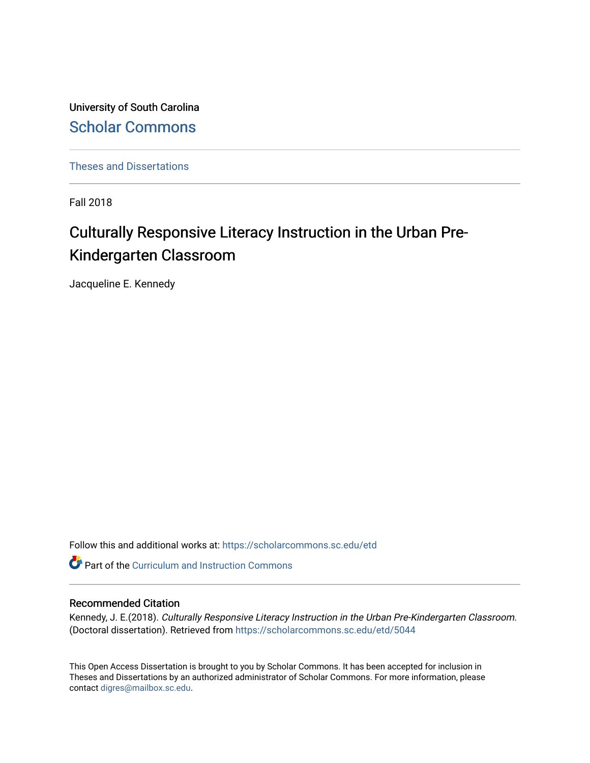University of South Carolina

# Scholar Commons

Theses and Dissertations

---

Fall 2018

# Culturally Responsive Literacy Instruction in the Urban Pre-Kindergarten Classroom

Jacqueline E. Kennedy

Follow this and additional works at: https://scholarcommons.sc.edu/etd

Part of the Curriculum and Instruction Commons

---

## Recommended Citation

Kennedy, J. E.(2018). *Culturally Responsive Literacy Instruction in the Urban Pre-Kindergarten Classroom.* (Doctoral dissertation). Retrieved from https://scholarcommons.sc.edu/etd/5044

This Open Access Dissertation is brought to you by Scholar Commons. It has been accepted for inclusion in Theses and Dissertations by an authorized administrator of Scholar Commons. For more information, please contact digres@mailbox.sc.edu.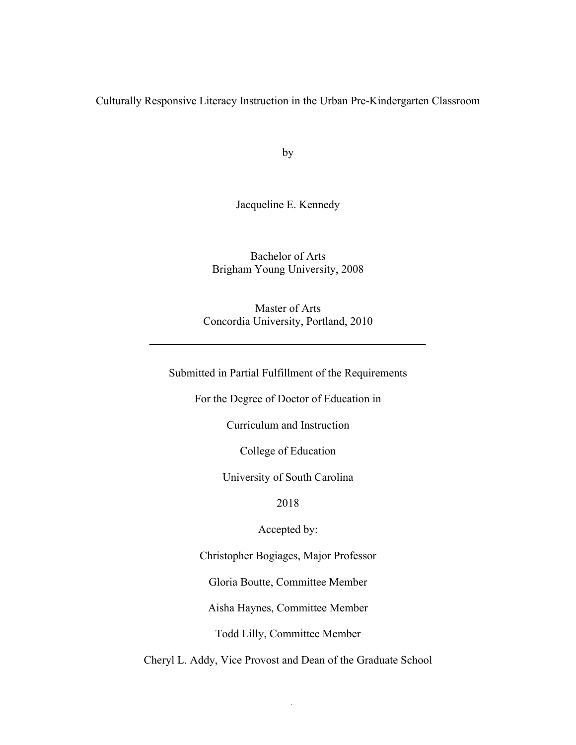Culturally Responsive Literacy Instruction in the Urban Pre-Kindergarten Classroom

by

Jacqueline E. Kennedy

Bachelor of Arts
Brigham Young University, 2008

Master of Arts
Concordia University, Portland, 2010

---

Submitted in Partial Fulfillment of the Requirements

For the Degree of Doctor of Education in

Curriculum and Instruction

College of Education

University of South Carolina

2018

Accepted by:

Christopher Bogiages, Major Professor

Gloria Boutte, Committee Member

Aisha Haynes, Committee Member

Todd Lilly, Committee Member

Cheryl L. Addy, Vice Provost and Dean of the Graduate School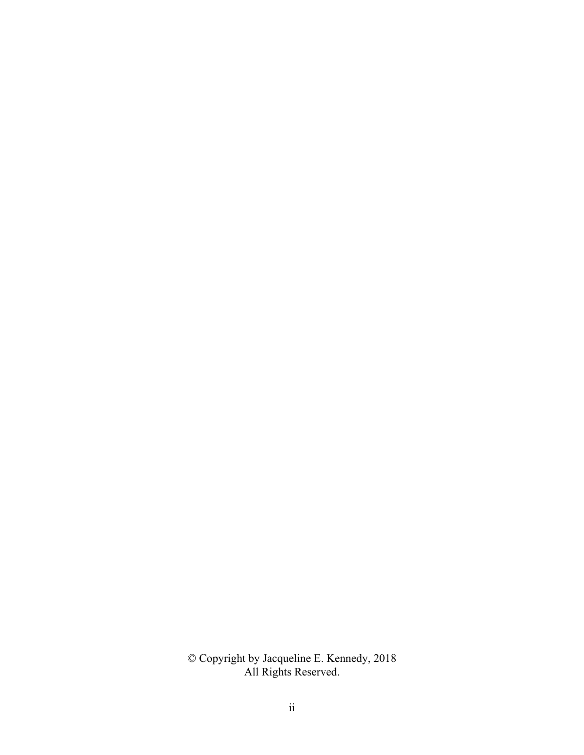© Copyright by Jacqueline E. Kennedy, 2018
All Rights Reserved.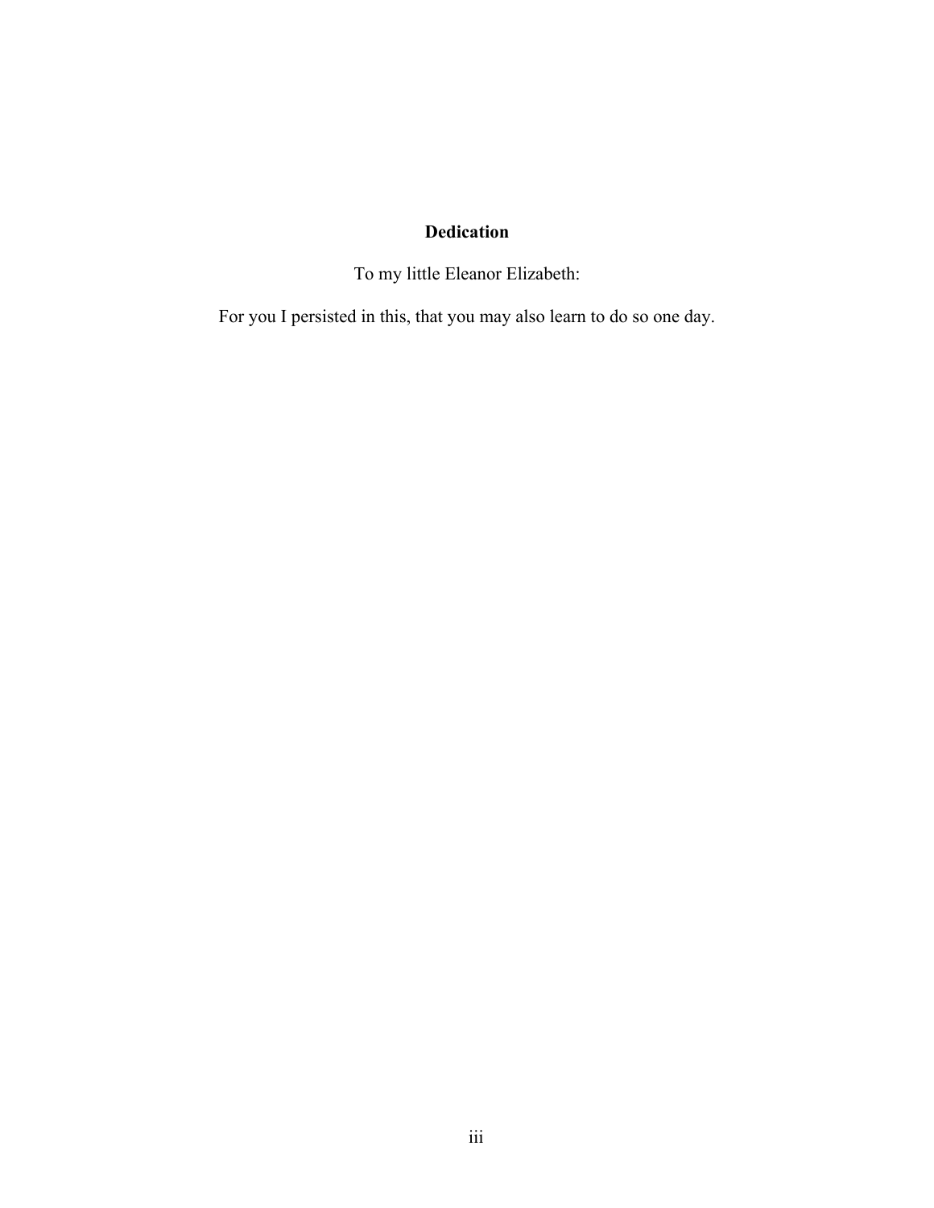**Dedication**

To my little Eleanor Elizabeth:

For you I persisted in this, that you may also learn to do so one day.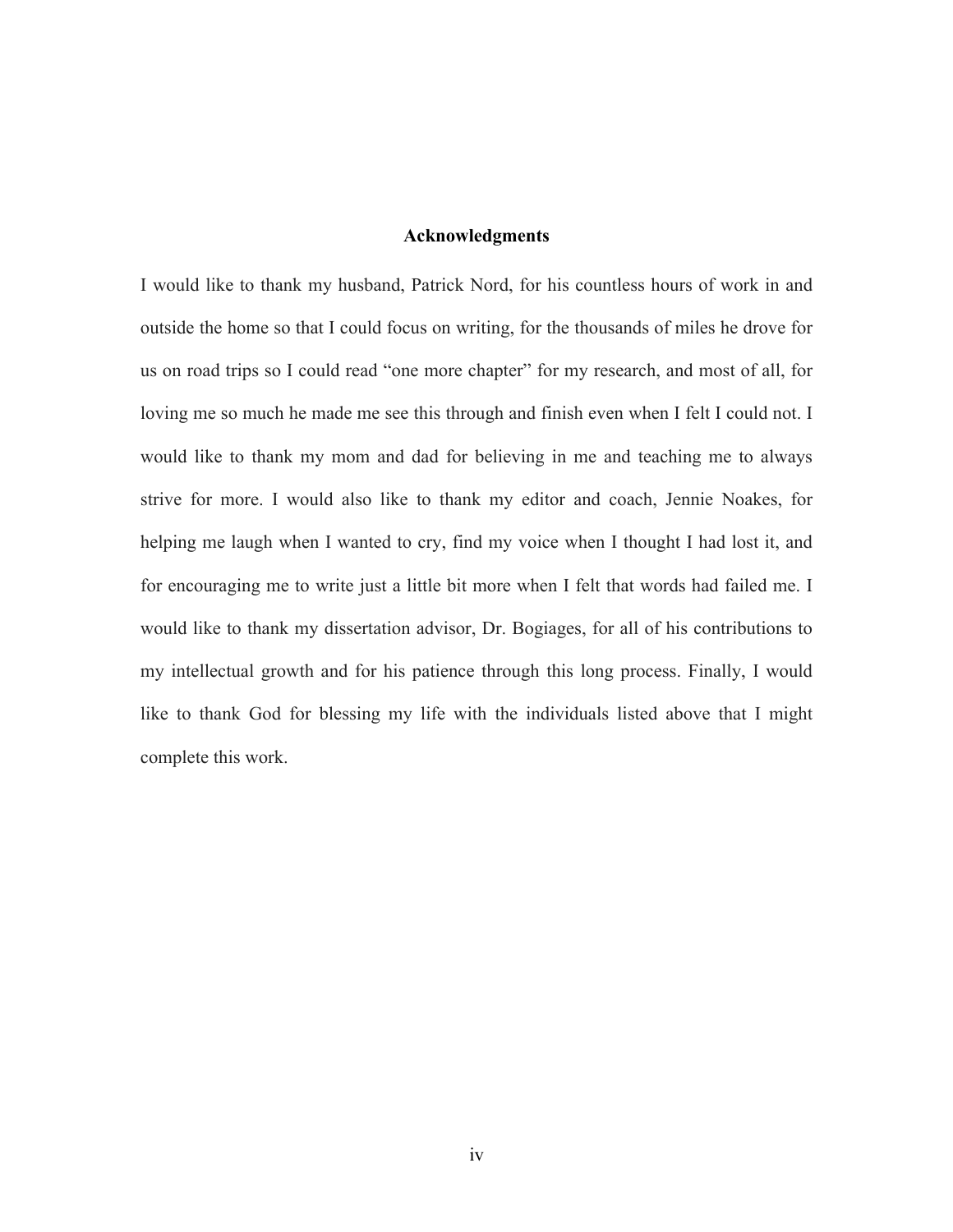## Acknowledgments

I would like to thank my husband, Patrick Nord, for his countless hours of work in and outside the home so that I could focus on writing, for the thousands of miles he drove for us on road trips so I could read "one more chapter" for my research, and most of all, for loving me so much he made me see this through and finish even when I felt I could not. I would like to thank my mom and dad for believing in me and teaching me to always strive for more. I would also like to thank my editor and coach, Jennie Noakes, for helping me laugh when I wanted to cry, find my voice when I thought I had lost it, and for encouraging me to write just a little bit more when I felt that words had failed me. I would like to thank my dissertation advisor, Dr. Bogiages, for all of his contributions to my intellectual growth and for his patience through this long process. Finally, I would like to thank God for blessing my life with the individuals listed above that I might complete this work.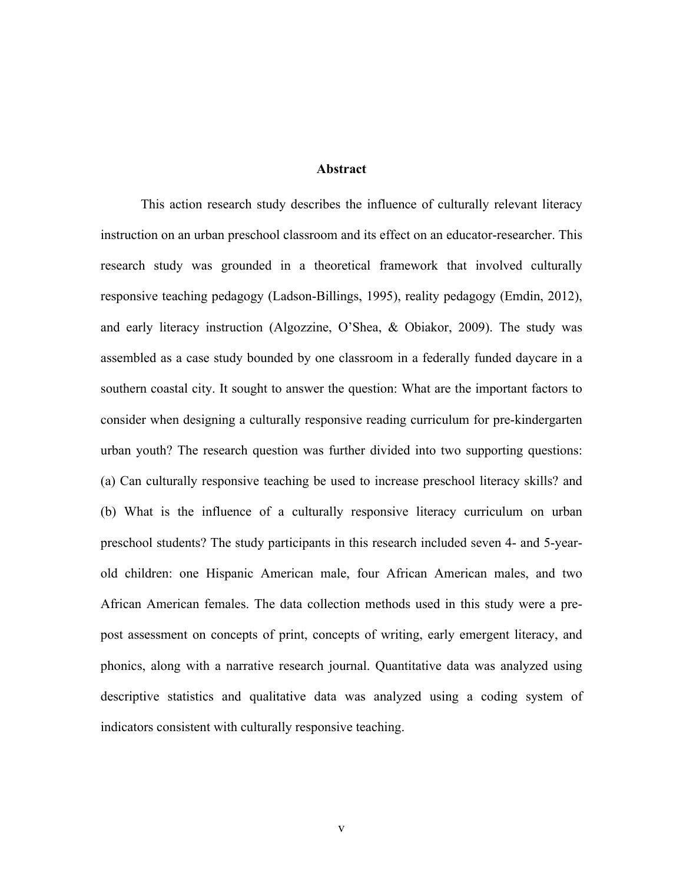# Abstract

This action research study describes the influence of culturally relevant literacy instruction on an urban preschool classroom and its effect on an educator-researcher. This research study was grounded in a theoretical framework that involved culturally responsive teaching pedagogy (Ladson-Billings, 1995), reality pedagogy (Emdin, 2012), and early literacy instruction (Algozzine, O'Shea, & Obiakor, 2009). The study was assembled as a case study bounded by one classroom in a federally funded daycare in a southern coastal city. It sought to answer the question: What are the important factors to consider when designing a culturally responsive reading curriculum for pre-kindergarten urban youth? The research question was further divided into two supporting questions: (a) Can culturally responsive teaching be used to increase preschool literacy skills? and (b) What is the influence of a culturally responsive literacy curriculum on urban preschool students? The study participants in this research included seven 4- and 5-year-old children: one Hispanic American male, four African American males, and two African American females. The data collection methods used in this study were a pre-post assessment on concepts of print, concepts of writing, early emergent literacy, and phonics, along with a narrative research journal. Quantitative data was analyzed using descriptive statistics and qualitative data was analyzed using a coding system of indicators consistent with culturally responsive teaching.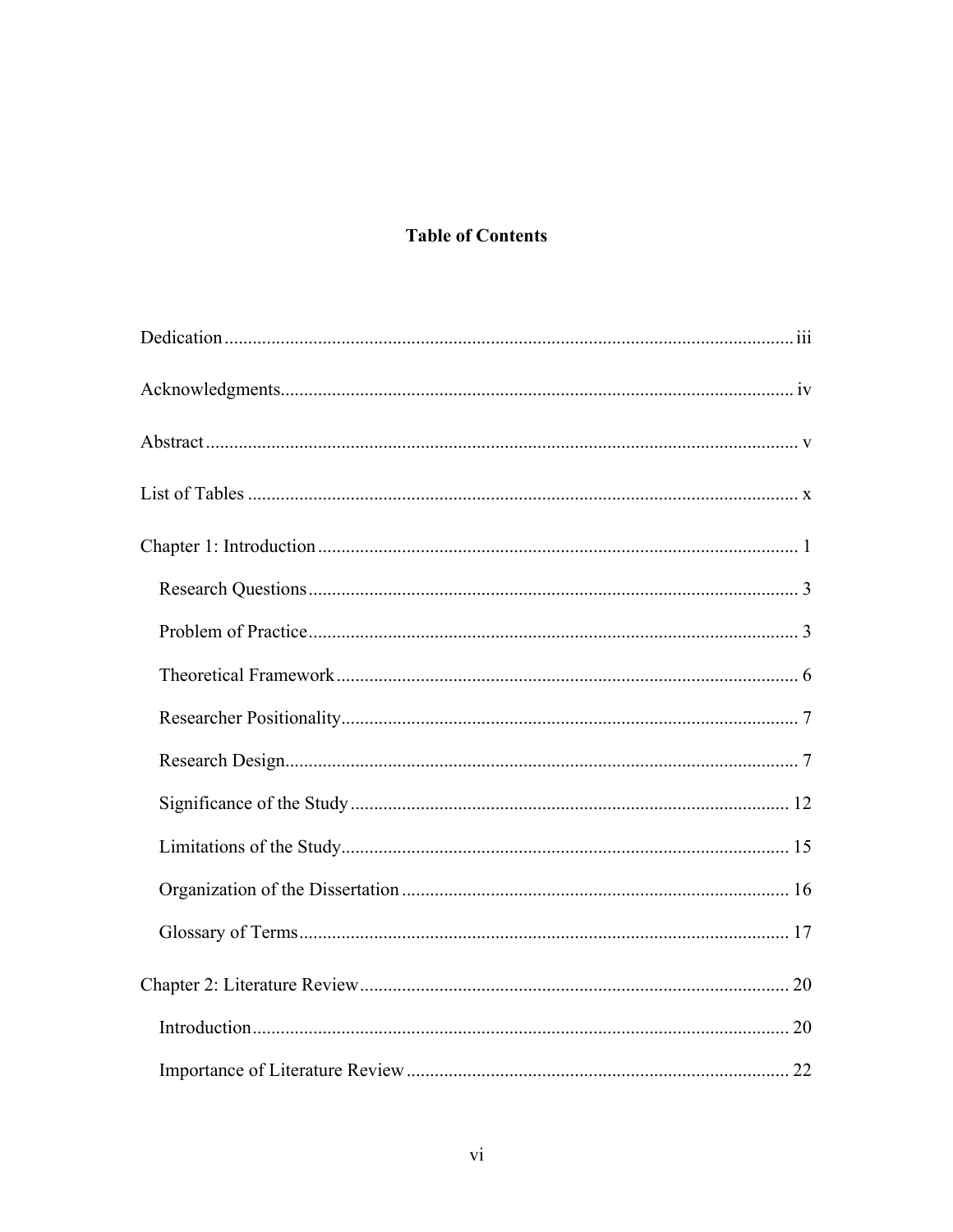# Table of Contents

Dedication ........................................................................................................................ iii

Acknowledgments............................................................................................................ iv

Abstract ............................................................................................................................. v

List of Tables ..................................................................................................................... x

Chapter 1: Introduction ...................................................................................................... 1

- Research Questions ....................................................................................................... 3
- Problem of Practice ........................................................................................................ 3
- Theoretical Framework .................................................................................................. 6
- Researcher Positionality ................................................................................................. 7
- Research Design ............................................................................................................. 7
- Significance of the Study ............................................................................................. 12
- Limitations of the Study ............................................................................................... 15
- Organization of the Dissertation .................................................................................. 16
- Glossary of Terms ........................................................................................................ 17

Chapter 2: Literature Review ........................................................................................... 20

- Introduction .................................................................................................................. 20
- Importance of Literature Review ................................................................................. 22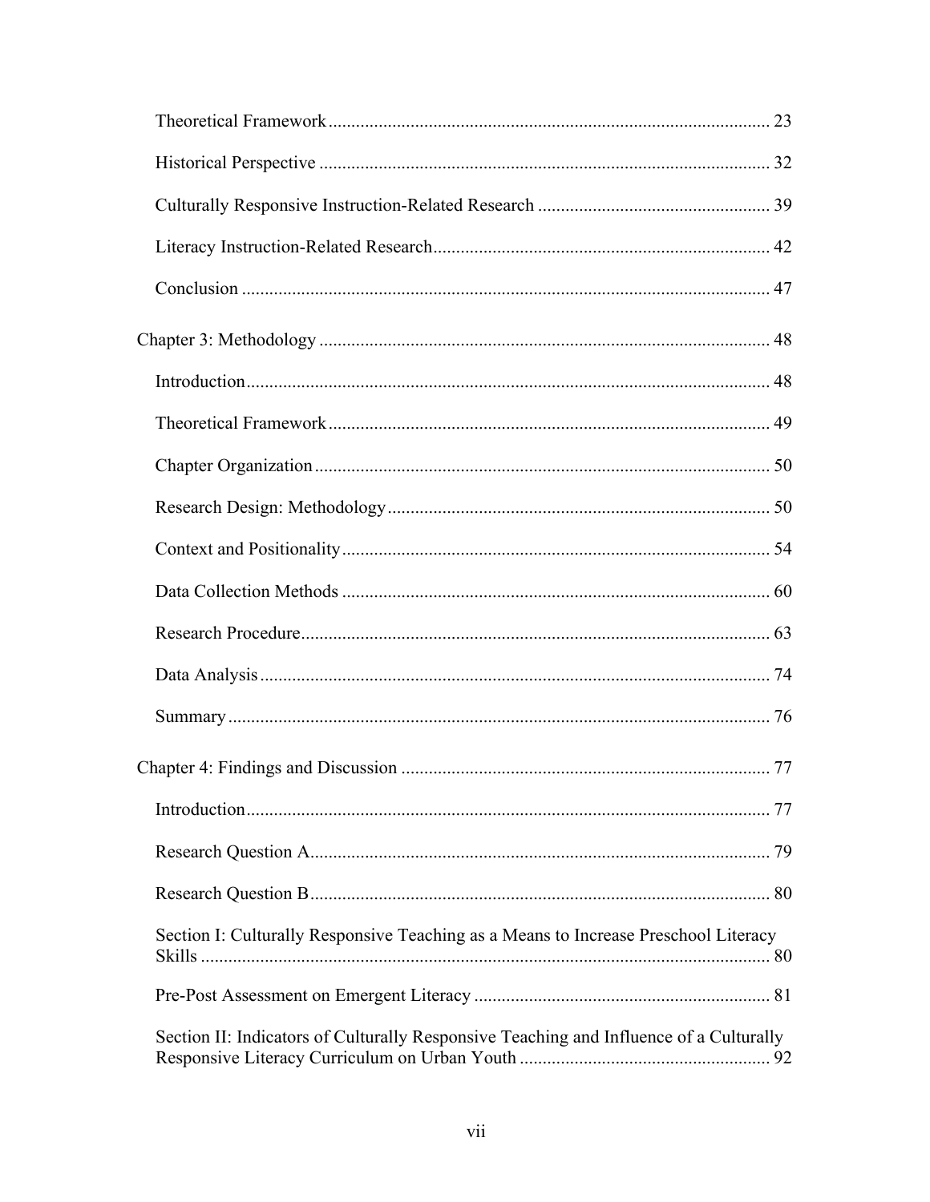Theoretical Framework ........................................................................................ 23

Historical Perspective ........................................................................................ 32

Culturally Responsive Instruction-Related Research .................................................. 39

Literacy Instruction-Related Research....................................................................... 42

Conclusion ............................................................................................................ 47

Chapter 3: Methodology ............................................................................................ 48

Introduction............................................................................................................ 48

Theoretical Framework ........................................................................................ 49

Chapter Organization ............................................................................................ 50

Research Design: Methodology .............................................................................. 50

Context and Positionality ...................................................................................... 54

Data Collection Methods ...................................................................................... 60

Research Procedure................................................................................................ 63

Data Analysis ........................................................................................................ 74

Summary ................................................................................................................ 76

Chapter 4: Findings and Discussion .......................................................................... 77

Introduction............................................................................................................ 77

Research Question A.............................................................................................. 79

Research Question B.............................................................................................. 80

Section I: Culturally Responsive Teaching as a Means to Increase Preschool Literacy Skills ...................................................................................................................... 80

Pre-Post Assessment on Emergent Literacy .......................................................... 81

Section II: Indicators of Culturally Responsive Teaching and Influence of a Culturally Responsive Literacy Curriculum on Urban Youth ................................................ 92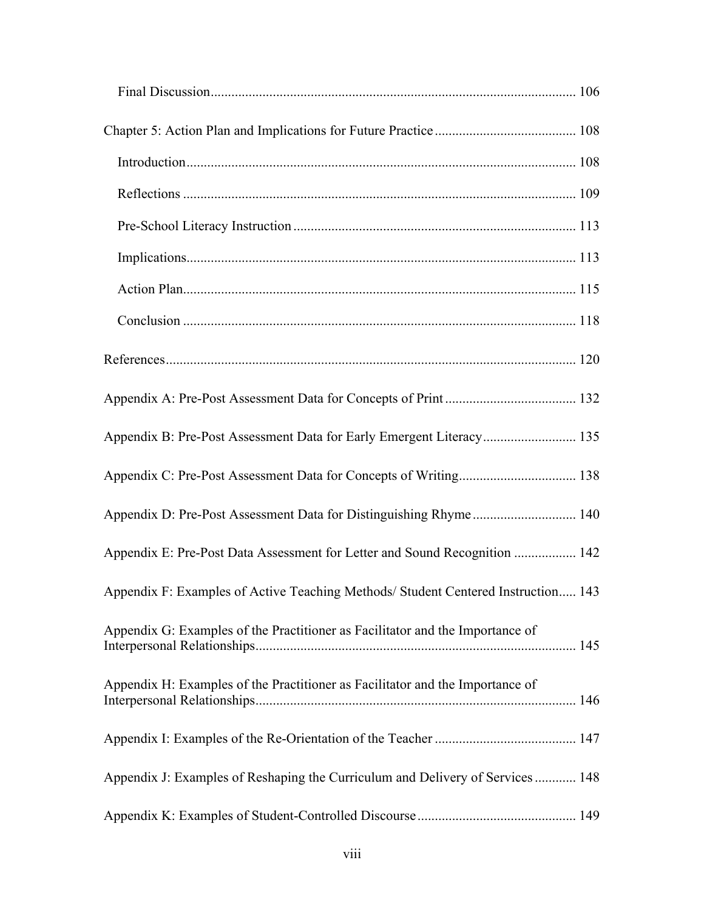Final Discussion 106

Chapter 5: Action Plan and Implications for Future Practice 108

Introduction 108

Reflections 109

Pre-School Literacy Instruction 113

Implications 113

Action Plan 115

Conclusion 118

References 120

Appendix A: Pre-Post Assessment Data for Concepts of Print 132

Appendix B: Pre-Post Assessment Data for Early Emergent Literacy 135

Appendix C: Pre-Post Assessment Data for Concepts of Writing 138

Appendix D: Pre-Post Assessment Data for Distinguishing Rhyme 140

Appendix E: Pre-Post Data Assessment for Letter and Sound Recognition 142

Appendix F: Examples of Active Teaching Methods/ Student Centered Instruction 143

Appendix G: Examples of the Practitioner as Facilitator and the Importance of Interpersonal Relationships 145

Appendix H: Examples of the Practitioner as Facilitator and the Importance of Interpersonal Relationships 146

Appendix I: Examples of the Re-Orientation of the Teacher 147

Appendix J: Examples of Reshaping the Curriculum and Delivery of Services 148

Appendix K: Examples of Student-Controlled Discourse 149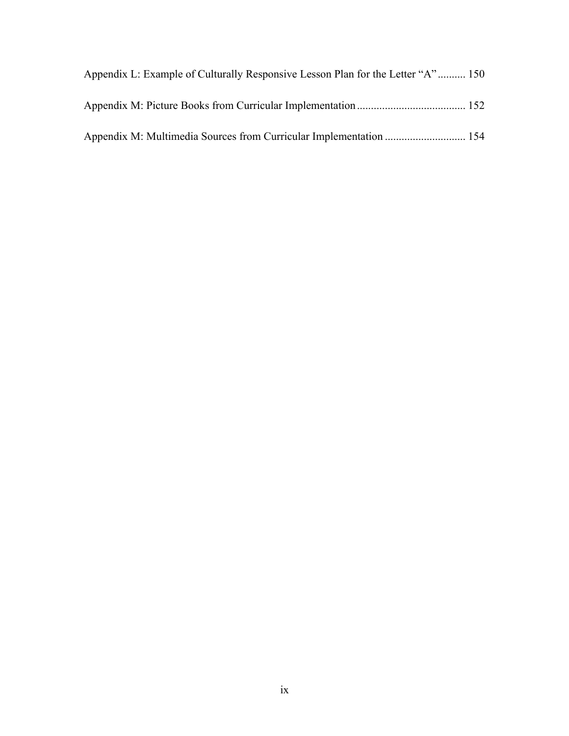Appendix L: Example of Culturally Responsive Lesson Plan for the Letter "A" .......... 150

Appendix M: Picture Books from Curricular Implementation ...................................... 152

Appendix M: Multimedia Sources from Curricular Implementation ............................ 154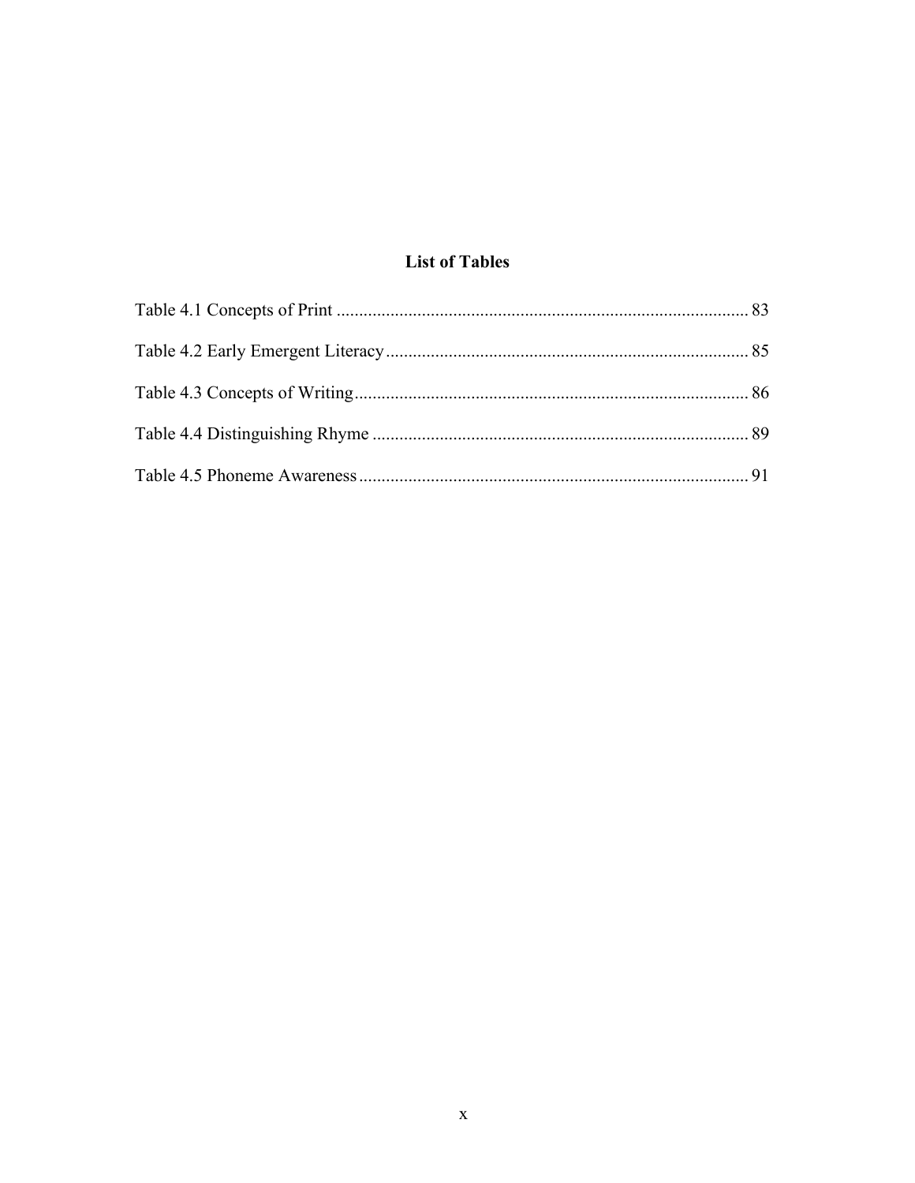# List of Tables

Table 4.1 Concepts of Print ........................................................................................... 83

Table 4.2 Early Emergent Literacy................................................................................ 85

Table 4.3 Concepts of Writing........................................................................................ 86

Table 4.4 Distinguishing Rhyme .................................................................................... 89

Table 4.5 Phoneme Awareness....................................................................................... 91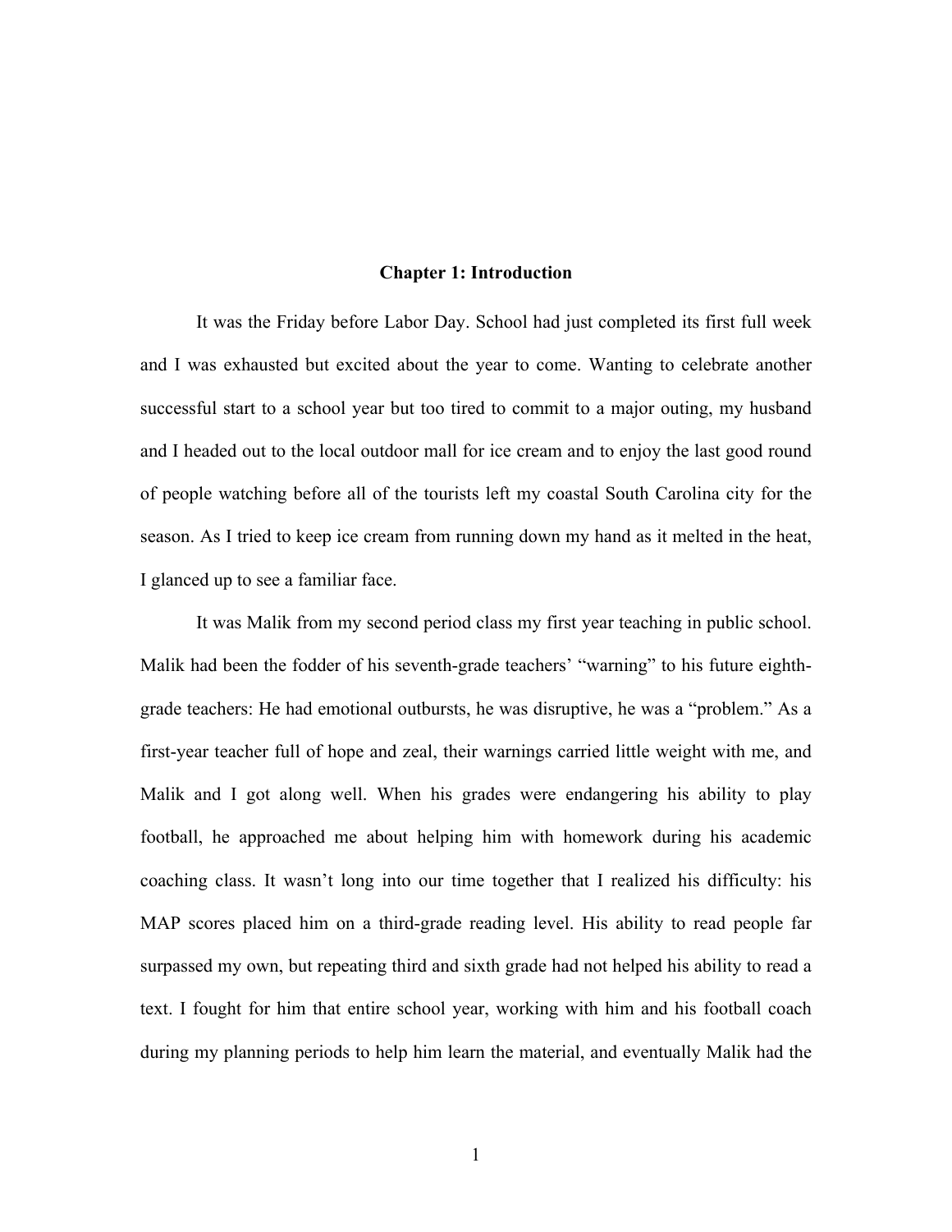# Chapter 1: Introduction

It was the Friday before Labor Day. School had just completed its first full week and I was exhausted but excited about the year to come. Wanting to celebrate another successful start to a school year but too tired to commit to a major outing, my husband and I headed out to the local outdoor mall for ice cream and to enjoy the last good round of people watching before all of the tourists left my coastal South Carolina city for the season. As I tried to keep ice cream from running down my hand as it melted in the heat, I glanced up to see a familiar face.

It was Malik from my second period class my first year teaching in public school. Malik had been the fodder of his seventh-grade teachers' "warning" to his future eighth-grade teachers: He had emotional outbursts, he was disruptive, he was a "problem." As a first-year teacher full of hope and zeal, their warnings carried little weight with me, and Malik and I got along well. When his grades were endangering his ability to play football, he approached me about helping him with homework during his academic coaching class. It wasn't long into our time together that I realized his difficulty: his MAP scores placed him on a third-grade reading level. His ability to read people far surpassed my own, but repeating third and sixth grade had not helped his ability to read a text. I fought for him that entire school year, working with him and his football coach during my planning periods to help him learn the material, and eventually Malik had the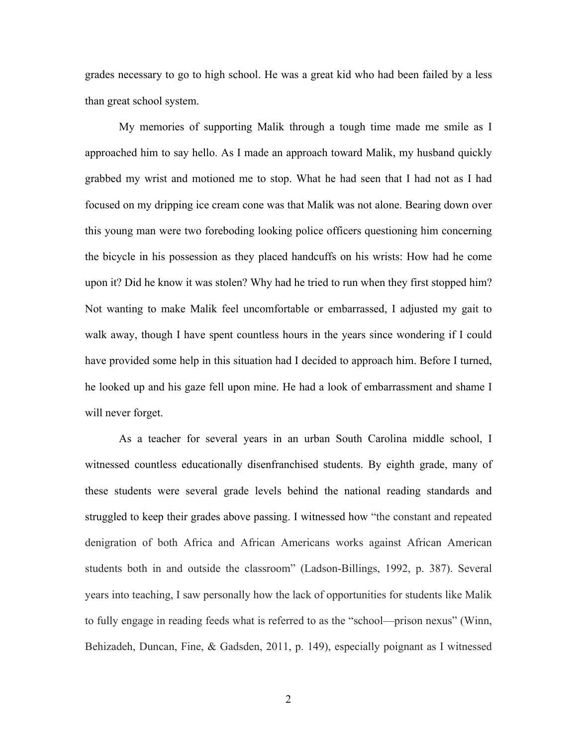grades necessary to go to high school. He was a great kid who had been failed by a less than great school system.

My memories of supporting Malik through a tough time made me smile as I approached him to say hello. As I made an approach toward Malik, my husband quickly grabbed my wrist and motioned me to stop. What he had seen that I had not as I had focused on my dripping ice cream cone was that Malik was not alone. Bearing down over this young man were two foreboding looking police officers questioning him concerning the bicycle in his possession as they placed handcuffs on his wrists: How had he come upon it? Did he know it was stolen? Why had he tried to run when they first stopped him? Not wanting to make Malik feel uncomfortable or embarrassed, I adjusted my gait to walk away, though I have spent countless hours in the years since wondering if I could have provided some help in this situation had I decided to approach him. Before I turned, he looked up and his gaze fell upon mine. He had a look of embarrassment and shame I will never forget.

As a teacher for several years in an urban South Carolina middle school, I witnessed countless educationally disenfranchised students. By eighth grade, many of these students were several grade levels behind the national reading standards and struggled to keep their grades above passing. I witnessed how "the constant and repeated denigration of both Africa and African Americans works against African American students both in and outside the classroom" (Ladson-Billings, 1992, p. 387). Several years into teaching, I saw personally how the lack of opportunities for students like Malik to fully engage in reading feeds what is referred to as the "school—prison nexus" (Winn, Behizadeh, Duncan, Fine, & Gadsden, 2011, p. 149), especially poignant as I witnessed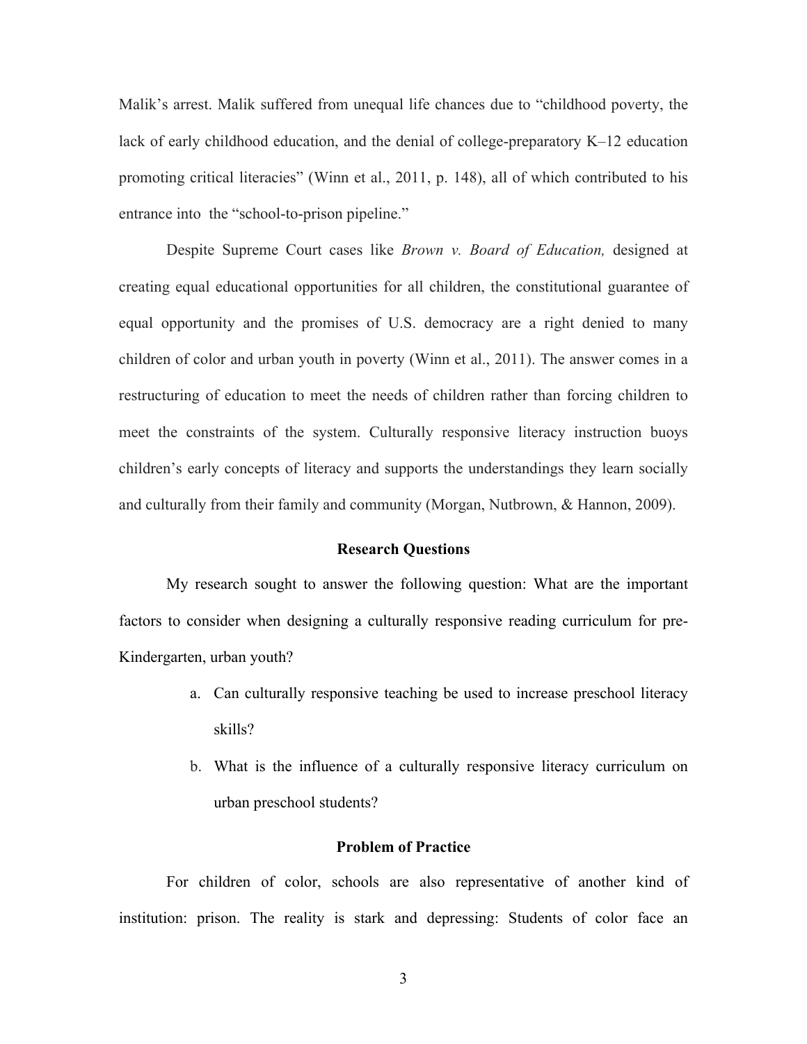Malik's arrest. Malik suffered from unequal life chances due to "childhood poverty, the lack of early childhood education, and the denial of college-preparatory K–12 education promoting critical literacies" (Winn et al., 2011, p. 148), all of which contributed to his entrance into the "school-to-prison pipeline."

Despite Supreme Court cases like *Brown v. Board of Education,* designed at creating equal educational opportunities for all children, the constitutional guarantee of equal opportunity and the promises of U.S. democracy are a right denied to many children of color and urban youth in poverty (Winn et al., 2011). The answer comes in a restructuring of education to meet the needs of children rather than forcing children to meet the constraints of the system. Culturally responsive literacy instruction buoys children's early concepts of literacy and supports the understandings they learn socially and culturally from their family and community (Morgan, Nutbrown, & Hannon, 2009).

## Research Questions

My research sought to answer the following question: What are the important factors to consider when designing a culturally responsive reading curriculum for pre-Kindergarten, urban youth?

a. Can culturally responsive teaching be used to increase preschool literacy skills?
b. What is the influence of a culturally responsive literacy curriculum on urban preschool students?

## Problem of Practice

For children of color, schools are also representative of another kind of institution: prison. The reality is stark and depressing: Students of color face an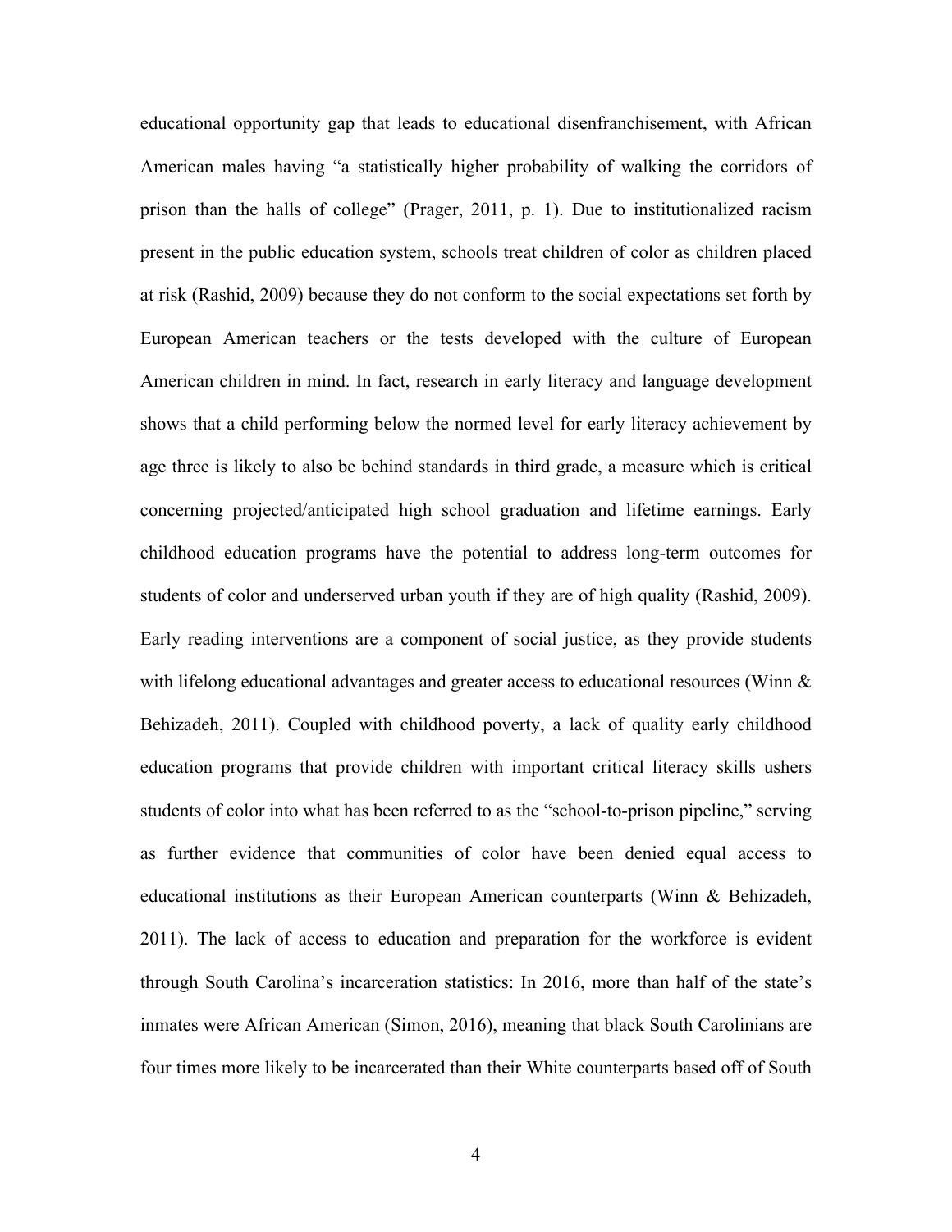educational opportunity gap that leads to educational disenfranchisement, with African American males having "a statistically higher probability of walking the corridors of prison than the halls of college" (Prager, 2011, p. 1). Due to institutionalized racism present in the public education system, schools treat children of color as children placed at risk (Rashid, 2009) because they do not conform to the social expectations set forth by European American teachers or the tests developed with the culture of European American children in mind. In fact, research in early literacy and language development shows that a child performing below the normed level for early literacy achievement by age three is likely to also be behind standards in third grade, a measure which is critical concerning projected/anticipated high school graduation and lifetime earnings. Early childhood education programs have the potential to address long-term outcomes for students of color and underserved urban youth if they are of high quality (Rashid, 2009). Early reading interventions are a component of social justice, as they provide students with lifelong educational advantages and greater access to educational resources (Winn & Behizadeh, 2011). Coupled with childhood poverty, a lack of quality early childhood education programs that provide children with important critical literacy skills ushers students of color into what has been referred to as the "school-to-prison pipeline," serving as further evidence that communities of color have been denied equal access to educational institutions as their European American counterparts (Winn & Behizadeh, 2011). The lack of access to education and preparation for the workforce is evident through South Carolina's incarceration statistics: In 2016, more than half of the state's inmates were African American (Simon, 2016), meaning that black South Carolinians are four times more likely to be incarcerated than their White counterparts based off of South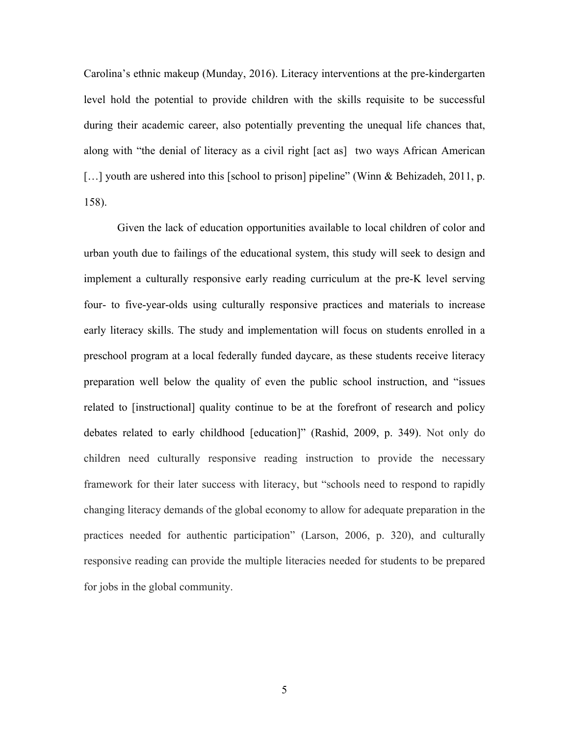Carolina's ethnic makeup (Munday, 2016). Literacy interventions at the pre-kindergarten level hold the potential to provide children with the skills requisite to be successful during their academic career, also potentially preventing the unequal life chances that, along with "the denial of literacy as a civil right [act as]  two ways African American […] youth are ushered into this [school to prison] pipeline" (Winn & Behizadeh, 2011, p. 158).

Given the lack of education opportunities available to local children of color and urban youth due to failings of the educational system, this study will seek to design and implement a culturally responsive early reading curriculum at the pre-K level serving four- to five-year-olds using culturally responsive practices and materials to increase early literacy skills. The study and implementation will focus on students enrolled in a preschool program at a local federally funded daycare, as these students receive literacy preparation well below the quality of even the public school instruction, and "issues related to [instructional] quality continue to be at the forefront of research and policy debates related to early childhood [education]" (Rashid, 2009, p. 349). Not only do children need culturally responsive reading instruction to provide the necessary framework for their later success with literacy, but "schools need to respond to rapidly changing literacy demands of the global economy to allow for adequate preparation in the practices needed for authentic participation" (Larson, 2006, p. 320), and culturally responsive reading can provide the multiple literacies needed for students to be prepared for jobs in the global community.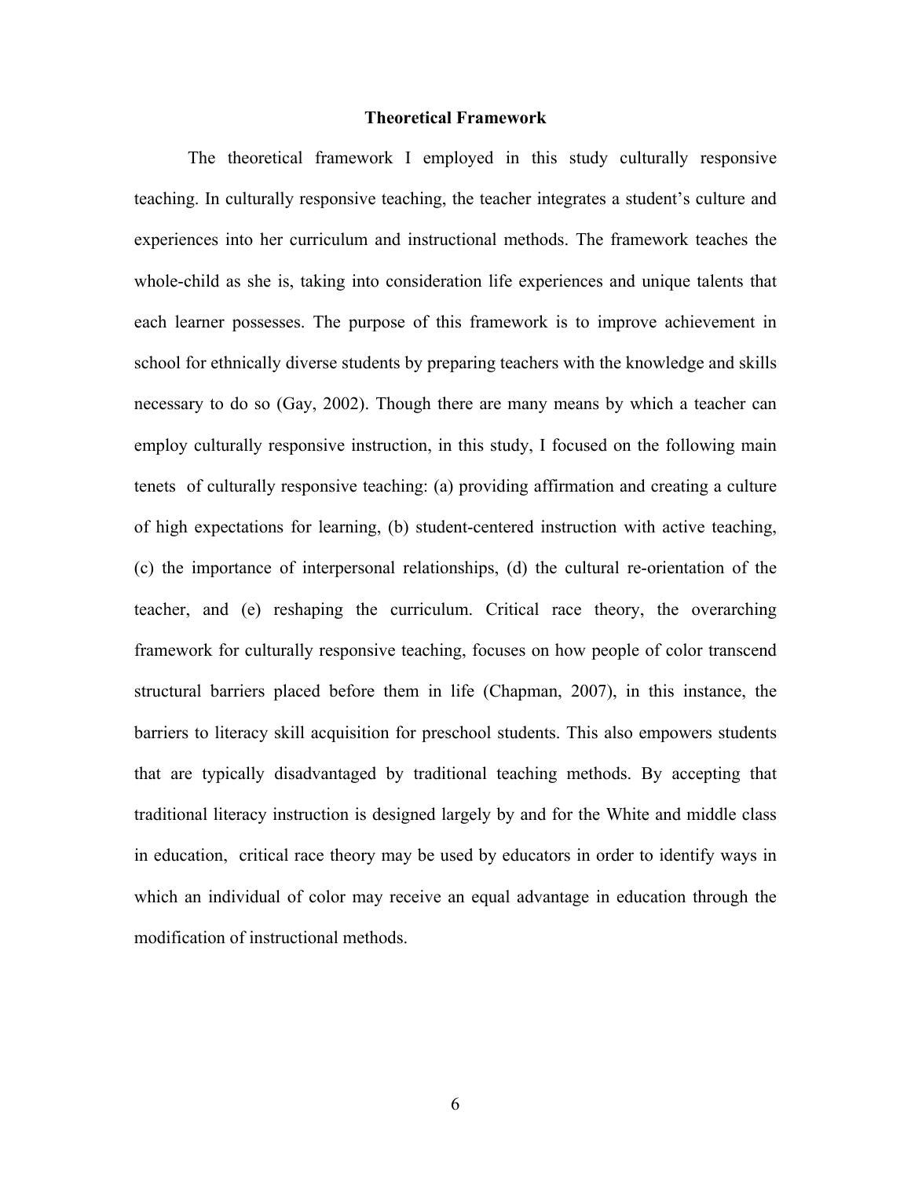## Theoretical Framework

The theoretical framework I employed in this study culturally responsive teaching. In culturally responsive teaching, the teacher integrates a student's culture and experiences into her curriculum and instructional methods. The framework teaches the whole-child as she is, taking into consideration life experiences and unique talents that each learner possesses. The purpose of this framework is to improve achievement in school for ethnically diverse students by preparing teachers with the knowledge and skills necessary to do so (Gay, 2002). Though there are many means by which a teacher can employ culturally responsive instruction, in this study, I focused on the following main tenets of culturally responsive teaching: (a) providing affirmation and creating a culture of high expectations for learning, (b) student-centered instruction with active teaching, (c) the importance of interpersonal relationships, (d) the cultural re-orientation of the teacher, and (e) reshaping the curriculum. Critical race theory, the overarching framework for culturally responsive teaching, focuses on how people of color transcend structural barriers placed before them in life (Chapman, 2007), in this instance, the barriers to literacy skill acquisition for preschool students. This also empowers students that are typically disadvantaged by traditional teaching methods. By accepting that traditional literacy instruction is designed largely by and for the White and middle class in education, critical race theory may be used by educators in order to identify ways in which an individual of color may receive an equal advantage in education through the modification of instructional methods.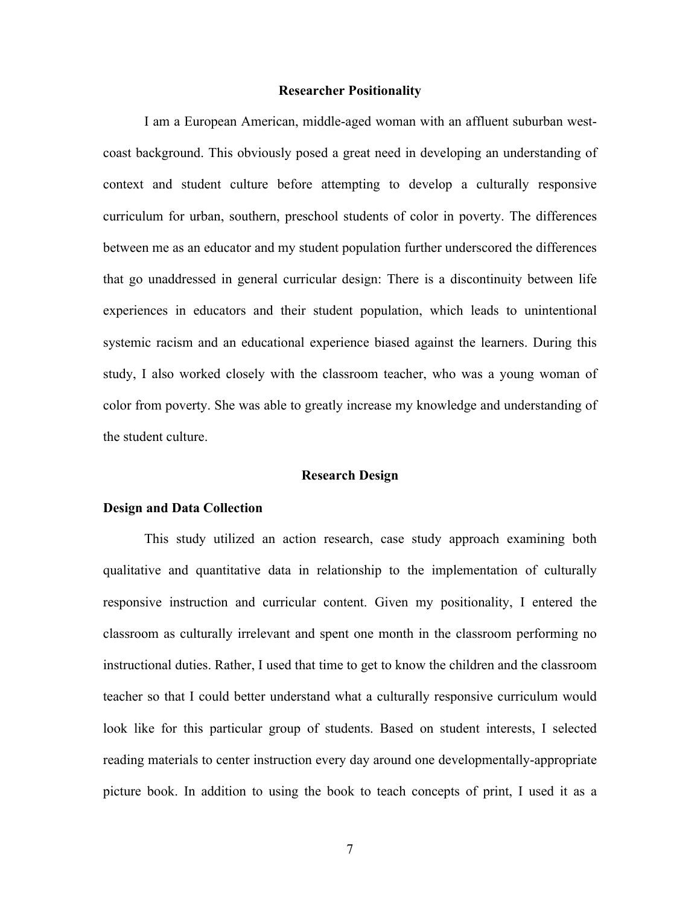## Researcher Positionality

I am a European American, middle-aged woman with an affluent suburban west-coast background. This obviously posed a great need in developing an understanding of context and student culture before attempting to develop a culturally responsive curriculum for urban, southern, preschool students of color in poverty. The differences between me as an educator and my student population further underscored the differences that go unaddressed in general curricular design: There is a discontinuity between life experiences in educators and their student population, which leads to unintentional systemic racism and an educational experience biased against the learners. During this study, I also worked closely with the classroom teacher, who was a young woman of color from poverty. She was able to greatly increase my knowledge and understanding of the student culture.

## Research Design

### Design and Data Collection

This study utilized an action research, case study approach examining both qualitative and quantitative data in relationship to the implementation of culturally responsive instruction and curricular content. Given my positionality, I entered the classroom as culturally irrelevant and spent one month in the classroom performing no instructional duties. Rather, I used that time to get to know the children and the classroom teacher so that I could better understand what a culturally responsive curriculum would look like for this particular group of students. Based on student interests, I selected reading materials to center instruction every day around one developmentally-appropriate picture book. In addition to using the book to teach concepts of print, I used it as a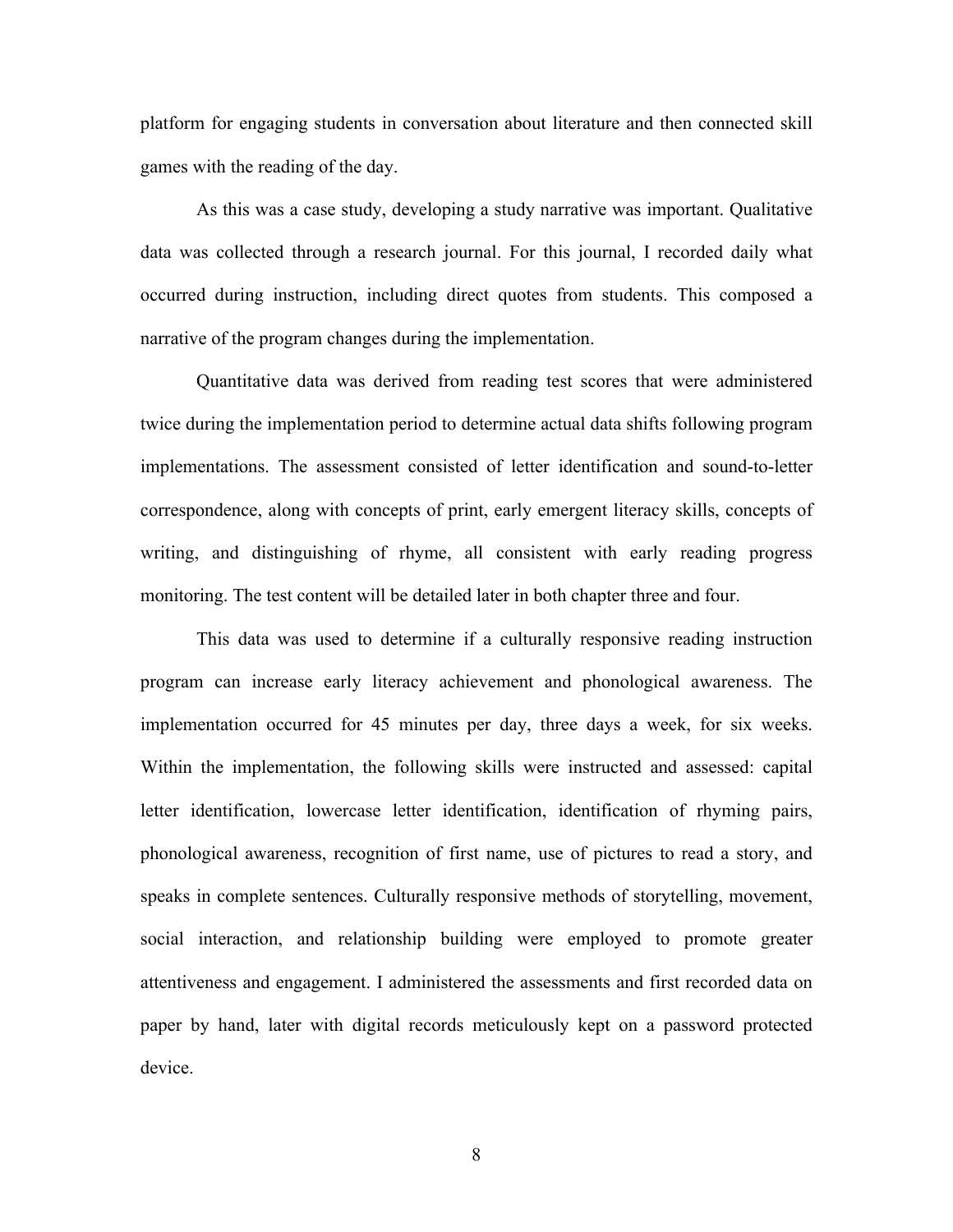platform for engaging students in conversation about literature and then connected skill games with the reading of the day.

As this was a case study, developing a study narrative was important. Qualitative data was collected through a research journal. For this journal, I recorded daily what occurred during instruction, including direct quotes from students. This composed a narrative of the program changes during the implementation.

Quantitative data was derived from reading test scores that were administered twice during the implementation period to determine actual data shifts following program implementations. The assessment consisted of letter identification and sound-to-letter correspondence, along with concepts of print, early emergent literacy skills, concepts of writing, and distinguishing of rhyme, all consistent with early reading progress monitoring. The test content will be detailed later in both chapter three and four.

This data was used to determine if a culturally responsive reading instruction program can increase early literacy achievement and phonological awareness. The implementation occurred for 45 minutes per day, three days a week, for six weeks. Within the implementation, the following skills were instructed and assessed: capital letter identification, lowercase letter identification, identification of rhyming pairs, phonological awareness, recognition of first name, use of pictures to read a story, and speaks in complete sentences. Culturally responsive methods of storytelling, movement, social interaction, and relationship building were employed to promote greater attentiveness and engagement. I administered the assessments and first recorded data on paper by hand, later with digital records meticulously kept on a password protected device.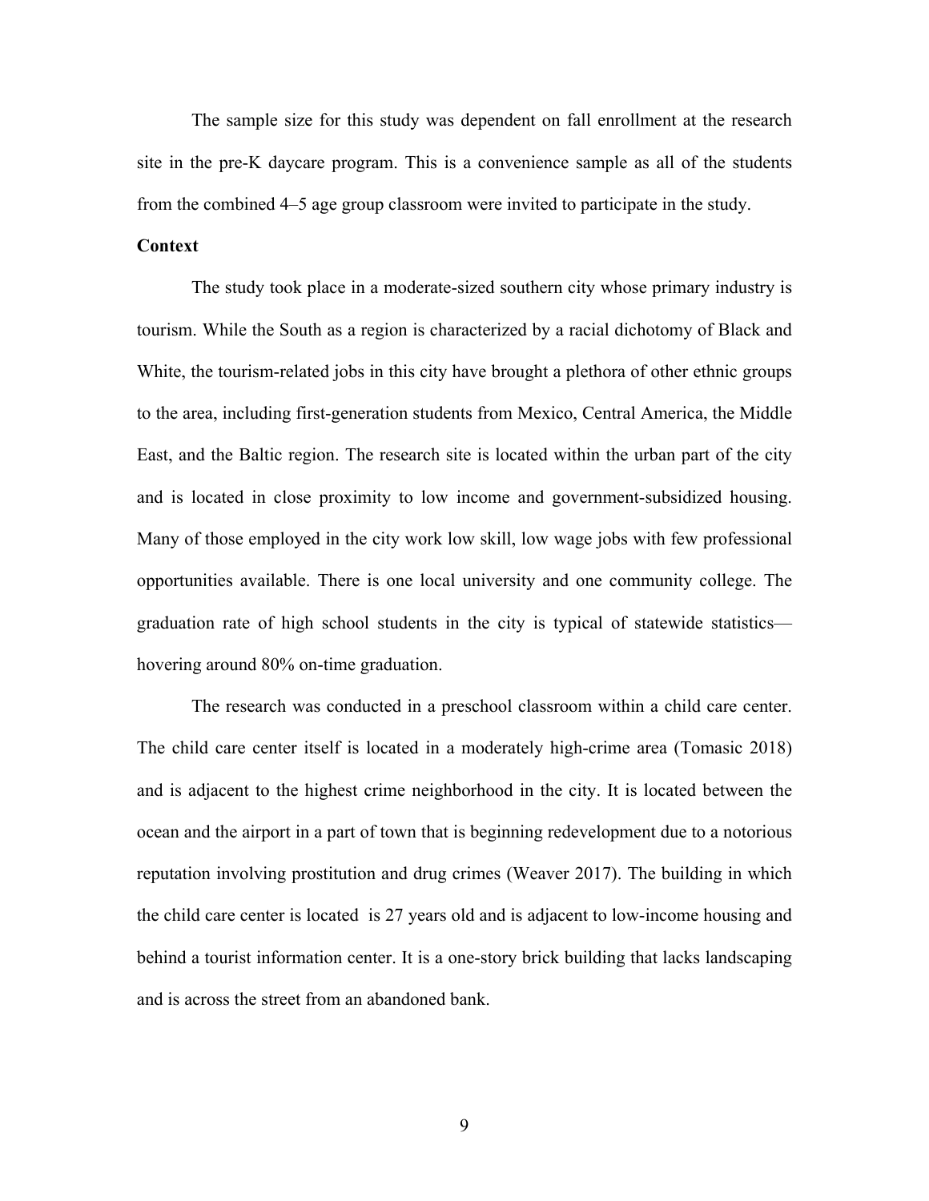The sample size for this study was dependent on fall enrollment at the research site in the pre-K daycare program. This is a convenience sample as all of the students from the combined 4–5 age group classroom were invited to participate in the study.

**Context**

The study took place in a moderate-sized southern city whose primary industry is tourism. While the South as a region is characterized by a racial dichotomy of Black and White, the tourism-related jobs in this city have brought a plethora of other ethnic groups to the area, including first-generation students from Mexico, Central America, the Middle East, and the Baltic region. The research site is located within the urban part of the city and is located in close proximity to low income and government-subsidized housing. Many of those employed in the city work low skill, low wage jobs with few professional opportunities available. There is one local university and one community college. The graduation rate of high school students in the city is typical of statewide statistics—hovering around 80% on-time graduation.

The research was conducted in a preschool classroom within a child care center. The child care center itself is located in a moderately high-crime area (Tomasic 2018) and is adjacent to the highest crime neighborhood in the city. It is located between the ocean and the airport in a part of town that is beginning redevelopment due to a notorious reputation involving prostitution and drug crimes (Weaver 2017). The building in which the child care center is located is 27 years old and is adjacent to low-income housing and behind a tourist information center. It is a one-story brick building that lacks landscaping and is across the street from an abandoned bank.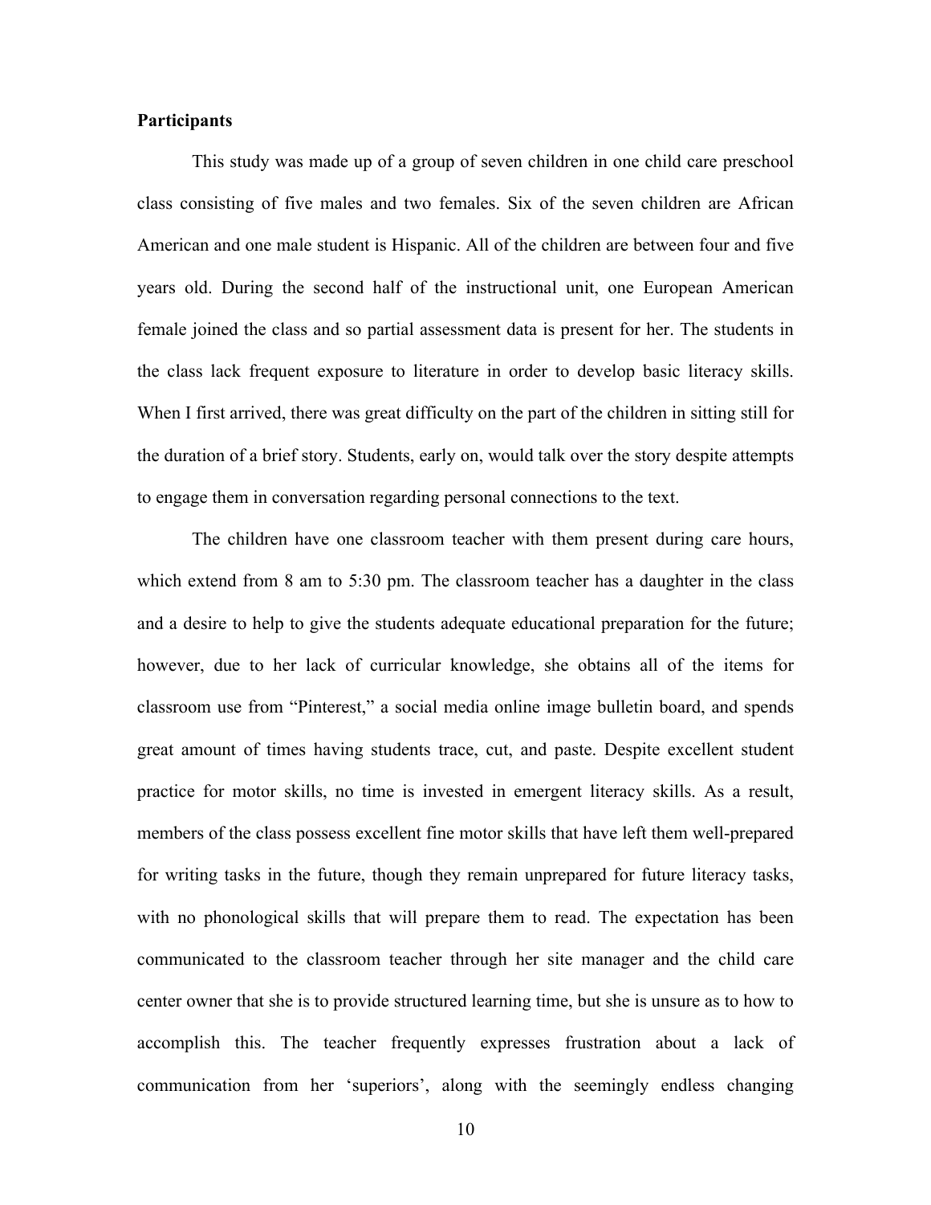**Participants**

This study was made up of a group of seven children in one child care preschool class consisting of five males and two females. Six of the seven children are African American and one male student is Hispanic. All of the children are between four and five years old. During the second half of the instructional unit, one European American female joined the class and so partial assessment data is present for her. The students in the class lack frequent exposure to literature in order to develop basic literacy skills. When I first arrived, there was great difficulty on the part of the children in sitting still for the duration of a brief story. Students, early on, would talk over the story despite attempts to engage them in conversation regarding personal connections to the text.

The children have one classroom teacher with them present during care hours, which extend from 8 am to 5:30 pm. The classroom teacher has a daughter in the class and a desire to help to give the students adequate educational preparation for the future; however, due to her lack of curricular knowledge, she obtains all of the items for classroom use from "Pinterest," a social media online image bulletin board, and spends great amount of times having students trace, cut, and paste. Despite excellent student practice for motor skills, no time is invested in emergent literacy skills. As a result, members of the class possess excellent fine motor skills that have left them well-prepared for writing tasks in the future, though they remain unprepared for future literacy tasks, with no phonological skills that will prepare them to read. The expectation has been communicated to the classroom teacher through her site manager and the child care center owner that she is to provide structured learning time, but she is unsure as to how to accomplish this. The teacher frequently expresses frustration about a lack of communication from her 'superiors', along with the seemingly endless changing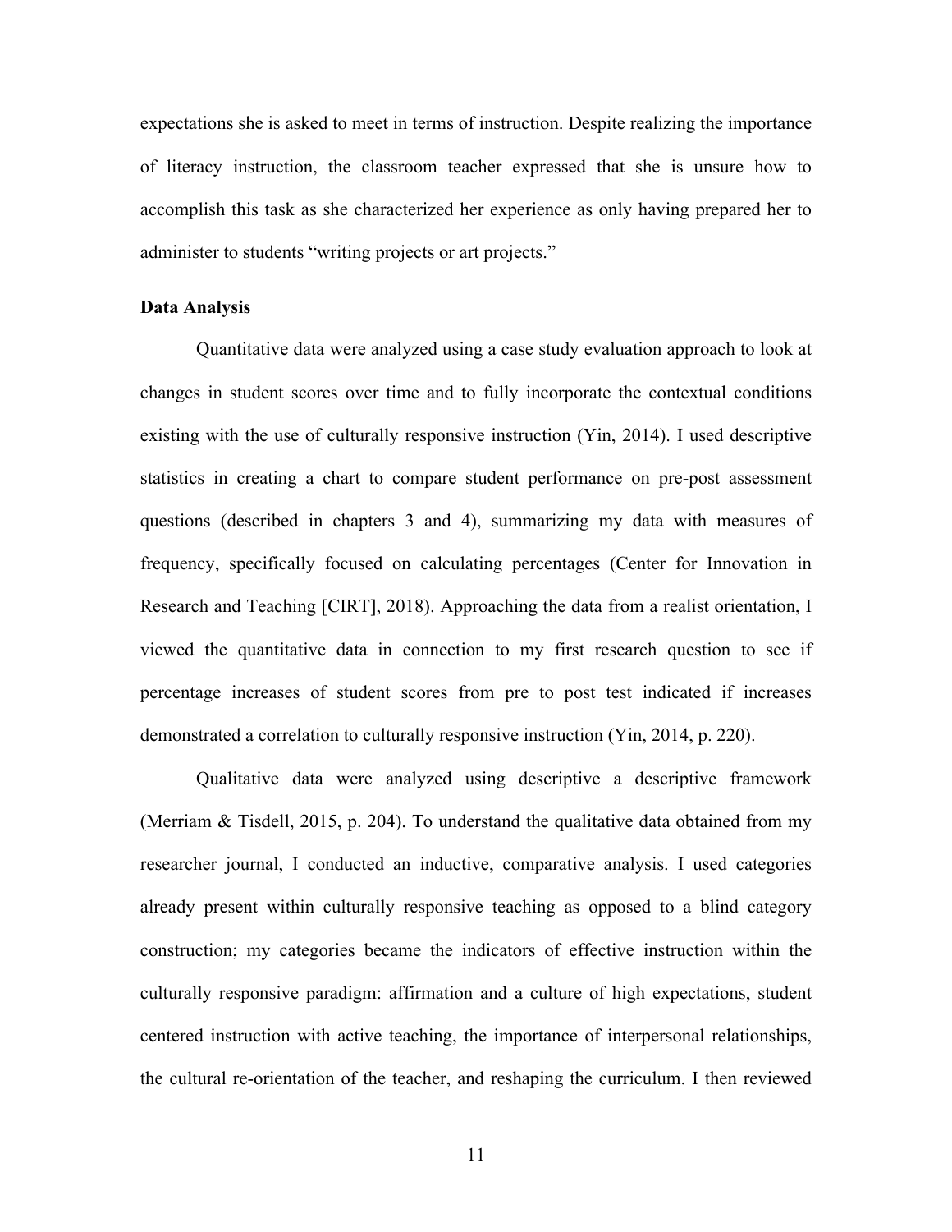expectations she is asked to meet in terms of instruction. Despite realizing the importance of literacy instruction, the classroom teacher expressed that she is unsure how to accomplish this task as she characterized her experience as only having prepared her to administer to students "writing projects or art projects."

**Data Analysis**

Quantitative data were analyzed using a case study evaluation approach to look at changes in student scores over time and to fully incorporate the contextual conditions existing with the use of culturally responsive instruction (Yin, 2014). I used descriptive statistics in creating a chart to compare student performance on pre-post assessment questions (described in chapters 3 and 4), summarizing my data with measures of frequency, specifically focused on calculating percentages (Center for Innovation in Research and Teaching [CIRT], 2018). Approaching the data from a realist orientation, I viewed the quantitative data in connection to my first research question to see if percentage increases of student scores from pre to post test indicated if increases demonstrated a correlation to culturally responsive instruction (Yin, 2014, p. 220).

Qualitative data were analyzed using descriptive a descriptive framework (Merriam & Tisdell, 2015, p. 204). To understand the qualitative data obtained from my researcher journal, I conducted an inductive, comparative analysis. I used categories already present within culturally responsive teaching as opposed to a blind category construction; my categories became the indicators of effective instruction within the culturally responsive paradigm: affirmation and a culture of high expectations, student centered instruction with active teaching, the importance of interpersonal relationships, the cultural re-orientation of the teacher, and reshaping the curriculum. I then reviewed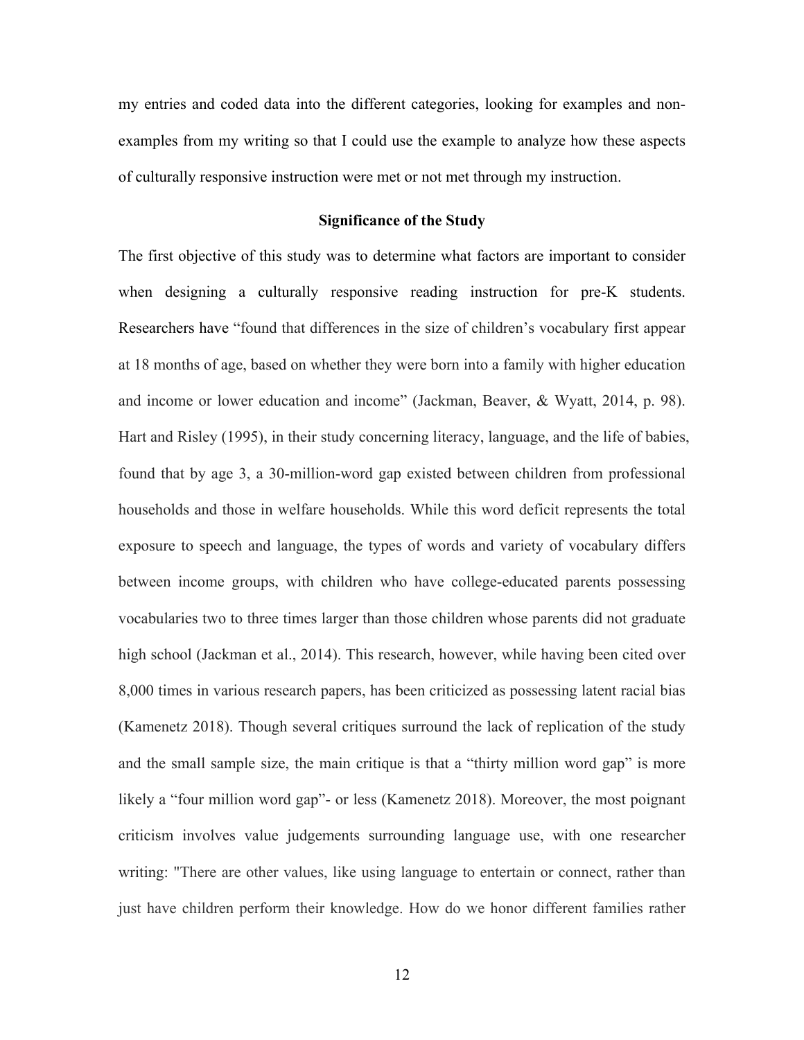my entries and coded data into the different categories, looking for examples and non-examples from my writing so that I could use the example to analyze how these aspects of culturally responsive instruction were met or not met through my instruction.

## Significance of the Study

The first objective of this study was to determine what factors are important to consider when designing a culturally responsive reading instruction for pre-K students. Researchers have "found that differences in the size of children's vocabulary first appear at 18 months of age, based on whether they were born into a family with higher education and income or lower education and income" (Jackman, Beaver, & Wyatt, 2014, p. 98). Hart and Risley (1995), in their study concerning literacy, language, and the life of babies, found that by age 3, a 30-million-word gap existed between children from professional households and those in welfare households. While this word deficit represents the total exposure to speech and language, the types of words and variety of vocabulary differs between income groups, with children who have college-educated parents possessing vocabularies two to three times larger than those children whose parents did not graduate high school (Jackman et al., 2014). This research, however, while having been cited over 8,000 times in various research papers, has been criticized as possessing latent racial bias (Kamenetz 2018). Though several critiques surround the lack of replication of the study and the small sample size, the main critique is that a "thirty million word gap" is more likely a "four million word gap"- or less (Kamenetz 2018). Moreover, the most poignant criticism involves value judgements surrounding language use, with one researcher writing: "There are other values, like using language to entertain or connect, rather than just have children perform their knowledge. How do we honor different families rather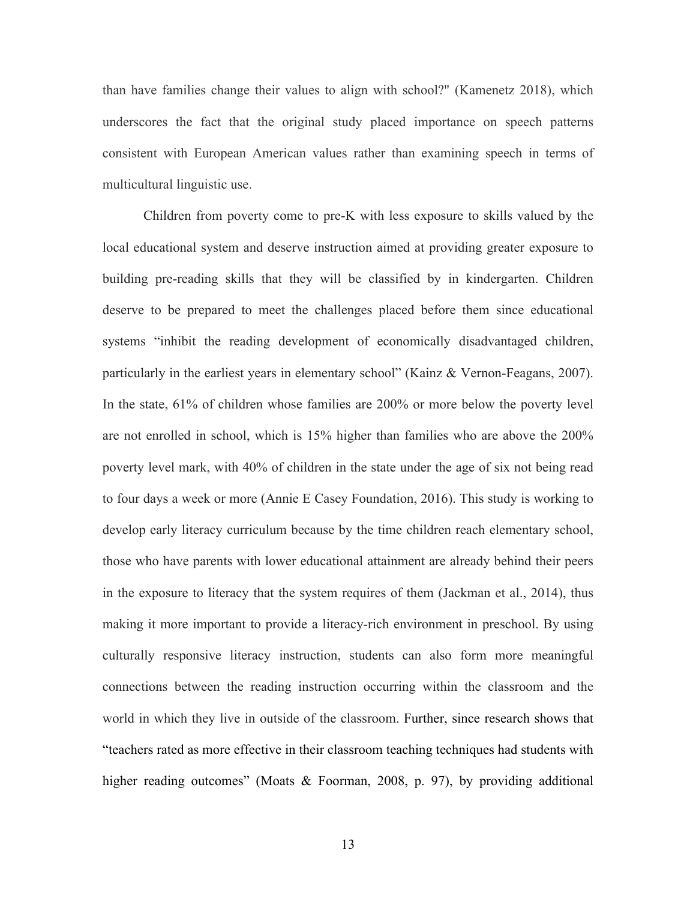than have families change their values to align with school?" (Kamenetz 2018), which underscores the fact that the original study placed importance on speech patterns consistent with European American values rather than examining speech in terms of multicultural linguistic use.

Children from poverty come to pre-K with less exposure to skills valued by the local educational system and deserve instruction aimed at providing greater exposure to building pre-reading skills that they will be classified by in kindergarten. Children deserve to be prepared to meet the challenges placed before them since educational systems "inhibit the reading development of economically disadvantaged children, particularly in the earliest years in elementary school" (Kainz & Vernon-Feagans, 2007). In the state, 61% of children whose families are 200% or more below the poverty level are not enrolled in school, which is 15% higher than families who are above the 200% poverty level mark, with 40% of children in the state under the age of six not being read to four days a week or more (Annie E Casey Foundation, 2016). This study is working to develop early literacy curriculum because by the time children reach elementary school, those who have parents with lower educational attainment are already behind their peers in the exposure to literacy that the system requires of them (Jackman et al., 2014), thus making it more important to provide a literacy-rich environment in preschool. By using culturally responsive literacy instruction, students can also form more meaningful connections between the reading instruction occurring within the classroom and the world in which they live in outside of the classroom. Further, since research shows that "teachers rated as more effective in their classroom teaching techniques had students with higher reading outcomes" (Moats & Foorman, 2008, p. 97), by providing additional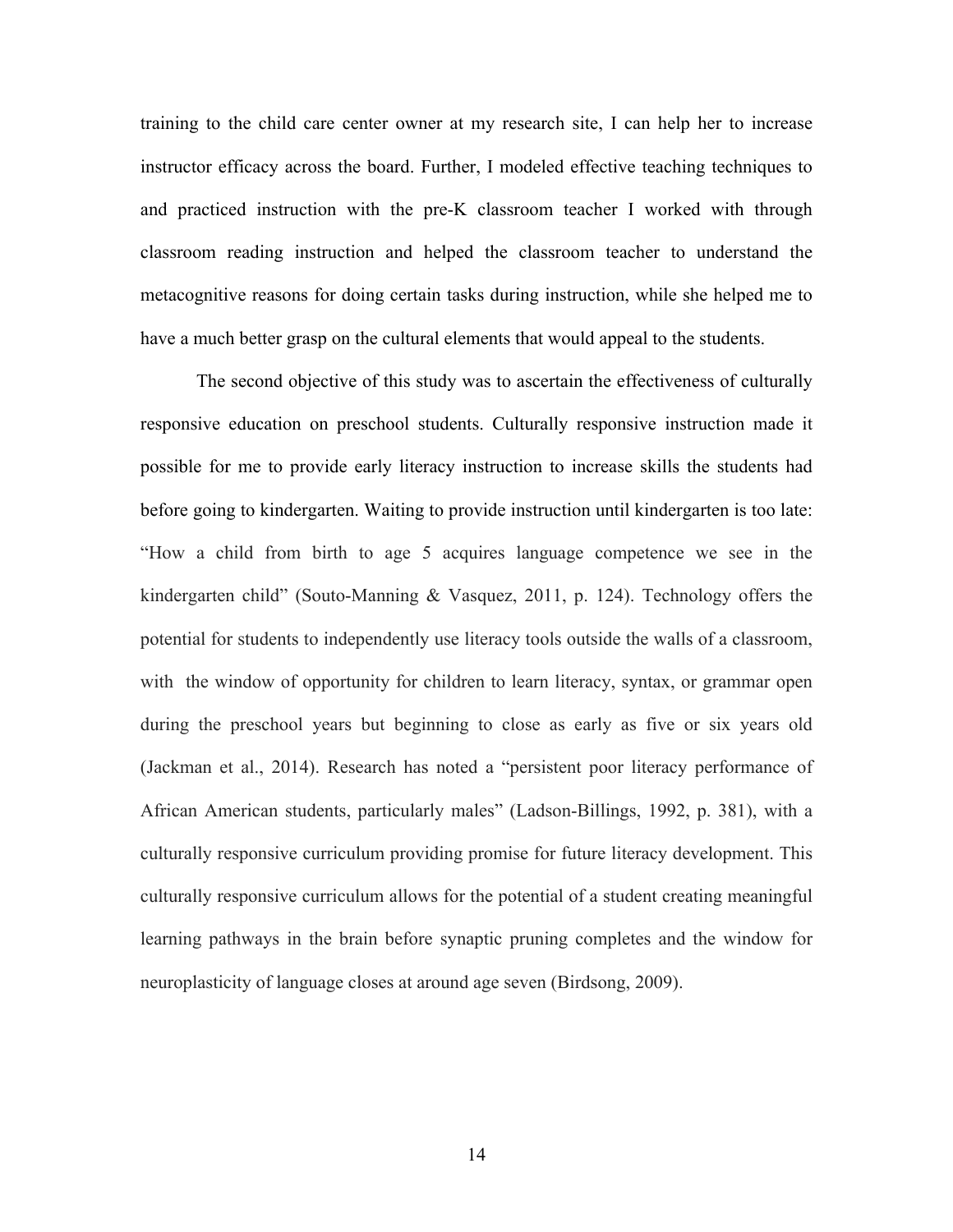training to the child care center owner at my research site, I can help her to increase instructor efficacy across the board. Further, I modeled effective teaching techniques to and practiced instruction with the pre-K classroom teacher I worked with through classroom reading instruction and helped the classroom teacher to understand the metacognitive reasons for doing certain tasks during instruction, while she helped me to have a much better grasp on the cultural elements that would appeal to the students.

The second objective of this study was to ascertain the effectiveness of culturally responsive education on preschool students. Culturally responsive instruction made it possible for me to provide early literacy instruction to increase skills the students had before going to kindergarten. Waiting to provide instruction until kindergarten is too late: "How a child from birth to age 5 acquires language competence we see in the kindergarten child" (Souto-Manning & Vasquez, 2011, p. 124). Technology offers the potential for students to independently use literacy tools outside the walls of a classroom, with the window of opportunity for children to learn literacy, syntax, or grammar open during the preschool years but beginning to close as early as five or six years old (Jackman et al., 2014). Research has noted a "persistent poor literacy performance of African American students, particularly males" (Ladson-Billings, 1992, p. 381), with a culturally responsive curriculum providing promise for future literacy development. This culturally responsive curriculum allows for the potential of a student creating meaningful learning pathways in the brain before synaptic pruning completes and the window for neuroplasticity of language closes at around age seven (Birdsong, 2009).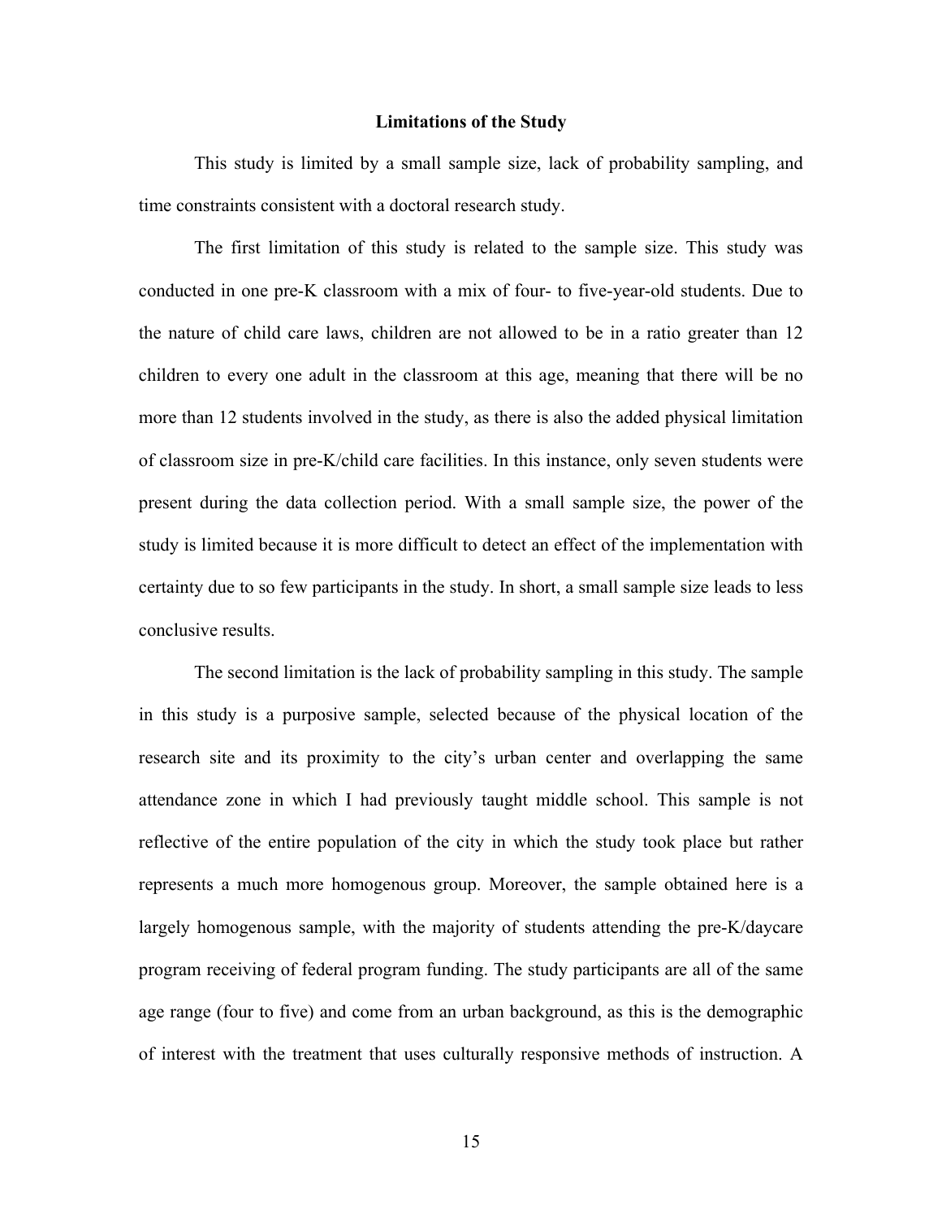## Limitations of the Study

This study is limited by a small sample size, lack of probability sampling, and time constraints consistent with a doctoral research study.

The first limitation of this study is related to the sample size. This study was conducted in one pre-K classroom with a mix of four- to five-year-old students. Due to the nature of child care laws, children are not allowed to be in a ratio greater than 12 children to every one adult in the classroom at this age, meaning that there will be no more than 12 students involved in the study, as there is also the added physical limitation of classroom size in pre-K/child care facilities. In this instance, only seven students were present during the data collection period. With a small sample size, the power of the study is limited because it is more difficult to detect an effect of the implementation with certainty due to so few participants in the study. In short, a small sample size leads to less conclusive results.

The second limitation is the lack of probability sampling in this study. The sample in this study is a purposive sample, selected because of the physical location of the research site and its proximity to the city's urban center and overlapping the same attendance zone in which I had previously taught middle school. This sample is not reflective of the entire population of the city in which the study took place but rather represents a much more homogenous group. Moreover, the sample obtained here is a largely homogenous sample, with the majority of students attending the pre-K/daycare program receiving of federal program funding. The study participants are all of the same age range (four to five) and come from an urban background, as this is the demographic of interest with the treatment that uses culturally responsive methods of instruction. A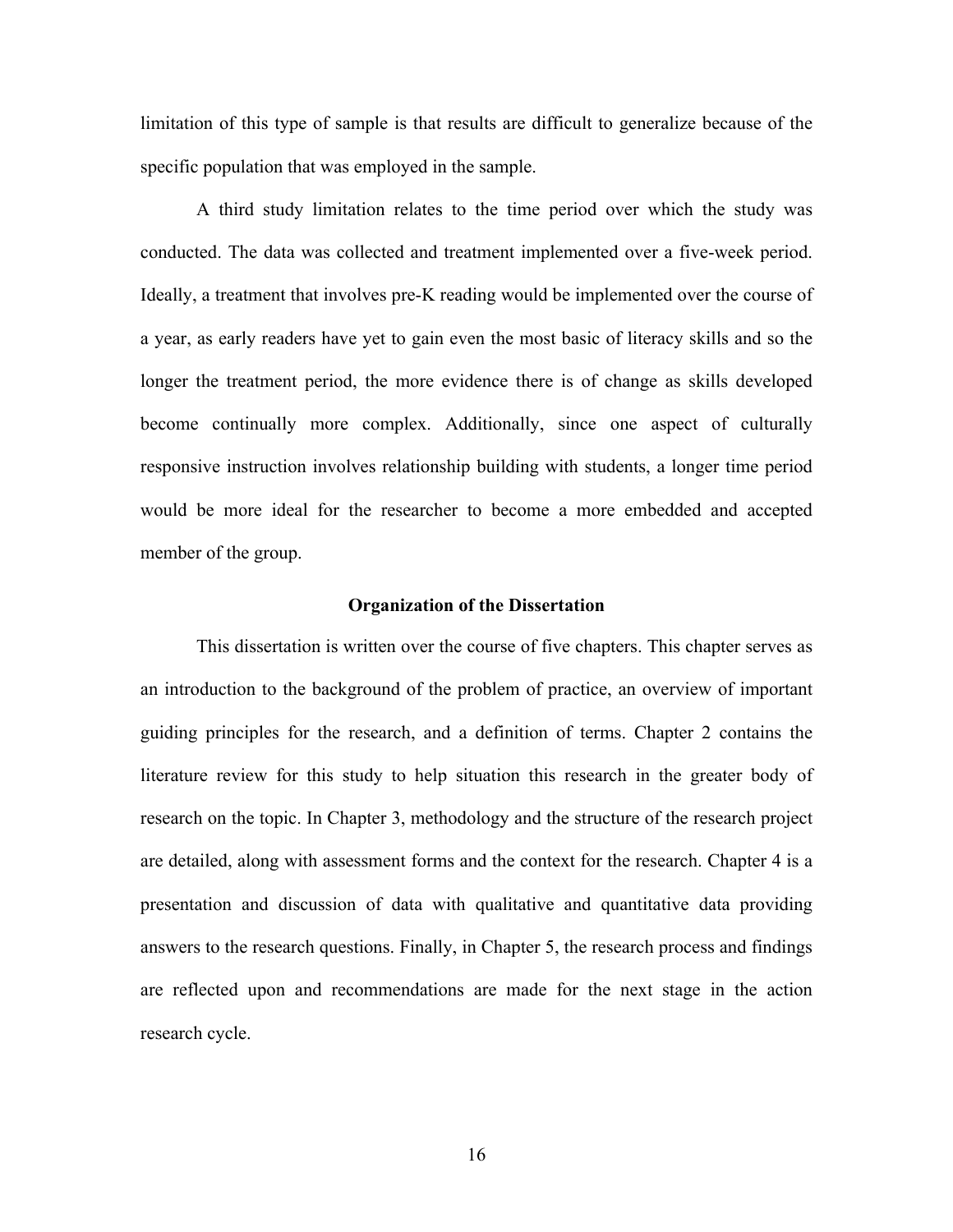limitation of this type of sample is that results are difficult to generalize because of the specific population that was employed in the sample.

A third study limitation relates to the time period over which the study was conducted. The data was collected and treatment implemented over a five-week period. Ideally, a treatment that involves pre-K reading would be implemented over the course of a year, as early readers have yet to gain even the most basic of literacy skills and so the longer the treatment period, the more evidence there is of change as skills developed become continually more complex. Additionally, since one aspect of culturally responsive instruction involves relationship building with students, a longer time period would be more ideal for the researcher to become a more embedded and accepted member of the group.

## Organization of the Dissertation

This dissertation is written over the course of five chapters. This chapter serves as an introduction to the background of the problem of practice, an overview of important guiding principles for the research, and a definition of terms. Chapter 2 contains the literature review for this study to help situation this research in the greater body of research on the topic. In Chapter 3, methodology and the structure of the research project are detailed, along with assessment forms and the context for the research. Chapter 4 is a presentation and discussion of data with qualitative and quantitative data providing answers to the research questions. Finally, in Chapter 5, the research process and findings are reflected upon and recommendations are made for the next stage in the action research cycle.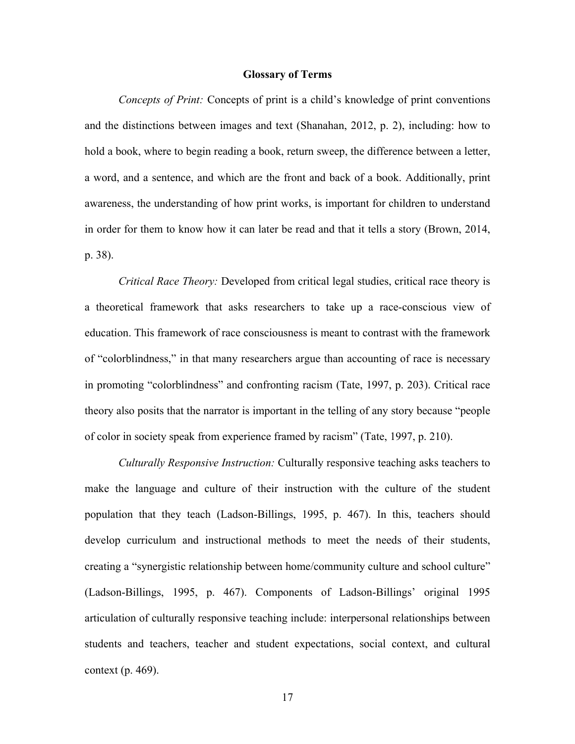## Glossary of Terms

*Concepts of Print:* Concepts of print is a child's knowledge of print conventions and the distinctions between images and text (Shanahan, 2012, p. 2), including: how to hold a book, where to begin reading a book, return sweep, the difference between a letter, a word, and a sentence, and which are the front and back of a book. Additionally, print awareness, the understanding of how print works, is important for children to understand in order for them to know how it can later be read and that it tells a story (Brown, 2014, p. 38).

*Critical Race Theory:* Developed from critical legal studies, critical race theory is a theoretical framework that asks researchers to take up a race-conscious view of education. This framework of race consciousness is meant to contrast with the framework of "colorblindness," in that many researchers argue than accounting of race is necessary in promoting "colorblindness" and confronting racism (Tate, 1997, p. 203). Critical race theory also posits that the narrator is important in the telling of any story because "people of color in society speak from experience framed by racism" (Tate, 1997, p. 210).

*Culturally Responsive Instruction:* Culturally responsive teaching asks teachers to make the language and culture of their instruction with the culture of the student population that they teach (Ladson-Billings, 1995, p. 467). In this, teachers should develop curriculum and instructional methods to meet the needs of their students, creating a "synergistic relationship between home/community culture and school culture" (Ladson-Billings, 1995, p. 467). Components of Ladson-Billings' original 1995 articulation of culturally responsive teaching include: interpersonal relationships between students and teachers, teacher and student expectations, social context, and cultural context (p. 469).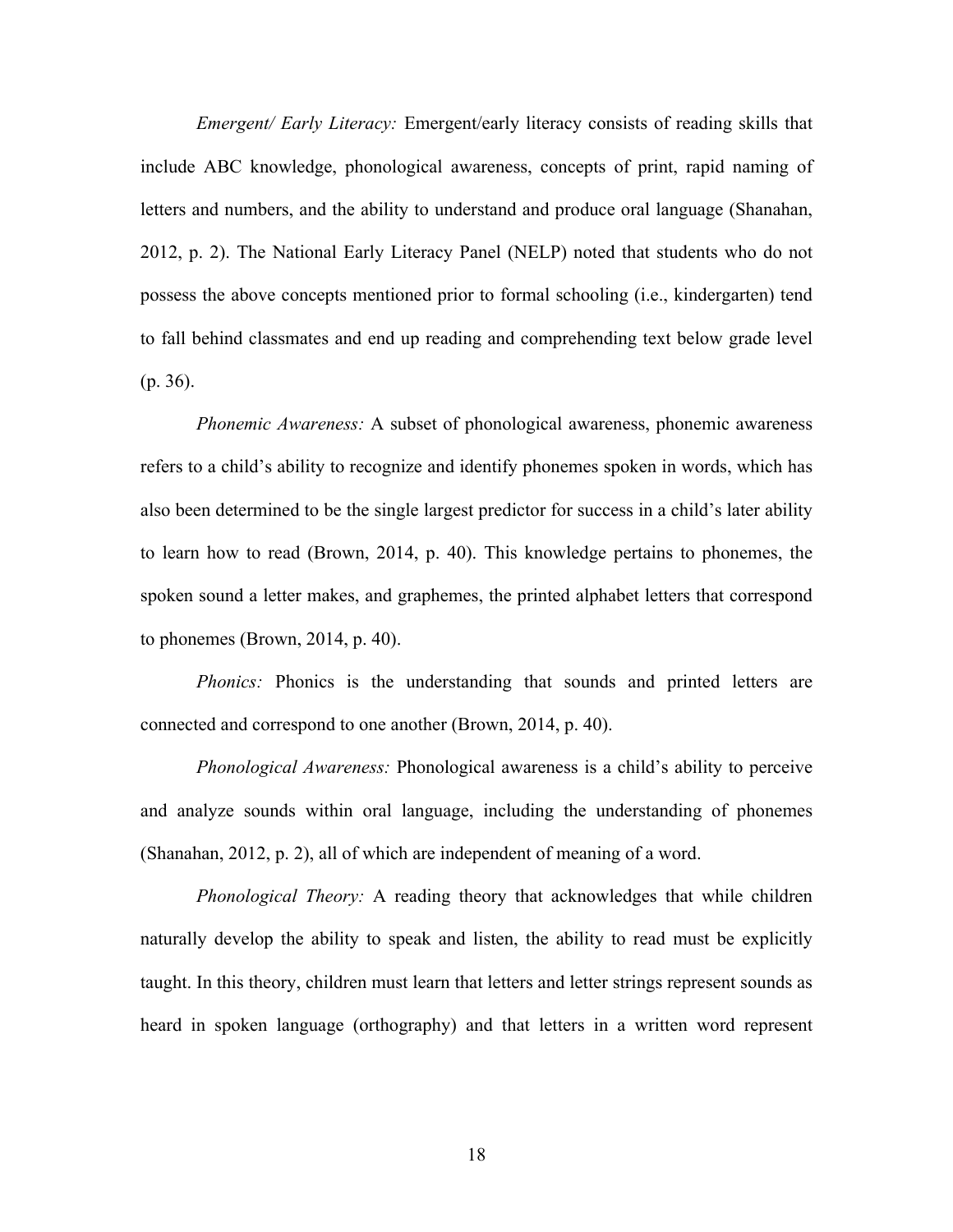*Emergent/ Early Literacy:* Emergent/early literacy consists of reading skills that include ABC knowledge, phonological awareness, concepts of print, rapid naming of letters and numbers, and the ability to understand and produce oral language (Shanahan, 2012, p. 2). The National Early Literacy Panel (NELP) noted that students who do not possess the above concepts mentioned prior to formal schooling (i.e., kindergarten) tend to fall behind classmates and end up reading and comprehending text below grade level (p. 36).

*Phonemic Awareness:* A subset of phonological awareness, phonemic awareness refers to a child's ability to recognize and identify phonemes spoken in words, which has also been determined to be the single largest predictor for success in a child's later ability to learn how to read (Brown, 2014, p. 40). This knowledge pertains to phonemes, the spoken sound a letter makes, and graphemes, the printed alphabet letters that correspond to phonemes (Brown, 2014, p. 40).

*Phonics:* Phonics is the understanding that sounds and printed letters are connected and correspond to one another (Brown, 2014, p. 40).

*Phonological Awareness:* Phonological awareness is a child's ability to perceive and analyze sounds within oral language, including the understanding of phonemes (Shanahan, 2012, p. 2), all of which are independent of meaning of a word.

*Phonological Theory:* A reading theory that acknowledges that while children naturally develop the ability to speak and listen, the ability to read must be explicitly taught. In this theory, children must learn that letters and letter strings represent sounds as heard in spoken language (orthography) and that letters in a written word represent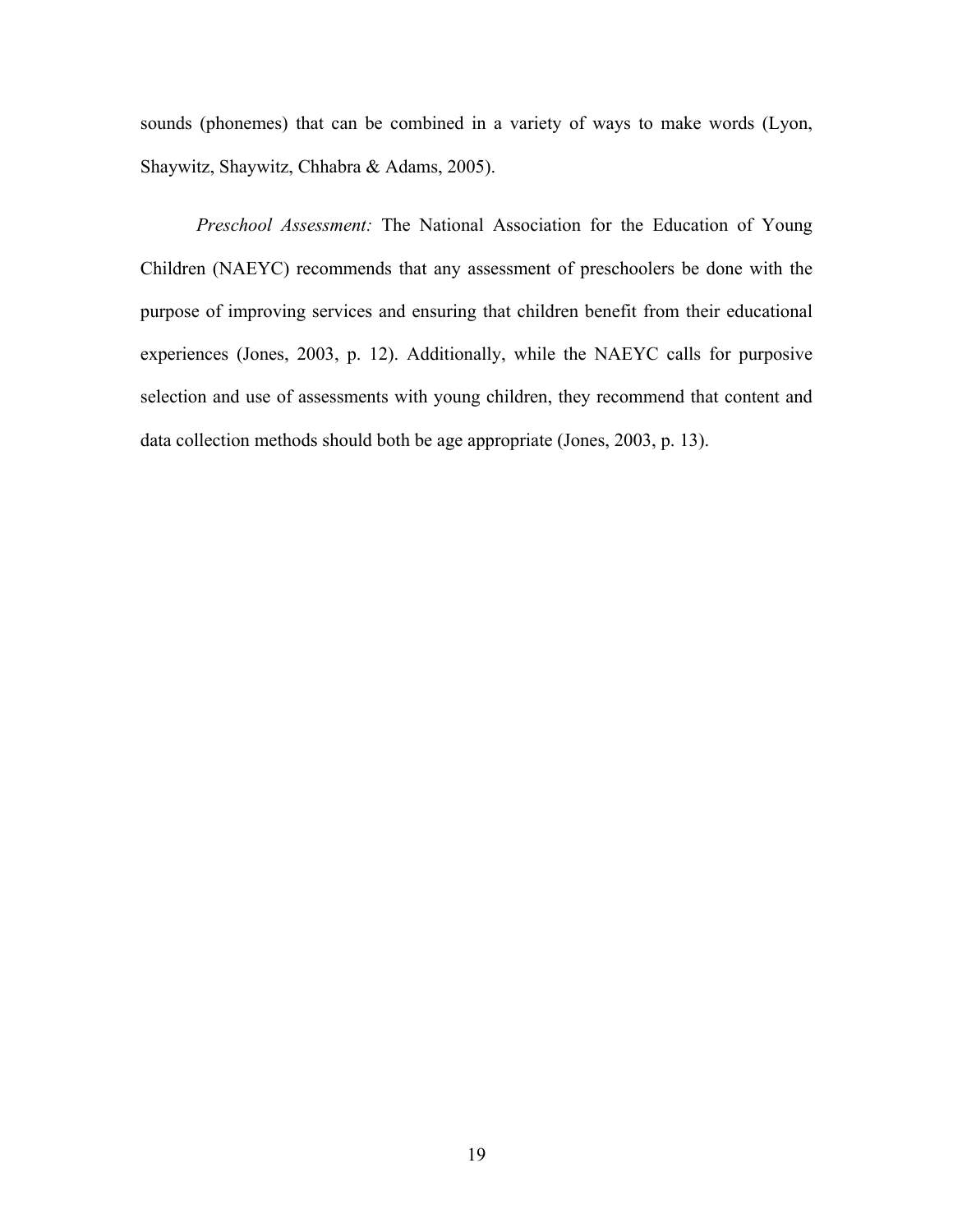sounds (phonemes) that can be combined in a variety of ways to make words (Lyon, Shaywitz, Shaywitz, Chhabra & Adams, 2005).

*Preschool Assessment:* The National Association for the Education of Young Children (NAEYC) recommends that any assessment of preschoolers be done with the purpose of improving services and ensuring that children benefit from their educational experiences (Jones, 2003, p. 12). Additionally, while the NAEYC calls for purposive selection and use of assessments with young children, they recommend that content and data collection methods should both be age appropriate (Jones, 2003, p. 13).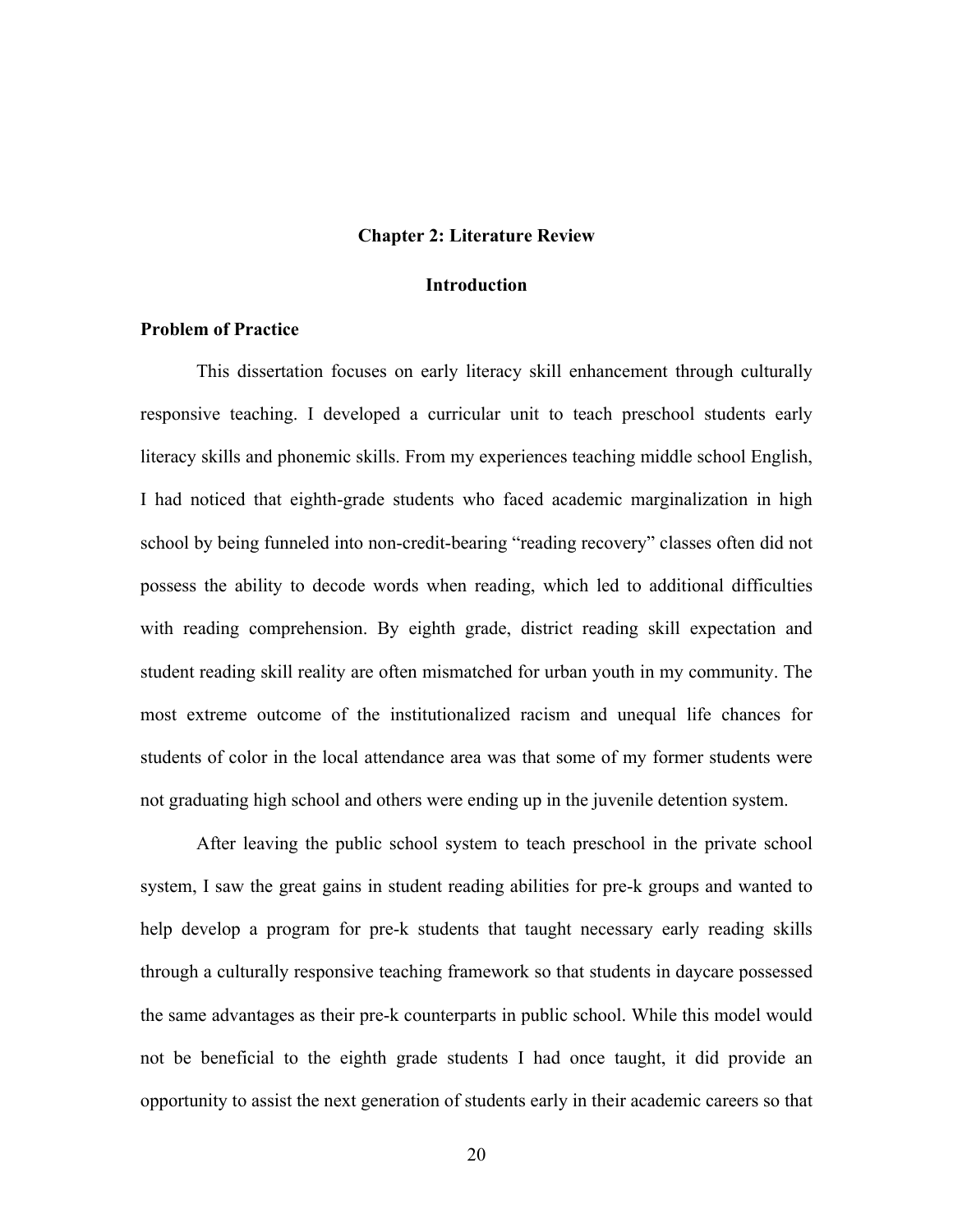# Chapter 2: Literature Review

## Introduction

### Problem of Practice

This dissertation focuses on early literacy skill enhancement through culturally responsive teaching. I developed a curricular unit to teach preschool students early literacy skills and phonemic skills. From my experiences teaching middle school English, I had noticed that eighth-grade students who faced academic marginalization in high school by being funneled into non-credit-bearing "reading recovery" classes often did not possess the ability to decode words when reading, which led to additional difficulties with reading comprehension. By eighth grade, district reading skill expectation and student reading skill reality are often mismatched for urban youth in my community. The most extreme outcome of the institutionalized racism and unequal life chances for students of color in the local attendance area was that some of my former students were not graduating high school and others were ending up in the juvenile detention system.

After leaving the public school system to teach preschool in the private school system, I saw the great gains in student reading abilities for pre-k groups and wanted to help develop a program for pre-k students that taught necessary early reading skills through a culturally responsive teaching framework so that students in daycare possessed the same advantages as their pre-k counterparts in public school. While this model would not be beneficial to the eighth grade students I had once taught, it did provide an opportunity to assist the next generation of students early in their academic careers so that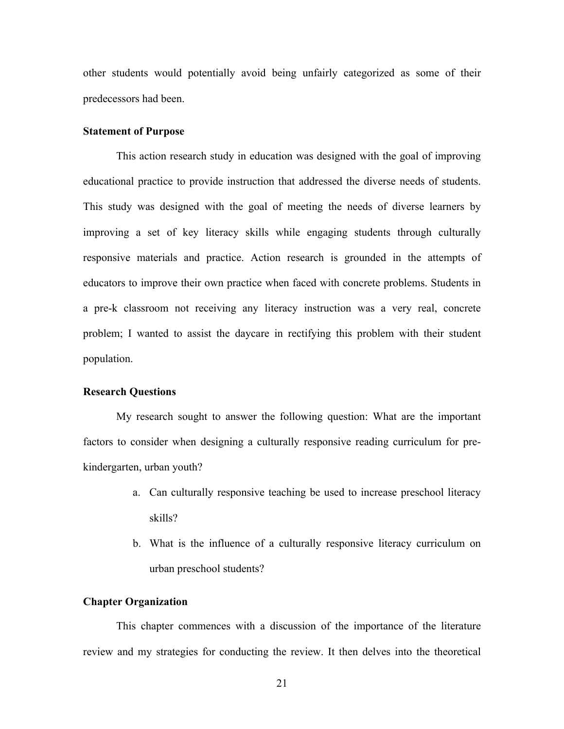other students would potentially avoid being unfairly categorized as some of their predecessors had been.

### Statement of Purpose

This action research study in education was designed with the goal of improving educational practice to provide instruction that addressed the diverse needs of students. This study was designed with the goal of meeting the needs of diverse learners by improving a set of key literacy skills while engaging students through culturally responsive materials and practice. Action research is grounded in the attempts of educators to improve their own practice when faced with concrete problems. Students in a pre-k classroom not receiving any literacy instruction was a very real, concrete problem; I wanted to assist the daycare in rectifying this problem with their student population.

### Research Questions

My research sought to answer the following question: What are the important factors to consider when designing a culturally responsive reading curriculum for pre-kindergarten, urban youth?

a. Can culturally responsive teaching be used to increase preschool literacy skills?
b. What is the influence of a culturally responsive literacy curriculum on urban preschool students?

### Chapter Organization

This chapter commences with a discussion of the importance of the literature review and my strategies for conducting the review. It then delves into the theoretical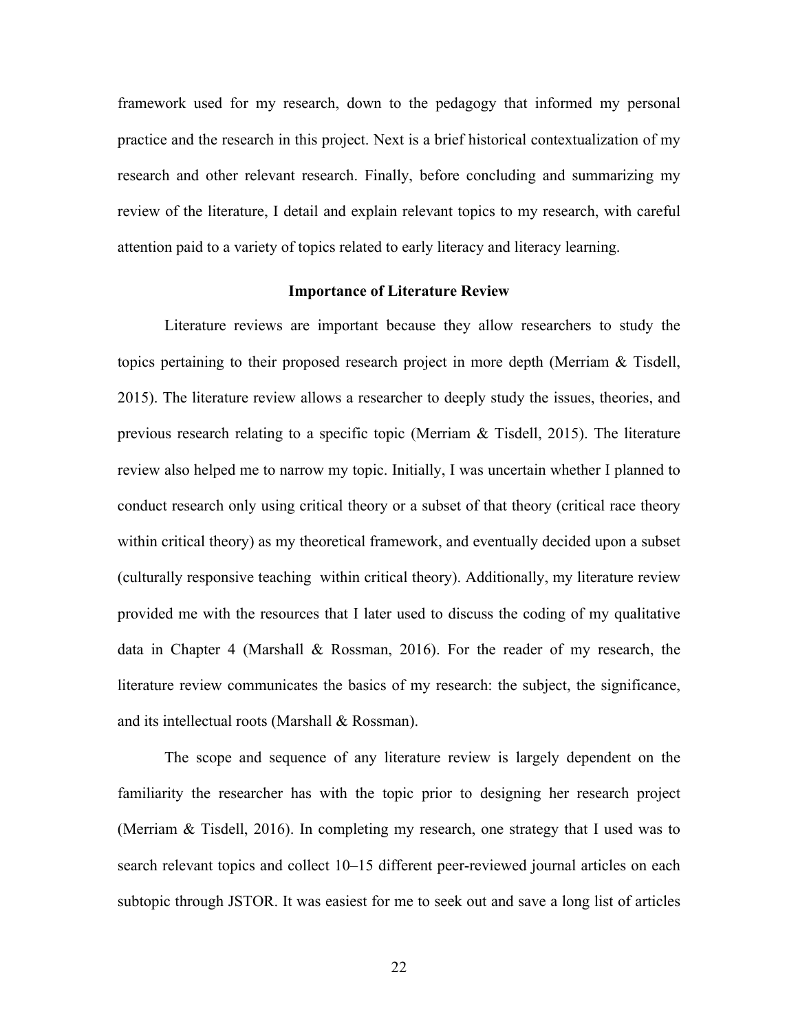framework used for my research, down to the pedagogy that informed my personal practice and the research in this project. Next is a brief historical contextualization of my research and other relevant research. Finally, before concluding and summarizing my review of the literature, I detail and explain relevant topics to my research, with careful attention paid to a variety of topics related to early literacy and literacy learning.

## Importance of Literature Review

Literature reviews are important because they allow researchers to study the topics pertaining to their proposed research project in more depth (Merriam & Tisdell, 2015). The literature review allows a researcher to deeply study the issues, theories, and previous research relating to a specific topic (Merriam & Tisdell, 2015). The literature review also helped me to narrow my topic. Initially, I was uncertain whether I planned to conduct research only using critical theory or a subset of that theory (critical race theory within critical theory) as my theoretical framework, and eventually decided upon a subset (culturally responsive teaching within critical theory). Additionally, my literature review provided me with the resources that I later used to discuss the coding of my qualitative data in Chapter 4 (Marshall & Rossman, 2016). For the reader of my research, the literature review communicates the basics of my research: the subject, the significance, and its intellectual roots (Marshall & Rossman).

The scope and sequence of any literature review is largely dependent on the familiarity the researcher has with the topic prior to designing her research project (Merriam & Tisdell, 2016). In completing my research, one strategy that I used was to search relevant topics and collect 10–15 different peer-reviewed journal articles on each subtopic through JSTOR. It was easiest for me to seek out and save a long list of articles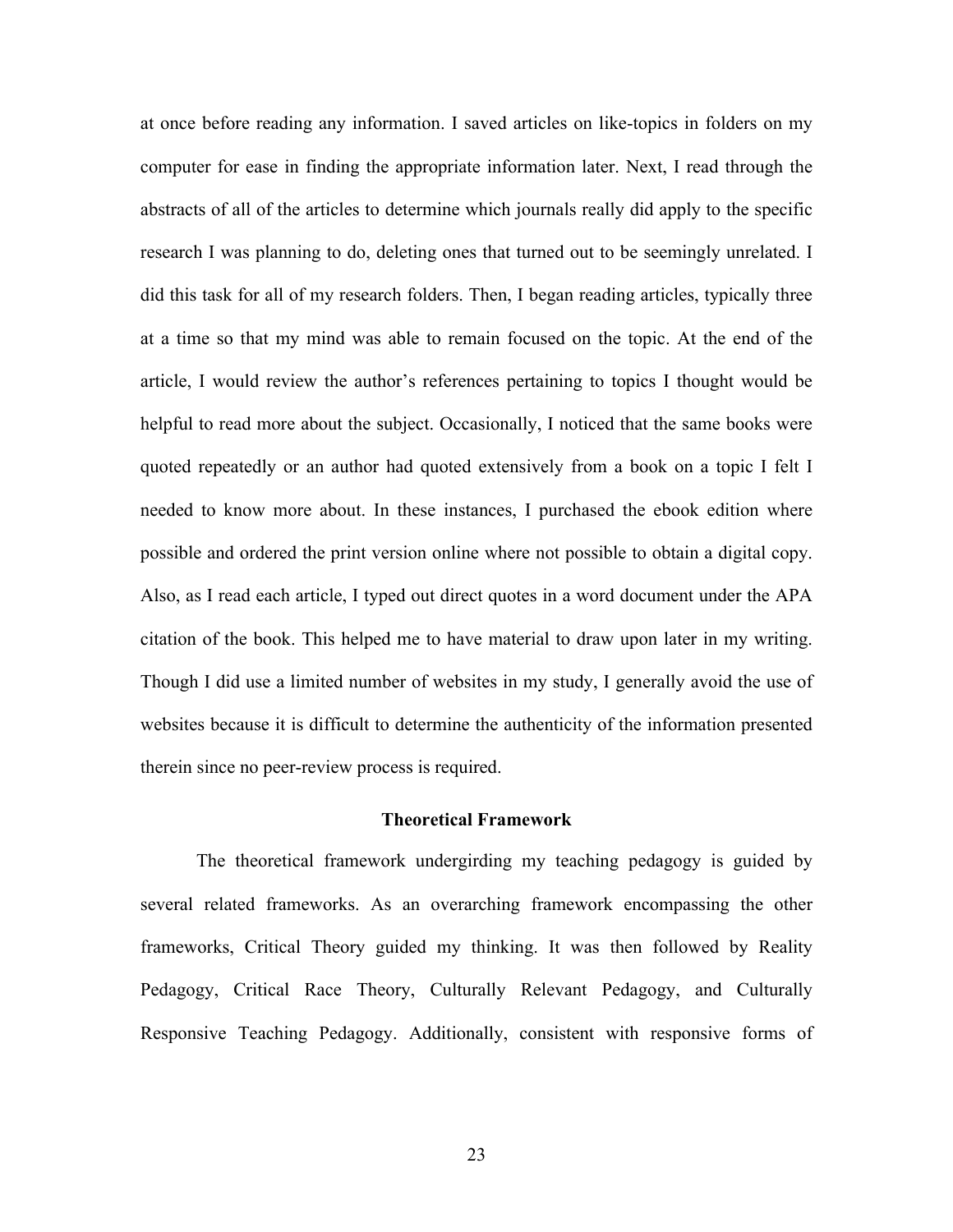at once before reading any information. I saved articles on like-topics in folders on my computer for ease in finding the appropriate information later. Next, I read through the abstracts of all of the articles to determine which journals really did apply to the specific research I was planning to do, deleting ones that turned out to be seemingly unrelated. I did this task for all of my research folders. Then, I began reading articles, typically three at a time so that my mind was able to remain focused on the topic. At the end of the article, I would review the author's references pertaining to topics I thought would be helpful to read more about the subject. Occasionally, I noticed that the same books were quoted repeatedly or an author had quoted extensively from a book on a topic I felt I needed to know more about. In these instances, I purchased the ebook edition where possible and ordered the print version online where not possible to obtain a digital copy. Also, as I read each article, I typed out direct quotes in a word document under the APA citation of the book. This helped me to have material to draw upon later in my writing. Though I did use a limited number of websites in my study, I generally avoid the use of websites because it is difficult to determine the authenticity of the information presented therein since no peer-review process is required.

## Theoretical Framework

The theoretical framework undergirding my teaching pedagogy is guided by several related frameworks. As an overarching framework encompassing the other frameworks, Critical Theory guided my thinking. It was then followed by Reality Pedagogy, Critical Race Theory, Culturally Relevant Pedagogy, and Culturally Responsive Teaching Pedagogy. Additionally, consistent with responsive forms of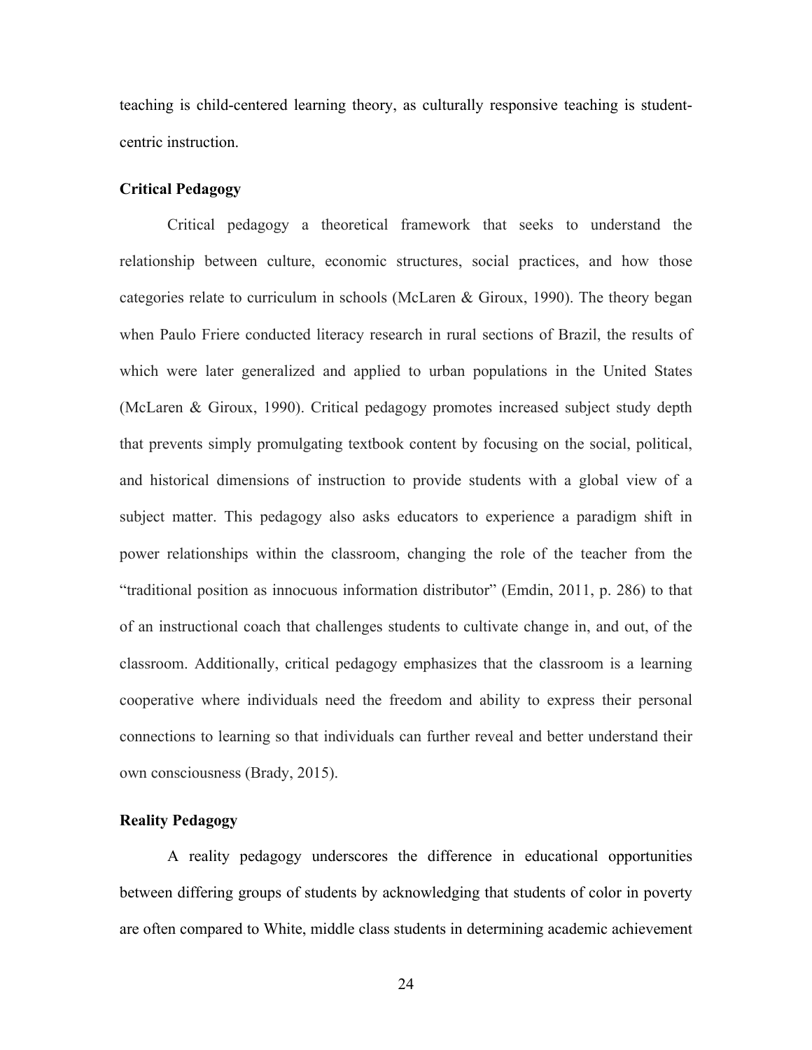teaching is child-centered learning theory, as culturally responsive teaching is student-centric instruction.

### Critical Pedagogy

Critical pedagogy a theoretical framework that seeks to understand the relationship between culture, economic structures, social practices, and how those categories relate to curriculum in schools (McLaren & Giroux, 1990). The theory began when Paulo Friere conducted literacy research in rural sections of Brazil, the results of which were later generalized and applied to urban populations in the United States (McLaren & Giroux, 1990). Critical pedagogy promotes increased subject study depth that prevents simply promulgating textbook content by focusing on the social, political, and historical dimensions of instruction to provide students with a global view of a subject matter. This pedagogy also asks educators to experience a paradigm shift in power relationships within the classroom, changing the role of the teacher from the "traditional position as innocuous information distributor" (Emdin, 2011, p. 286) to that of an instructional coach that challenges students to cultivate change in, and out, of the classroom. Additionally, critical pedagogy emphasizes that the classroom is a learning cooperative where individuals need the freedom and ability to express their personal connections to learning so that individuals can further reveal and better understand their own consciousness (Brady, 2015).

### Reality Pedagogy

A reality pedagogy underscores the difference in educational opportunities between differing groups of students by acknowledging that students of color in poverty are often compared to White, middle class students in determining academic achievement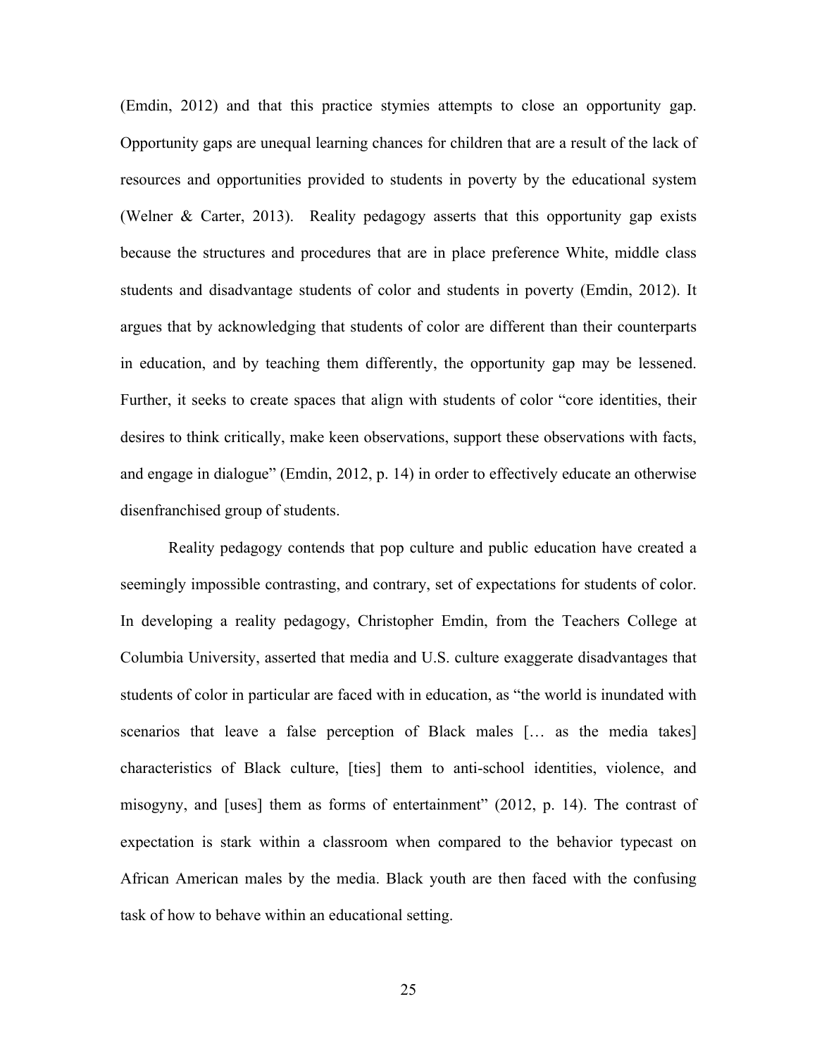(Emdin, 2012) and that this practice stymies attempts to close an opportunity gap. Opportunity gaps are unequal learning chances for children that are a result of the lack of resources and opportunities provided to students in poverty by the educational system (Welner & Carter, 2013). Reality pedagogy asserts that this opportunity gap exists because the structures and procedures that are in place preference White, middle class students and disadvantage students of color and students in poverty (Emdin, 2012). It argues that by acknowledging that students of color are different than their counterparts in education, and by teaching them differently, the opportunity gap may be lessened. Further, it seeks to create spaces that align with students of color "core identities, their desires to think critically, make keen observations, support these observations with facts, and engage in dialogue" (Emdin, 2012, p. 14) in order to effectively educate an otherwise disenfranchised group of students.

Reality pedagogy contends that pop culture and public education have created a seemingly impossible contrasting, and contrary, set of expectations for students of color. In developing a reality pedagogy, Christopher Emdin, from the Teachers College at Columbia University, asserted that media and U.S. culture exaggerate disadvantages that students of color in particular are faced with in education, as "the world is inundated with scenarios that leave a false perception of Black males [… as the media takes] characteristics of Black culture, [ties] them to anti-school identities, violence, and misogyny, and [uses] them as forms of entertainment" (2012, p. 14). The contrast of expectation is stark within a classroom when compared to the behavior typecast on African American males by the media. Black youth are then faced with the confusing task of how to behave within an educational setting.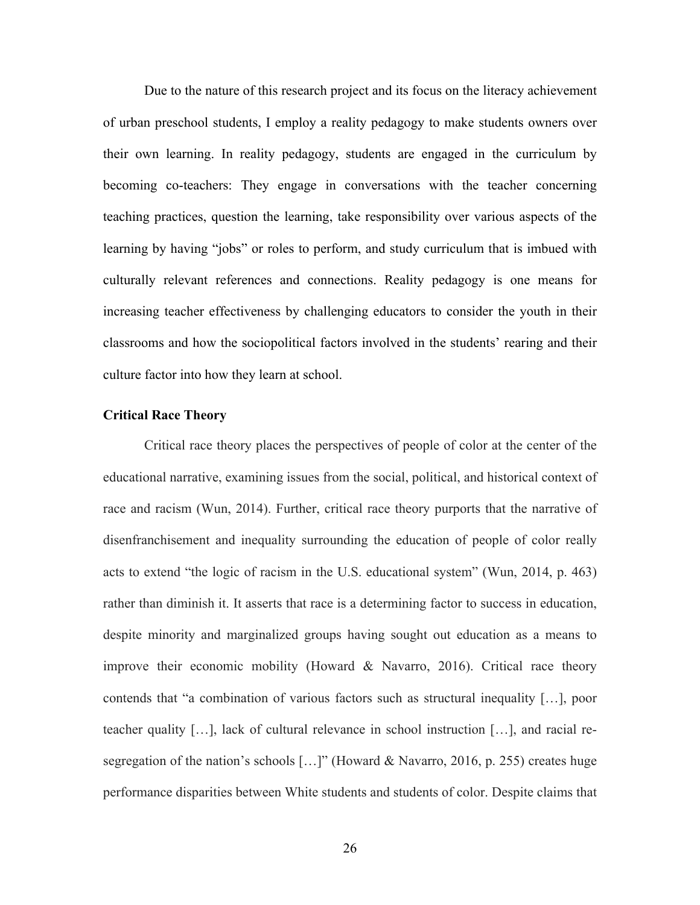Due to the nature of this research project and its focus on the literacy achievement of urban preschool students, I employ a reality pedagogy to make students owners over their own learning. In reality pedagogy, students are engaged in the curriculum by becoming co-teachers: They engage in conversations with the teacher concerning teaching practices, question the learning, take responsibility over various aspects of the learning by having "jobs" or roles to perform, and study curriculum that is imbued with culturally relevant references and connections. Reality pedagogy is one means for increasing teacher effectiveness by challenging educators to consider the youth in their classrooms and how the sociopolitical factors involved in the students' rearing and their culture factor into how they learn at school.

**Critical Race Theory**

Critical race theory places the perspectives of people of color at the center of the educational narrative, examining issues from the social, political, and historical context of race and racism (Wun, 2014). Further, critical race theory purports that the narrative of disenfranchisement and inequality surrounding the education of people of color really acts to extend "the logic of racism in the U.S. educational system" (Wun, 2014, p. 463) rather than diminish it. It asserts that race is a determining factor to success in education, despite minority and marginalized groups having sought out education as a means to improve their economic mobility (Howard & Navarro, 2016). Critical race theory contends that "a combination of various factors such as structural inequality […], poor teacher quality […], lack of cultural relevance in school instruction […], and racial re-segregation of the nation's schools […]" (Howard & Navarro, 2016, p. 255) creates huge performance disparities between White students and students of color. Despite claims that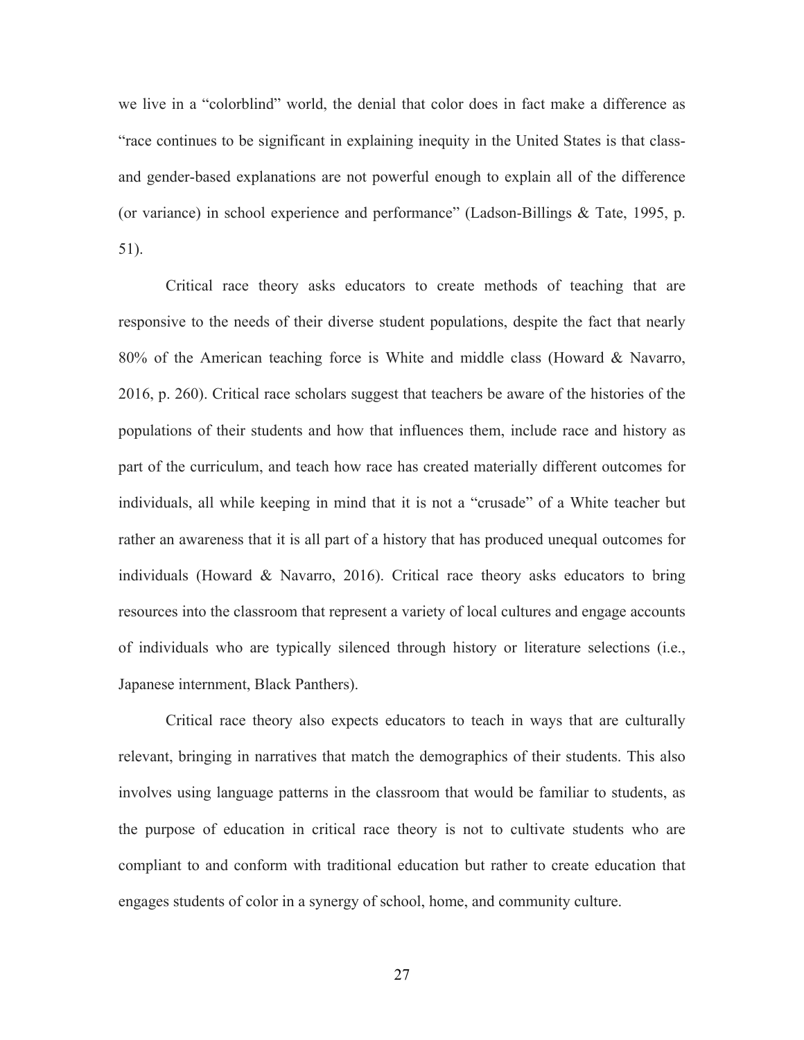we live in a "colorblind" world, the denial that color does in fact make a difference as "race continues to be significant in explaining inequity in the United States is that class- and gender-based explanations are not powerful enough to explain all of the difference (or variance) in school experience and performance" (Ladson-Billings & Tate, 1995, p. 51).

Critical race theory asks educators to create methods of teaching that are responsive to the needs of their diverse student populations, despite the fact that nearly 80% of the American teaching force is White and middle class (Howard & Navarro, 2016, p. 260). Critical race scholars suggest that teachers be aware of the histories of the populations of their students and how that influences them, include race and history as part of the curriculum, and teach how race has created materially different outcomes for individuals, all while keeping in mind that it is not a "crusade" of a White teacher but rather an awareness that it is all part of a history that has produced unequal outcomes for individuals (Howard & Navarro, 2016). Critical race theory asks educators to bring resources into the classroom that represent a variety of local cultures and engage accounts of individuals who are typically silenced through history or literature selections (i.e., Japanese internment, Black Panthers).

Critical race theory also expects educators to teach in ways that are culturally relevant, bringing in narratives that match the demographics of their students. This also involves using language patterns in the classroom that would be familiar to students, as the purpose of education in critical race theory is not to cultivate students who are compliant to and conform with traditional education but rather to create education that engages students of color in a synergy of school, home, and community culture.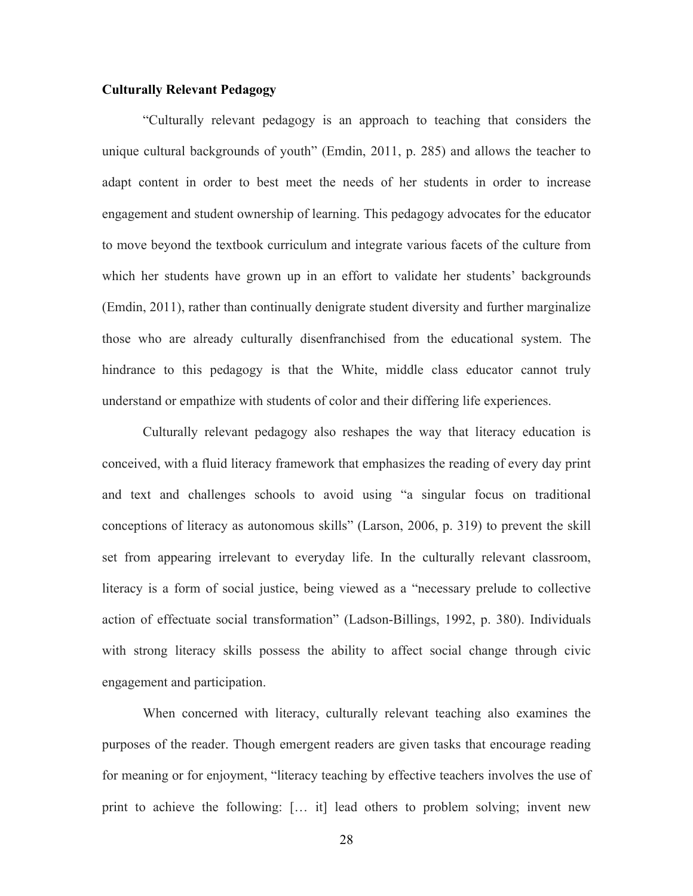**Culturally Relevant Pedagogy**

"Culturally relevant pedagogy is an approach to teaching that considers the unique cultural backgrounds of youth" (Emdin, 2011, p. 285) and allows the teacher to adapt content in order to best meet the needs of her students in order to increase engagement and student ownership of learning. This pedagogy advocates for the educator to move beyond the textbook curriculum and integrate various facets of the culture from which her students have grown up in an effort to validate her students' backgrounds (Emdin, 2011), rather than continually denigrate student diversity and further marginalize those who are already culturally disenfranchised from the educational system. The hindrance to this pedagogy is that the White, middle class educator cannot truly understand or empathize with students of color and their differing life experiences.

Culturally relevant pedagogy also reshapes the way that literacy education is conceived, with a fluid literacy framework that emphasizes the reading of every day print and text and challenges schools to avoid using "a singular focus on traditional conceptions of literacy as autonomous skills" (Larson, 2006, p. 319) to prevent the skill set from appearing irrelevant to everyday life. In the culturally relevant classroom, literacy is a form of social justice, being viewed as a "necessary prelude to collective action of effectuate social transformation" (Ladson-Billings, 1992, p. 380). Individuals with strong literacy skills possess the ability to affect social change through civic engagement and participation.

When concerned with literacy, culturally relevant teaching also examines the purposes of the reader. Though emergent readers are given tasks that encourage reading for meaning or for enjoyment, "literacy teaching by effective teachers involves the use of print to achieve the following: [… it] lead others to problem solving; invent new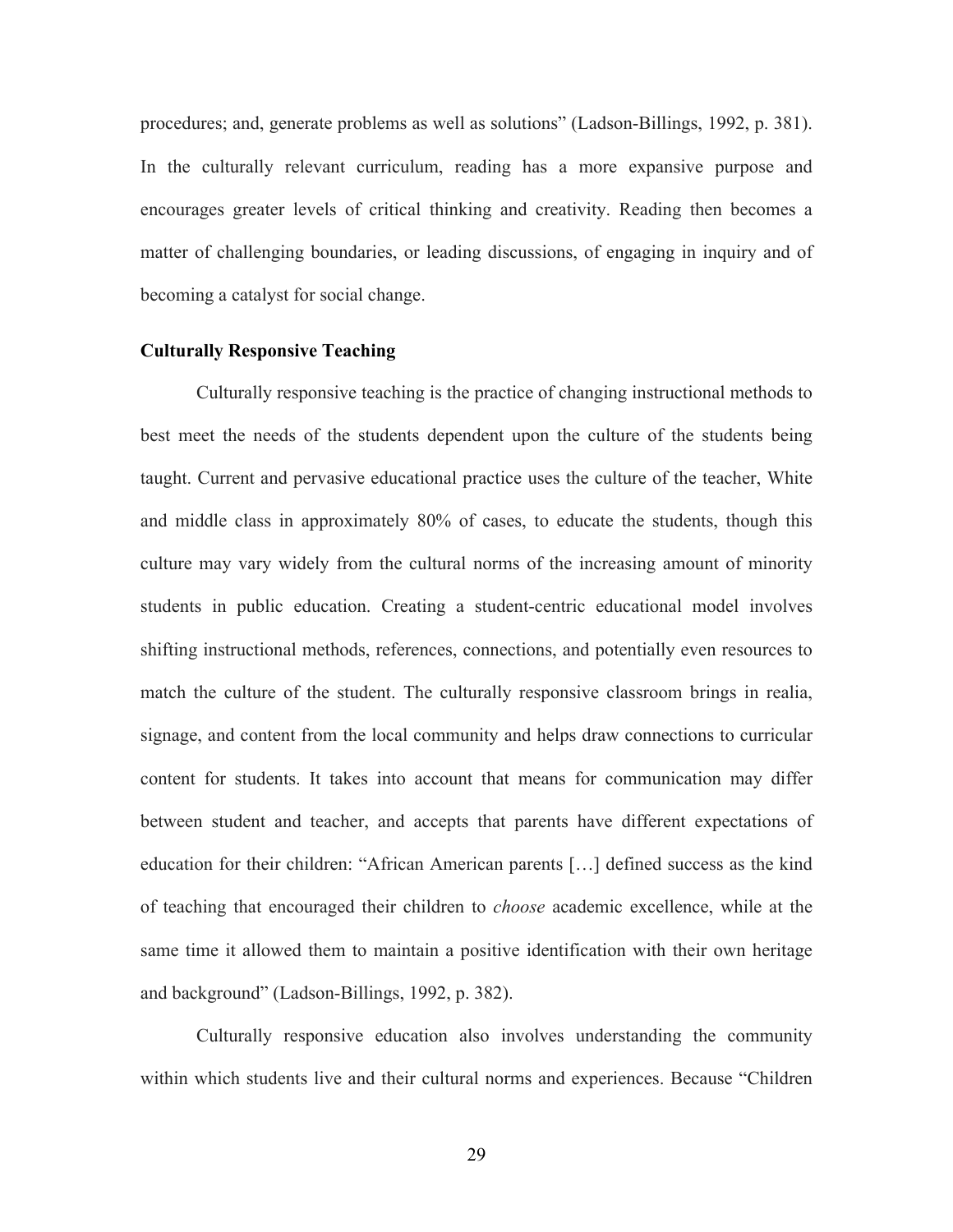procedures; and, generate problems as well as solutions" (Ladson-Billings, 1992, p. 381). In the culturally relevant curriculum, reading has a more expansive purpose and encourages greater levels of critical thinking and creativity. Reading then becomes a matter of challenging boundaries, or leading discussions, of engaging in inquiry and of becoming a catalyst for social change.

**Culturally Responsive Teaching**

Culturally responsive teaching is the practice of changing instructional methods to best meet the needs of the students dependent upon the culture of the students being taught. Current and pervasive educational practice uses the culture of the teacher, White and middle class in approximately 80% of cases, to educate the students, though this culture may vary widely from the cultural norms of the increasing amount of minority students in public education. Creating a student-centric educational model involves shifting instructional methods, references, connections, and potentially even resources to match the culture of the student. The culturally responsive classroom brings in realia, signage, and content from the local community and helps draw connections to curricular content for students. It takes into account that means for communication may differ between student and teacher, and accepts that parents have different expectations of education for their children: "African American parents […] defined success as the kind of teaching that encouraged their children to *choose* academic excellence, while at the same time it allowed them to maintain a positive identification with their own heritage and background" (Ladson-Billings, 1992, p. 382).

Culturally responsive education also involves understanding the community within which students live and their cultural norms and experiences. Because "Children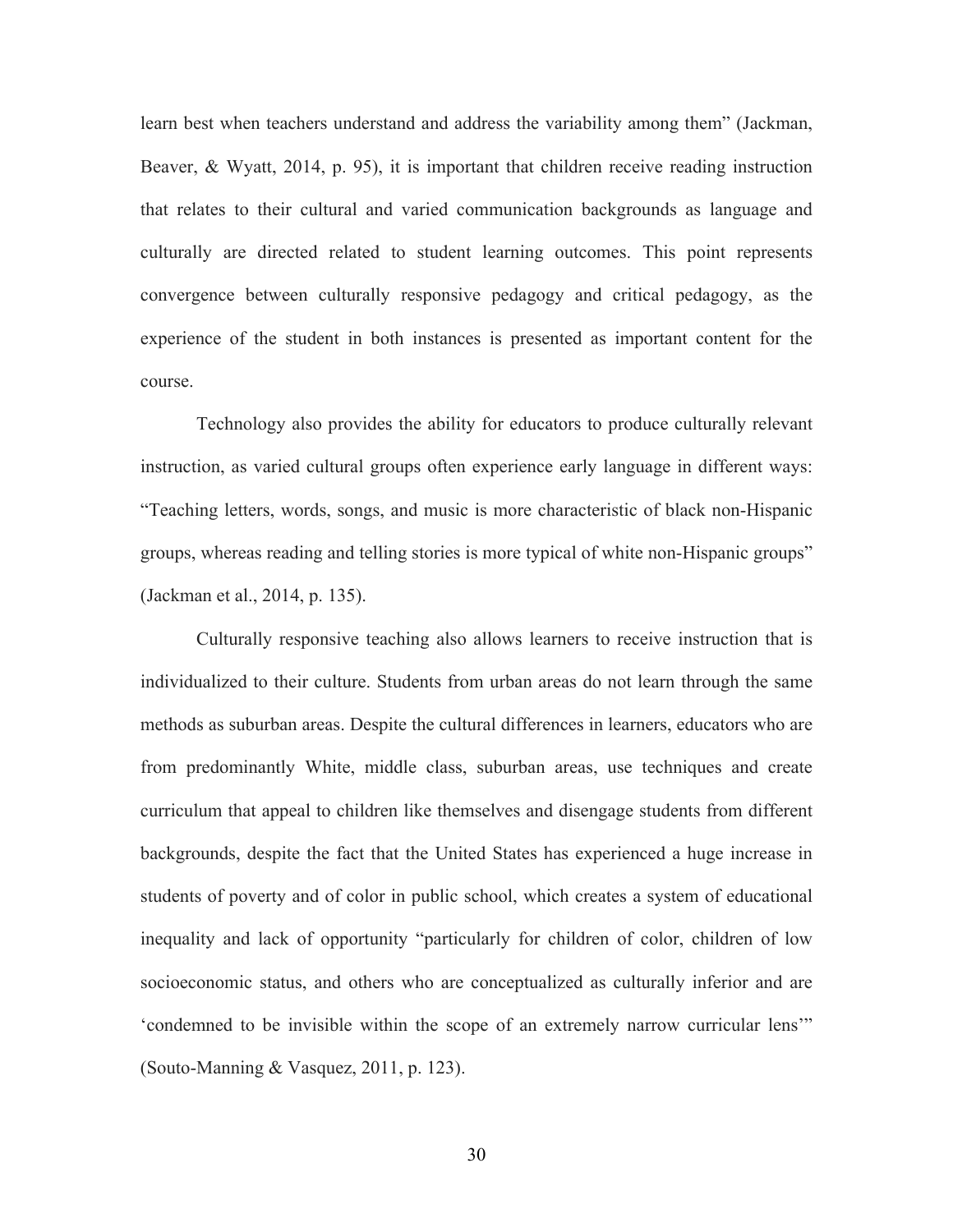learn best when teachers understand and address the variability among them" (Jackman, Beaver, & Wyatt, 2014, p. 95), it is important that children receive reading instruction that relates to their cultural and varied communication backgrounds as language and culturally are directed related to student learning outcomes. This point represents convergence between culturally responsive pedagogy and critical pedagogy, as the experience of the student in both instances is presented as important content for the course.

Technology also provides the ability for educators to produce culturally relevant instruction, as varied cultural groups often experience early language in different ways: "Teaching letters, words, songs, and music is more characteristic of black non-Hispanic groups, whereas reading and telling stories is more typical of white non-Hispanic groups" (Jackman et al., 2014, p. 135).

Culturally responsive teaching also allows learners to receive instruction that is individualized to their culture. Students from urban areas do not learn through the same methods as suburban areas. Despite the cultural differences in learners, educators who are from predominantly White, middle class, suburban areas, use techniques and create curriculum that appeal to children like themselves and disengage students from different backgrounds, despite the fact that the United States has experienced a huge increase in students of poverty and of color in public school, which creates a system of educational inequality and lack of opportunity "particularly for children of color, children of low socioeconomic status, and others who are conceptualized as culturally inferior and are 'condemned to be invisible within the scope of an extremely narrow curricular lens'" (Souto-Manning & Vasquez, 2011, p. 123).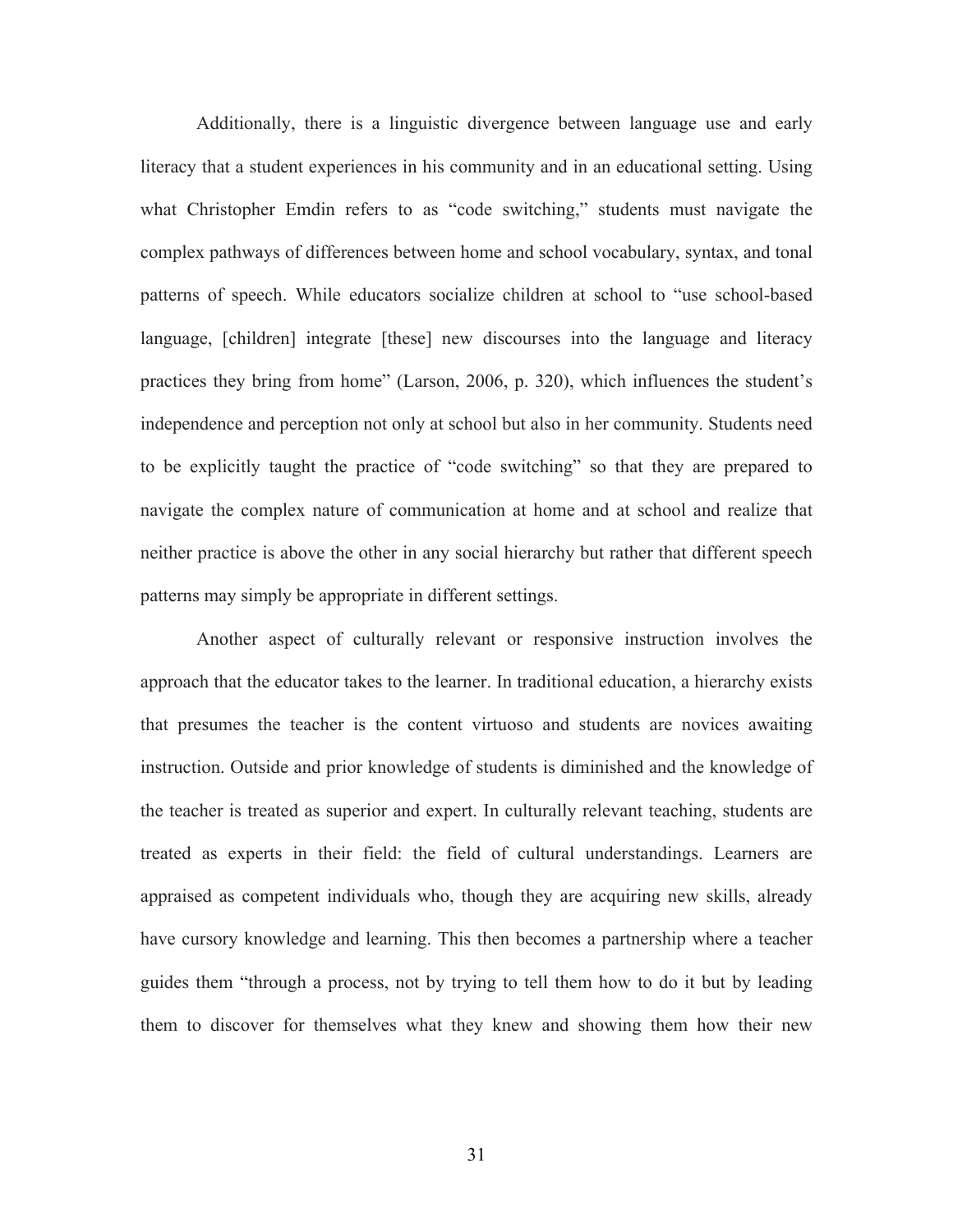Additionally, there is a linguistic divergence between language use and early literacy that a student experiences in his community and in an educational setting. Using what Christopher Emdin refers to as "code switching," students must navigate the complex pathways of differences between home and school vocabulary, syntax, and tonal patterns of speech. While educators socialize children at school to "use school-based language, [children] integrate [these] new discourses into the language and literacy practices they bring from home" (Larson, 2006, p. 320), which influences the student's independence and perception not only at school but also in her community. Students need to be explicitly taught the practice of "code switching" so that they are prepared to navigate the complex nature of communication at home and at school and realize that neither practice is above the other in any social hierarchy but rather that different speech patterns may simply be appropriate in different settings.

Another aspect of culturally relevant or responsive instruction involves the approach that the educator takes to the learner. In traditional education, a hierarchy exists that presumes the teacher is the content virtuoso and students are novices awaiting instruction. Outside and prior knowledge of students is diminished and the knowledge of the teacher is treated as superior and expert. In culturally relevant teaching, students are treated as experts in their field: the field of cultural understandings. Learners are appraised as competent individuals who, though they are acquiring new skills, already have cursory knowledge and learning. This then becomes a partnership where a teacher guides them "through a process, not by trying to tell them how to do it but by leading them to discover for themselves what they knew and showing them how their new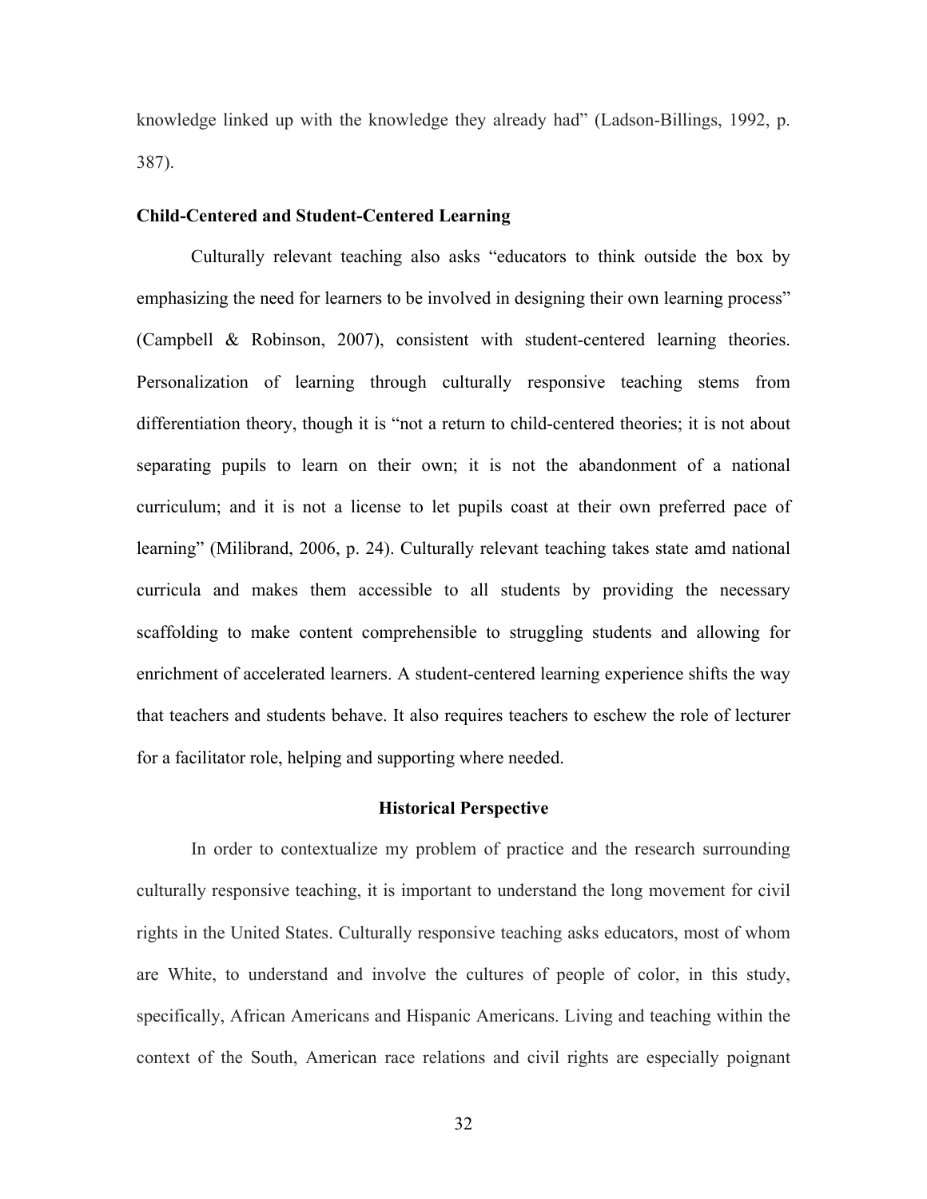knowledge linked up with the knowledge they already had" (Ladson-Billings, 1992, p. 387).

**Child-Centered and Student-Centered Learning**

Culturally relevant teaching also asks "educators to think outside the box by emphasizing the need for learners to be involved in designing their own learning process" (Campbell & Robinson, 2007), consistent with student-centered learning theories. Personalization of learning through culturally responsive teaching stems from differentiation theory, though it is "not a return to child-centered theories; it is not about separating pupils to learn on their own; it is not the abandonment of a national curriculum; and it is not a license to let pupils coast at their own preferred pace of learning" (Milibrand, 2006, p. 24). Culturally relevant teaching takes state amd national curricula and makes them accessible to all students by providing the necessary scaffolding to make content comprehensible to struggling students and allowing for enrichment of accelerated learners. A student-centered learning experience shifts the way that teachers and students behave. It also requires teachers to eschew the role of lecturer for a facilitator role, helping and supporting where needed.

## Historical Perspective

In order to contextualize my problem of practice and the research surrounding culturally responsive teaching, it is important to understand the long movement for civil rights in the United States. Culturally responsive teaching asks educators, most of whom are White, to understand and involve the cultures of people of color, in this study, specifically, African Americans and Hispanic Americans. Living and teaching within the context of the South, American race relations and civil rights are especially poignant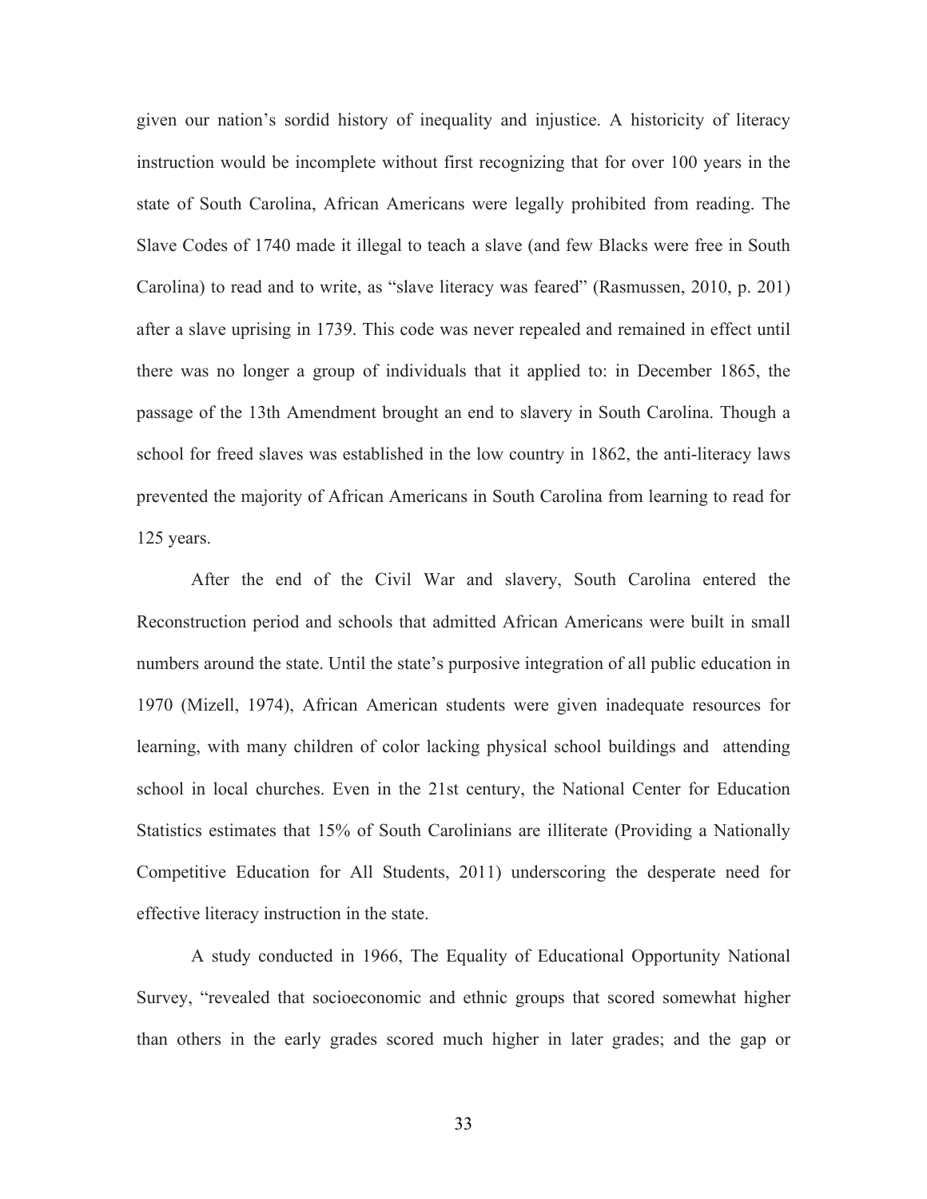given our nation's sordid history of inequality and injustice. A historicity of literacy instruction would be incomplete without first recognizing that for over 100 years in the state of South Carolina, African Americans were legally prohibited from reading. The Slave Codes of 1740 made it illegal to teach a slave (and few Blacks were free in South Carolina) to read and to write, as "slave literacy was feared" (Rasmussen, 2010, p. 201) after a slave uprising in 1739. This code was never repealed and remained in effect until there was no longer a group of individuals that it applied to: in December 1865, the passage of the 13th Amendment brought an end to slavery in South Carolina. Though a school for freed slaves was established in the low country in 1862, the anti-literacy laws prevented the majority of African Americans in South Carolina from learning to read for 125 years.

After the end of the Civil War and slavery, South Carolina entered the Reconstruction period and schools that admitted African Americans were built in small numbers around the state. Until the state's purposive integration of all public education in 1970 (Mizell, 1974), African American students were given inadequate resources for learning, with many children of color lacking physical school buildings and attending school in local churches. Even in the 21st century, the National Center for Education Statistics estimates that 15% of South Carolinians are illiterate (Providing a Nationally Competitive Education for All Students, 2011) underscoring the desperate need for effective literacy instruction in the state.

A study conducted in 1966, The Equality of Educational Opportunity National Survey, "revealed that socioeconomic and ethnic groups that scored somewhat higher than others in the early grades scored much higher in later grades; and the gap or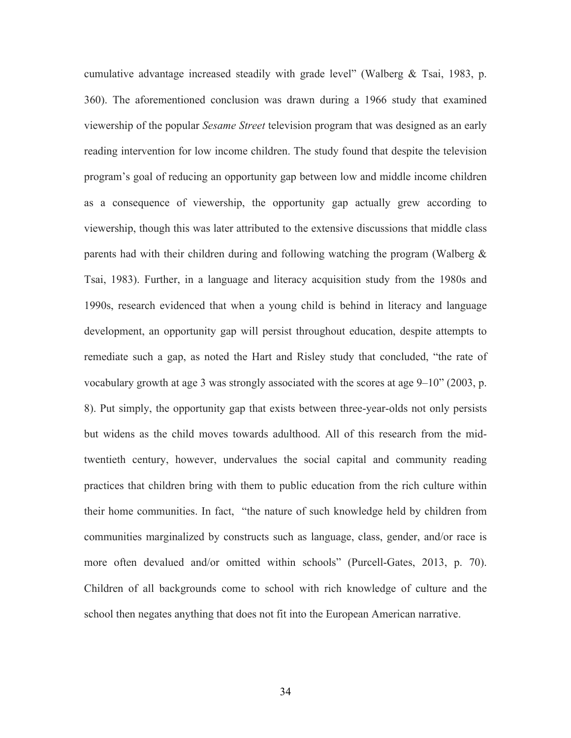cumulative advantage increased steadily with grade level" (Walberg & Tsai, 1983, p. 360). The aforementioned conclusion was drawn during a 1966 study that examined viewership of the popular *Sesame Street* television program that was designed as an early reading intervention for low income children. The study found that despite the television program's goal of reducing an opportunity gap between low and middle income children as a consequence of viewership, the opportunity gap actually grew according to viewership, though this was later attributed to the extensive discussions that middle class parents had with their children during and following watching the program (Walberg & Tsai, 1983). Further, in a language and literacy acquisition study from the 1980s and 1990s, research evidenced that when a young child is behind in literacy and language development, an opportunity gap will persist throughout education, despite attempts to remediate such a gap, as noted the Hart and Risley study that concluded, "the rate of vocabulary growth at age 3 was strongly associated with the scores at age 9–10" (2003, p. 8). Put simply, the opportunity gap that exists between three-year-olds not only persists but widens as the child moves towards adulthood. All of this research from the mid-twentieth century, however, undervalues the social capital and community reading practices that children bring with them to public education from the rich culture within their home communities. In fact, "the nature of such knowledge held by children from communities marginalized by constructs such as language, class, gender, and/or race is more often devalued and/or omitted within schools" (Purcell-Gates, 2013, p. 70). Children of all backgrounds come to school with rich knowledge of culture and the school then negates anything that does not fit into the European American narrative.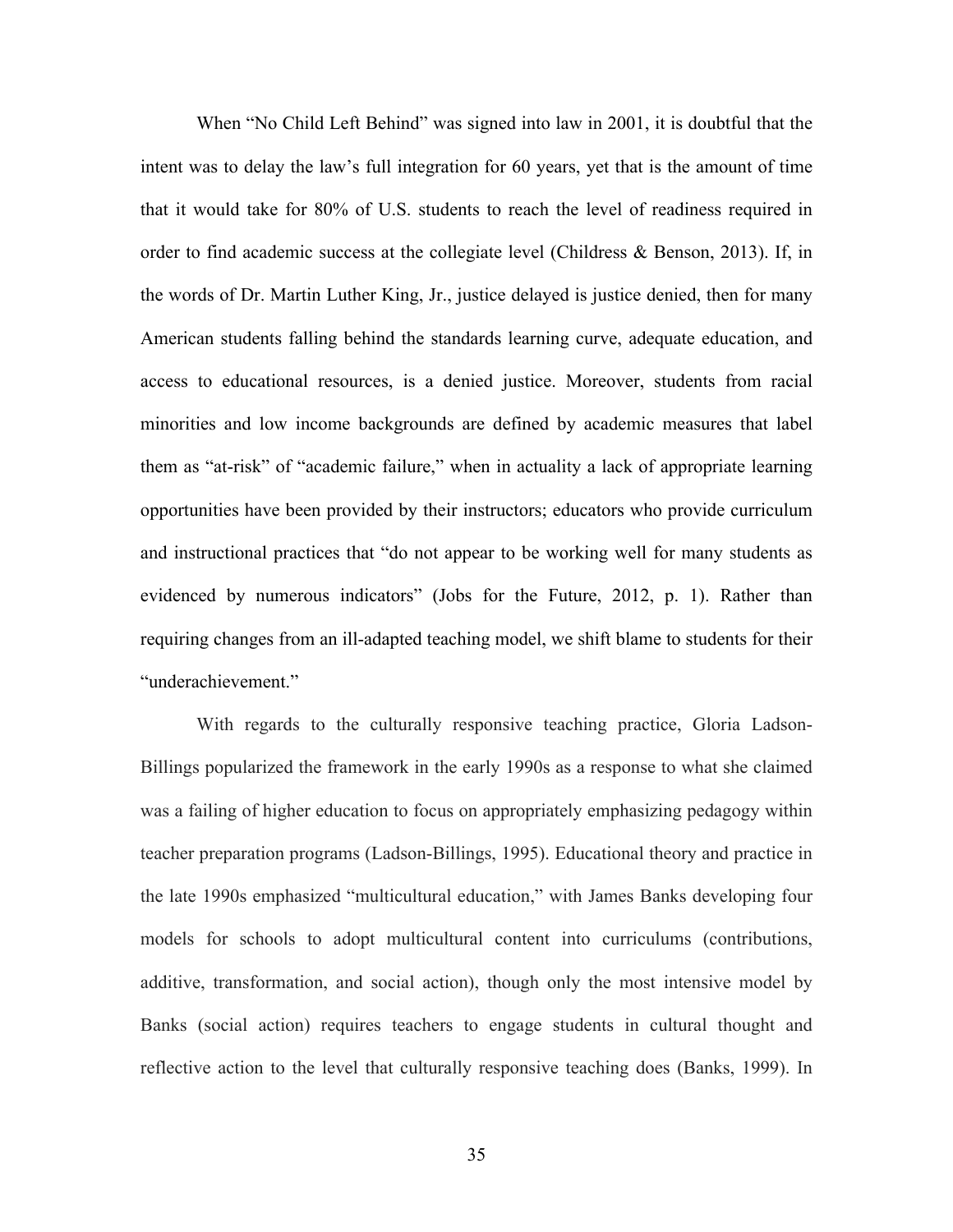When "No Child Left Behind" was signed into law in 2001, it is doubtful that the intent was to delay the law's full integration for 60 years, yet that is the amount of time that it would take for 80% of U.S. students to reach the level of readiness required in order to find academic success at the collegiate level (Childress & Benson, 2013). If, in the words of Dr. Martin Luther King, Jr., justice delayed is justice denied, then for many American students falling behind the standards learning curve, adequate education, and access to educational resources, is a denied justice. Moreover, students from racial minorities and low income backgrounds are defined by academic measures that label them as "at-risk" of "academic failure," when in actuality a lack of appropriate learning opportunities have been provided by their instructors; educators who provide curriculum and instructional practices that "do not appear to be working well for many students as evidenced by numerous indicators" (Jobs for the Future, 2012, p. 1). Rather than requiring changes from an ill-adapted teaching model, we shift blame to students for their "underachievement."

With regards to the culturally responsive teaching practice, Gloria Ladson-Billings popularized the framework in the early 1990s as a response to what she claimed was a failing of higher education to focus on appropriately emphasizing pedagogy within teacher preparation programs (Ladson-Billings, 1995). Educational theory and practice in the late 1990s emphasized "multicultural education," with James Banks developing four models for schools to adopt multicultural content into curriculums (contributions, additive, transformation, and social action), though only the most intensive model by Banks (social action) requires teachers to engage students in cultural thought and reflective action to the level that culturally responsive teaching does (Banks, 1999). In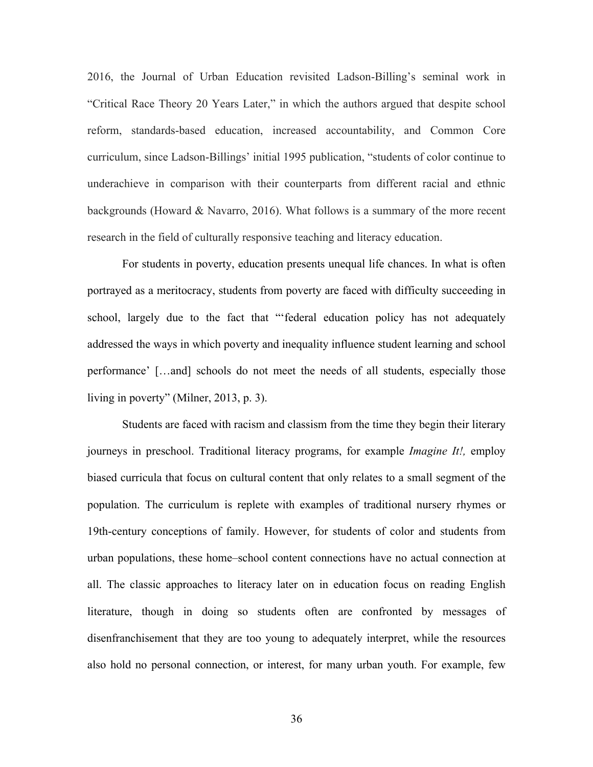2016, the Journal of Urban Education revisited Ladson-Billing's seminal work in "Critical Race Theory 20 Years Later," in which the authors argued that despite school reform, standards-based education, increased accountability, and Common Core curriculum, since Ladson-Billings' initial 1995 publication, "students of color continue to underachieve in comparison with their counterparts from different racial and ethnic backgrounds (Howard & Navarro, 2016). What follows is a summary of the more recent research in the field of culturally responsive teaching and literacy education.

For students in poverty, education presents unequal life chances. In what is often portrayed as a meritocracy, students from poverty are faced with difficulty succeeding in school, largely due to the fact that "'federal education policy has not adequately addressed the ways in which poverty and inequality influence student learning and school performance' […and] schools do not meet the needs of all students, especially those living in poverty" (Milner, 2013, p. 3).

Students are faced with racism and classism from the time they begin their literary journeys in preschool. Traditional literacy programs, for example *Imagine It!,* employ biased curricula that focus on cultural content that only relates to a small segment of the population. The curriculum is replete with examples of traditional nursery rhymes or 19th-century conceptions of family. However, for students of color and students from urban populations, these home–school content connections have no actual connection at all. The classic approaches to literacy later on in education focus on reading English literature, though in doing so students often are confronted by messages of disenfranchisement that they are too young to adequately interpret, while the resources also hold no personal connection, or interest, for many urban youth. For example, few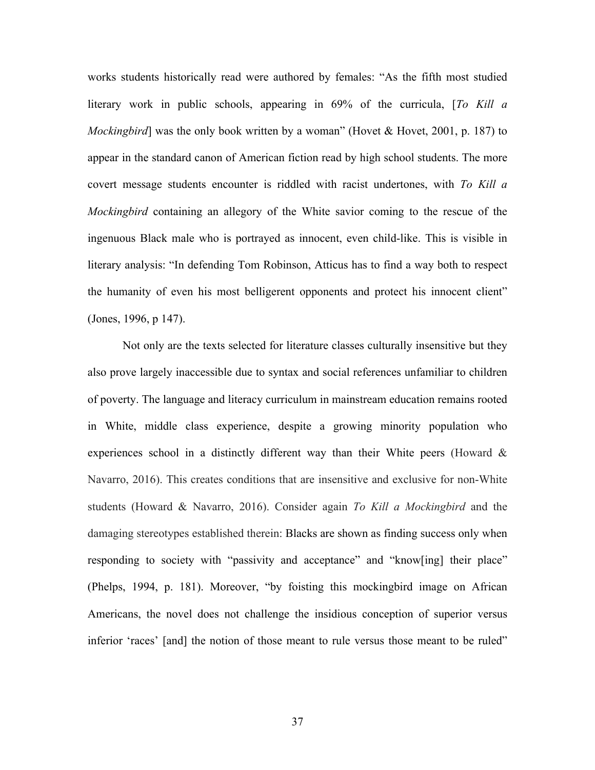works students historically read were authored by females: “As the fifth most studied literary work in public schools, appearing in 69% of the curricula, [*To Kill a Mockingbird*] was the only book written by a woman” (Hovet & Hovet, 2001, p. 187) to appear in the standard canon of American fiction read by high school students. The more covert message students encounter is riddled with racist undertones, with *To Kill a Mockingbird* containing an allegory of the White savior coming to the rescue of the ingenuous Black male who is portrayed as innocent, even child-like. This is visible in literary analysis: “In defending Tom Robinson, Atticus has to find a way both to respect the humanity of even his most belligerent opponents and protect his innocent client” (Jones, 1996, p 147).

Not only are the texts selected for literature classes culturally insensitive but they also prove largely inaccessible due to syntax and social references unfamiliar to children of poverty. The language and literacy curriculum in mainstream education remains rooted in White, middle class experience, despite a growing minority population who experiences school in a distinctly different way than their White peers (Howard & Navarro, 2016). This creates conditions that are insensitive and exclusive for non-White students (Howard & Navarro, 2016). Consider again *To Kill a Mockingbird* and the damaging stereotypes established therein: Blacks are shown as finding success only when responding to society with “passivity and acceptance” and “know[ing] their place” (Phelps, 1994, p. 181). Moreover, “by foisting this mockingbird image on African Americans, the novel does not challenge the insidious conception of superior versus inferior ‘races’ [and] the notion of those meant to rule versus those meant to be ruled”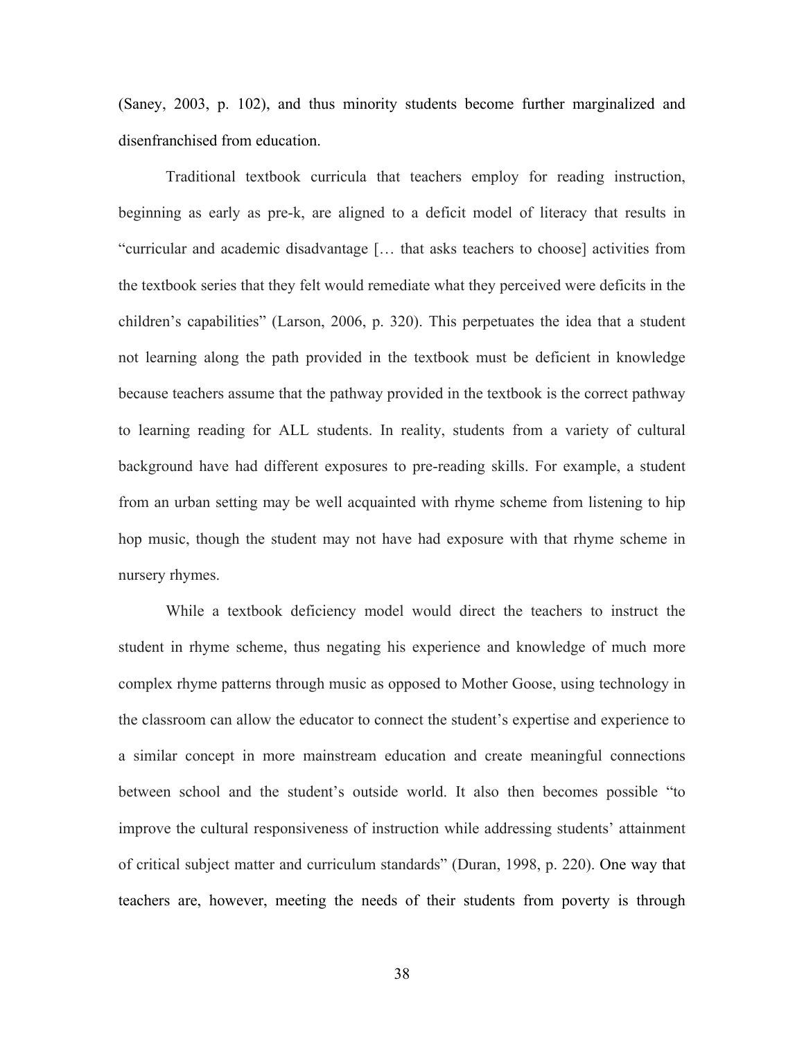(Saney, 2003, p. 102), and thus minority students become further marginalized and disenfranchised from education.

Traditional textbook curricula that teachers employ for reading instruction, beginning as early as pre-k, are aligned to a deficit model of literacy that results in "curricular and academic disadvantage [… that asks teachers to choose] activities from the textbook series that they felt would remediate what they perceived were deficits in the children's capabilities" (Larson, 2006, p. 320). This perpetuates the idea that a student not learning along the path provided in the textbook must be deficient in knowledge because teachers assume that the pathway provided in the textbook is the correct pathway to learning reading for ALL students. In reality, students from a variety of cultural background have had different exposures to pre-reading skills. For example, a student from an urban setting may be well acquainted with rhyme scheme from listening to hip hop music, though the student may not have had exposure with that rhyme scheme in nursery rhymes.

While a textbook deficiency model would direct the teachers to instruct the student in rhyme scheme, thus negating his experience and knowledge of much more complex rhyme patterns through music as opposed to Mother Goose, using technology in the classroom can allow the educator to connect the student's expertise and experience to a similar concept in more mainstream education and create meaningful connections between school and the student's outside world. It also then becomes possible "to improve the cultural responsiveness of instruction while addressing students' attainment of critical subject matter and curriculum standards" (Duran, 1998, p. 220). One way that teachers are, however, meeting the needs of their students from poverty is through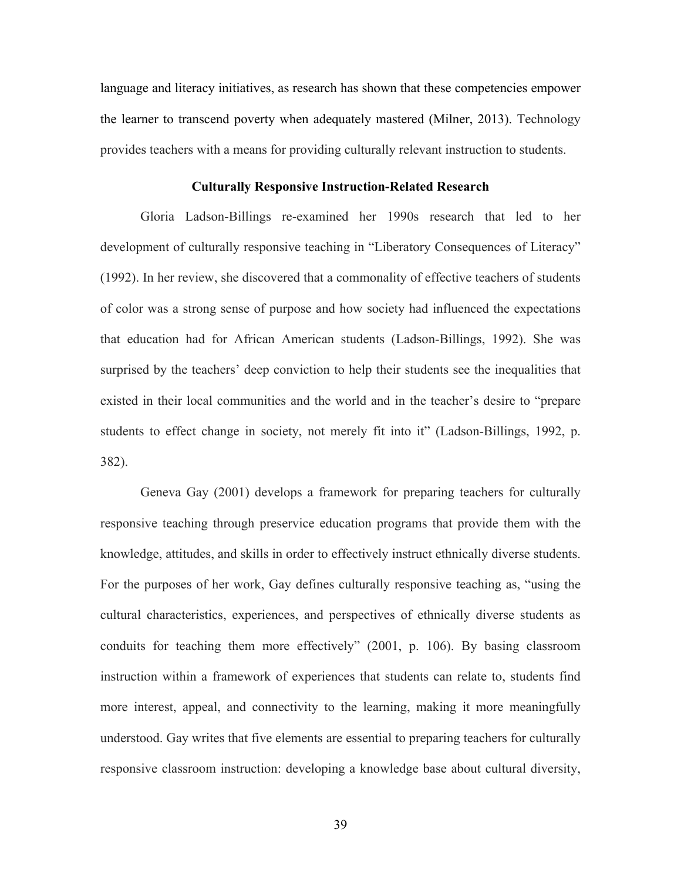language and literacy initiatives, as research has shown that these competencies empower the learner to transcend poverty when adequately mastered (Milner, 2013). Technology provides teachers with a means for providing culturally relevant instruction to students.

## Culturally Responsive Instruction-Related Research

Gloria Ladson-Billings re-examined her 1990s research that led to her development of culturally responsive teaching in "Liberatory Consequences of Literacy" (1992). In her review, she discovered that a commonality of effective teachers of students of color was a strong sense of purpose and how society had influenced the expectations that education had for African American students (Ladson-Billings, 1992). She was surprised by the teachers' deep conviction to help their students see the inequalities that existed in their local communities and the world and in the teacher's desire to "prepare students to effect change in society, not merely fit into it" (Ladson-Billings, 1992, p. 382).

Geneva Gay (2001) develops a framework for preparing teachers for culturally responsive teaching through preservice education programs that provide them with the knowledge, attitudes, and skills in order to effectively instruct ethnically diverse students. For the purposes of her work, Gay defines culturally responsive teaching as, "using the cultural characteristics, experiences, and perspectives of ethnically diverse students as conduits for teaching them more effectively" (2001, p. 106). By basing classroom instruction within a framework of experiences that students can relate to, students find more interest, appeal, and connectivity to the learning, making it more meaningfully understood. Gay writes that five elements are essential to preparing teachers for culturally responsive classroom instruction: developing a knowledge base about cultural diversity,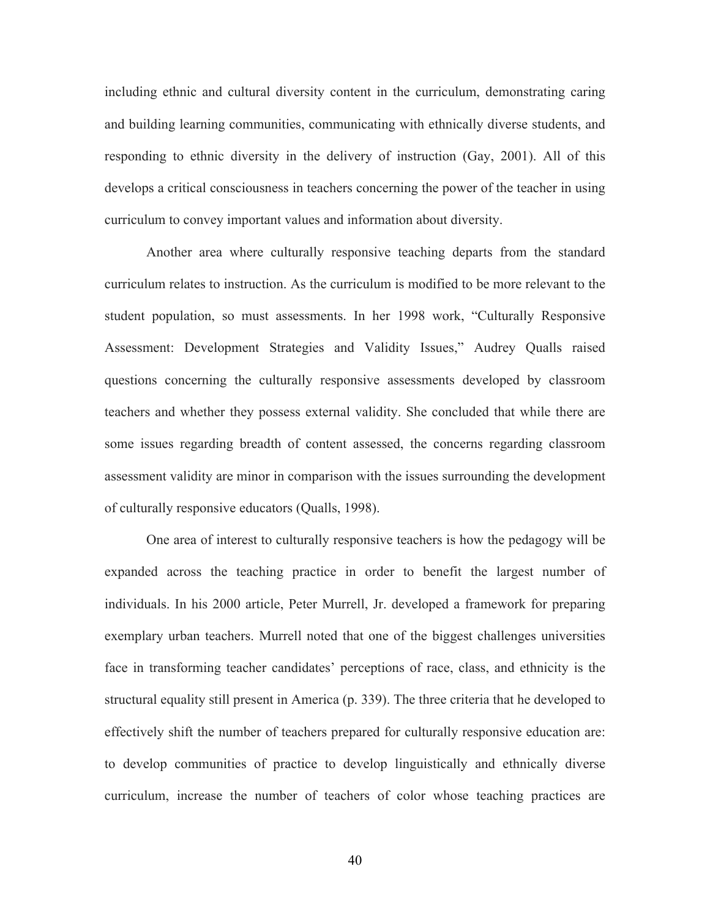including ethnic and cultural diversity content in the curriculum, demonstrating caring and building learning communities, communicating with ethnically diverse students, and responding to ethnic diversity in the delivery of instruction (Gay, 2001). All of this develops a critical consciousness in teachers concerning the power of the teacher in using curriculum to convey important values and information about diversity.

Another area where culturally responsive teaching departs from the standard curriculum relates to instruction. As the curriculum is modified to be more relevant to the student population, so must assessments. In her 1998 work, "Culturally Responsive Assessment: Development Strategies and Validity Issues," Audrey Qualls raised questions concerning the culturally responsive assessments developed by classroom teachers and whether they possess external validity. She concluded that while there are some issues regarding breadth of content assessed, the concerns regarding classroom assessment validity are minor in comparison with the issues surrounding the development of culturally responsive educators (Qualls, 1998).

One area of interest to culturally responsive teachers is how the pedagogy will be expanded across the teaching practice in order to benefit the largest number of individuals. In his 2000 article, Peter Murrell, Jr. developed a framework for preparing exemplary urban teachers. Murrell noted that one of the biggest challenges universities face in transforming teacher candidates' perceptions of race, class, and ethnicity is the structural equality still present in America (p. 339). The three criteria that he developed to effectively shift the number of teachers prepared for culturally responsive education are: to develop communities of practice to develop linguistically and ethnically diverse curriculum, increase the number of teachers of color whose teaching practices are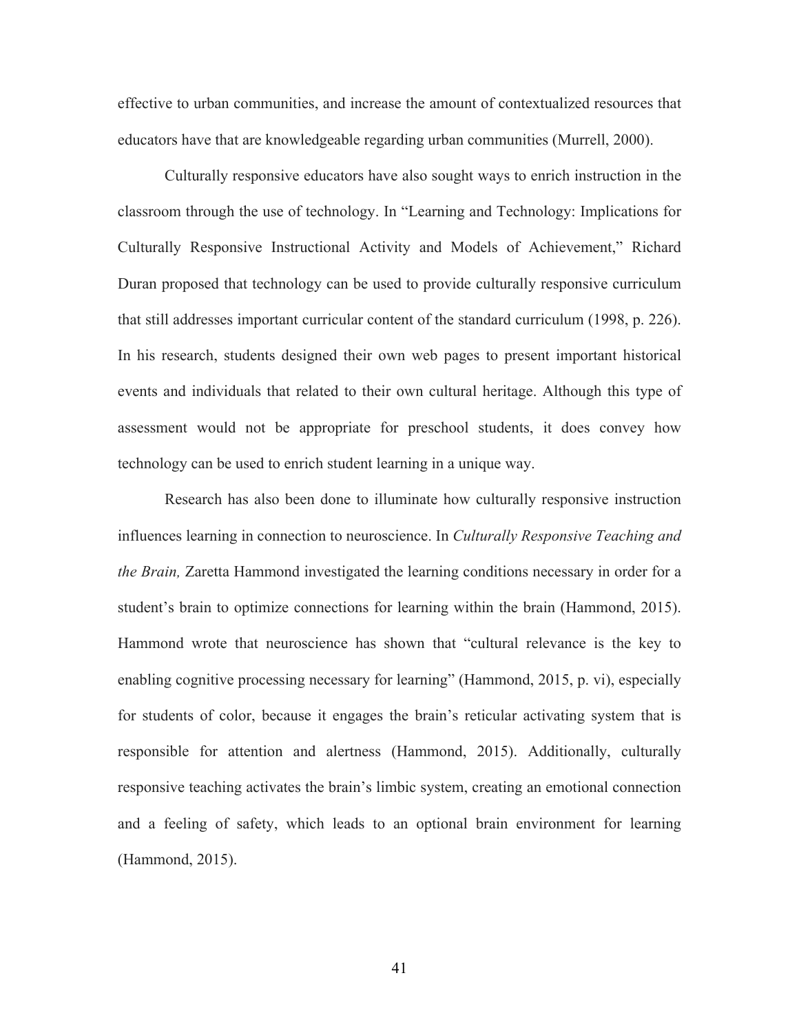effective to urban communities, and increase the amount of contextualized resources that educators have that are knowledgeable regarding urban communities (Murrell, 2000).

Culturally responsive educators have also sought ways to enrich instruction in the classroom through the use of technology. In "Learning and Technology: Implications for Culturally Responsive Instructional Activity and Models of Achievement," Richard Duran proposed that technology can be used to provide culturally responsive curriculum that still addresses important curricular content of the standard curriculum (1998, p. 226). In his research, students designed their own web pages to present important historical events and individuals that related to their own cultural heritage. Although this type of assessment would not be appropriate for preschool students, it does convey how technology can be used to enrich student learning in a unique way.

Research has also been done to illuminate how culturally responsive instruction influences learning in connection to neuroscience. In *Culturally Responsive Teaching and the Brain,* Zaretta Hammond investigated the learning conditions necessary in order for a student's brain to optimize connections for learning within the brain (Hammond, 2015). Hammond wrote that neuroscience has shown that "cultural relevance is the key to enabling cognitive processing necessary for learning" (Hammond, 2015, p. vi), especially for students of color, because it engages the brain's reticular activating system that is responsible for attention and alertness (Hammond, 2015). Additionally, culturally responsive teaching activates the brain's limbic system, creating an emotional connection and a feeling of safety, which leads to an optional brain environment for learning (Hammond, 2015).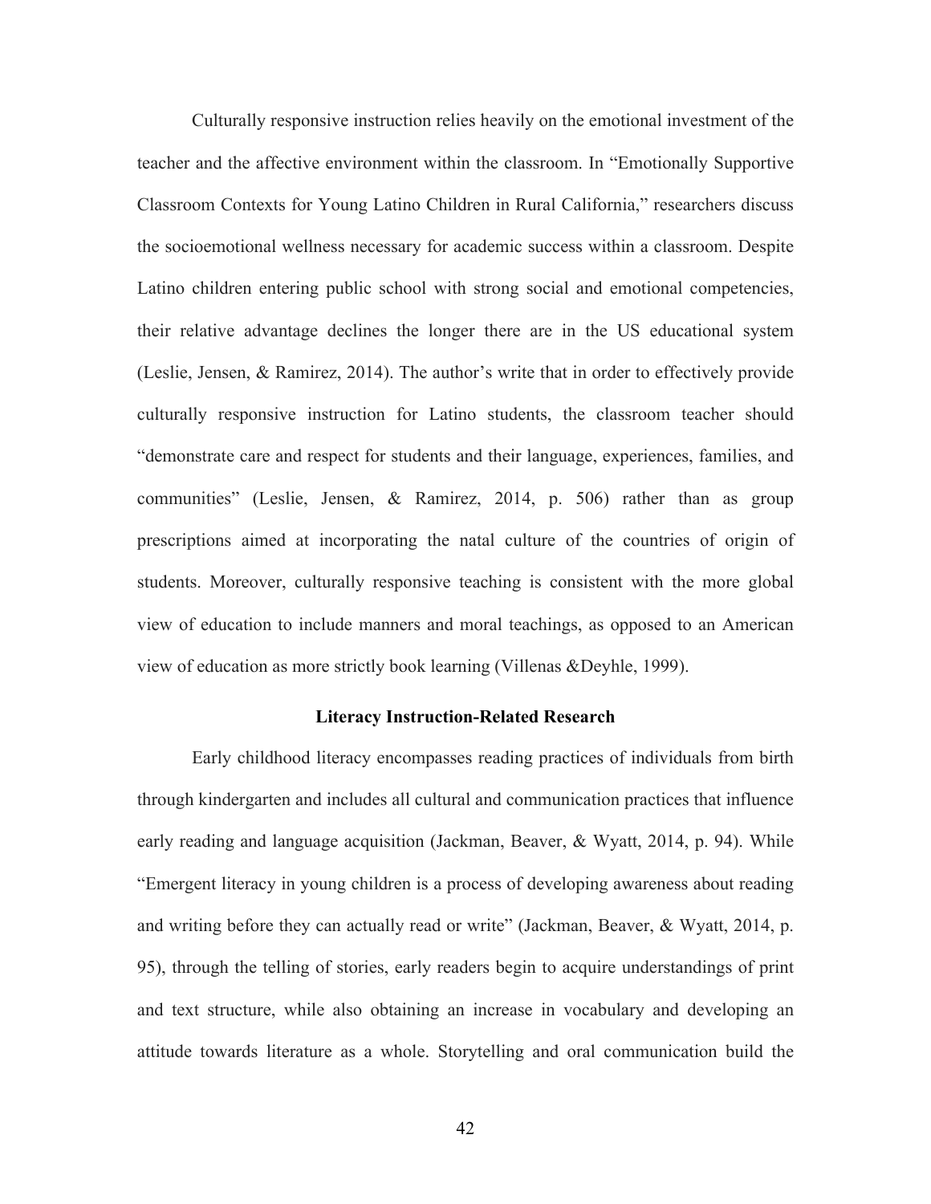Culturally responsive instruction relies heavily on the emotional investment of the teacher and the affective environment within the classroom. In "Emotionally Supportive Classroom Contexts for Young Latino Children in Rural California," researchers discuss the socioemotional wellness necessary for academic success within a classroom. Despite Latino children entering public school with strong social and emotional competencies, their relative advantage declines the longer there are in the US educational system (Leslie, Jensen, & Ramirez, 2014). The author's write that in order to effectively provide culturally responsive instruction for Latino students, the classroom teacher should "demonstrate care and respect for students and their language, experiences, families, and communities" (Leslie, Jensen, & Ramirez, 2014, p. 506) rather than as group prescriptions aimed at incorporating the natal culture of the countries of origin of students. Moreover, culturally responsive teaching is consistent with the more global view of education to include manners and moral teachings, as opposed to an American view of education as more strictly book learning (Villenas &Deyhle, 1999).

## Literacy Instruction-Related Research

Early childhood literacy encompasses reading practices of individuals from birth through kindergarten and includes all cultural and communication practices that influence early reading and language acquisition (Jackman, Beaver, & Wyatt, 2014, p. 94). While "Emergent literacy in young children is a process of developing awareness about reading and writing before they can actually read or write" (Jackman, Beaver, & Wyatt, 2014, p. 95), through the telling of stories, early readers begin to acquire understandings of print and text structure, while also obtaining an increase in vocabulary and developing an attitude towards literature as a whole. Storytelling and oral communication build the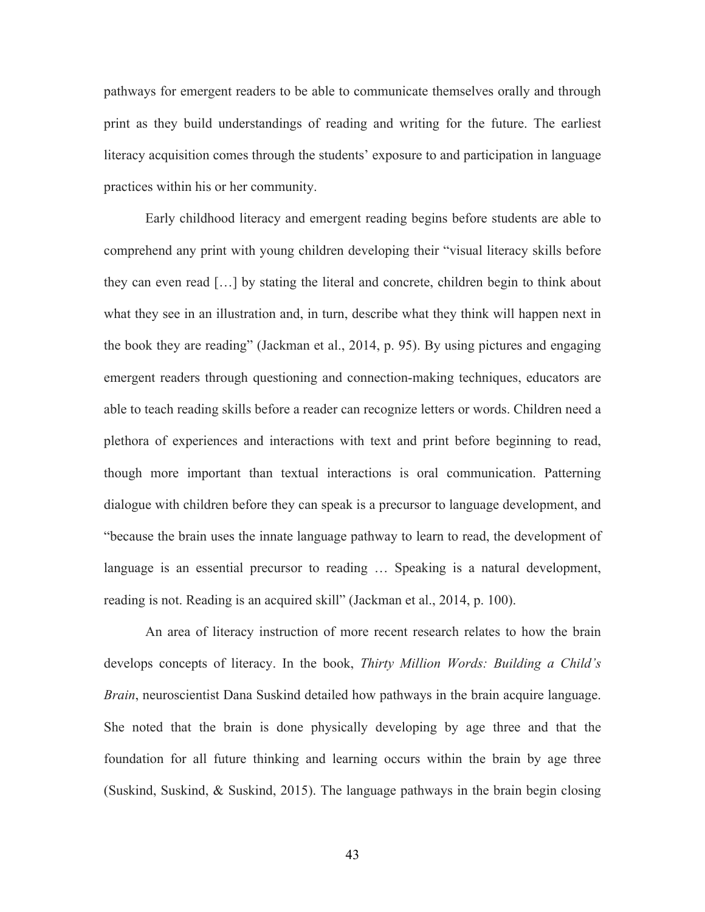pathways for emergent readers to be able to communicate themselves orally and through print as they build understandings of reading and writing for the future. The earliest literacy acquisition comes through the students' exposure to and participation in language practices within his or her community.

Early childhood literacy and emergent reading begins before students are able to comprehend any print with young children developing their "visual literacy skills before they can even read […] by stating the literal and concrete, children begin to think about what they see in an illustration and, in turn, describe what they think will happen next in the book they are reading" (Jackman et al., 2014, p. 95). By using pictures and engaging emergent readers through questioning and connection-making techniques, educators are able to teach reading skills before a reader can recognize letters or words. Children need a plethora of experiences and interactions with text and print before beginning to read, though more important than textual interactions is oral communication. Patterning dialogue with children before they can speak is a precursor to language development, and "because the brain uses the innate language pathway to learn to read, the development of language is an essential precursor to reading … Speaking is a natural development, reading is not. Reading is an acquired skill" (Jackman et al., 2014, p. 100).

An area of literacy instruction of more recent research relates to how the brain develops concepts of literacy. In the book, *Thirty Million Words: Building a Child's Brain*, neuroscientist Dana Suskind detailed how pathways in the brain acquire language. She noted that the brain is done physically developing by age three and that the foundation for all future thinking and learning occurs within the brain by age three (Suskind, Suskind, & Suskind, 2015). The language pathways in the brain begin closing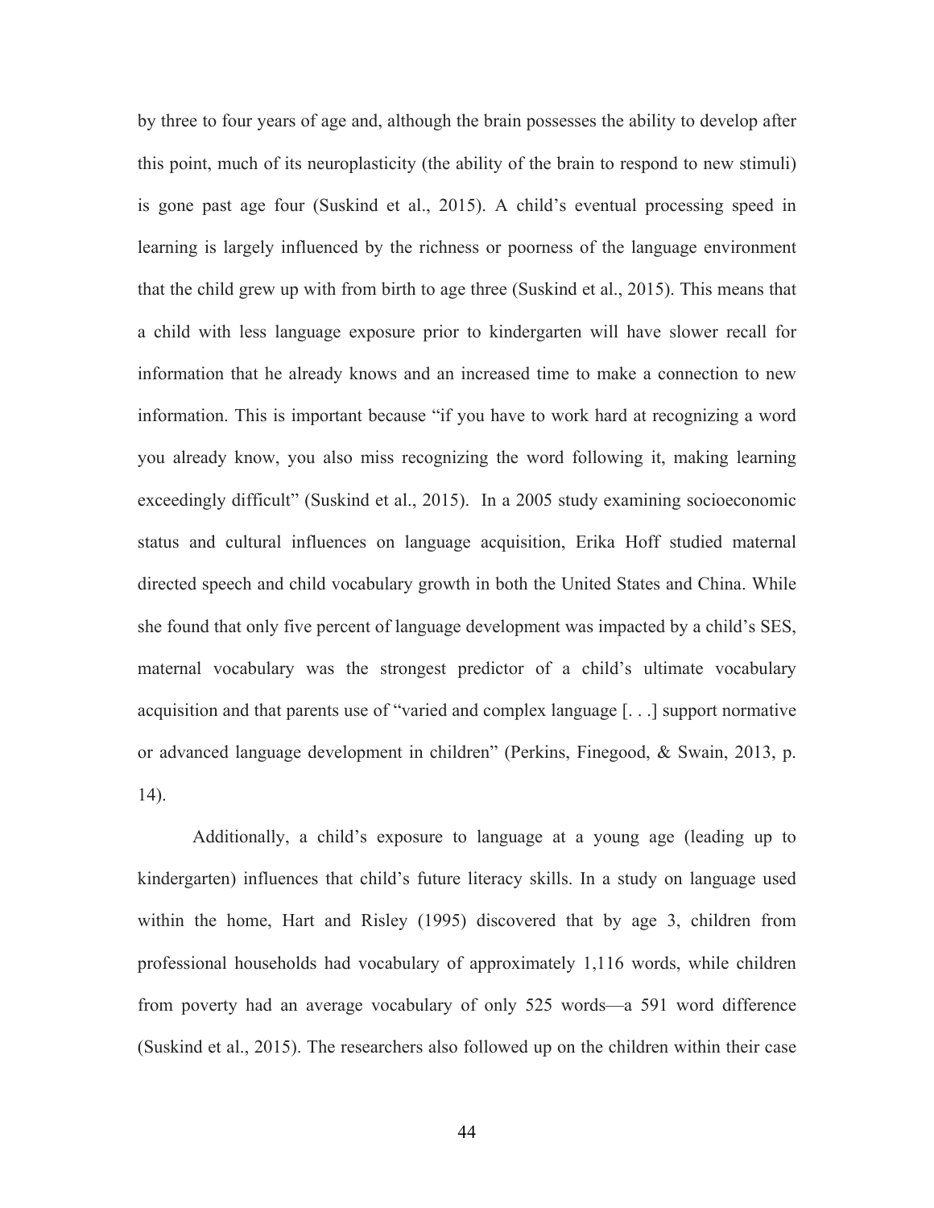by three to four years of age and, although the brain possesses the ability to develop after this point, much of its neuroplasticity (the ability of the brain to respond to new stimuli) is gone past age four (Suskind et al., 2015). A child's eventual processing speed in learning is largely influenced by the richness or poorness of the language environment that the child grew up with from birth to age three (Suskind et al., 2015). This means that a child with less language exposure prior to kindergarten will have slower recall for information that he already knows and an increased time to make a connection to new information. This is important because "if you have to work hard at recognizing a word you already know, you also miss recognizing the word following it, making learning exceedingly difficult" (Suskind et al., 2015). In a 2005 study examining socioeconomic status and cultural influences on language acquisition, Erika Hoff studied maternal directed speech and child vocabulary growth in both the United States and China. While she found that only five percent of language development was impacted by a child's SES, maternal vocabulary was the strongest predictor of a child's ultimate vocabulary acquisition and that parents use of "varied and complex language [. . .] support normative or advanced language development in children" (Perkins, Finegood, & Swain, 2013, p. 14).

Additionally, a child's exposure to language at a young age (leading up to kindergarten) influences that child's future literacy skills. In a study on language used within the home, Hart and Risley (1995) discovered that by age 3, children from professional households had vocabulary of approximately 1,116 words, while children from poverty had an average vocabulary of only 525 words—a 591 word difference (Suskind et al., 2015). The researchers also followed up on the children within their case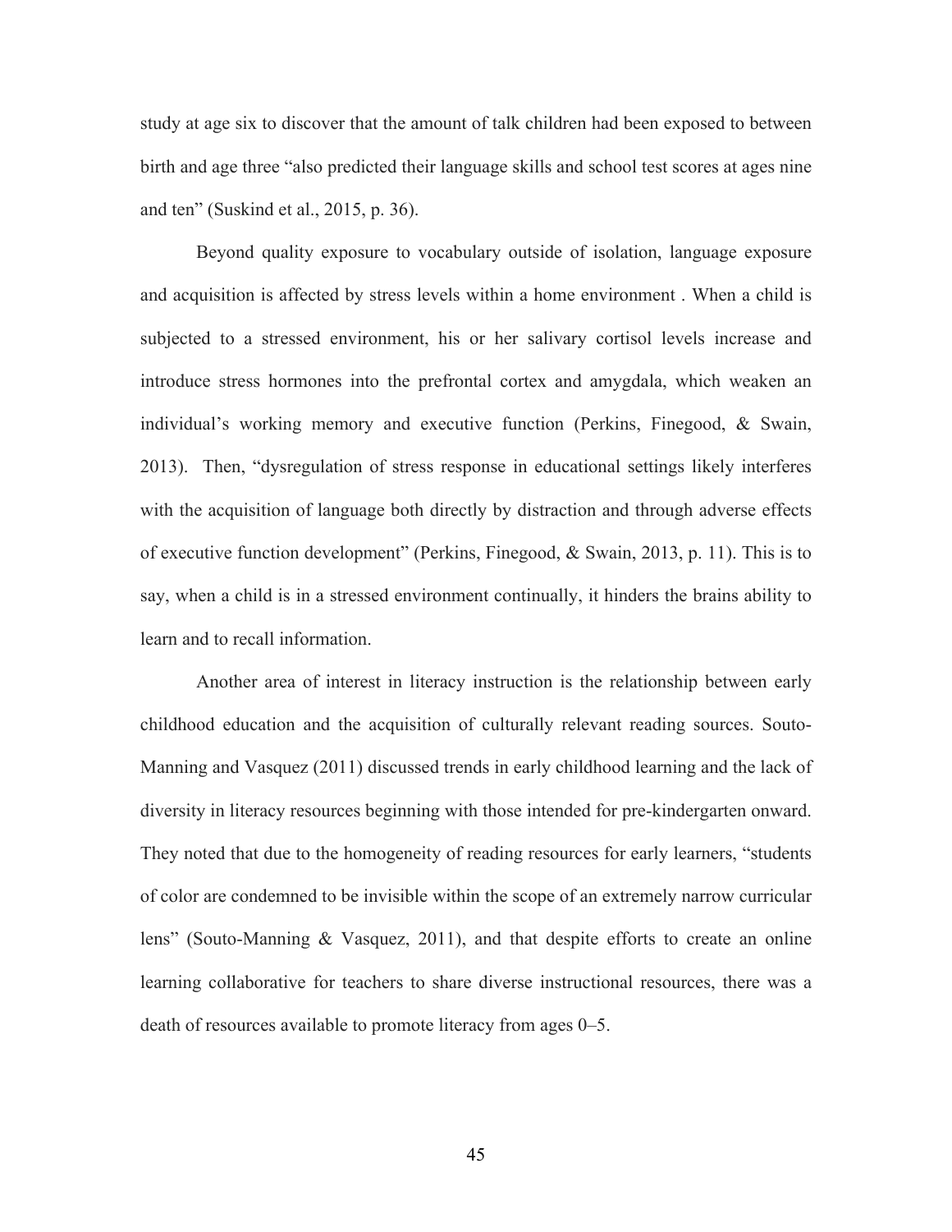study at age six to discover that the amount of talk children had been exposed to between birth and age three "also predicted their language skills and school test scores at ages nine and ten" (Suskind et al., 2015, p. 36).

Beyond quality exposure to vocabulary outside of isolation, language exposure and acquisition is affected by stress levels within a home environment . When a child is subjected to a stressed environment, his or her salivary cortisol levels increase and introduce stress hormones into the prefrontal cortex and amygdala, which weaken an individual's working memory and executive function (Perkins, Finegood, & Swain, 2013). Then, "dysregulation of stress response in educational settings likely interferes with the acquisition of language both directly by distraction and through adverse effects of executive function development" (Perkins, Finegood, & Swain, 2013, p. 11). This is to say, when a child is in a stressed environment continually, it hinders the brains ability to learn and to recall information.

Another area of interest in literacy instruction is the relationship between early childhood education and the acquisition of culturally relevant reading sources. Souto-Manning and Vasquez (2011) discussed trends in early childhood learning and the lack of diversity in literacy resources beginning with those intended for pre-kindergarten onward. They noted that due to the homogeneity of reading resources for early learners, "students of color are condemned to be invisible within the scope of an extremely narrow curricular lens" (Souto-Manning & Vasquez, 2011), and that despite efforts to create an online learning collaborative for teachers to share diverse instructional resources, there was a death of resources available to promote literacy from ages 0–5.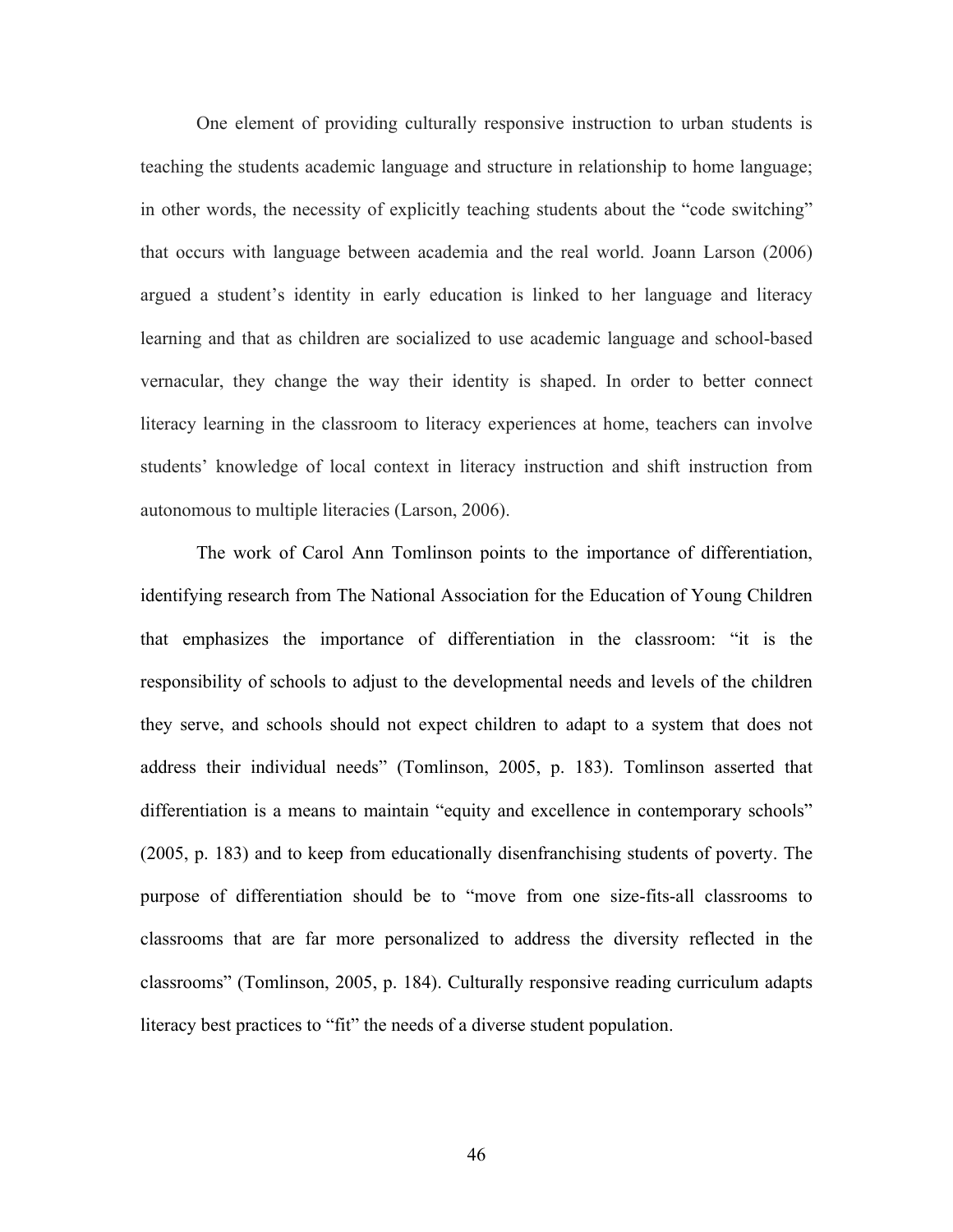One element of providing culturally responsive instruction to urban students is teaching the students academic language and structure in relationship to home language; in other words, the necessity of explicitly teaching students about the "code switching" that occurs with language between academia and the real world. Joann Larson (2006) argued a student's identity in early education is linked to her language and literacy learning and that as children are socialized to use academic language and school-based vernacular, they change the way their identity is shaped. In order to better connect literacy learning in the classroom to literacy experiences at home, teachers can involve students' knowledge of local context in literacy instruction and shift instruction from autonomous to multiple literacies (Larson, 2006).

The work of Carol Ann Tomlinson points to the importance of differentiation, identifying research from The National Association for the Education of Young Children that emphasizes the importance of differentiation in the classroom: "it is the responsibility of schools to adjust to the developmental needs and levels of the children they serve, and schools should not expect children to adapt to a system that does not address their individual needs" (Tomlinson, 2005, p. 183). Tomlinson asserted that differentiation is a means to maintain "equity and excellence in contemporary schools" (2005, p. 183) and to keep from educationally disenfranchising students of poverty. The purpose of differentiation should be to "move from one size-fits-all classrooms to classrooms that are far more personalized to address the diversity reflected in the classrooms" (Tomlinson, 2005, p. 184). Culturally responsive reading curriculum adapts literacy best practices to "fit" the needs of a diverse student population.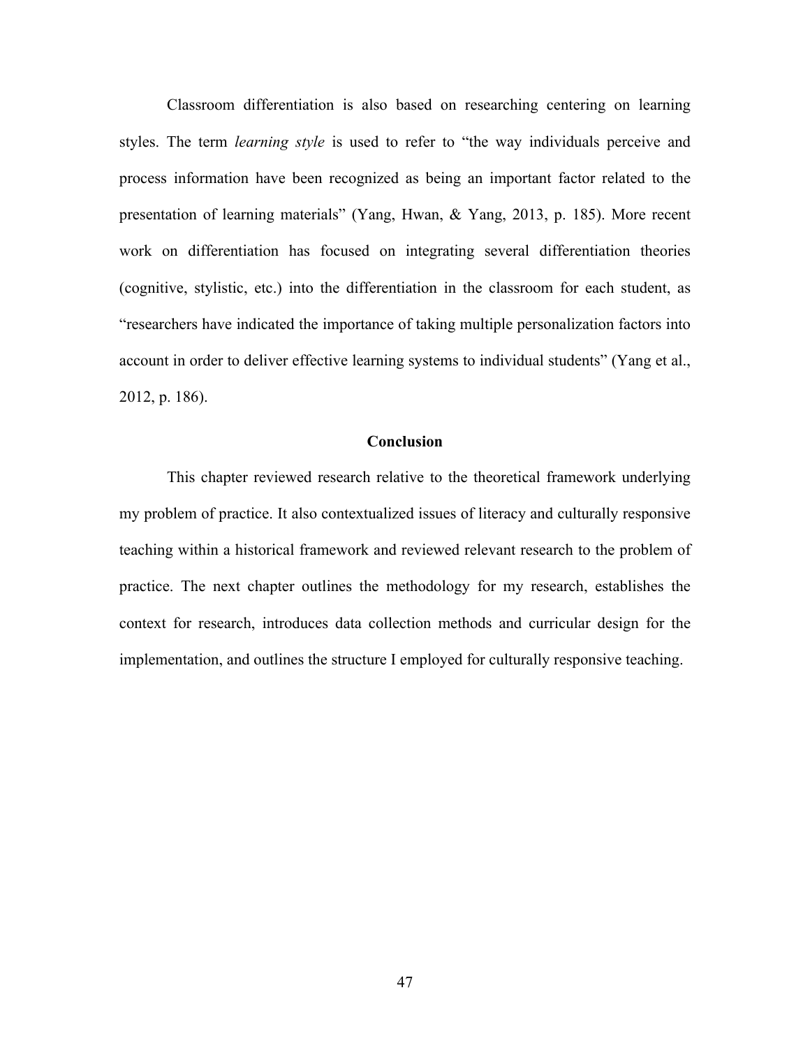Classroom differentiation is also based on researching centering on learning styles. The term *learning style* is used to refer to "the way individuals perceive and process information have been recognized as being an important factor related to the presentation of learning materials" (Yang, Hwan, & Yang, 2013, p. 185). More recent work on differentiation has focused on integrating several differentiation theories (cognitive, stylistic, etc.) into the differentiation in the classroom for each student, as "researchers have indicated the importance of taking multiple personalization factors into account in order to deliver effective learning systems to individual students" (Yang et al., 2012, p. 186).

## Conclusion

This chapter reviewed research relative to the theoretical framework underlying my problem of practice. It also contextualized issues of literacy and culturally responsive teaching within a historical framework and reviewed relevant research to the problem of practice. The next chapter outlines the methodology for my research, establishes the context for research, introduces data collection methods and curricular design for the implementation, and outlines the structure I employed for culturally responsive teaching.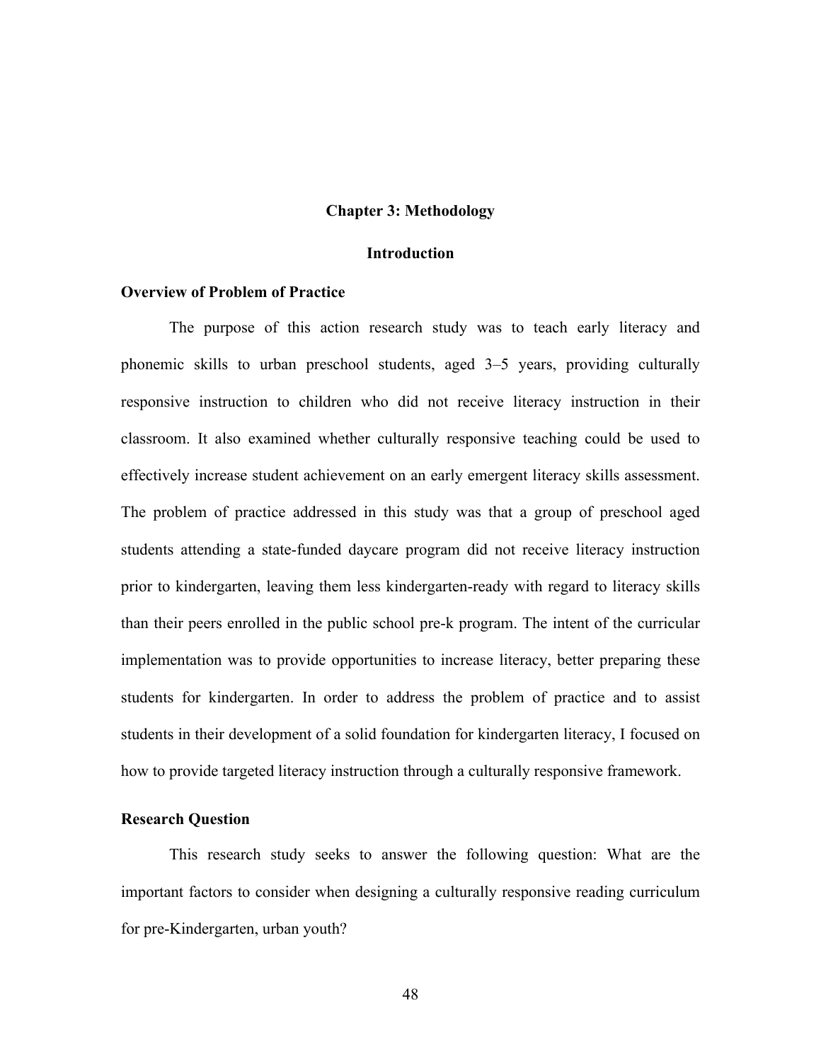# Chapter 3: Methodology

## Introduction

### Overview of Problem of Practice

The purpose of this action research study was to teach early literacy and phonemic skills to urban preschool students, aged 3–5 years, providing culturally responsive instruction to children who did not receive literacy instruction in their classroom. It also examined whether culturally responsive teaching could be used to effectively increase student achievement on an early emergent literacy skills assessment. The problem of practice addressed in this study was that a group of preschool aged students attending a state-funded daycare program did not receive literacy instruction prior to kindergarten, leaving them less kindergarten-ready with regard to literacy skills than their peers enrolled in the public school pre-k program. The intent of the curricular implementation was to provide opportunities to increase literacy, better preparing these students for kindergarten. In order to address the problem of practice and to assist students in their development of a solid foundation for kindergarten literacy, I focused on how to provide targeted literacy instruction through a culturally responsive framework.

### Research Question

This research study seeks to answer the following question: What are the important factors to consider when designing a culturally responsive reading curriculum for pre-Kindergarten, urban youth?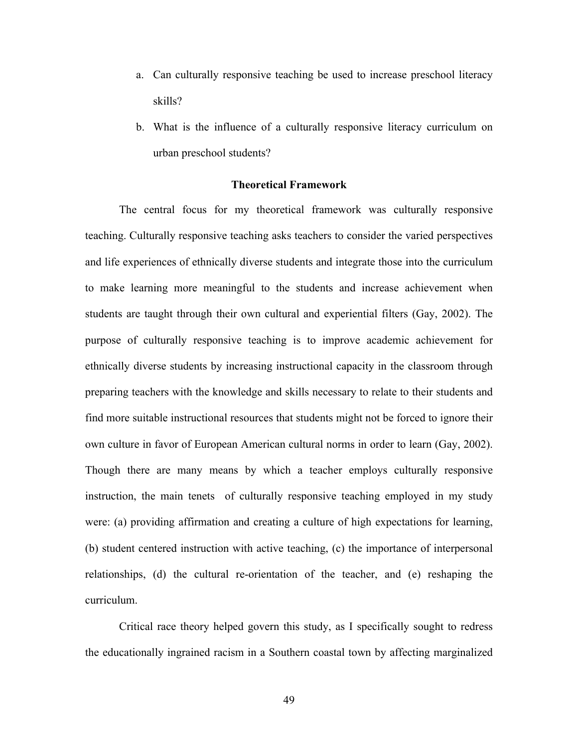a. Can culturally responsive teaching be used to increase preschool literacy skills?

b. What is the influence of a culturally responsive literacy curriculum on urban preschool students?

## Theoretical Framework

The central focus for my theoretical framework was culturally responsive teaching. Culturally responsive teaching asks teachers to consider the varied perspectives and life experiences of ethnically diverse students and integrate those into the curriculum to make learning more meaningful to the students and increase achievement when students are taught through their own cultural and experiential filters (Gay, 2002). The purpose of culturally responsive teaching is to improve academic achievement for ethnically diverse students by increasing instructional capacity in the classroom through preparing teachers with the knowledge and skills necessary to relate to their students and find more suitable instructional resources that students might not be forced to ignore their own culture in favor of European American cultural norms in order to learn (Gay, 2002). Though there are many means by which a teacher employs culturally responsive instruction, the main tenets of culturally responsive teaching employed in my study were: (a) providing affirmation and creating a culture of high expectations for learning, (b) student centered instruction with active teaching, (c) the importance of interpersonal relationships, (d) the cultural re-orientation of the teacher, and (e) reshaping the curriculum.

Critical race theory helped govern this study, as I specifically sought to redress the educationally ingrained racism in a Southern coastal town by affecting marginalized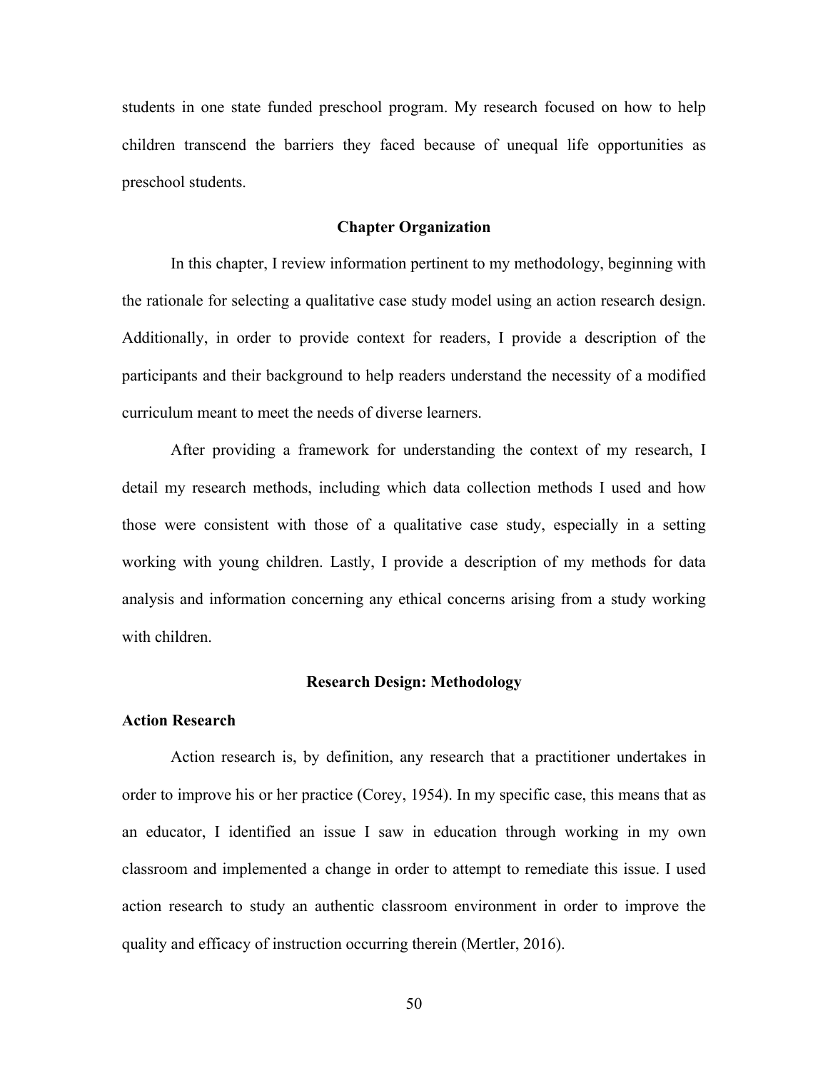students in one state funded preschool program. My research focused on how to help children transcend the barriers they faced because of unequal life opportunities as preschool students.

## Chapter Organization

In this chapter, I review information pertinent to my methodology, beginning with the rationale for selecting a qualitative case study model using an action research design. Additionally, in order to provide context for readers, I provide a description of the participants and their background to help readers understand the necessity of a modified curriculum meant to meet the needs of diverse learners.

After providing a framework for understanding the context of my research, I detail my research methods, including which data collection methods I used and how those were consistent with those of a qualitative case study, especially in a setting working with young children. Lastly, I provide a description of my methods for data analysis and information concerning any ethical concerns arising from a study working with children.

## Research Design: Methodology

### Action Research

Action research is, by definition, any research that a practitioner undertakes in order to improve his or her practice (Corey, 1954). In my specific case, this means that as an educator, I identified an issue I saw in education through working in my own classroom and implemented a change in order to attempt to remediate this issue. I used action research to study an authentic classroom environment in order to improve the quality and efficacy of instruction occurring therein (Mertler, 2016).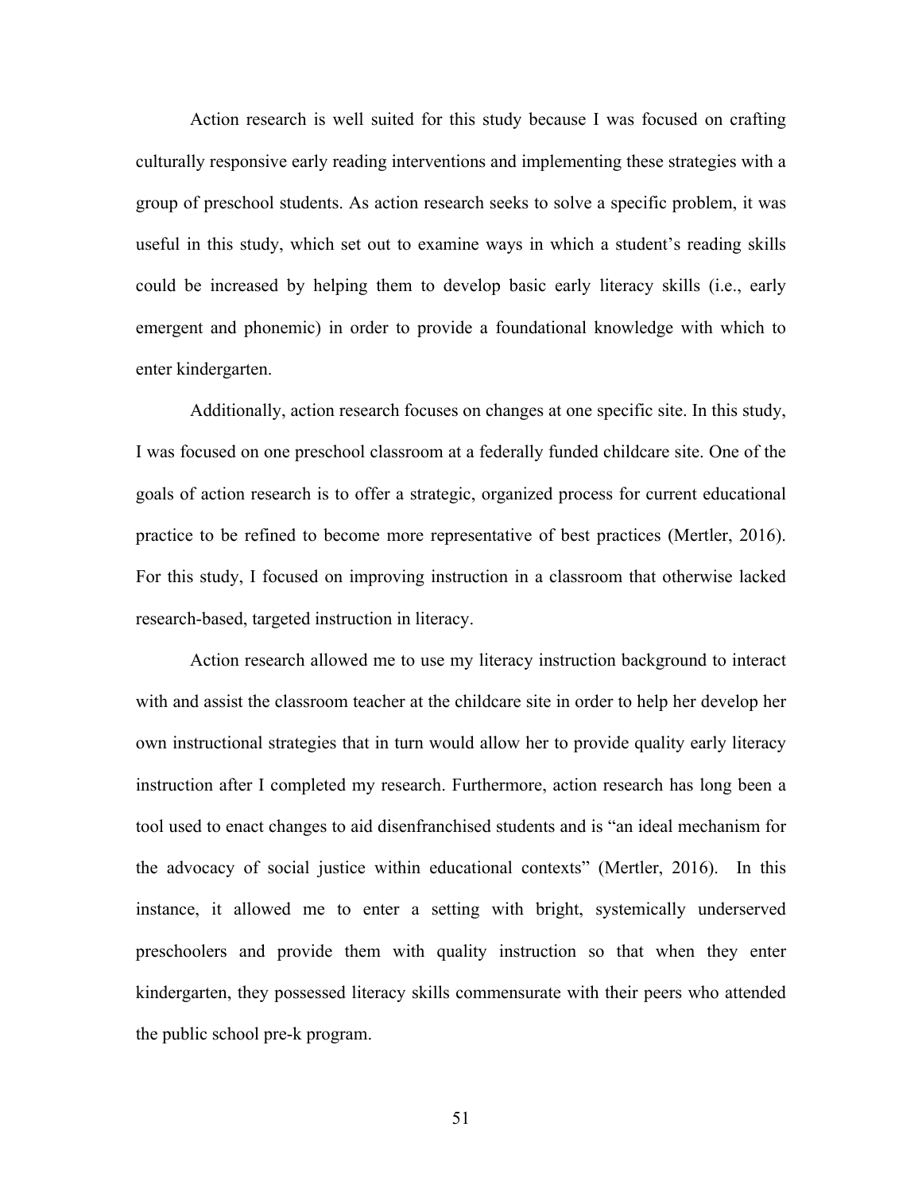Action research is well suited for this study because I was focused on crafting culturally responsive early reading interventions and implementing these strategies with a group of preschool students. As action research seeks to solve a specific problem, it was useful in this study, which set out to examine ways in which a student's reading skills could be increased by helping them to develop basic early literacy skills (i.e., early emergent and phonemic) in order to provide a foundational knowledge with which to enter kindergarten.

Additionally, action research focuses on changes at one specific site. In this study, I was focused on one preschool classroom at a federally funded childcare site. One of the goals of action research is to offer a strategic, organized process for current educational practice to be refined to become more representative of best practices (Mertler, 2016). For this study, I focused on improving instruction in a classroom that otherwise lacked research-based, targeted instruction in literacy.

Action research allowed me to use my literacy instruction background to interact with and assist the classroom teacher at the childcare site in order to help her develop her own instructional strategies that in turn would allow her to provide quality early literacy instruction after I completed my research. Furthermore, action research has long been a tool used to enact changes to aid disenfranchised students and is "an ideal mechanism for the advocacy of social justice within educational contexts" (Mertler, 2016). In this instance, it allowed me to enter a setting with bright, systemically underserved preschoolers and provide them with quality instruction so that when they enter kindergarten, they possessed literacy skills commensurate with their peers who attended the public school pre-k program.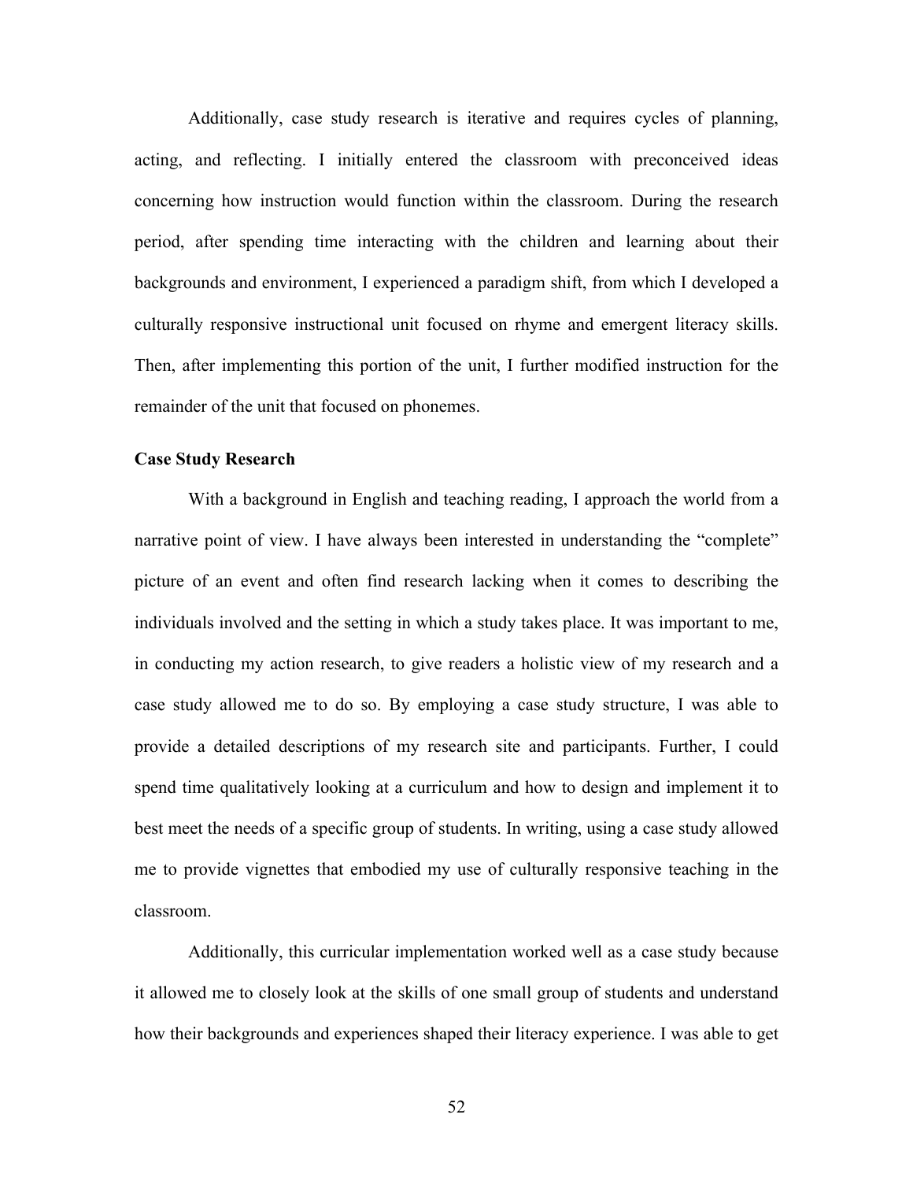Additionally, case study research is iterative and requires cycles of planning, acting, and reflecting. I initially entered the classroom with preconceived ideas concerning how instruction would function within the classroom. During the research period, after spending time interacting with the children and learning about their backgrounds and environment, I experienced a paradigm shift, from which I developed a culturally responsive instructional unit focused on rhyme and emergent literacy skills. Then, after implementing this portion of the unit, I further modified instruction for the remainder of the unit that focused on phonemes.

**Case Study Research**

With a background in English and teaching reading, I approach the world from a narrative point of view. I have always been interested in understanding the "complete" picture of an event and often find research lacking when it comes to describing the individuals involved and the setting in which a study takes place. It was important to me, in conducting my action research, to give readers a holistic view of my research and a case study allowed me to do so. By employing a case study structure, I was able to provide a detailed descriptions of my research site and participants. Further, I could spend time qualitatively looking at a curriculum and how to design and implement it to best meet the needs of a specific group of students. In writing, using a case study allowed me to provide vignettes that embodied my use of culturally responsive teaching in the classroom.

Additionally, this curricular implementation worked well as a case study because it allowed me to closely look at the skills of one small group of students and understand how their backgrounds and experiences shaped their literacy experience. I was able to get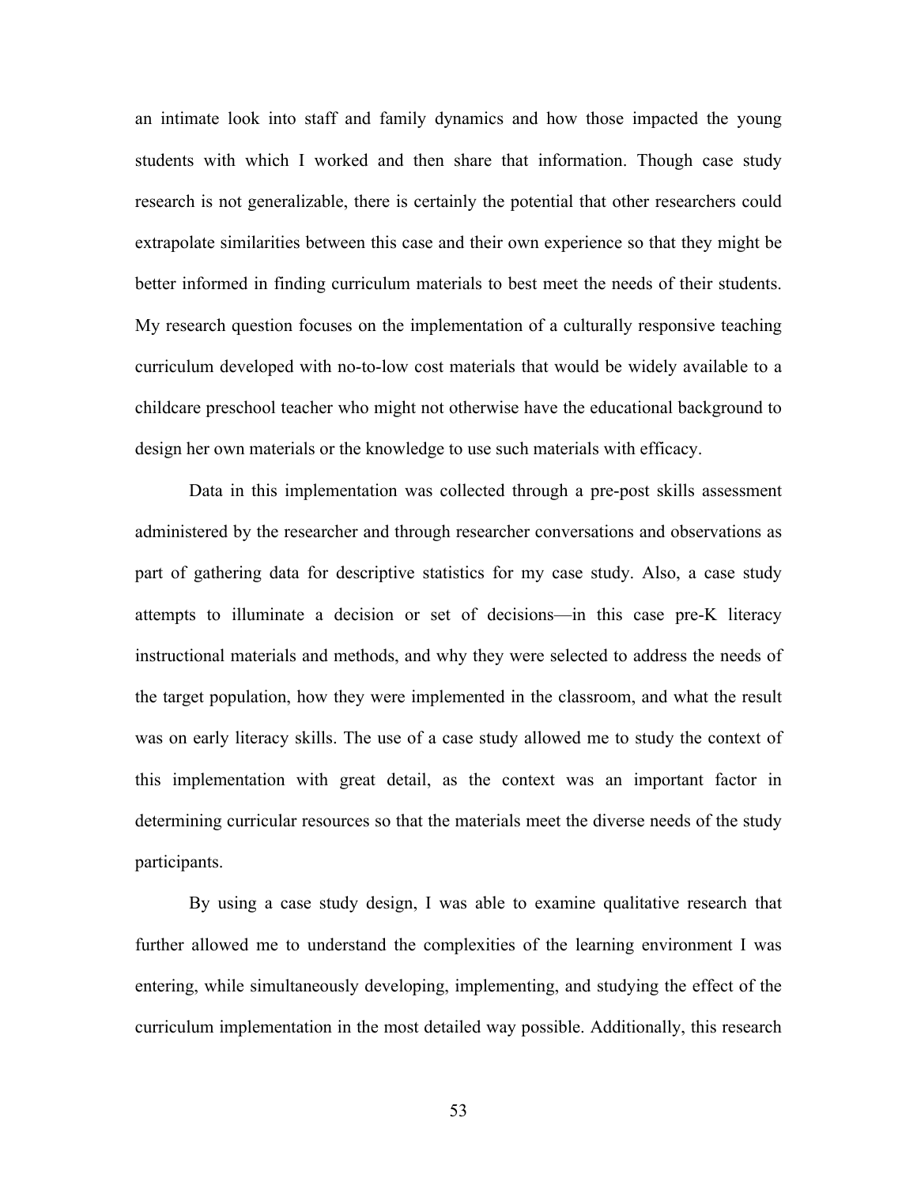an intimate look into staff and family dynamics and how those impacted the young students with which I worked and then share that information. Though case study research is not generalizable, there is certainly the potential that other researchers could extrapolate similarities between this case and their own experience so that they might be better informed in finding curriculum materials to best meet the needs of their students. My research question focuses on the implementation of a culturally responsive teaching curriculum developed with no-to-low cost materials that would be widely available to a childcare preschool teacher who might not otherwise have the educational background to design her own materials or the knowledge to use such materials with efficacy.

Data in this implementation was collected through a pre-post skills assessment administered by the researcher and through researcher conversations and observations as part of gathering data for descriptive statistics for my case study. Also, a case study attempts to illuminate a decision or set of decisions—in this case pre-K literacy instructional materials and methods, and why they were selected to address the needs of the target population, how they were implemented in the classroom, and what the result was on early literacy skills. The use of a case study allowed me to study the context of this implementation with great detail, as the context was an important factor in determining curricular resources so that the materials meet the diverse needs of the study participants.

By using a case study design, I was able to examine qualitative research that further allowed me to understand the complexities of the learning environment I was entering, while simultaneously developing, implementing, and studying the effect of the curriculum implementation in the most detailed way possible. Additionally, this research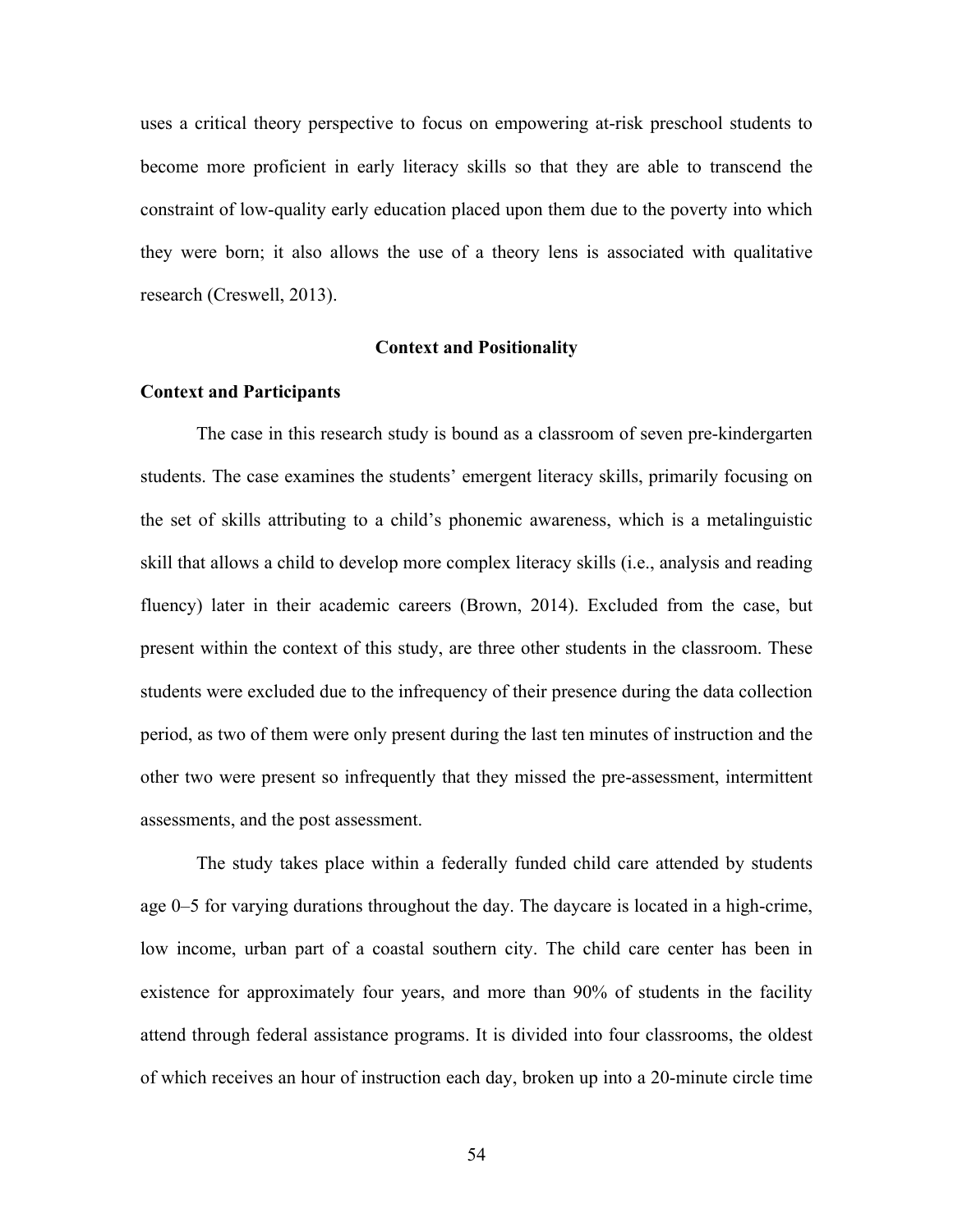uses a critical theory perspective to focus on empowering at-risk preschool students to become more proficient in early literacy skills so that they are able to transcend the constraint of low-quality early education placed upon them due to the poverty into which they were born; it also allows the use of a theory lens is associated with qualitative research (Creswell, 2013).

## Context and Positionality

### Context and Participants

The case in this research study is bound as a classroom of seven pre-kindergarten students. The case examines the students' emergent literacy skills, primarily focusing on the set of skills attributing to a child's phonemic awareness, which is a metalinguistic skill that allows a child to develop more complex literacy skills (i.e., analysis and reading fluency) later in their academic careers (Brown, 2014). Excluded from the case, but present within the context of this study, are three other students in the classroom. These students were excluded due to the infrequency of their presence during the data collection period, as two of them were only present during the last ten minutes of instruction and the other two were present so infrequently that they missed the pre-assessment, intermittent assessments, and the post assessment.

The study takes place within a federally funded child care attended by students age 0–5 for varying durations throughout the day. The daycare is located in a high-crime, low income, urban part of a coastal southern city. The child care center has been in existence for approximately four years, and more than 90% of students in the facility attend through federal assistance programs. It is divided into four classrooms, the oldest of which receives an hour of instruction each day, broken up into a 20-minute circle time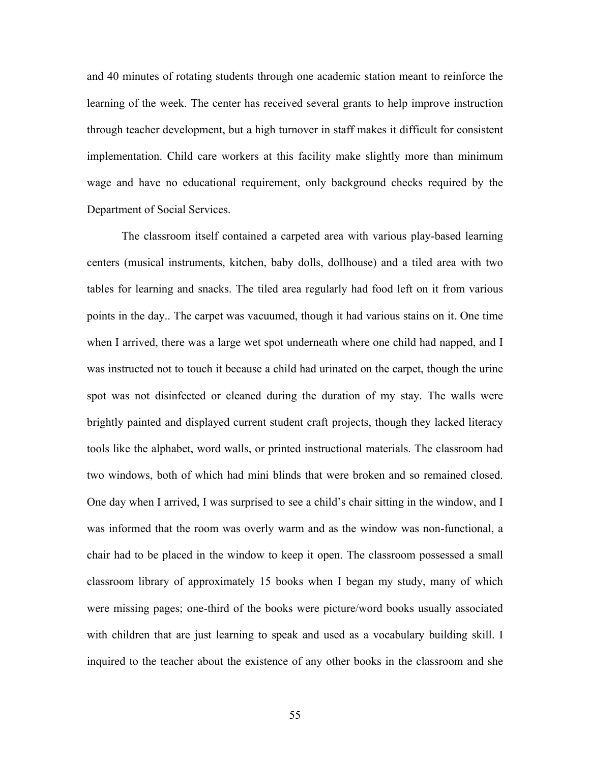and 40 minutes of rotating students through one academic station meant to reinforce the learning of the week. The center has received several grants to help improve instruction through teacher development, but a high turnover in staff makes it difficult for consistent implementation. Child care workers at this facility make slightly more than minimum wage and have no educational requirement, only background checks required by the Department of Social Services.

The classroom itself contained a carpeted area with various play-based learning centers (musical instruments, kitchen, baby dolls, dollhouse) and a tiled area with two tables for learning and snacks. The tiled area regularly had food left on it from various points in the day.. The carpet was vacuumed, though it had various stains on it. One time when I arrived, there was a large wet spot underneath where one child had napped, and I was instructed not to touch it because a child had urinated on the carpet, though the urine spot was not disinfected or cleaned during the duration of my stay. The walls were brightly painted and displayed current student craft projects, though they lacked literacy tools like the alphabet, word walls, or printed instructional materials. The classroom had two windows, both of which had mini blinds that were broken and so remained closed. One day when I arrived, I was surprised to see a child's chair sitting in the window, and I was informed that the room was overly warm and as the window was non-functional, a chair had to be placed in the window to keep it open. The classroom possessed a small classroom library of approximately 15 books when I began my study, many of which were missing pages; one-third of the books were picture/word books usually associated with children that are just learning to speak and used as a vocabulary building skill. I inquired to the teacher about the existence of any other books in the classroom and she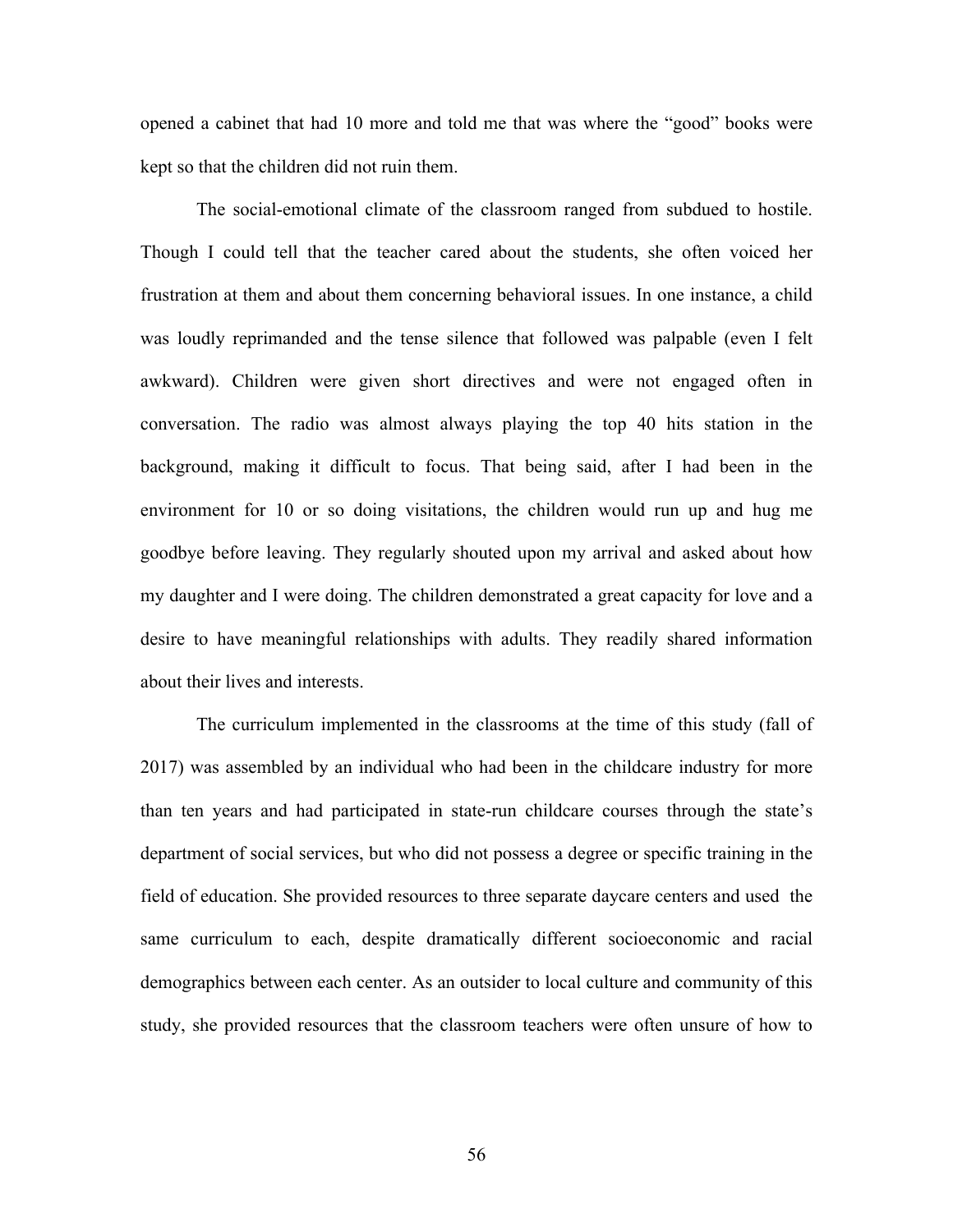opened a cabinet that had 10 more and told me that was where the "good" books were kept so that the children did not ruin them.

The social-emotional climate of the classroom ranged from subdued to hostile. Though I could tell that the teacher cared about the students, she often voiced her frustration at them and about them concerning behavioral issues. In one instance, a child was loudly reprimanded and the tense silence that followed was palpable (even I felt awkward). Children were given short directives and were not engaged often in conversation. The radio was almost always playing the top 40 hits station in the background, making it difficult to focus. That being said, after I had been in the environment for 10 or so doing visitations, the children would run up and hug me goodbye before leaving. They regularly shouted upon my arrival and asked about how my daughter and I were doing. The children demonstrated a great capacity for love and a desire to have meaningful relationships with adults. They readily shared information about their lives and interests.

The curriculum implemented in the classrooms at the time of this study (fall of 2017) was assembled by an individual who had been in the childcare industry for more than ten years and had participated in state-run childcare courses through the state's department of social services, but who did not possess a degree or specific training in the field of education. She provided resources to three separate daycare centers and used the same curriculum to each, despite dramatically different socioeconomic and racial demographics between each center. As an outsider to local culture and community of this study, she provided resources that the classroom teachers were often unsure of how to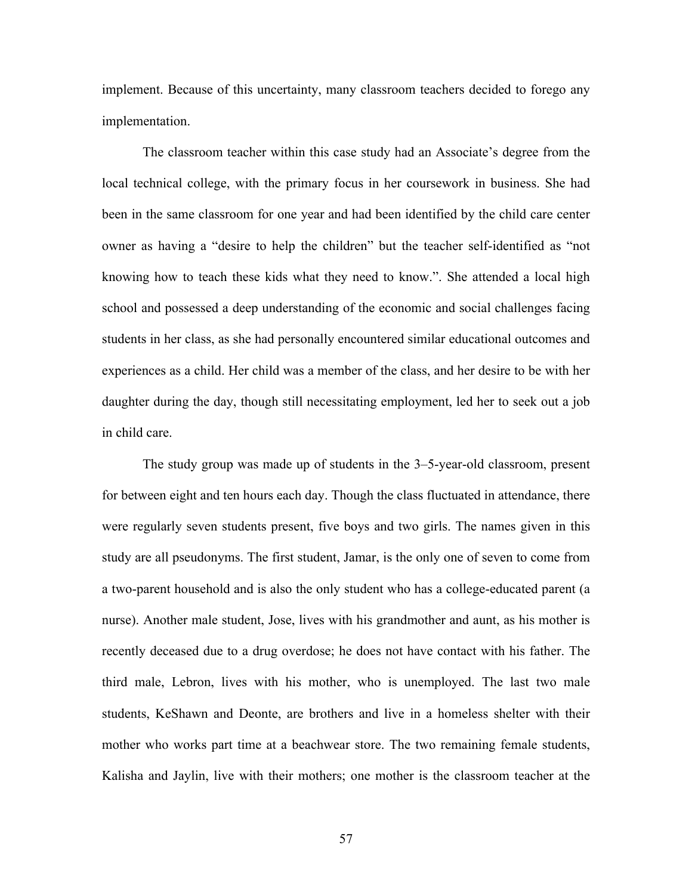implement. Because of this uncertainty, many classroom teachers decided to forego any implementation.

The classroom teacher within this case study had an Associate's degree from the local technical college, with the primary focus in her coursework in business. She had been in the same classroom for one year and had been identified by the child care center owner as having a "desire to help the children" but the teacher self-identified as "not knowing how to teach these kids what they need to know.". She attended a local high school and possessed a deep understanding of the economic and social challenges facing students in her class, as she had personally encountered similar educational outcomes and experiences as a child. Her child was a member of the class, and her desire to be with her daughter during the day, though still necessitating employment, led her to seek out a job in child care.

The study group was made up of students in the 3–5-year-old classroom, present for between eight and ten hours each day. Though the class fluctuated in attendance, there were regularly seven students present, five boys and two girls. The names given in this study are all pseudonyms. The first student, Jamar, is the only one of seven to come from a two-parent household and is also the only student who has a college-educated parent (a nurse). Another male student, Jose, lives with his grandmother and aunt, as his mother is recently deceased due to a drug overdose; he does not have contact with his father. The third male, Lebron, lives with his mother, who is unemployed. The last two male students, KeShawn and Deonte, are brothers and live in a homeless shelter with their mother who works part time at a beachwear store. The two remaining female students, Kalisha and Jaylin, live with their mothers; one mother is the classroom teacher at the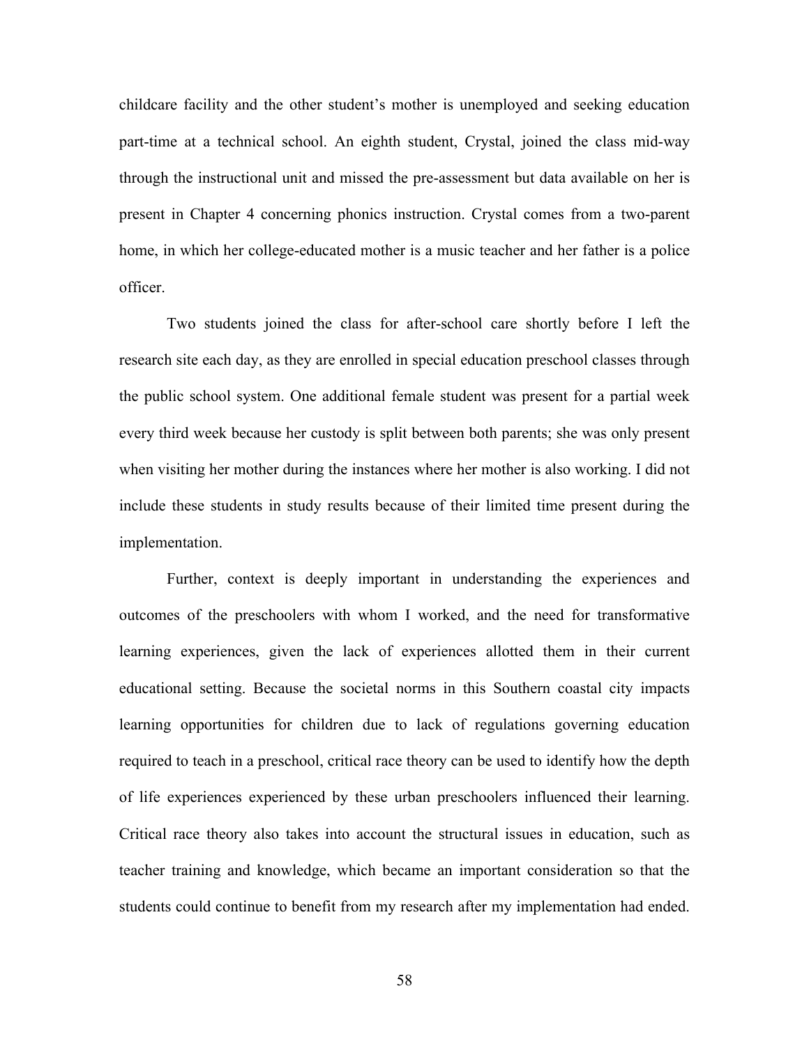childcare facility and the other student's mother is unemployed and seeking education part-time at a technical school. An eighth student, Crystal, joined the class mid-way through the instructional unit and missed the pre-assessment but data available on her is present in Chapter 4 concerning phonics instruction. Crystal comes from a two-parent home, in which her college-educated mother is a music teacher and her father is a police officer.

Two students joined the class for after-school care shortly before I left the research site each day, as they are enrolled in special education preschool classes through the public school system. One additional female student was present for a partial week every third week because her custody is split between both parents; she was only present when visiting her mother during the instances where her mother is also working. I did not include these students in study results because of their limited time present during the implementation.

Further, context is deeply important in understanding the experiences and outcomes of the preschoolers with whom I worked, and the need for transformative learning experiences, given the lack of experiences allotted them in their current educational setting. Because the societal norms in this Southern coastal city impacts learning opportunities for children due to lack of regulations governing education required to teach in a preschool, critical race theory can be used to identify how the depth of life experiences experienced by these urban preschoolers influenced their learning. Critical race theory also takes into account the structural issues in education, such as teacher training and knowledge, which became an important consideration so that the students could continue to benefit from my research after my implementation had ended.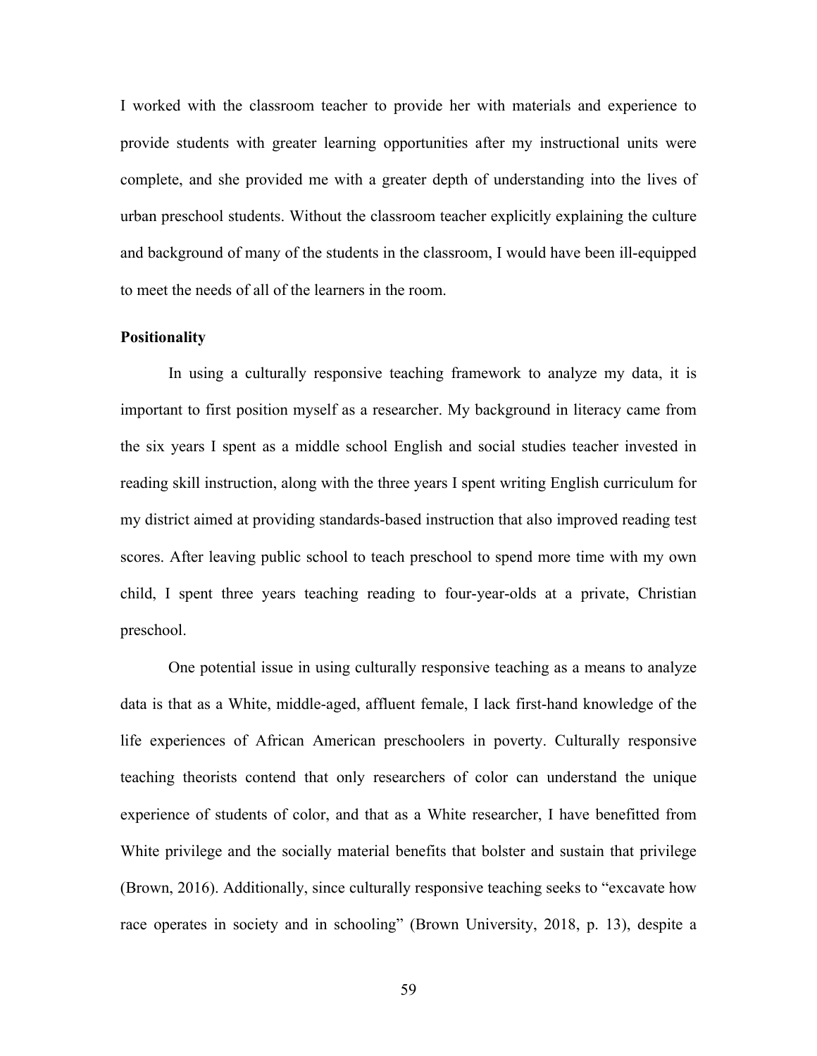I worked with the classroom teacher to provide her with materials and experience to provide students with greater learning opportunities after my instructional units were complete, and she provided me with a greater depth of understanding into the lives of urban preschool students. Without the classroom teacher explicitly explaining the culture and background of many of the students in the classroom, I would have been ill-equipped to meet the needs of all of the learners in the room.

**Positionality**

In using a culturally responsive teaching framework to analyze my data, it is important to first position myself as a researcher. My background in literacy came from the six years I spent as a middle school English and social studies teacher invested in reading skill instruction, along with the three years I spent writing English curriculum for my district aimed at providing standards-based instruction that also improved reading test scores. After leaving public school to teach preschool to spend more time with my own child, I spent three years teaching reading to four-year-olds at a private, Christian preschool.

One potential issue in using culturally responsive teaching as a means to analyze data is that as a White, middle-aged, affluent female, I lack first-hand knowledge of the life experiences of African American preschoolers in poverty. Culturally responsive teaching theorists contend that only researchers of color can understand the unique experience of students of color, and that as a White researcher, I have benefitted from White privilege and the socially material benefits that bolster and sustain that privilege (Brown, 2016). Additionally, since culturally responsive teaching seeks to "excavate how race operates in society and in schooling" (Brown University, 2018, p. 13), despite a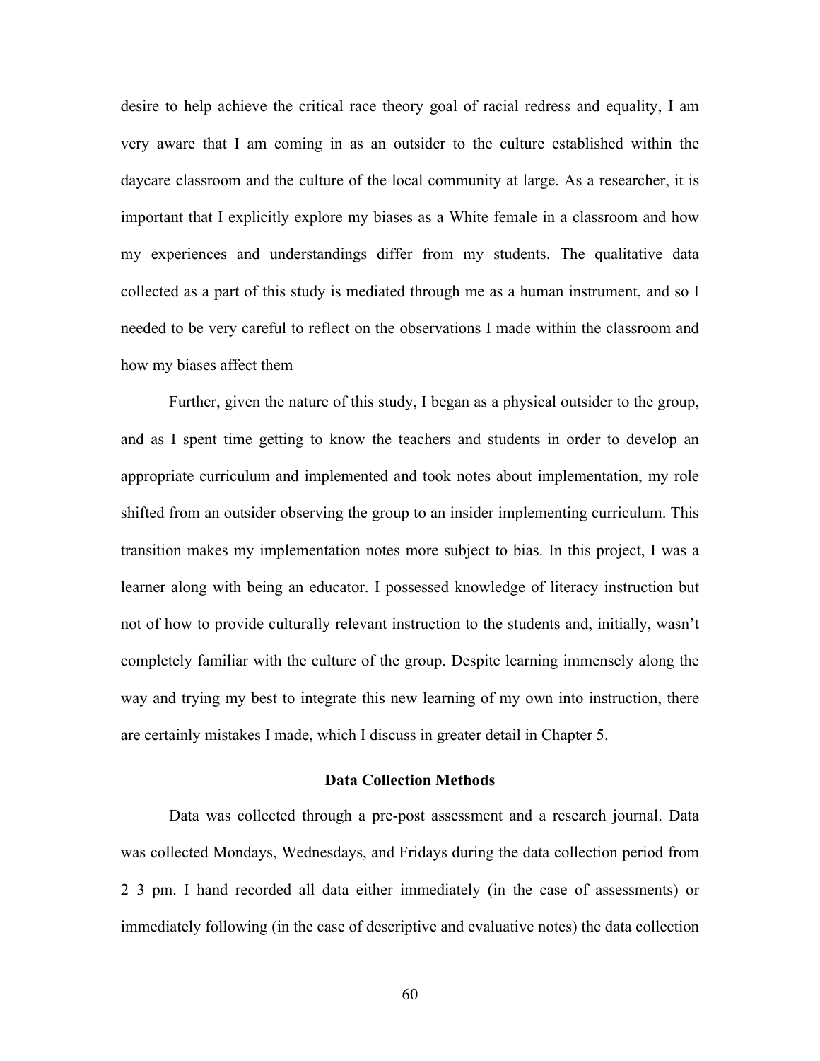desire to help achieve the critical race theory goal of racial redress and equality, I am very aware that I am coming in as an outsider to the culture established within the daycare classroom and the culture of the local community at large. As a researcher, it is important that I explicitly explore my biases as a White female in a classroom and how my experiences and understandings differ from my students. The qualitative data collected as a part of this study is mediated through me as a human instrument, and so I needed to be very careful to reflect on the observations I made within the classroom and how my biases affect them

Further, given the nature of this study, I began as a physical outsider to the group, and as I spent time getting to know the teachers and students in order to develop an appropriate curriculum and implemented and took notes about implementation, my role shifted from an outsider observing the group to an insider implementing curriculum. This transition makes my implementation notes more subject to bias. In this project, I was a learner along with being an educator. I possessed knowledge of literacy instruction but not of how to provide culturally relevant instruction to the students and, initially, wasn't completely familiar with the culture of the group. Despite learning immensely along the way and trying my best to integrate this new learning of my own into instruction, there are certainly mistakes I made, which I discuss in greater detail in Chapter 5.

## Data Collection Methods

Data was collected through a pre-post assessment and a research journal. Data was collected Mondays, Wednesdays, and Fridays during the data collection period from 2–3 pm. I hand recorded all data either immediately (in the case of assessments) or immediately following (in the case of descriptive and evaluative notes) the data collection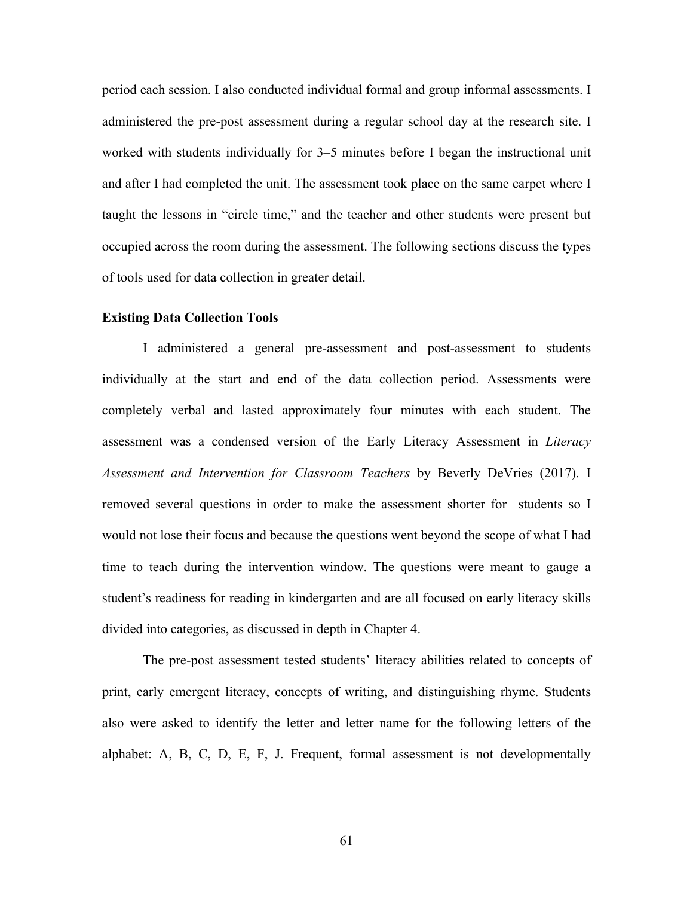period each session. I also conducted individual formal and group informal assessments. I administered the pre-post assessment during a regular school day at the research site. I worked with students individually for 3–5 minutes before I began the instructional unit and after I had completed the unit. The assessment took place on the same carpet where I taught the lessons in "circle time," and the teacher and other students were present but occupied across the room during the assessment. The following sections discuss the types of tools used for data collection in greater detail.

**Existing Data Collection Tools**

I administered a general pre-assessment and post-assessment to students individually at the start and end of the data collection period. Assessments were completely verbal and lasted approximately four minutes with each student. The assessment was a condensed version of the Early Literacy Assessment in *Literacy Assessment and Intervention for Classroom Teachers* by Beverly DeVries (2017). I removed several questions in order to make the assessment shorter for students so I would not lose their focus and because the questions went beyond the scope of what I had time to teach during the intervention window. The questions were meant to gauge a student's readiness for reading in kindergarten and are all focused on early literacy skills divided into categories, as discussed in depth in Chapter 4.

The pre-post assessment tested students' literacy abilities related to concepts of print, early emergent literacy, concepts of writing, and distinguishing rhyme. Students also were asked to identify the letter and letter name for the following letters of the alphabet: A, B, C, D, E, F, J. Frequent, formal assessment is not developmentally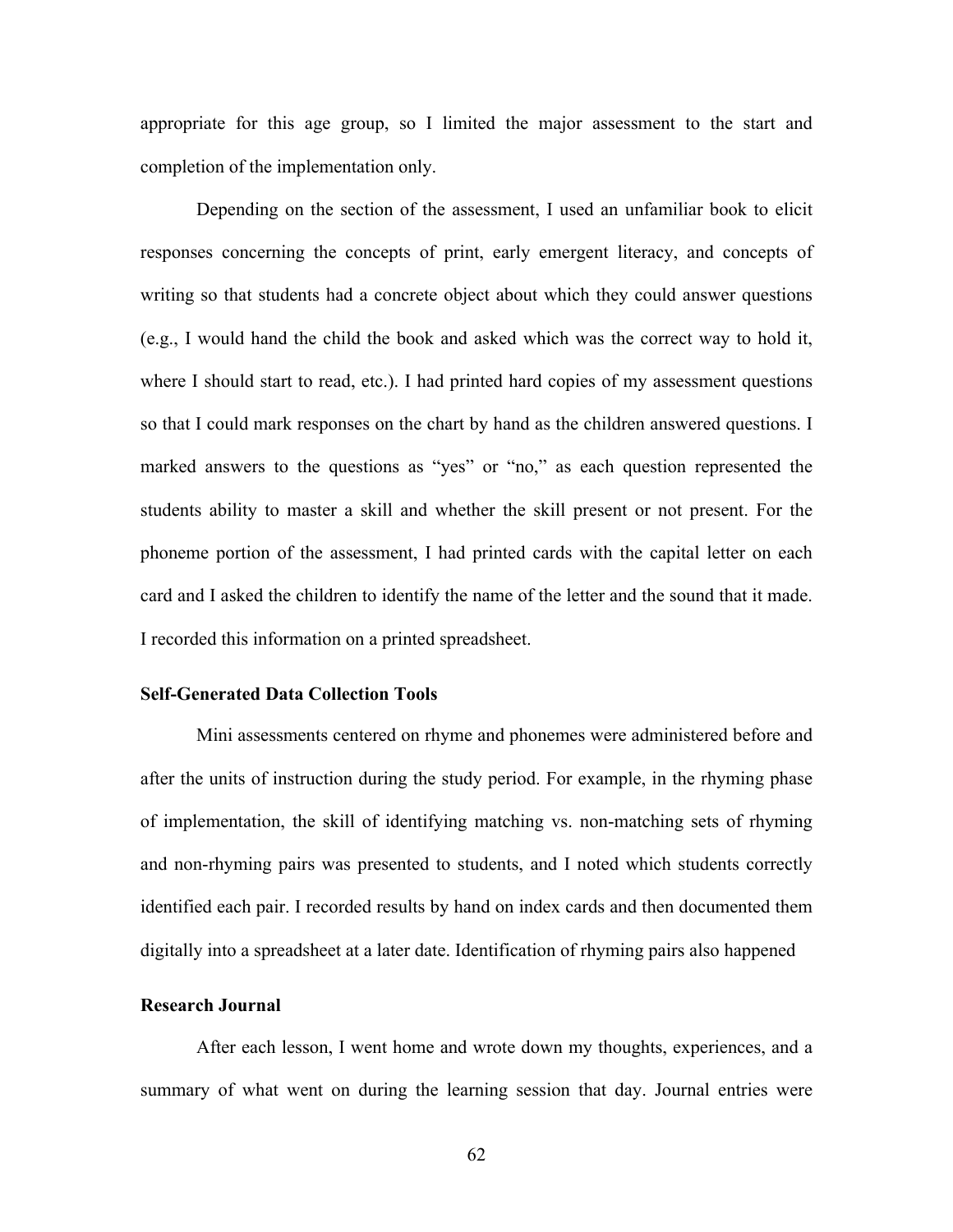appropriate for this age group, so I limited the major assessment to the start and completion of the implementation only.

Depending on the section of the assessment, I used an unfamiliar book to elicit responses concerning the concepts of print, early emergent literacy, and concepts of writing so that students had a concrete object about which they could answer questions (e.g., I would hand the child the book and asked which was the correct way to hold it, where I should start to read, etc.). I had printed hard copies of my assessment questions so that I could mark responses on the chart by hand as the children answered questions. I marked answers to the questions as "yes" or "no," as each question represented the students ability to master a skill and whether the skill present or not present. For the phoneme portion of the assessment, I had printed cards with the capital letter on each card and I asked the children to identify the name of the letter and the sound that it made. I recorded this information on a printed spreadsheet.

### Self-Generated Data Collection Tools

Mini assessments centered on rhyme and phonemes were administered before and after the units of instruction during the study period. For example, in the rhyming phase of implementation, the skill of identifying matching vs. non-matching sets of rhyming and non-rhyming pairs was presented to students, and I noted which students correctly identified each pair. I recorded results by hand on index cards and then documented them digitally into a spreadsheet at a later date. Identification of rhyming pairs also happened

### Research Journal

After each lesson, I went home and wrote down my thoughts, experiences, and a summary of what went on during the learning session that day. Journal entries were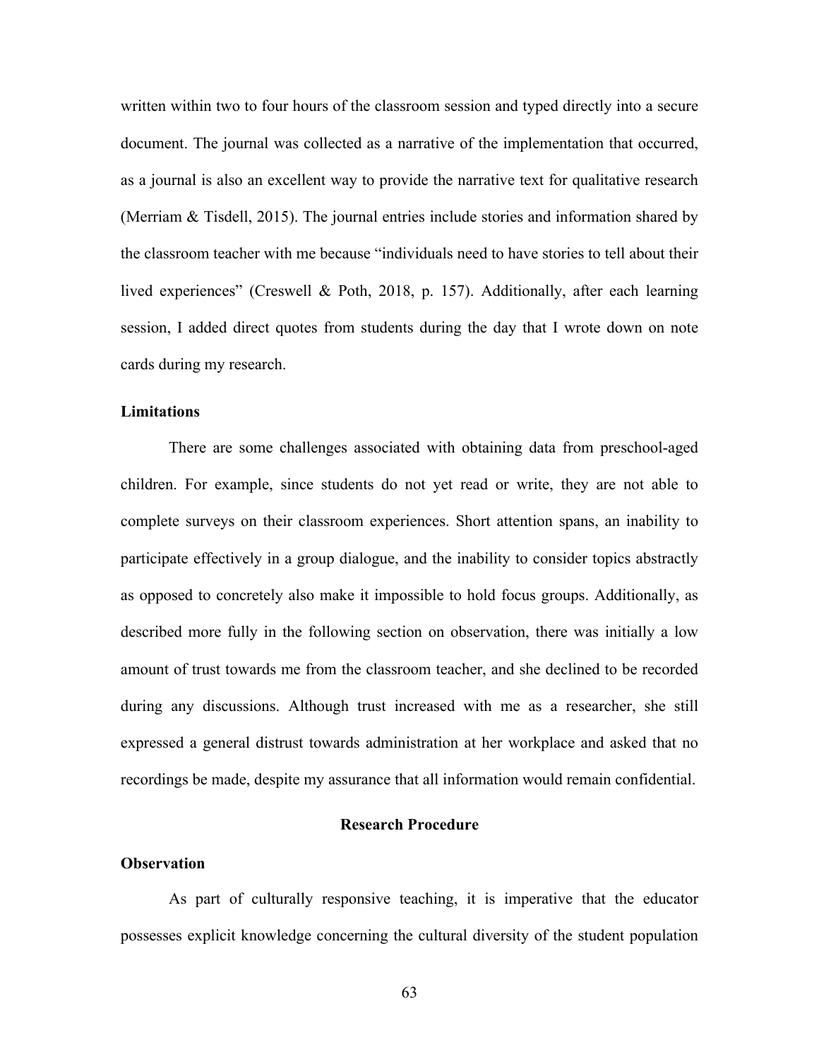written within two to four hours of the classroom session and typed directly into a secure document. The journal was collected as a narrative of the implementation that occurred, as a journal is also an excellent way to provide the narrative text for qualitative research (Merriam & Tisdell, 2015). The journal entries include stories and information shared by the classroom teacher with me because "individuals need to have stories to tell about their lived experiences" (Creswell & Poth, 2018, p. 157). Additionally, after each learning session, I added direct quotes from students during the day that I wrote down on note cards during my research.

### Limitations

There are some challenges associated with obtaining data from preschool-aged children. For example, since students do not yet read or write, they are not able to complete surveys on their classroom experiences. Short attention spans, an inability to participate effectively in a group dialogue, and the inability to consider topics abstractly as opposed to concretely also make it impossible to hold focus groups. Additionally, as described more fully in the following section on observation, there was initially a low amount of trust towards me from the classroom teacher, and she declined to be recorded during any discussions. Although trust increased with me as a researcher, she still expressed a general distrust towards administration at her workplace and asked that no recordings be made, despite my assurance that all information would remain confidential.

## Research Procedure

### Observation

As part of culturally responsive teaching, it is imperative that the educator possesses explicit knowledge concerning the cultural diversity of the student population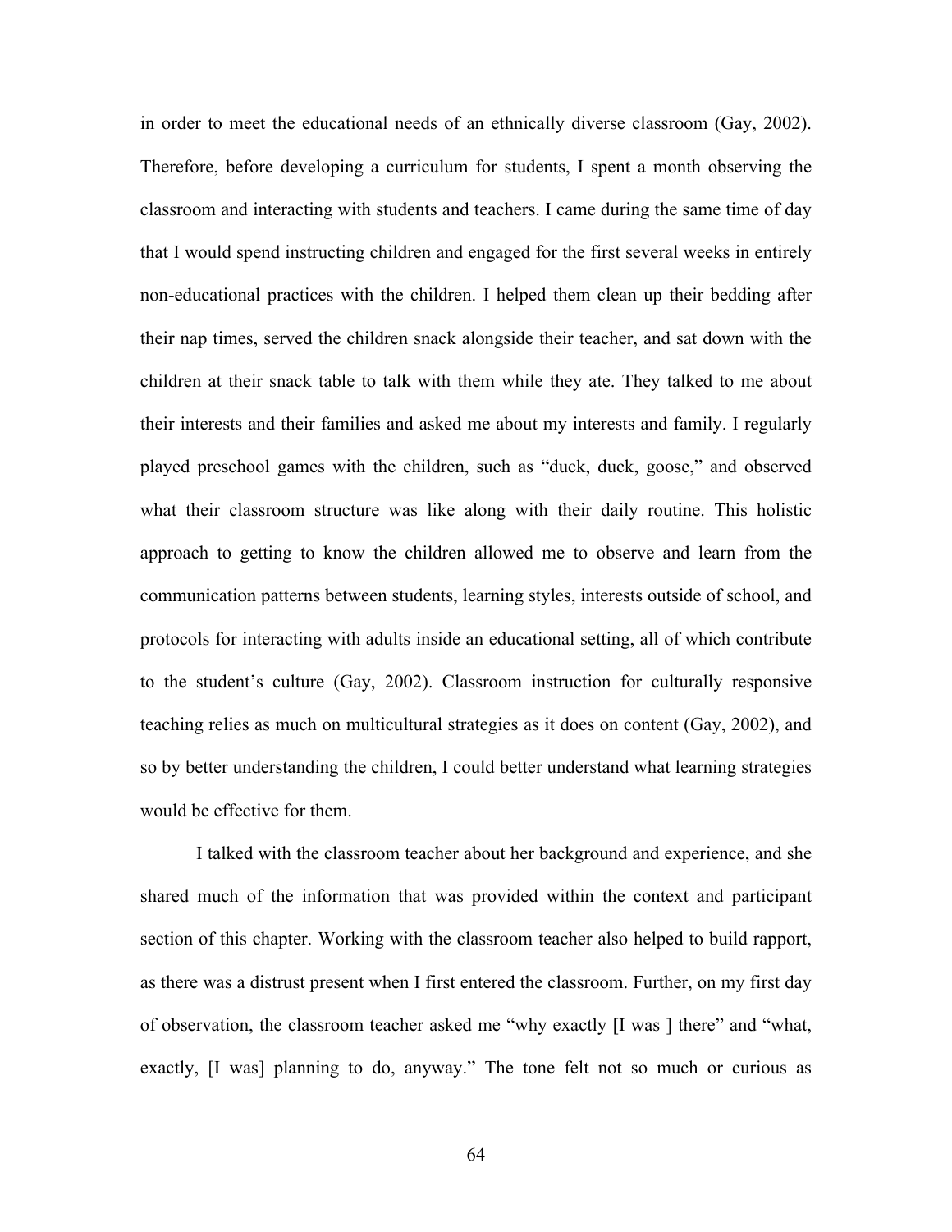in order to meet the educational needs of an ethnically diverse classroom (Gay, 2002). Therefore, before developing a curriculum for students, I spent a month observing the classroom and interacting with students and teachers. I came during the same time of day that I would spend instructing children and engaged for the first several weeks in entirely non-educational practices with the children. I helped them clean up their bedding after their nap times, served the children snack alongside their teacher, and sat down with the children at their snack table to talk with them while they ate. They talked to me about their interests and their families and asked me about my interests and family. I regularly played preschool games with the children, such as "duck, duck, goose," and observed what their classroom structure was like along with their daily routine. This holistic approach to getting to know the children allowed me to observe and learn from the communication patterns between students, learning styles, interests outside of school, and protocols for interacting with adults inside an educational setting, all of which contribute to the student's culture (Gay, 2002). Classroom instruction for culturally responsive teaching relies as much on multicultural strategies as it does on content (Gay, 2002), and so by better understanding the children, I could better understand what learning strategies would be effective for them.

I talked with the classroom teacher about her background and experience, and she shared much of the information that was provided within the context and participant section of this chapter. Working with the classroom teacher also helped to build rapport, as there was a distrust present when I first entered the classroom. Further, on my first day of observation, the classroom teacher asked me "why exactly [I was ] there" and "what, exactly, [I was] planning to do, anyway." The tone felt not so much or curious as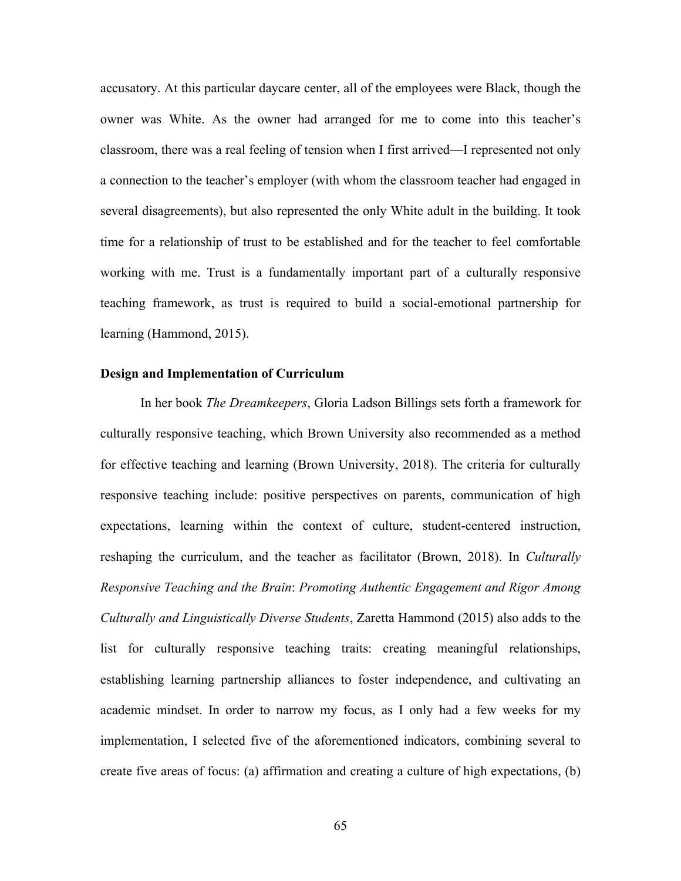accusatory. At this particular daycare center, all of the employees were Black, though the owner was White. As the owner had arranged for me to come into this teacher's classroom, there was a real feeling of tension when I first arrived—I represented not only a connection to the teacher's employer (with whom the classroom teacher had engaged in several disagreements), but also represented the only White adult in the building. It took time for a relationship of trust to be established and for the teacher to feel comfortable working with me. Trust is a fundamentally important part of a culturally responsive teaching framework, as trust is required to build a social-emotional partnership for learning (Hammond, 2015).

**Design and Implementation of Curriculum**

In her book *The Dreamkeepers*, Gloria Ladson Billings sets forth a framework for culturally responsive teaching, which Brown University also recommended as a method for effective teaching and learning (Brown University, 2018). The criteria for culturally responsive teaching include: positive perspectives on parents, communication of high expectations, learning within the context of culture, student-centered instruction, reshaping the curriculum, and the teacher as facilitator (Brown, 2018). In *Culturally Responsive Teaching and the Brain*: *Promoting Authentic Engagement and Rigor Among Culturally and Linguistically Diverse Students*, Zaretta Hammond (2015) also adds to the list for culturally responsive teaching traits: creating meaningful relationships, establishing learning partnership alliances to foster independence, and cultivating an academic mindset. In order to narrow my focus, as I only had a few weeks for my implementation, I selected five of the aforementioned indicators, combining several to create five areas of focus: (a) affirmation and creating a culture of high expectations, (b)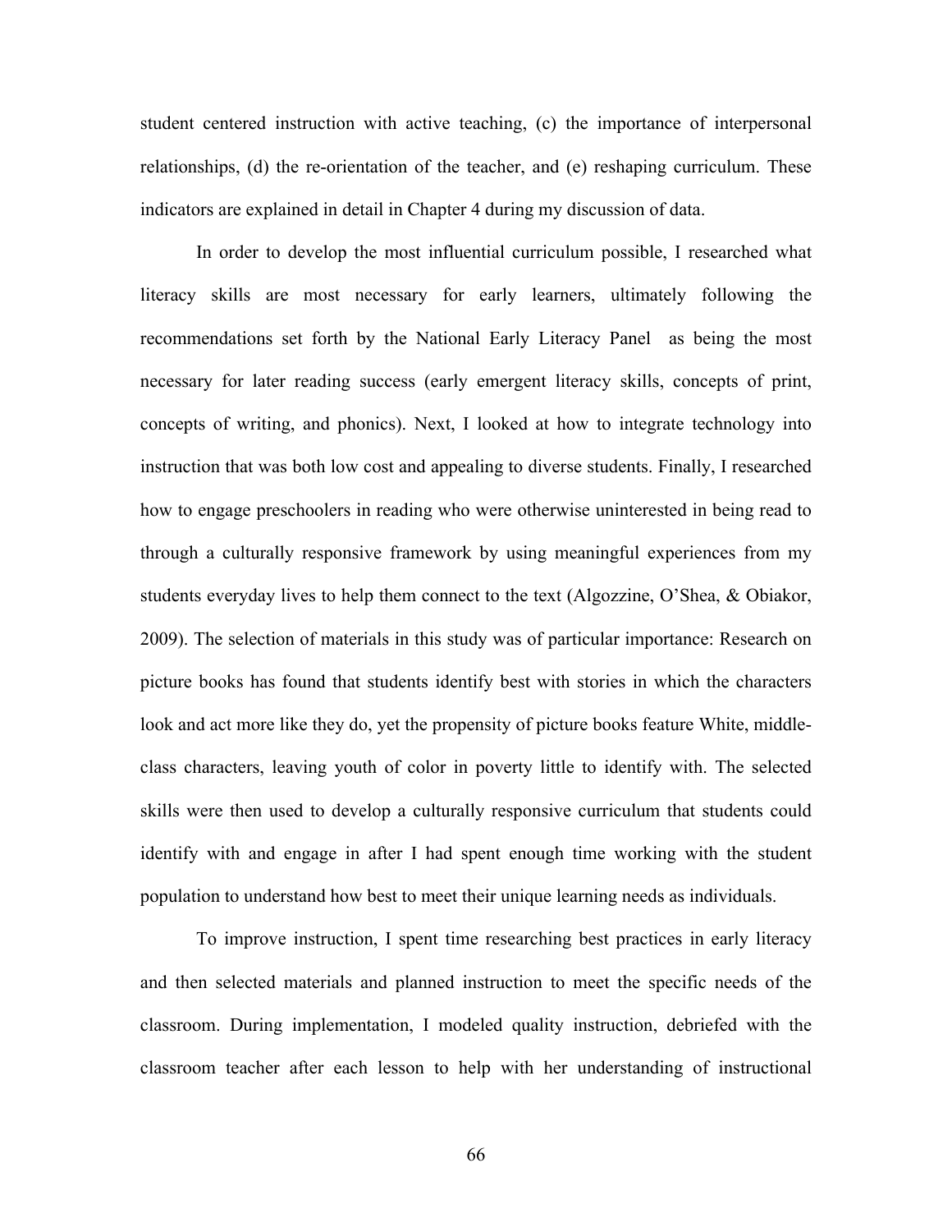student centered instruction with active teaching, (c) the importance of interpersonal relationships, (d) the re-orientation of the teacher, and (e) reshaping curriculum. These indicators are explained in detail in Chapter 4 during my discussion of data.

In order to develop the most influential curriculum possible, I researched what literacy skills are most necessary for early learners, ultimately following the recommendations set forth by the National Early Literacy Panel as being the most necessary for later reading success (early emergent literacy skills, concepts of print, concepts of writing, and phonics). Next, I looked at how to integrate technology into instruction that was both low cost and appealing to diverse students. Finally, I researched how to engage preschoolers in reading who were otherwise uninterested in being read to through a culturally responsive framework by using meaningful experiences from my students everyday lives to help them connect to the text (Algozzine, O'Shea, & Obiakor, 2009). The selection of materials in this study was of particular importance: Research on picture books has found that students identify best with stories in which the characters look and act more like they do, yet the propensity of picture books feature White, middle-class characters, leaving youth of color in poverty little to identify with. The selected skills were then used to develop a culturally responsive curriculum that students could identify with and engage in after I had spent enough time working with the student population to understand how best to meet their unique learning needs as individuals.

To improve instruction, I spent time researching best practices in early literacy and then selected materials and planned instruction to meet the specific needs of the classroom. During implementation, I modeled quality instruction, debriefed with the classroom teacher after each lesson to help with her understanding of instructional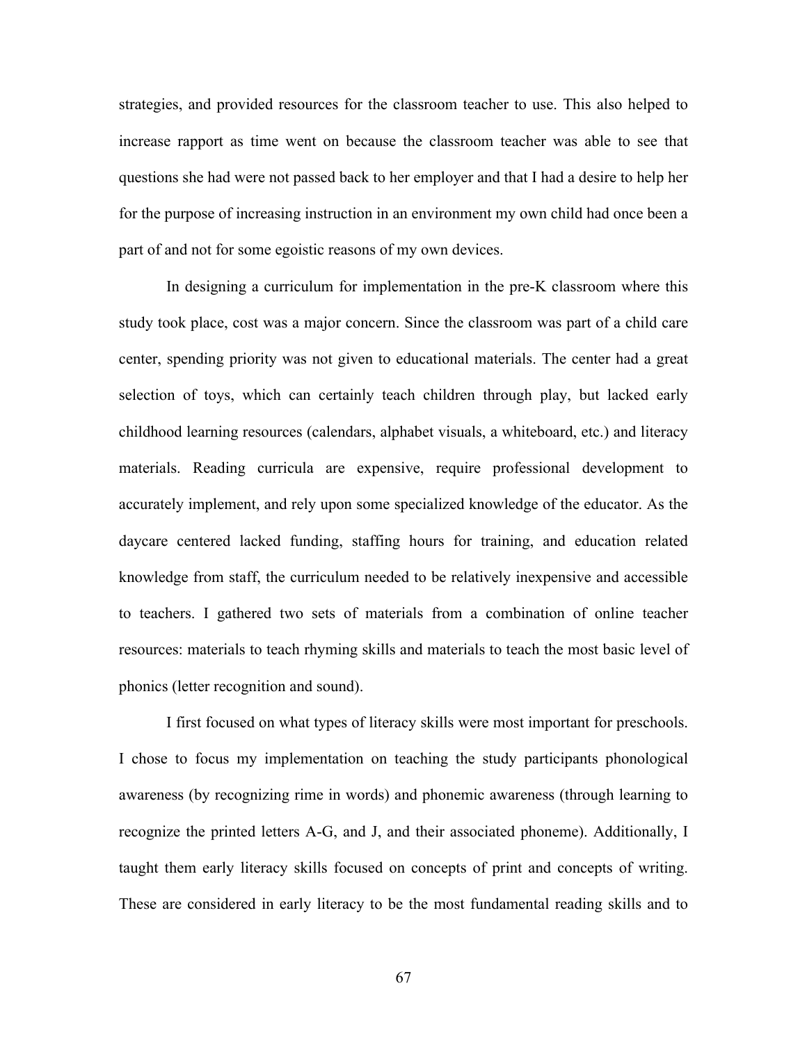strategies, and provided resources for the classroom teacher to use. This also helped to increase rapport as time went on because the classroom teacher was able to see that questions she had were not passed back to her employer and that I had a desire to help her for the purpose of increasing instruction in an environment my own child had once been a part of and not for some egoistic reasons of my own devices.

In designing a curriculum for implementation in the pre-K classroom where this study took place, cost was a major concern. Since the classroom was part of a child care center, spending priority was not given to educational materials. The center had a great selection of toys, which can certainly teach children through play, but lacked early childhood learning resources (calendars, alphabet visuals, a whiteboard, etc.) and literacy materials. Reading curricula are expensive, require professional development to accurately implement, and rely upon some specialized knowledge of the educator. As the daycare centered lacked funding, staffing hours for training, and education related knowledge from staff, the curriculum needed to be relatively inexpensive and accessible to teachers. I gathered two sets of materials from a combination of online teacher resources: materials to teach rhyming skills and materials to teach the most basic level of phonics (letter recognition and sound).

I first focused on what types of literacy skills were most important for preschools. I chose to focus my implementation on teaching the study participants phonological awareness (by recognizing rime in words) and phonemic awareness (through learning to recognize the printed letters A-G, and J, and their associated phoneme). Additionally, I taught them early literacy skills focused on concepts of print and concepts of writing. These are considered in early literacy to be the most fundamental reading skills and to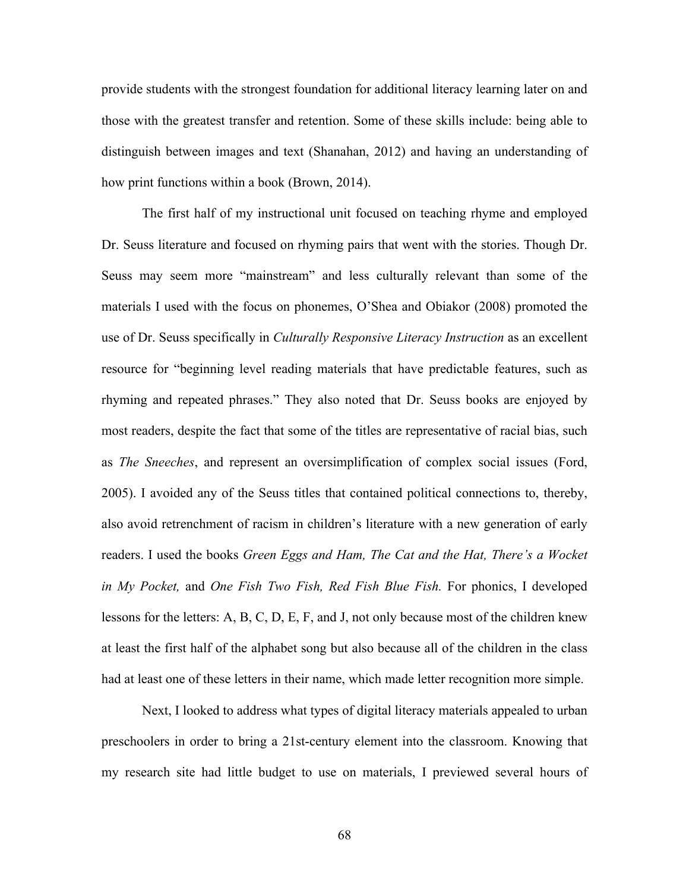provide students with the strongest foundation for additional literacy learning later on and those with the greatest transfer and retention. Some of these skills include: being able to distinguish between images and text (Shanahan, 2012) and having an understanding of how print functions within a book (Brown, 2014).

The first half of my instructional unit focused on teaching rhyme and employed Dr. Seuss literature and focused on rhyming pairs that went with the stories. Though Dr. Seuss may seem more "mainstream" and less culturally relevant than some of the materials I used with the focus on phonemes, O'Shea and Obiakor (2008) promoted the use of Dr. Seuss specifically in *Culturally Responsive Literacy Instruction* as an excellent resource for "beginning level reading materials that have predictable features, such as rhyming and repeated phrases." They also noted that Dr. Seuss books are enjoyed by most readers, despite the fact that some of the titles are representative of racial bias, such as *The Sneeches*, and represent an oversimplification of complex social issues (Ford, 2005). I avoided any of the Seuss titles that contained political connections to, thereby, also avoid retrenchment of racism in children's literature with a new generation of early readers. I used the books *Green Eggs and Ham, The Cat and the Hat, There's a Wocket in My Pocket,* and *One Fish Two Fish, Red Fish Blue Fish.* For phonics, I developed lessons for the letters: A, B, C, D, E, F, and J, not only because most of the children knew at least the first half of the alphabet song but also because all of the children in the class had at least one of these letters in their name, which made letter recognition more simple.

Next, I looked to address what types of digital literacy materials appealed to urban preschoolers in order to bring a 21st-century element into the classroom. Knowing that my research site had little budget to use on materials, I previewed several hours of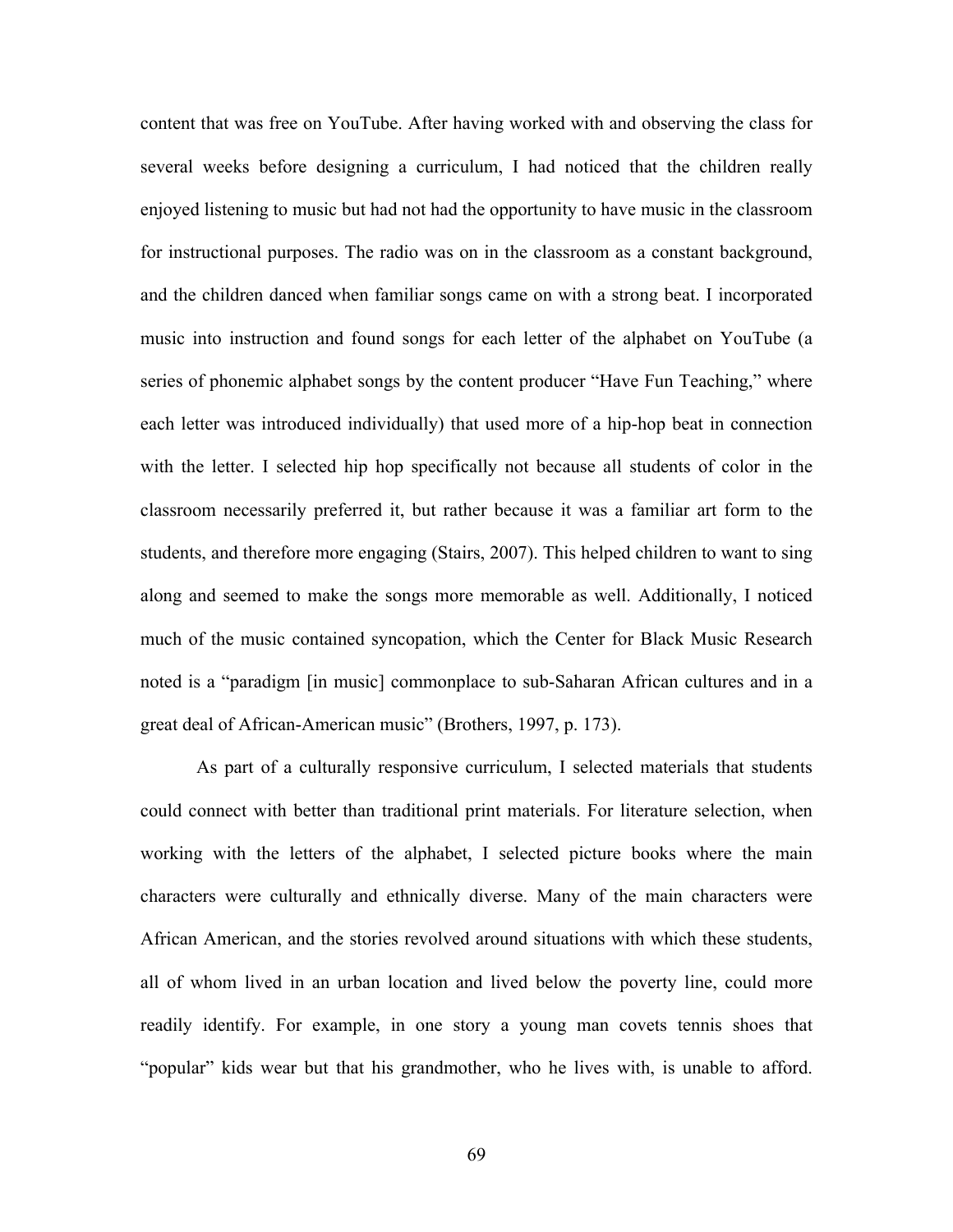content that was free on YouTube. After having worked with and observing the class for several weeks before designing a curriculum, I had noticed that the children really enjoyed listening to music but had not had the opportunity to have music in the classroom for instructional purposes. The radio was on in the classroom as a constant background, and the children danced when familiar songs came on with a strong beat. I incorporated music into instruction and found songs for each letter of the alphabet on YouTube (a series of phonemic alphabet songs by the content producer "Have Fun Teaching," where each letter was introduced individually) that used more of a hip-hop beat in connection with the letter. I selected hip hop specifically not because all students of color in the classroom necessarily preferred it, but rather because it was a familiar art form to the students, and therefore more engaging (Stairs, 2007). This helped children to want to sing along and seemed to make the songs more memorable as well. Additionally, I noticed much of the music contained syncopation, which the Center for Black Music Research noted is a "paradigm [in music] commonplace to sub-Saharan African cultures and in a great deal of African-American music" (Brothers, 1997, p. 173).

As part of a culturally responsive curriculum, I selected materials that students could connect with better than traditional print materials. For literature selection, when working with the letters of the alphabet, I selected picture books where the main characters were culturally and ethnically diverse. Many of the main characters were African American, and the stories revolved around situations with which these students, all of whom lived in an urban location and lived below the poverty line, could more readily identify. For example, in one story a young man covets tennis shoes that "popular" kids wear but that his grandmother, who he lives with, is unable to afford.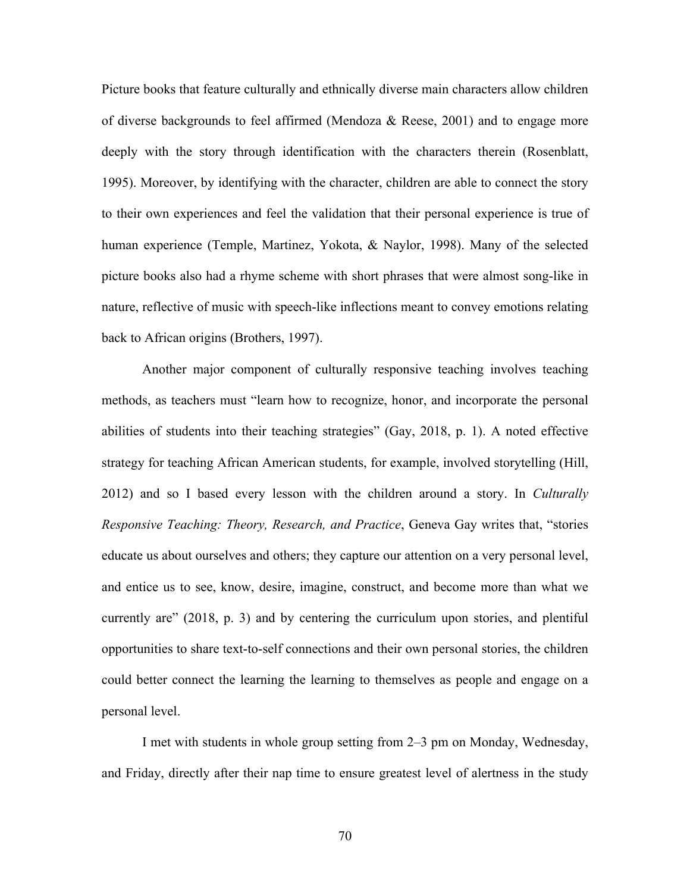Picture books that feature culturally and ethnically diverse main characters allow children of diverse backgrounds to feel affirmed (Mendoza & Reese, 2001) and to engage more deeply with the story through identification with the characters therein (Rosenblatt, 1995). Moreover, by identifying with the character, children are able to connect the story to their own experiences and feel the validation that their personal experience is true of human experience (Temple, Martinez, Yokota, & Naylor, 1998). Many of the selected picture books also had a rhyme scheme with short phrases that were almost song-like in nature, reflective of music with speech-like inflections meant to convey emotions relating back to African origins (Brothers, 1997).

Another major component of culturally responsive teaching involves teaching methods, as teachers must "learn how to recognize, honor, and incorporate the personal abilities of students into their teaching strategies" (Gay, 2018, p. 1). A noted effective strategy for teaching African American students, for example, involved storytelling (Hill, 2012) and so I based every lesson with the children around a story. In *Culturally Responsive Teaching: Theory, Research, and Practice*, Geneva Gay writes that, "stories educate us about ourselves and others; they capture our attention on a very personal level, and entice us to see, know, desire, imagine, construct, and become more than what we currently are" (2018, p. 3) and by centering the curriculum upon stories, and plentiful opportunities to share text-to-self connections and their own personal stories, the children could better connect the learning the learning to themselves as people and engage on a personal level.

I met with students in whole group setting from 2–3 pm on Monday, Wednesday, and Friday, directly after their nap time to ensure greatest level of alertness in the study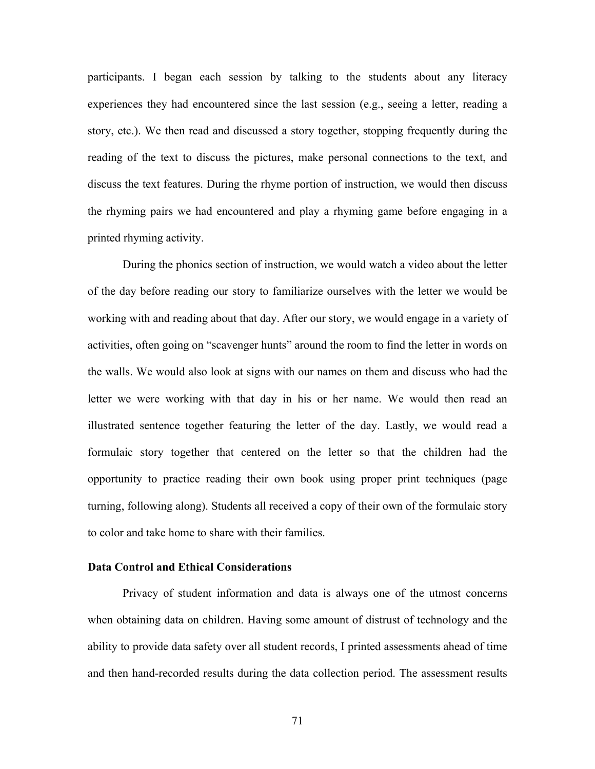participants. I began each session by talking to the students about any literacy experiences they had encountered since the last session (e.g., seeing a letter, reading a story, etc.). We then read and discussed a story together, stopping frequently during the reading of the text to discuss the pictures, make personal connections to the text, and discuss the text features. During the rhyme portion of instruction, we would then discuss the rhyming pairs we had encountered and play a rhyming game before engaging in a printed rhyming activity.

During the phonics section of instruction, we would watch a video about the letter of the day before reading our story to familiarize ourselves with the letter we would be working with and reading about that day. After our story, we would engage in a variety of activities, often going on "scavenger hunts" around the room to find the letter in words on the walls. We would also look at signs with our names on them and discuss who had the letter we were working with that day in his or her name. We would then read an illustrated sentence together featuring the letter of the day. Lastly, we would read a formulaic story together that centered on the letter so that the children had the opportunity to practice reading their own book using proper print techniques (page turning, following along). Students all received a copy of their own of the formulaic story to color and take home to share with their families.

**Data Control and Ethical Considerations**

Privacy of student information and data is always one of the utmost concerns when obtaining data on children. Having some amount of distrust of technology and the ability to provide data safety over all student records, I printed assessments ahead of time and then hand-recorded results during the data collection period. The assessment results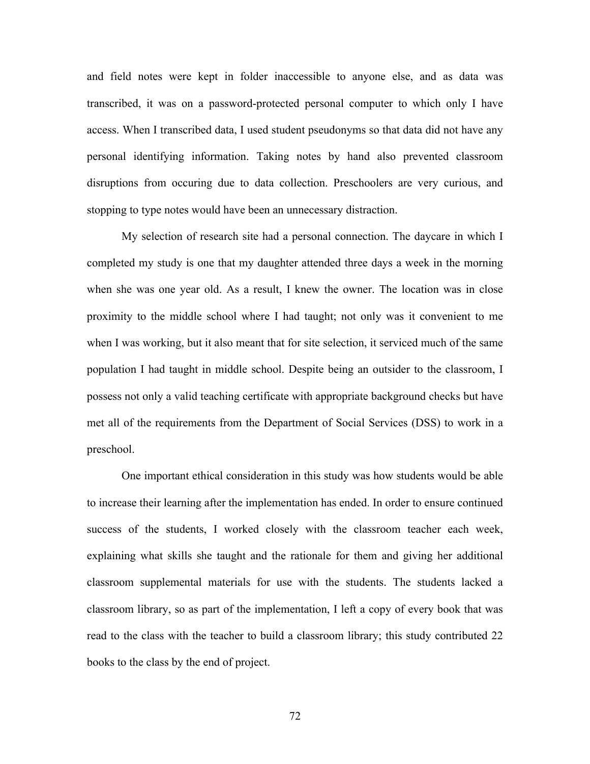and field notes were kept in folder inaccessible to anyone else, and as data was transcribed, it was on a password-protected personal computer to which only I have access. When I transcribed data, I used student pseudonyms so that data did not have any personal identifying information. Taking notes by hand also prevented classroom disruptions from occuring due to data collection. Preschoolers are very curious, and stopping to type notes would have been an unnecessary distraction.

My selection of research site had a personal connection. The daycare in which I completed my study is one that my daughter attended three days a week in the morning when she was one year old. As a result, I knew the owner. The location was in close proximity to the middle school where I had taught; not only was it convenient to me when I was working, but it also meant that for site selection, it serviced much of the same population I had taught in middle school. Despite being an outsider to the classroom, I possess not only a valid teaching certificate with appropriate background checks but have met all of the requirements from the Department of Social Services (DSS) to work in a preschool.

One important ethical consideration in this study was how students would be able to increase their learning after the implementation has ended. In order to ensure continued success of the students, I worked closely with the classroom teacher each week, explaining what skills she taught and the rationale for them and giving her additional classroom supplemental materials for use with the students. The students lacked a classroom library, so as part of the implementation, I left a copy of every book that was read to the class with the teacher to build a classroom library; this study contributed 22 books to the class by the end of project.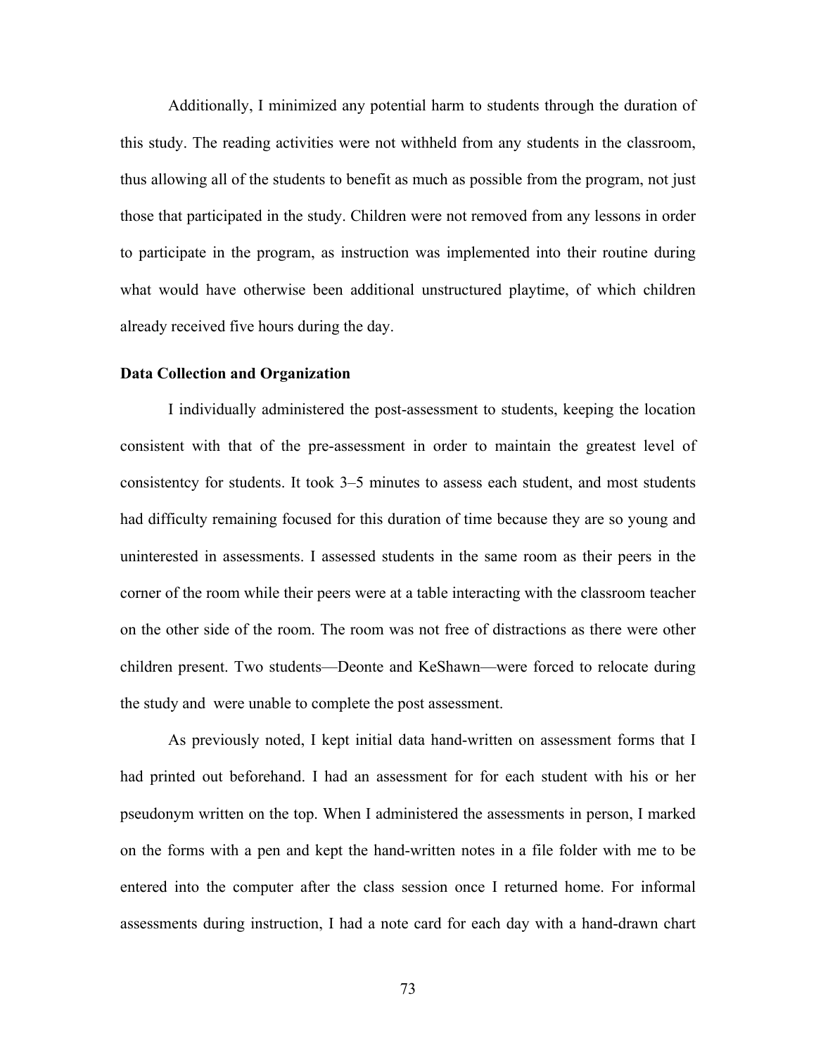Additionally, I minimized any potential harm to students through the duration of this study. The reading activities were not withheld from any students in the classroom, thus allowing all of the students to benefit as much as possible from the program, not just those that participated in the study. Children were not removed from any lessons in order to participate in the program, as instruction was implemented into their routine during what would have otherwise been additional unstructured playtime, of which children already received five hours during the day.

**Data Collection and Organization**

I individually administered the post-assessment to students, keeping the location consistent with that of the pre-assessment in order to maintain the greatest level of consistentcy for students. It took 3–5 minutes to assess each student, and most students had difficulty remaining focused for this duration of time because they are so young and uninterested in assessments. I assessed students in the same room as their peers in the corner of the room while their peers were at a table interacting with the classroom teacher on the other side of the room. The room was not free of distractions as there were other children present. Two students—Deonte and KeShawn—were forced to relocate during the study and were unable to complete the post assessment.

As previously noted, I kept initial data hand-written on assessment forms that I had printed out beforehand. I had an assessment for for each student with his or her pseudonym written on the top. When I administered the assessments in person, I marked on the forms with a pen and kept the hand-written notes in a file folder with me to be entered into the computer after the class session once I returned home. For informal assessments during instruction, I had a note card for each day with a hand-drawn chart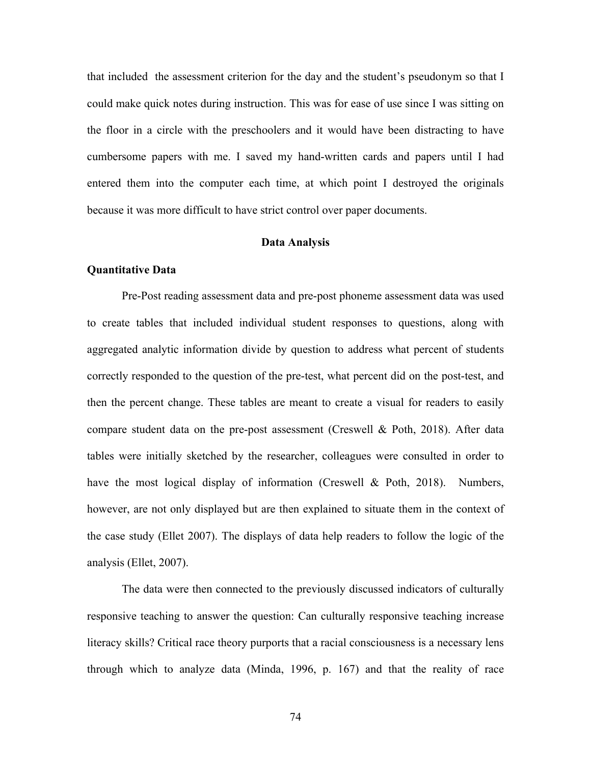that included  the assessment criterion for the day and the student's pseudonym so that I could make quick notes during instruction. This was for ease of use since I was sitting on the floor in a circle with the preschoolers and it would have been distracting to have cumbersome papers with me. I saved my hand-written cards and papers until I had entered them into the computer each time, at which point I destroyed the originals because it was more difficult to have strict control over paper documents.

## Data Analysis

### Quantitative Data

Pre-Post reading assessment data and pre-post phoneme assessment data was used to create tables that included individual student responses to questions, along with aggregated analytic information divide by question to address what percent of students correctly responded to the question of the pre-test, what percent did on the post-test, and then the percent change. These tables are meant to create a visual for readers to easily compare student data on the pre-post assessment (Creswell & Poth, 2018). After data tables were initially sketched by the researcher, colleagues were consulted in order to have the most logical display of information (Creswell & Poth, 2018).  Numbers, however, are not only displayed but are then explained to situate them in the context of the case study (Ellet 2007). The displays of data help readers to follow the logic of the analysis (Ellet, 2007).

The data were then connected to the previously discussed indicators of culturally responsive teaching to answer the question: Can culturally responsive teaching increase literacy skills? Critical race theory purports that a racial consciousness is a necessary lens through which to analyze data (Minda, 1996, p. 167) and that the reality of race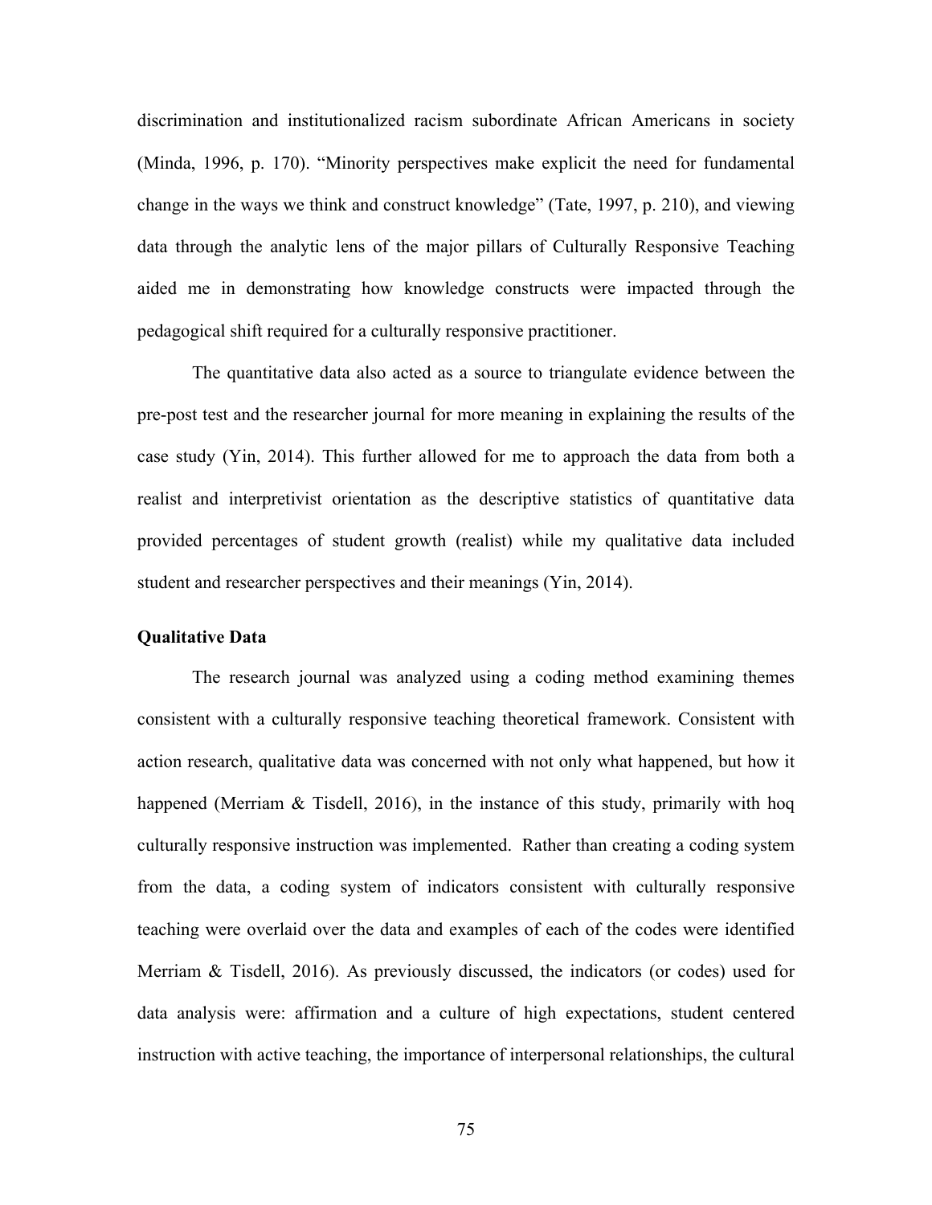discrimination and institutionalized racism subordinate African Americans in society (Minda, 1996, p. 170). "Minority perspectives make explicit the need for fundamental change in the ways we think and construct knowledge" (Tate, 1997, p. 210), and viewing data through the analytic lens of the major pillars of Culturally Responsive Teaching aided me in demonstrating how knowledge constructs were impacted through the pedagogical shift required for a culturally responsive practitioner.

The quantitative data also acted as a source to triangulate evidence between the pre-post test and the researcher journal for more meaning in explaining the results of the case study (Yin, 2014). This further allowed for me to approach the data from both a realist and interpretivist orientation as the descriptive statistics of quantitative data provided percentages of student growth (realist) while my qualitative data included student and researcher perspectives and their meanings (Yin, 2014).

**Qualitative Data**

The research journal was analyzed using a coding method examining themes consistent with a culturally responsive teaching theoretical framework. Consistent with action research, qualitative data was concerned with not only what happened, but how it happened (Merriam & Tisdell, 2016), in the instance of this study, primarily with hoq culturally responsive instruction was implemented. Rather than creating a coding system from the data, a coding system of indicators consistent with culturally responsive teaching were overlaid over the data and examples of each of the codes were identified Merriam & Tisdell, 2016). As previously discussed, the indicators (or codes) used for data analysis were: affirmation and a culture of high expectations, student centered instruction with active teaching, the importance of interpersonal relationships, the cultural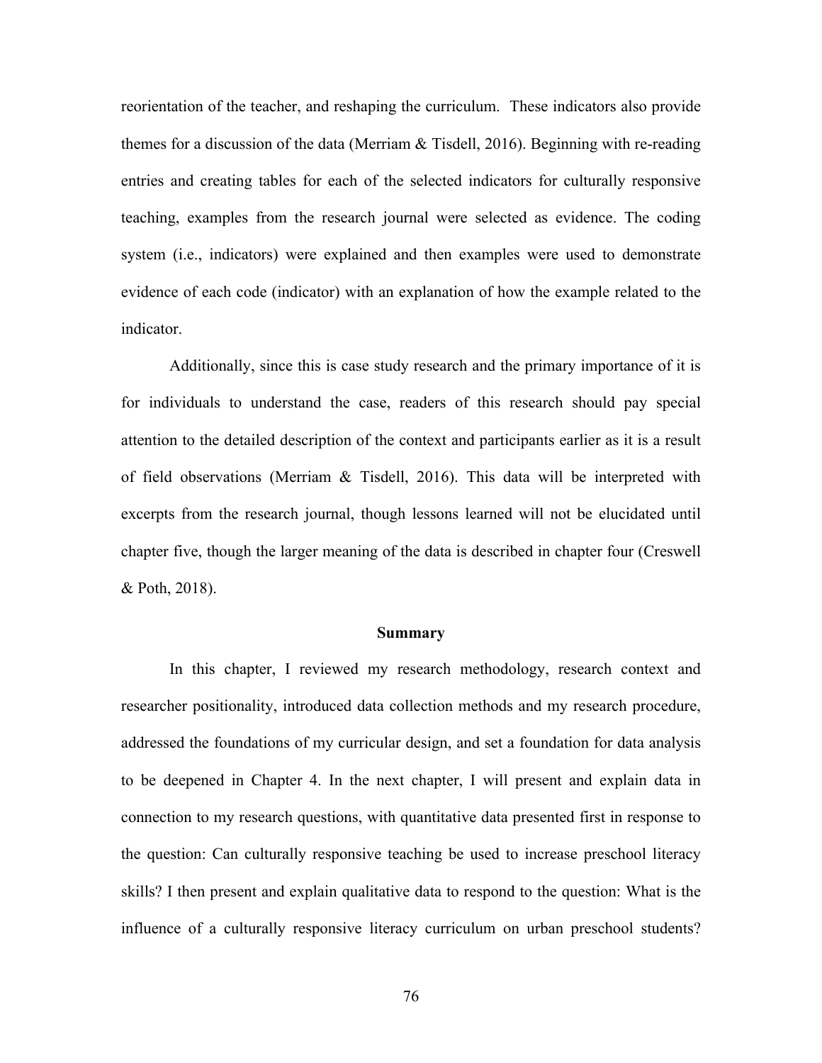reorientation of the teacher, and reshaping the curriculum. These indicators also provide themes for a discussion of the data (Merriam & Tisdell, 2016). Beginning with re-reading entries and creating tables for each of the selected indicators for culturally responsive teaching, examples from the research journal were selected as evidence. The coding system (i.e., indicators) were explained and then examples were used to demonstrate evidence of each code (indicator) with an explanation of how the example related to the indicator.

Additionally, since this is case study research and the primary importance of it is for individuals to understand the case, readers of this research should pay special attention to the detailed description of the context and participants earlier as it is a result of field observations (Merriam & Tisdell, 2016). This data will be interpreted with excerpts from the research journal, though lessons learned will not be elucidated until chapter five, though the larger meaning of the data is described in chapter four (Creswell & Poth, 2018).

## Summary

In this chapter, I reviewed my research methodology, research context and researcher positionality, introduced data collection methods and my research procedure, addressed the foundations of my curricular design, and set a foundation for data analysis to be deepened in Chapter 4. In the next chapter, I will present and explain data in connection to my research questions, with quantitative data presented first in response to the question: Can culturally responsive teaching be used to increase preschool literacy skills? I then present and explain qualitative data to respond to the question: What is the influence of a culturally responsive literacy curriculum on urban preschool students?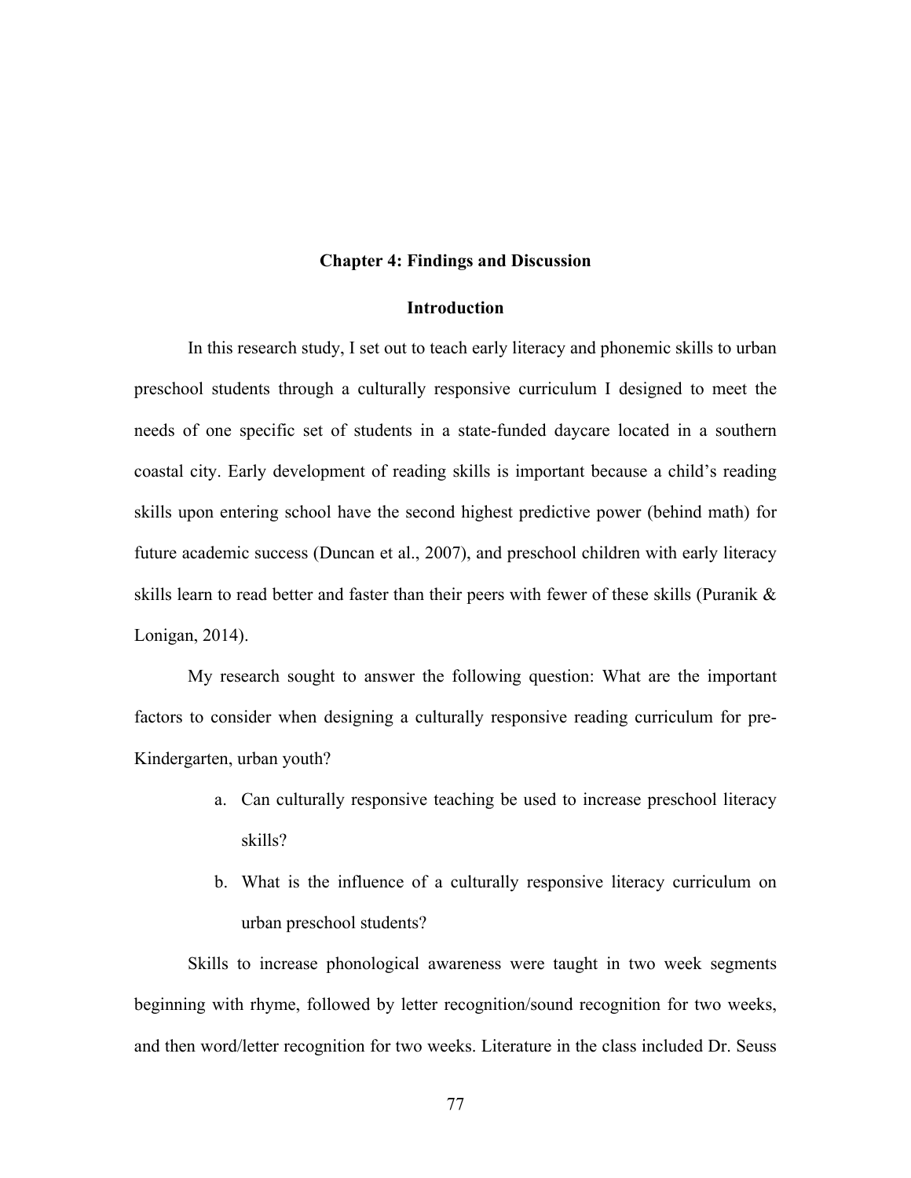# Chapter 4: Findings and Discussion

## Introduction

In this research study, I set out to teach early literacy and phonemic skills to urban preschool students through a culturally responsive curriculum I designed to meet the needs of one specific set of students in a state-funded daycare located in a southern coastal city. Early development of reading skills is important because a child's reading skills upon entering school have the second highest predictive power (behind math) for future academic success (Duncan et al., 2007), and preschool children with early literacy skills learn to read better and faster than their peers with fewer of these skills (Puranik & Lonigan, 2014).

My research sought to answer the following question: What are the important factors to consider when designing a culturally responsive reading curriculum for pre-Kindergarten, urban youth?

a. Can culturally responsive teaching be used to increase preschool literacy skills?
b. What is the influence of a culturally responsive literacy curriculum on urban preschool students?

Skills to increase phonological awareness were taught in two week segments beginning with rhyme, followed by letter recognition/sound recognition for two weeks, and then word/letter recognition for two weeks. Literature in the class included Dr. Seuss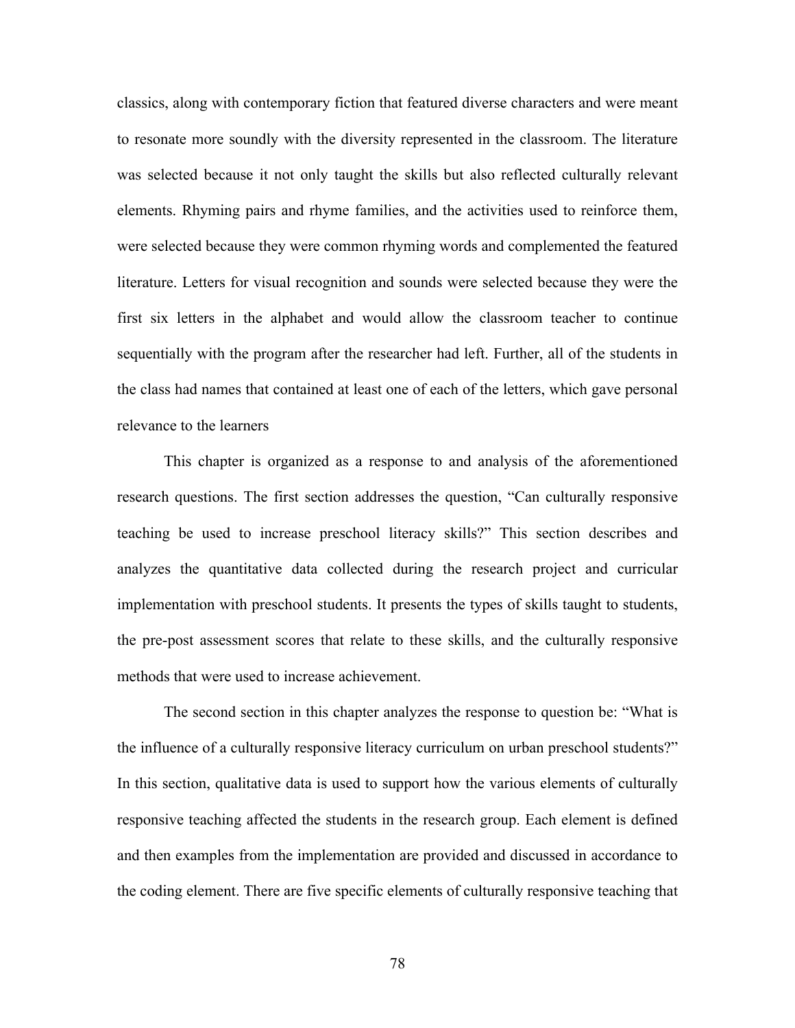classics, along with contemporary fiction that featured diverse characters and were meant to resonate more soundly with the diversity represented in the classroom. The literature was selected because it not only taught the skills but also reflected culturally relevant elements. Rhyming pairs and rhyme families, and the activities used to reinforce them, were selected because they were common rhyming words and complemented the featured literature. Letters for visual recognition and sounds were selected because they were the first six letters in the alphabet and would allow the classroom teacher to continue sequentially with the program after the researcher had left. Further, all of the students in the class had names that contained at least one of each of the letters, which gave personal relevance to the learners

This chapter is organized as a response to and analysis of the aforementioned research questions. The first section addresses the question, "Can culturally responsive teaching be used to increase preschool literacy skills?" This section describes and analyzes the quantitative data collected during the research project and curricular implementation with preschool students. It presents the types of skills taught to students, the pre-post assessment scores that relate to these skills, and the culturally responsive methods that were used to increase achievement.

The second section in this chapter analyzes the response to question be: "What is the influence of a culturally responsive literacy curriculum on urban preschool students?" In this section, qualitative data is used to support how the various elements of culturally responsive teaching affected the students in the research group. Each element is defined and then examples from the implementation are provided and discussed in accordance to the coding element. There are five specific elements of culturally responsive teaching that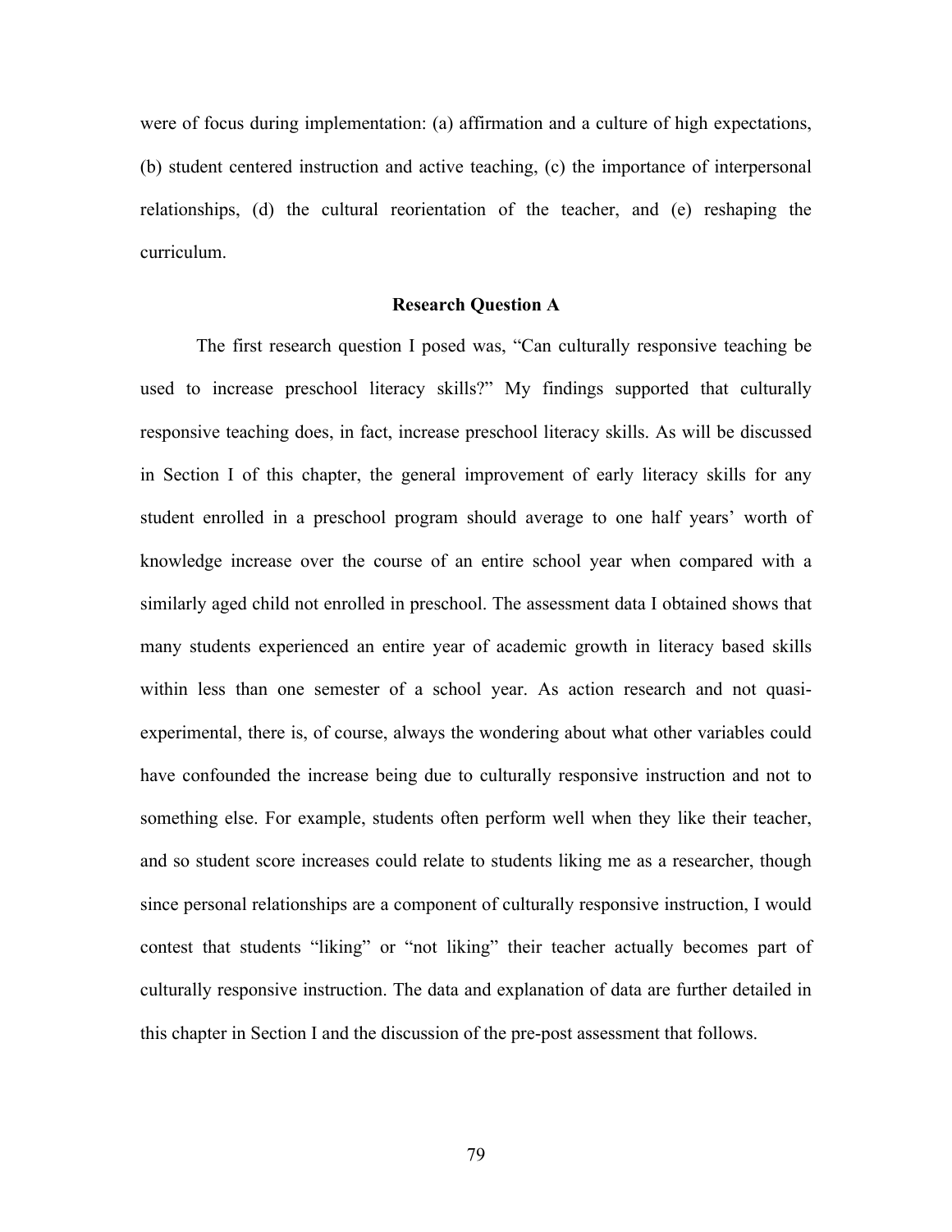were of focus during implementation: (a) affirmation and a culture of high expectations, (b) student centered instruction and active teaching, (c) the importance of interpersonal relationships, (d) the cultural reorientation of the teacher, and (e) reshaping the curriculum.

## Research Question A

The first research question I posed was, "Can culturally responsive teaching be used to increase preschool literacy skills?" My findings supported that culturally responsive teaching does, in fact, increase preschool literacy skills. As will be discussed in Section I of this chapter, the general improvement of early literacy skills for any student enrolled in a preschool program should average to one half years' worth of knowledge increase over the course of an entire school year when compared with a similarly aged child not enrolled in preschool. The assessment data I obtained shows that many students experienced an entire year of academic growth in literacy based skills within less than one semester of a school year. As action research and not quasi-experimental, there is, of course, always the wondering about what other variables could have confounded the increase being due to culturally responsive instruction and not to something else. For example, students often perform well when they like their teacher, and so student score increases could relate to students liking me as a researcher, though since personal relationships are a component of culturally responsive instruction, I would contest that students "liking" or "not liking" their teacher actually becomes part of culturally responsive instruction. The data and explanation of data are further detailed in this chapter in Section I and the discussion of the pre-post assessment that follows.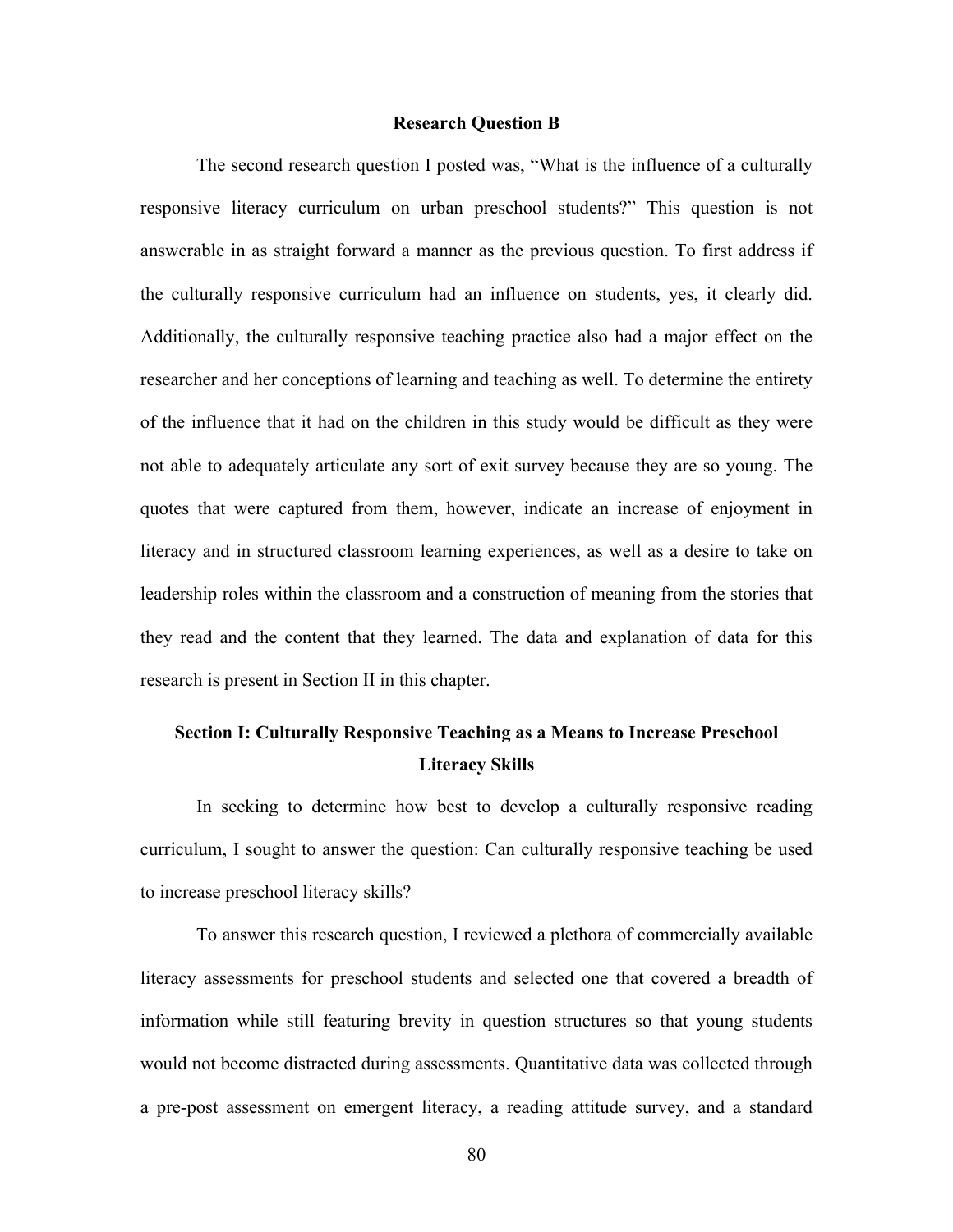### Research Question B

The second research question I posted was, "What is the influence of a culturally responsive literacy curriculum on urban preschool students?" This question is not answerable in as straight forward a manner as the previous question. To first address if the culturally responsive curriculum had an influence on students, yes, it clearly did. Additionally, the culturally responsive teaching practice also had a major effect on the researcher and her conceptions of learning and teaching as well. To determine the entirety of the influence that it had on the children in this study would be difficult as they were not able to adequately articulate any sort of exit survey because they are so young. The quotes that were captured from them, however, indicate an increase of enjoyment in literacy and in structured classroom learning experiences, as well as a desire to take on leadership roles within the classroom and a construction of meaning from the stories that they read and the content that they learned. The data and explanation of data for this research is present in Section II in this chapter.

## Section I: Culturally Responsive Teaching as a Means to Increase Preschool Literacy Skills

In seeking to determine how best to develop a culturally responsive reading curriculum, I sought to answer the question: Can culturally responsive teaching be used to increase preschool literacy skills?

To answer this research question, I reviewed a plethora of commercially available literacy assessments for preschool students and selected one that covered a breadth of information while still featuring brevity in question structures so that young students would not become distracted during assessments. Quantitative data was collected through a pre-post assessment on emergent literacy, a reading attitude survey, and a standard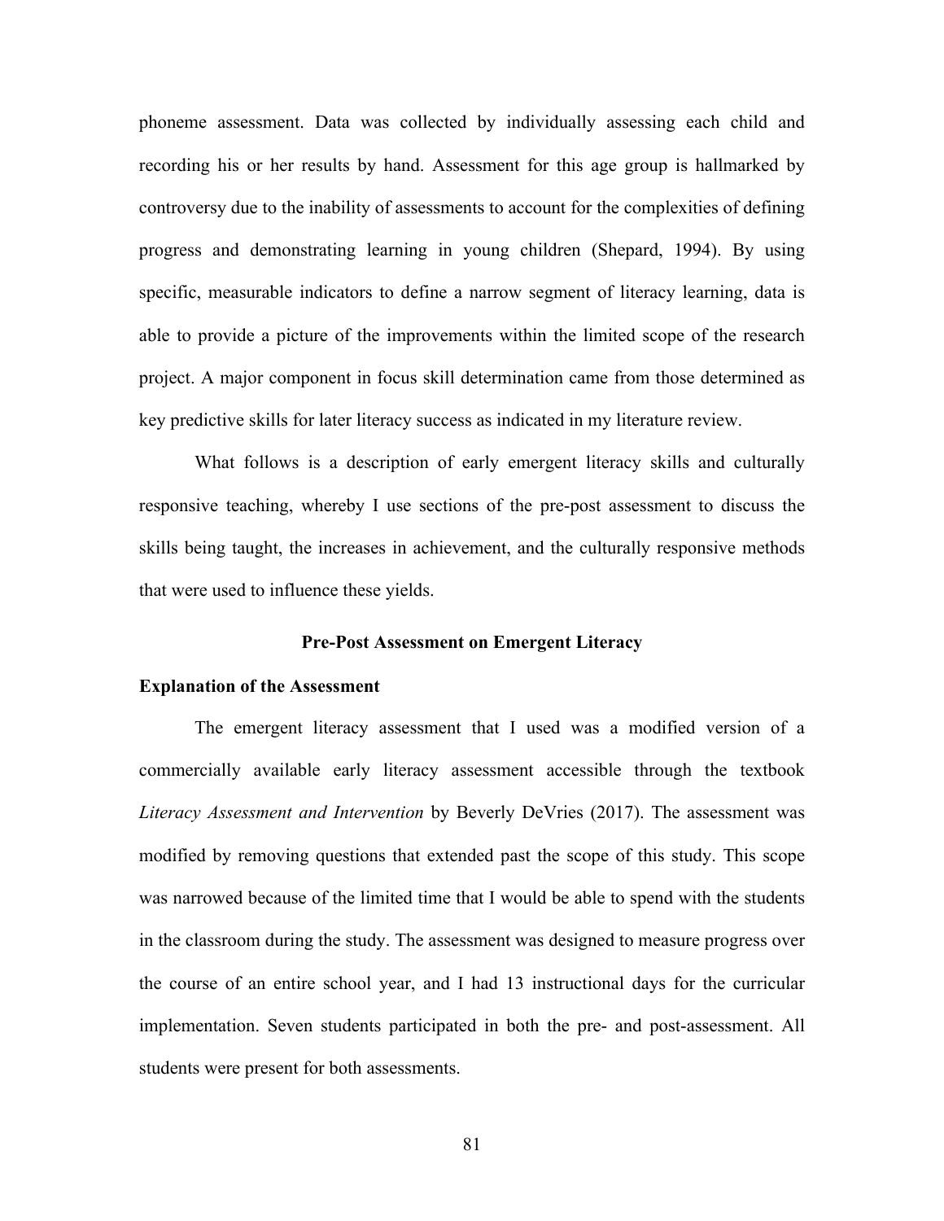phoneme assessment. Data was collected by individually assessing each child and recording his or her results by hand. Assessment for this age group is hallmarked by controversy due to the inability of assessments to account for the complexities of defining progress and demonstrating learning in young children (Shepard, 1994). By using specific, measurable indicators to define a narrow segment of literacy learning, data is able to provide a picture of the improvements within the limited scope of the research project. A major component in focus skill determination came from those determined as key predictive skills for later literacy success as indicated in my literature review.

What follows is a description of early emergent literacy skills and culturally responsive teaching, whereby I use sections of the pre-post assessment to discuss the skills being taught, the increases in achievement, and the culturally responsive methods that were used to influence these yields.

## Pre-Post Assessment on Emergent Literacy

### Explanation of the Assessment

The emergent literacy assessment that I used was a modified version of a commercially available early literacy assessment accessible through the textbook *Literacy Assessment and Intervention* by Beverly DeVries (2017). The assessment was modified by removing questions that extended past the scope of this study. This scope was narrowed because of the limited time that I would be able to spend with the students in the classroom during the study. The assessment was designed to measure progress over the course of an entire school year, and I had 13 instructional days for the curricular implementation. Seven students participated in both the pre- and post-assessment. All students were present for both assessments.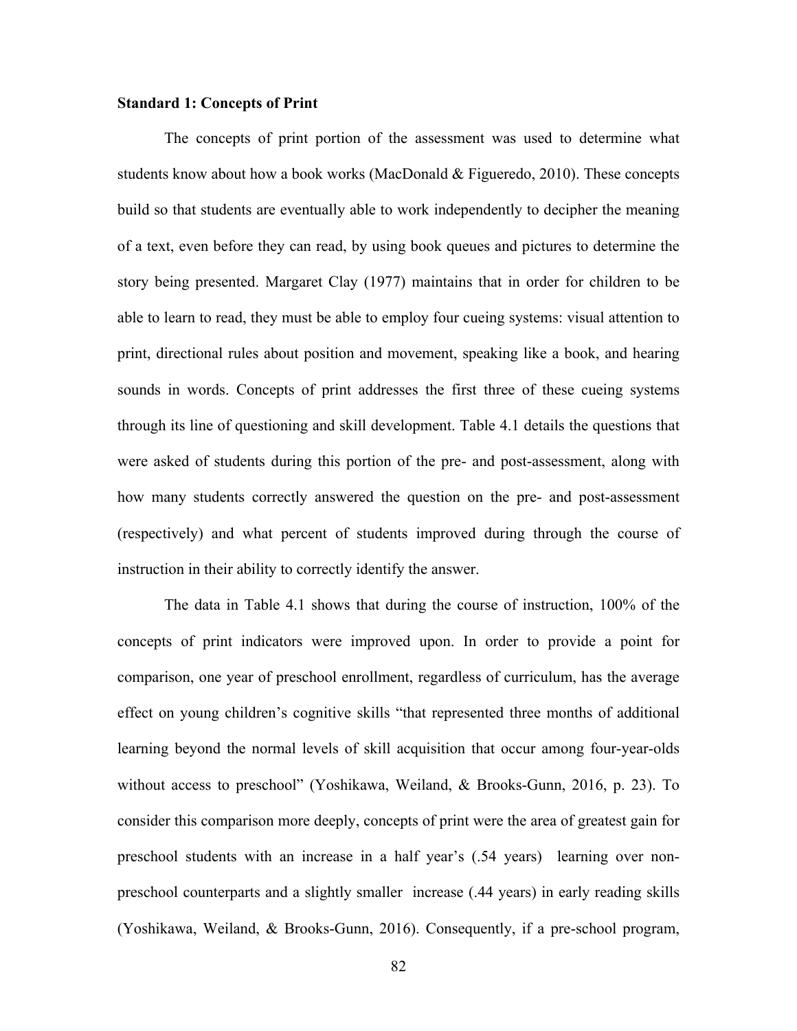**Standard 1: Concepts of Print**

The concepts of print portion of the assessment was used to determine what students know about how a book works (MacDonald & Figueredo, 2010). These concepts build so that students are eventually able to work independently to decipher the meaning of a text, even before they can read, by using book queues and pictures to determine the story being presented. Margaret Clay (1977) maintains that in order for children to be able to learn to read, they must be able to employ four cueing systems: visual attention to print, directional rules about position and movement, speaking like a book, and hearing sounds in words. Concepts of print addresses the first three of these cueing systems through its line of questioning and skill development. Table 4.1 details the questions that were asked of students during this portion of the pre- and post-assessment, along with how many students correctly answered the question on the pre- and post-assessment (respectively) and what percent of students improved during through the course of instruction in their ability to correctly identify the answer.

The data in Table 4.1 shows that during the course of instruction, 100% of the concepts of print indicators were improved upon. In order to provide a point for comparison, one year of preschool enrollment, regardless of curriculum, has the average effect on young children's cognitive skills "that represented three months of additional learning beyond the normal levels of skill acquisition that occur among four-year-olds without access to preschool" (Yoshikawa, Weiland, & Brooks-Gunn, 2016, p. 23). To consider this comparison more deeply, concepts of print were the area of greatest gain for preschool students with an increase in a half year's (.54 years) learning over non-preschool counterparts and a slightly smaller increase (.44 years) in early reading skills (Yoshikawa, Weiland, & Brooks-Gunn, 2016). Consequently, if a pre-school program,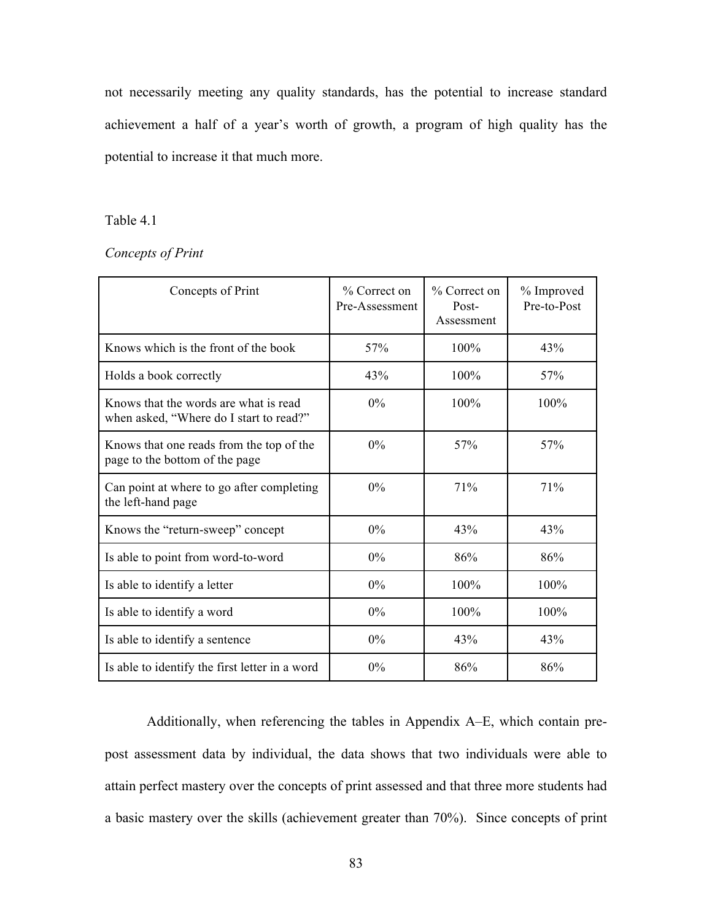not necessarily meeting any quality standards, has the potential to increase standard achievement a half of a year's worth of growth, a program of high quality has the potential to increase it that much more.

Table 4.1

*Concepts of Print*

| Concepts of Print | % Correct on Pre-Assessment | % Correct on Post-Assessment | % Improved Pre-to-Post |
|---|---|---|---|
| Knows which is the front of the book | 57% | 100% | 43% |
| Holds a book correctly | 43% | 100% | 57% |
| Knows that the words are what is read when asked, "Where do I start to read?" | 0% | 100% | 100% |
| Knows that one reads from the top of the page to the bottom of the page | 0% | 57% | 57% |
| Can point at where to go after completing the left-hand page | 0% | 71% | 71% |
| Knows the "return-sweep" concept | 0% | 43% | 43% |
| Is able to point from word-to-word | 0% | 86% | 86% |
| Is able to identify a letter | 0% | 100% | 100% |
| Is able to identify a word | 0% | 100% | 100% |
| Is able to identify a sentence | 0% | 43% | 43% |
| Is able to identify the first letter in a word | 0% | 86% | 86% |

Additionally, when referencing the tables in Appendix A–E, which contain pre-post assessment data by individual, the data shows that two individuals were able to attain perfect mastery over the concepts of print assessed and that three more students had a basic mastery over the skills (achievement greater than 70%). Since concepts of print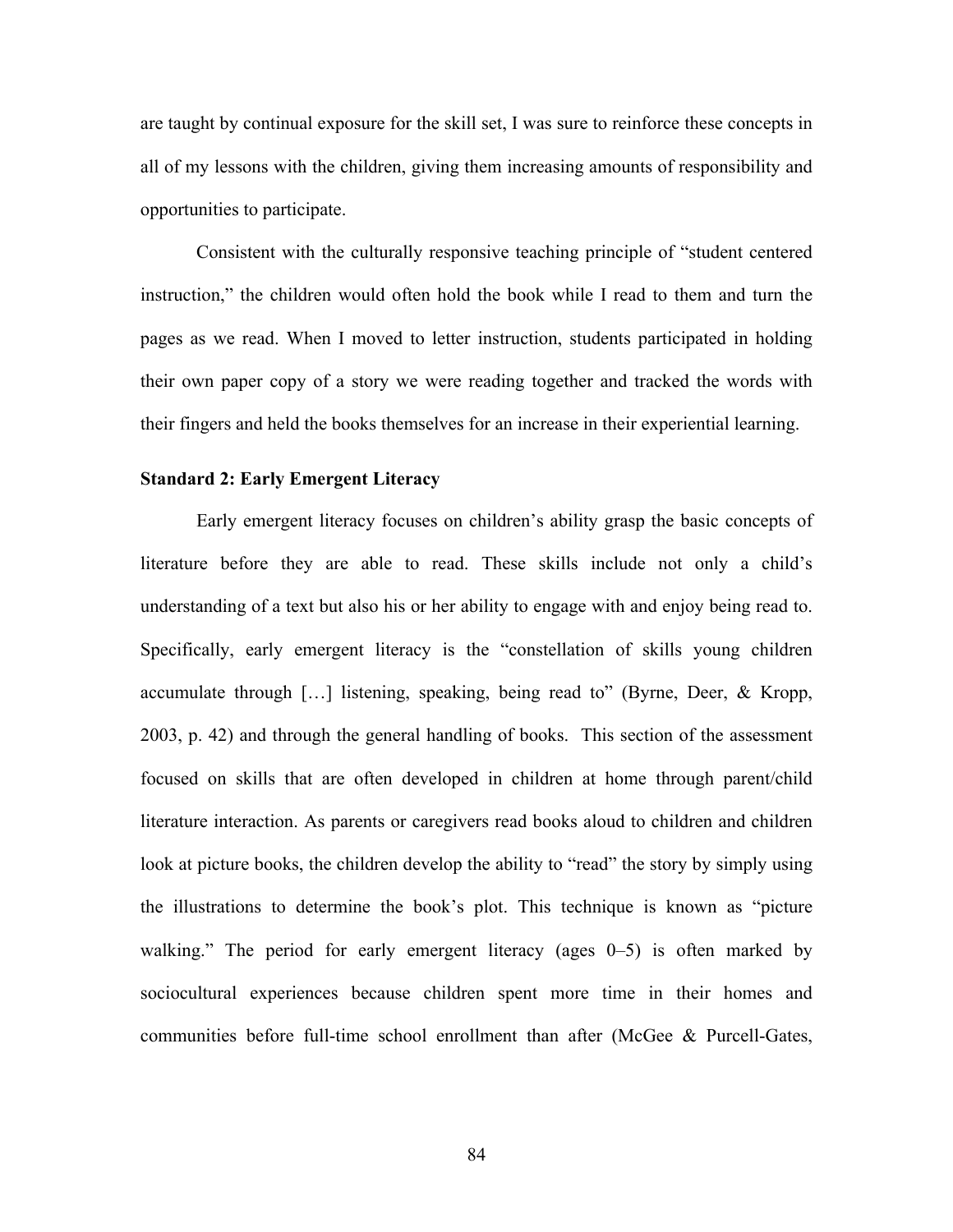are taught by continual exposure for the skill set, I was sure to reinforce these concepts in all of my lessons with the children, giving them increasing amounts of responsibility and opportunities to participate.

Consistent with the culturally responsive teaching principle of "student centered instruction," the children would often hold the book while I read to them and turn the pages as we read. When I moved to letter instruction, students participated in holding their own paper copy of a story we were reading together and tracked the words with their fingers and held the books themselves for an increase in their experiential learning.

**Standard 2: Early Emergent Literacy**

Early emergent literacy focuses on children's ability grasp the basic concepts of literature before they are able to read. These skills include not only a child's understanding of a text but also his or her ability to engage with and enjoy being read to. Specifically, early emergent literacy is the "constellation of skills young children accumulate through […] listening, speaking, being read to" (Byrne, Deer, & Kropp, 2003, p. 42) and through the general handling of books. This section of the assessment focused on skills that are often developed in children at home through parent/child literature interaction. As parents or caregivers read books aloud to children and children look at picture books, the children develop the ability to "read" the story by simply using the illustrations to determine the book's plot. This technique is known as "picture walking." The period for early emergent literacy (ages 0–5) is often marked by sociocultural experiences because children spent more time in their homes and communities before full-time school enrollment than after (McGee & Purcell-Gates,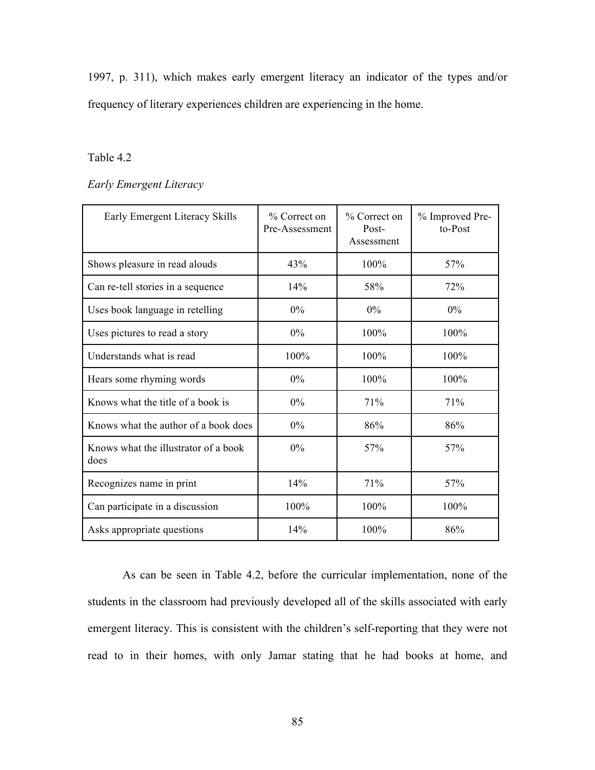1997, p. 311), which makes early emergent literacy an indicator of the types and/or frequency of literary experiences children are experiencing in the home.

Table 4.2

*Early Emergent Literacy*

| Early Emergent Literacy Skills | % Correct on Pre-Assessment | % Correct on Post-Assessment | % Improved Pre-to-Post |
|---|---|---|---|
| Shows pleasure in read alouds | 43% | 100% | 57% |
| Can re-tell stories in a sequence | 14% | 58% | 72% |
| Uses book language in retelling | 0% | 0% | 0% |
| Uses pictures to read a story | 0% | 100% | 100% |
| Understands what is read | 100% | 100% | 100% |
| Hears some rhyming words | 0% | 100% | 100% |
| Knows what the title of a book is | 0% | 71% | 71% |
| Knows what the author of a book does | 0% | 86% | 86% |
| Knows what the illustrator of a book does | 0% | 57% | 57% |
| Recognizes name in print | 14% | 71% | 57% |
| Can participate in a discussion | 100% | 100% | 100% |
| Asks appropriate questions | 14% | 100% | 86% |

As can be seen in Table 4.2, before the curricular implementation, none of the students in the classroom had previously developed all of the skills associated with early emergent literacy. This is consistent with the children's self-reporting that they were not read to in their homes, with only Jamar stating that he had books at home, and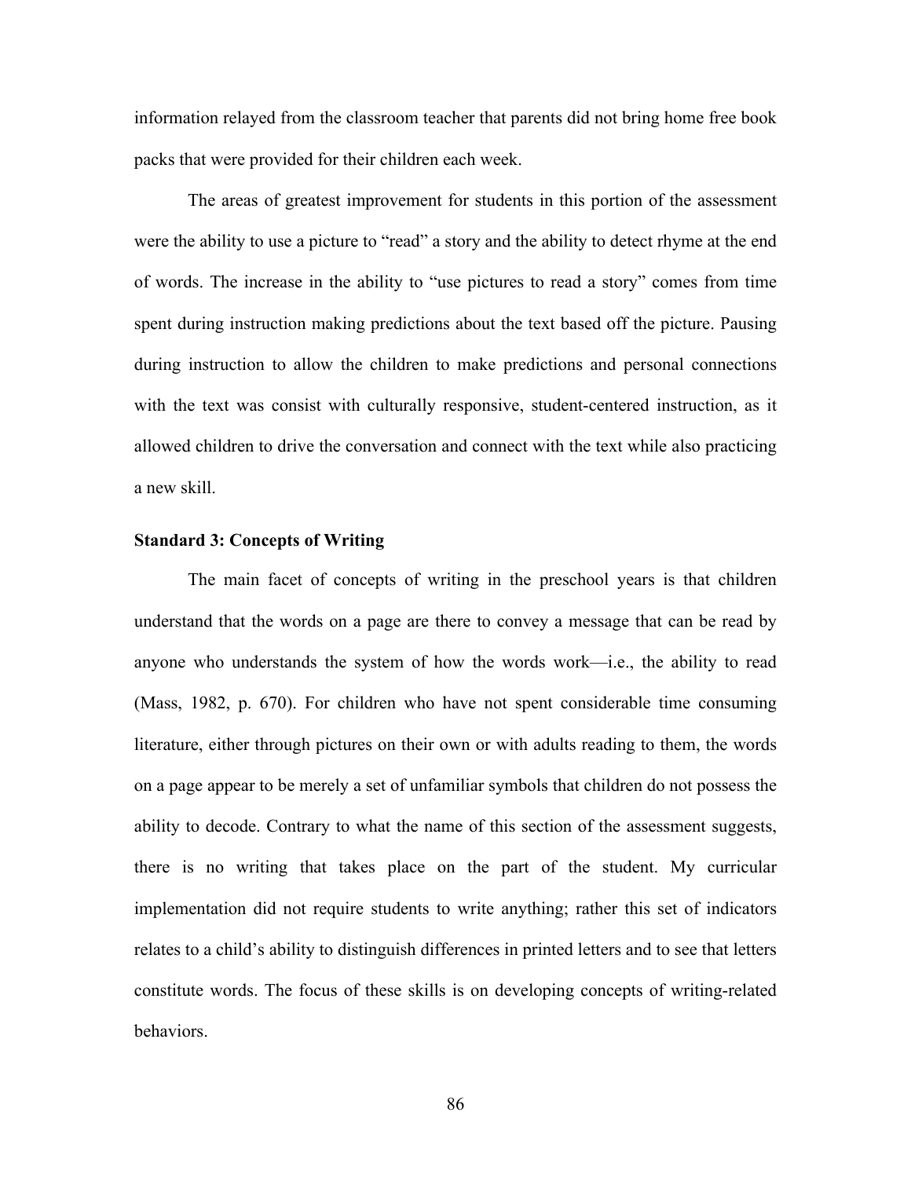information relayed from the classroom teacher that parents did not bring home free book packs that were provided for their children each week.

The areas of greatest improvement for students in this portion of the assessment were the ability to use a picture to "read" a story and the ability to detect rhyme at the end of words. The increase in the ability to "use pictures to read a story" comes from time spent during instruction making predictions about the text based off the picture. Pausing during instruction to allow the children to make predictions and personal connections with the text was consist with culturally responsive, student-centered instruction, as it allowed children to drive the conversation and connect with the text while also practicing a new skill.

**Standard 3: Concepts of Writing**

The main facet of concepts of writing in the preschool years is that children understand that the words on a page are there to convey a message that can be read by anyone who understands the system of how the words work—i.e., the ability to read (Mass, 1982, p. 670). For children who have not spent considerable time consuming literature, either through pictures on their own or with adults reading to them, the words on a page appear to be merely a set of unfamiliar symbols that children do not possess the ability to decode. Contrary to what the name of this section of the assessment suggests, there is no writing that takes place on the part of the student. My curricular implementation did not require students to write anything; rather this set of indicators relates to a child's ability to distinguish differences in printed letters and to see that letters constitute words. The focus of these skills is on developing concepts of writing-related behaviors.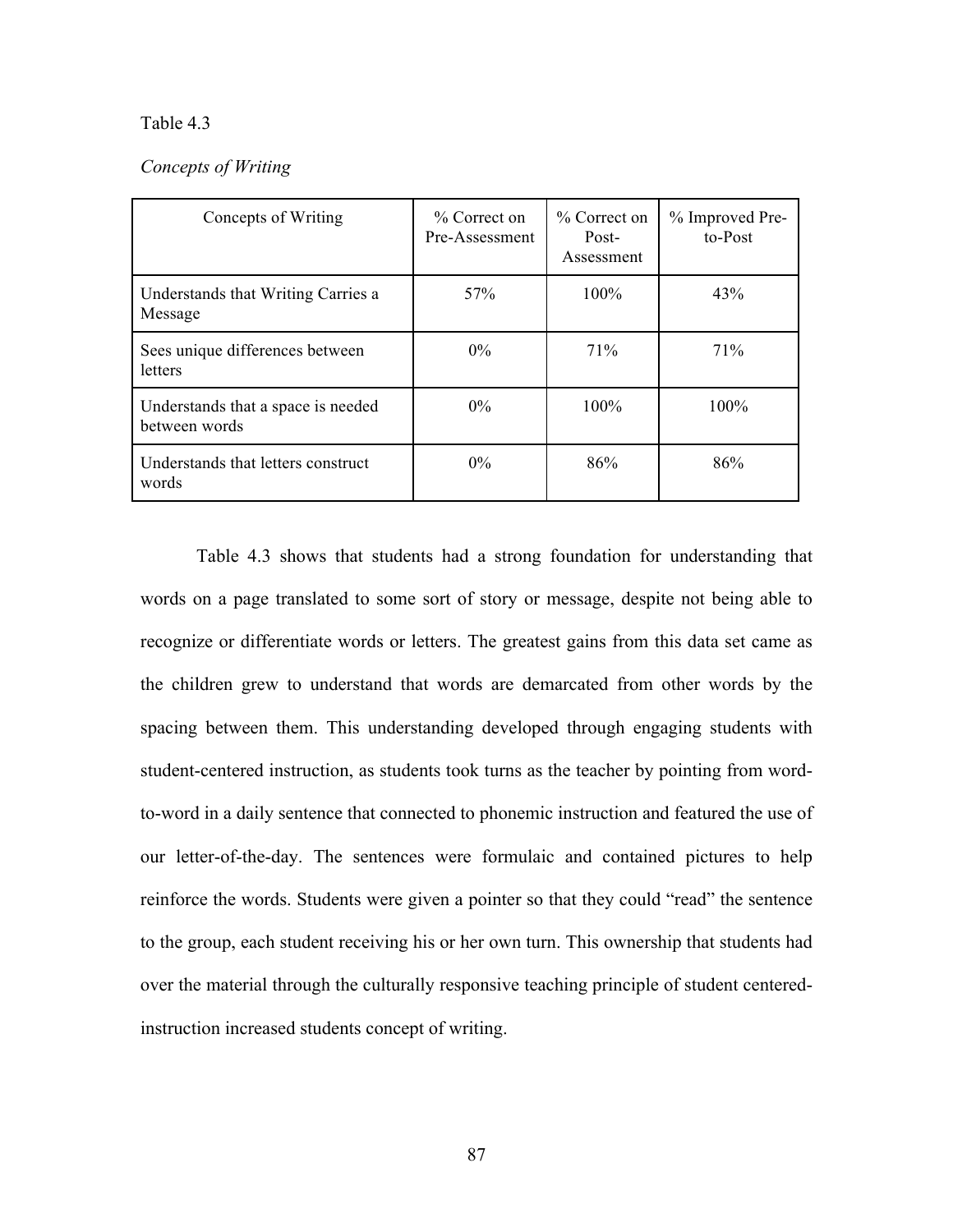Table 4.3

*Concepts of Writing*

| Concepts of Writing | % Correct on Pre-Assessment | % Correct on Post-Assessment | % Improved Pre-to-Post |
|---|---|---|---|
| Understands that Writing Carries a Message | 57% | 100% | 43% |
| Sees unique differences between letters | 0% | 71% | 71% |
| Understands that a space is needed between words | 0% | 100% | 100% |
| Understands that letters construct words | 0% | 86% | 86% |

Table 4.3 shows that students had a strong foundation for understanding that words on a page translated to some sort of story or message, despite not being able to recognize or differentiate words or letters. The greatest gains from this data set came as the children grew to understand that words are demarcated from other words by the spacing between them. This understanding developed through engaging students with student-centered instruction, as students took turns as the teacher by pointing from word-to-word in a daily sentence that connected to phonemic instruction and featured the use of our letter-of-the-day. The sentences were formulaic and contained pictures to help reinforce the words. Students were given a pointer so that they could "read" the sentence to the group, each student receiving his or her own turn. This ownership that students had over the material through the culturally responsive teaching principle of student centered-instruction increased students concept of writing.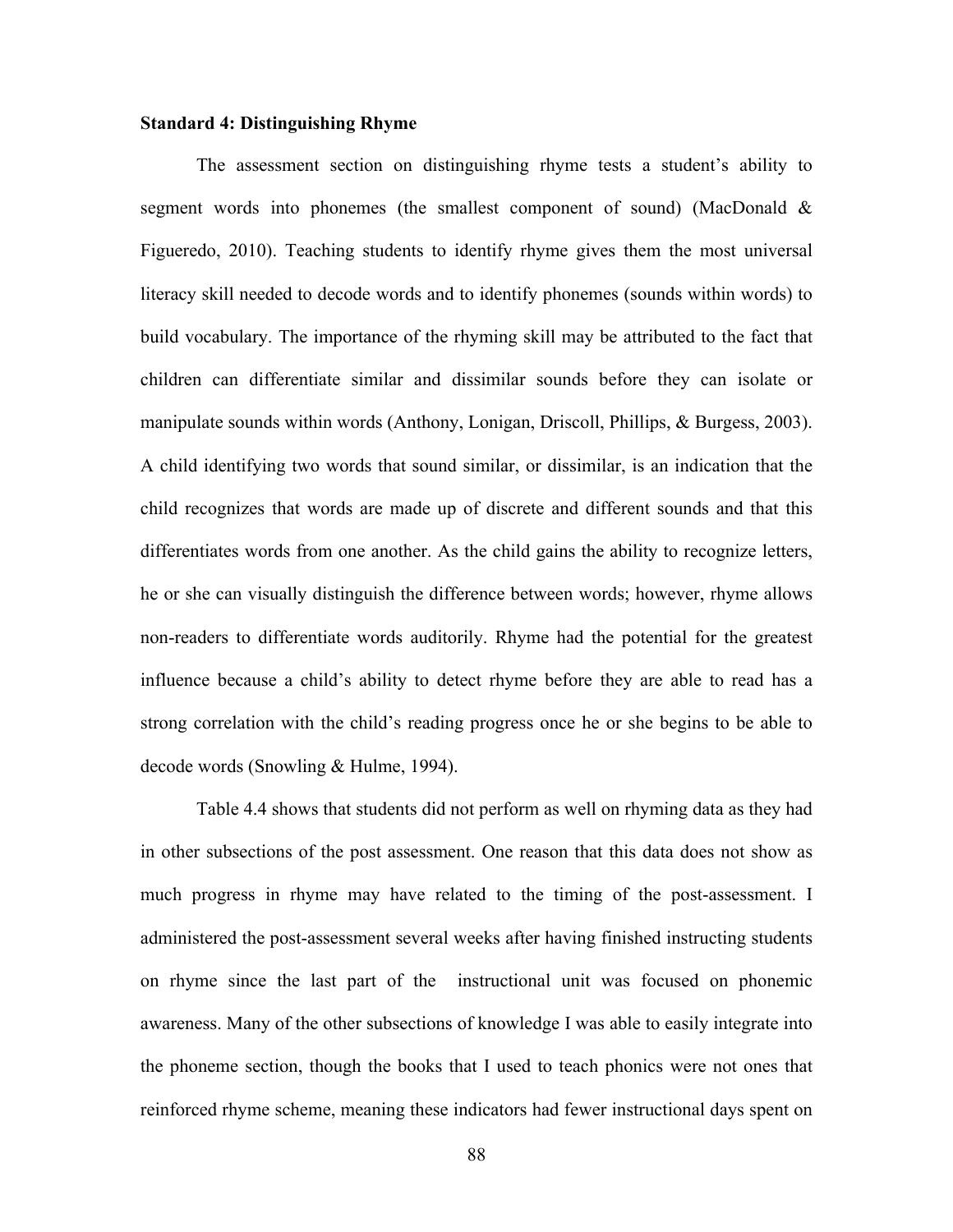**Standard 4: Distinguishing Rhyme**

The assessment section on distinguishing rhyme tests a student's ability to segment words into phonemes (the smallest component of sound) (MacDonald & Figueredo, 2010). Teaching students to identify rhyme gives them the most universal literacy skill needed to decode words and to identify phonemes (sounds within words) to build vocabulary. The importance of the rhyming skill may be attributed to the fact that children can differentiate similar and dissimilar sounds before they can isolate or manipulate sounds within words (Anthony, Lonigan, Driscoll, Phillips, & Burgess, 2003). A child identifying two words that sound similar, or dissimilar, is an indication that the child recognizes that words are made up of discrete and different sounds and that this differentiates words from one another. As the child gains the ability to recognize letters, he or she can visually distinguish the difference between words; however, rhyme allows non-readers to differentiate words auditorily. Rhyme had the potential for the greatest influence because a child's ability to detect rhyme before they are able to read has a strong correlation with the child's reading progress once he or she begins to be able to decode words (Snowling & Hulme, 1994).

Table 4.4 shows that students did not perform as well on rhyming data as they had in other subsections of the post assessment. One reason that this data does not show as much progress in rhyme may have related to the timing of the post-assessment. I administered the post-assessment several weeks after having finished instructing students on rhyme since the last part of the instructional unit was focused on phonemic awareness. Many of the other subsections of knowledge I was able to easily integrate into the phoneme section, though the books that I used to teach phonics were not ones that reinforced rhyme scheme, meaning these indicators had fewer instructional days spent on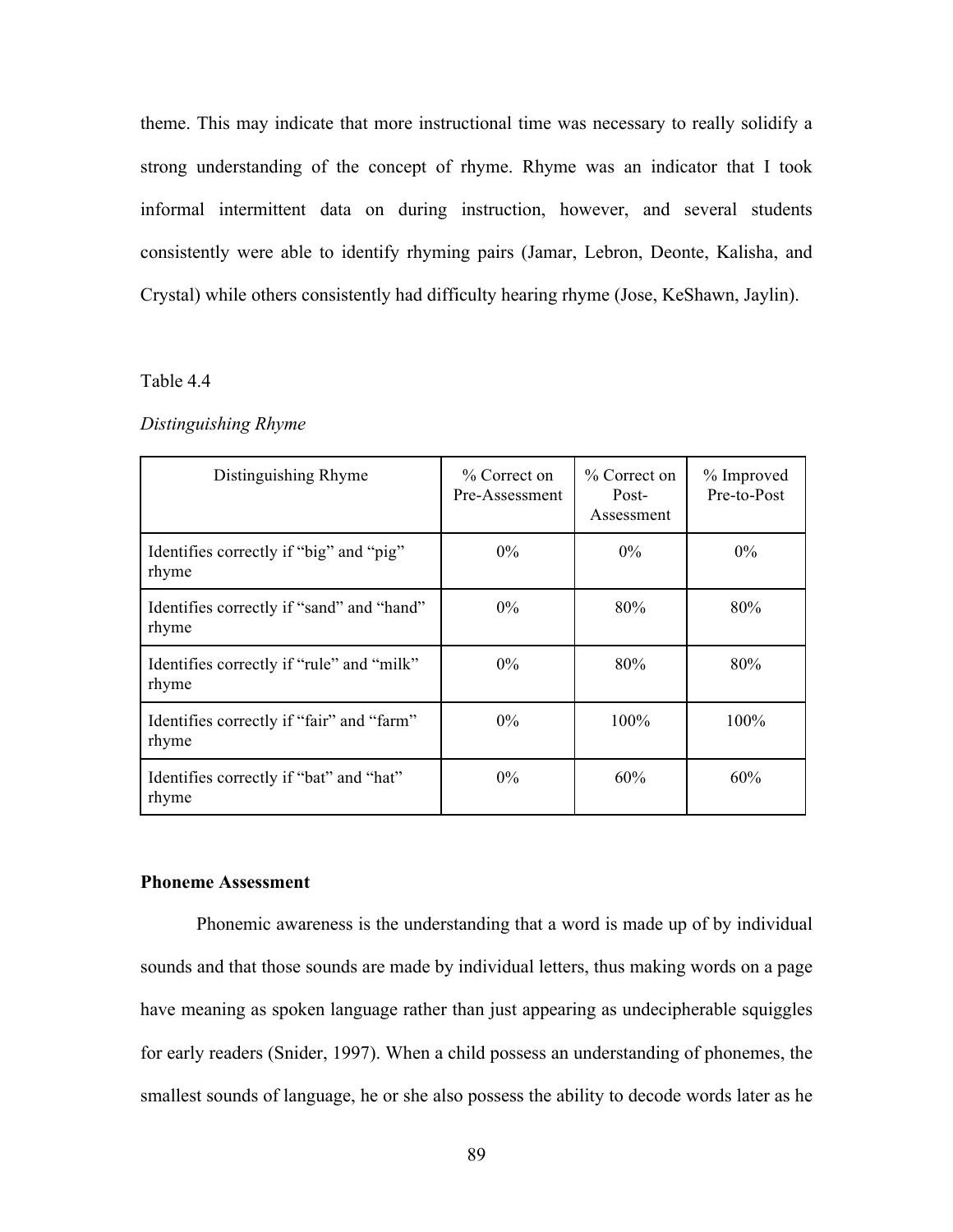theme. This may indicate that more instructional time was necessary to really solidify a strong understanding of the concept of rhyme. Rhyme was an indicator that I took informal intermittent data on during instruction, however, and several students consistently were able to identify rhyming pairs (Jamar, Lebron, Deonte, Kalisha, and Crystal) while others consistently had difficulty hearing rhyme (Jose, KeShawn, Jaylin).

Table 4.4

*Distinguishing Rhyme*

| Distinguishing Rhyme | % Correct on Pre-Assessment | % Correct on Post-Assessment | % Improved Pre-to-Post |
|---|---|---|---|
| Identifies correctly if “big” and “pig” rhyme | 0% | 0% | 0% |
| Identifies correctly if “sand” and “hand” rhyme | 0% | 80% | 80% |
| Identifies correctly if “rule” and “milk” rhyme | 0% | 80% | 80% |
| Identifies correctly if “fair” and “farm” rhyme | 0% | 100% | 100% |
| Identifies correctly if “bat” and “hat” rhyme | 0% | 60% | 60% |

**Phoneme Assessment**

Phonemic awareness is the understanding that a word is made up of by individual sounds and that those sounds are made by individual letters, thus making words on a page have meaning as spoken language rather than just appearing as undecipherable squiggles for early readers (Snider, 1997). When a child possess an understanding of phonemes, the smallest sounds of language, he or she also possess the ability to decode words later as he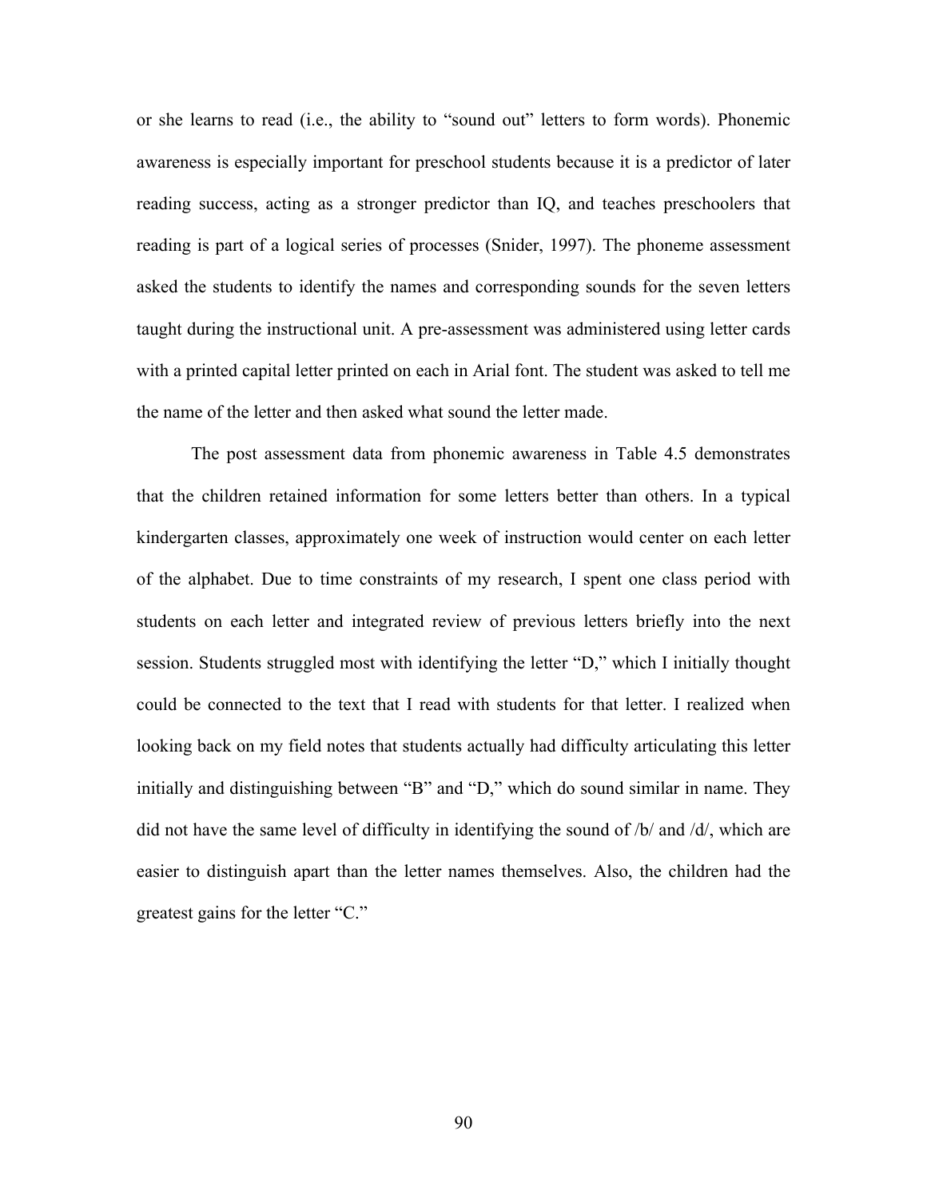or she learns to read (i.e., the ability to "sound out" letters to form words). Phonemic awareness is especially important for preschool students because it is a predictor of later reading success, acting as a stronger predictor than IQ, and teaches preschoolers that reading is part of a logical series of processes (Snider, 1997). The phoneme assessment asked the students to identify the names and corresponding sounds for the seven letters taught during the instructional unit. A pre-assessment was administered using letter cards with a printed capital letter printed on each in Arial font. The student was asked to tell me the name of the letter and then asked what sound the letter made.

The post assessment data from phonemic awareness in Table 4.5 demonstrates that the children retained information for some letters better than others. In a typical kindergarten classes, approximately one week of instruction would center on each letter of the alphabet. Due to time constraints of my research, I spent one class period with students on each letter and integrated review of previous letters briefly into the next session. Students struggled most with identifying the letter "D," which I initially thought could be connected to the text that I read with students for that letter. I realized when looking back on my field notes that students actually had difficulty articulating this letter initially and distinguishing between "B" and "D," which do sound similar in name. They did not have the same level of difficulty in identifying the sound of /b/ and /d/, which are easier to distinguish apart than the letter names themselves. Also, the children had the greatest gains for the letter "C."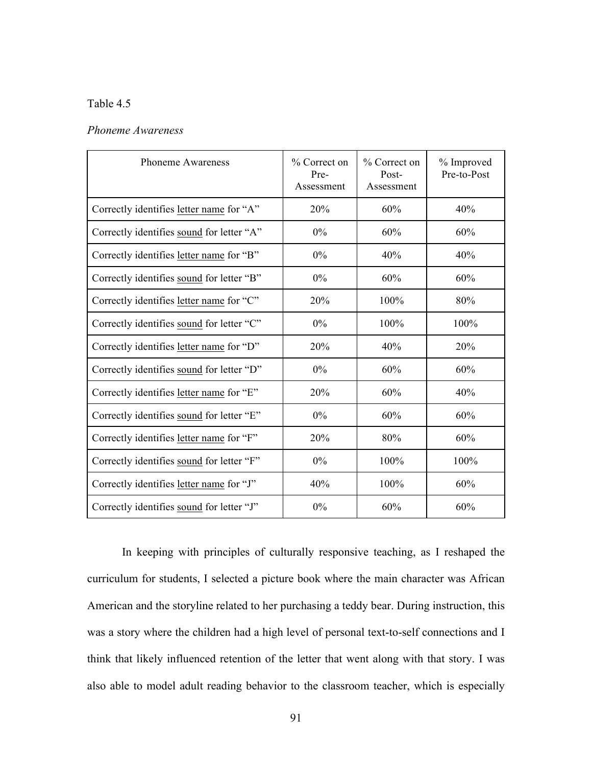Table 4.5

*Phoneme Awareness*

| Phoneme Awareness | % Correct on Pre-Assessment | % Correct on Post-Assessment | % Improved Pre-to-Post |
|---|---|---|---|
| Correctly identifies letter name for "A" | 20% | 60% | 40% |
| Correctly identifies sound for letter "A" | 0% | 60% | 60% |
| Correctly identifies letter name for "B" | 0% | 40% | 40% |
| Correctly identifies sound for letter "B" | 0% | 60% | 60% |
| Correctly identifies letter name for "C" | 20% | 100% | 80% |
| Correctly identifies sound for letter "C" | 0% | 100% | 100% |
| Correctly identifies letter name for "D" | 20% | 40% | 20% |
| Correctly identifies sound for letter "D" | 0% | 60% | 60% |
| Correctly identifies letter name for "E" | 20% | 60% | 40% |
| Correctly identifies sound for letter "E" | 0% | 60% | 60% |
| Correctly identifies letter name for "F" | 20% | 80% | 60% |
| Correctly identifies sound for letter "F" | 0% | 100% | 100% |
| Correctly identifies letter name for "J" | 40% | 100% | 60% |
| Correctly identifies sound for letter "J" | 0% | 60% | 60% |

In keeping with principles of culturally responsive teaching, as I reshaped the curriculum for students, I selected a picture book where the main character was African American and the storyline related to her purchasing a teddy bear. During instruction, this was a story where the children had a high level of personal text-to-self connections and I think that likely influenced retention of the letter that went along with that story. I was also able to model adult reading behavior to the classroom teacher, which is especially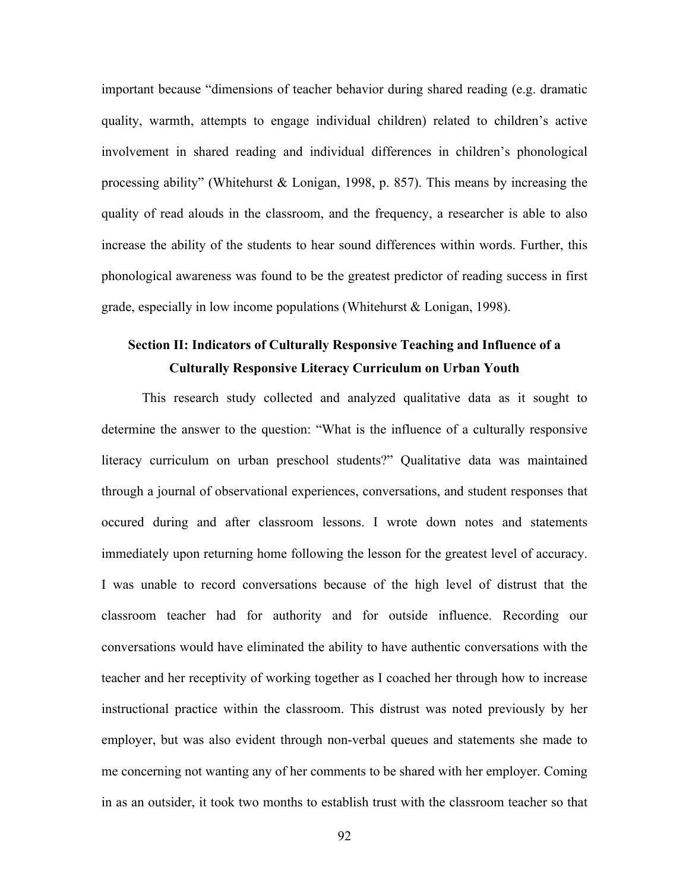important because "dimensions of teacher behavior during shared reading (e.g. dramatic quality, warmth, attempts to engage individual children) related to children's active involvement in shared reading and individual differences in children's phonological processing ability" (Whitehurst & Lonigan, 1998, p. 857). This means by increasing the quality of read alouds in the classroom, and the frequency, a researcher is able to also increase the ability of the students to hear sound differences within words. Further, this phonological awareness was found to be the greatest predictor of reading success in first grade, especially in low income populations (Whitehurst & Lonigan, 1998).

## Section II: Indicators of Culturally Responsive Teaching and Influence of a Culturally Responsive Literacy Curriculum on Urban Youth

This research study collected and analyzed qualitative data as it sought to determine the answer to the question: "What is the influence of a culturally responsive literacy curriculum on urban preschool students?" Qualitative data was maintained through a journal of observational experiences, conversations, and student responses that occured during and after classroom lessons. I wrote down notes and statements immediately upon returning home following the lesson for the greatest level of accuracy. I was unable to record conversations because of the high level of distrust that the classroom teacher had for authority and for outside influence. Recording our conversations would have eliminated the ability to have authentic conversations with the teacher and her receptivity of working together as I coached her through how to increase instructional practice within the classroom. This distrust was noted previously by her employer, but was also evident through non-verbal queues and statements she made to me concerning not wanting any of her comments to be shared with her employer. Coming in as an outsider, it took two months to establish trust with the classroom teacher so that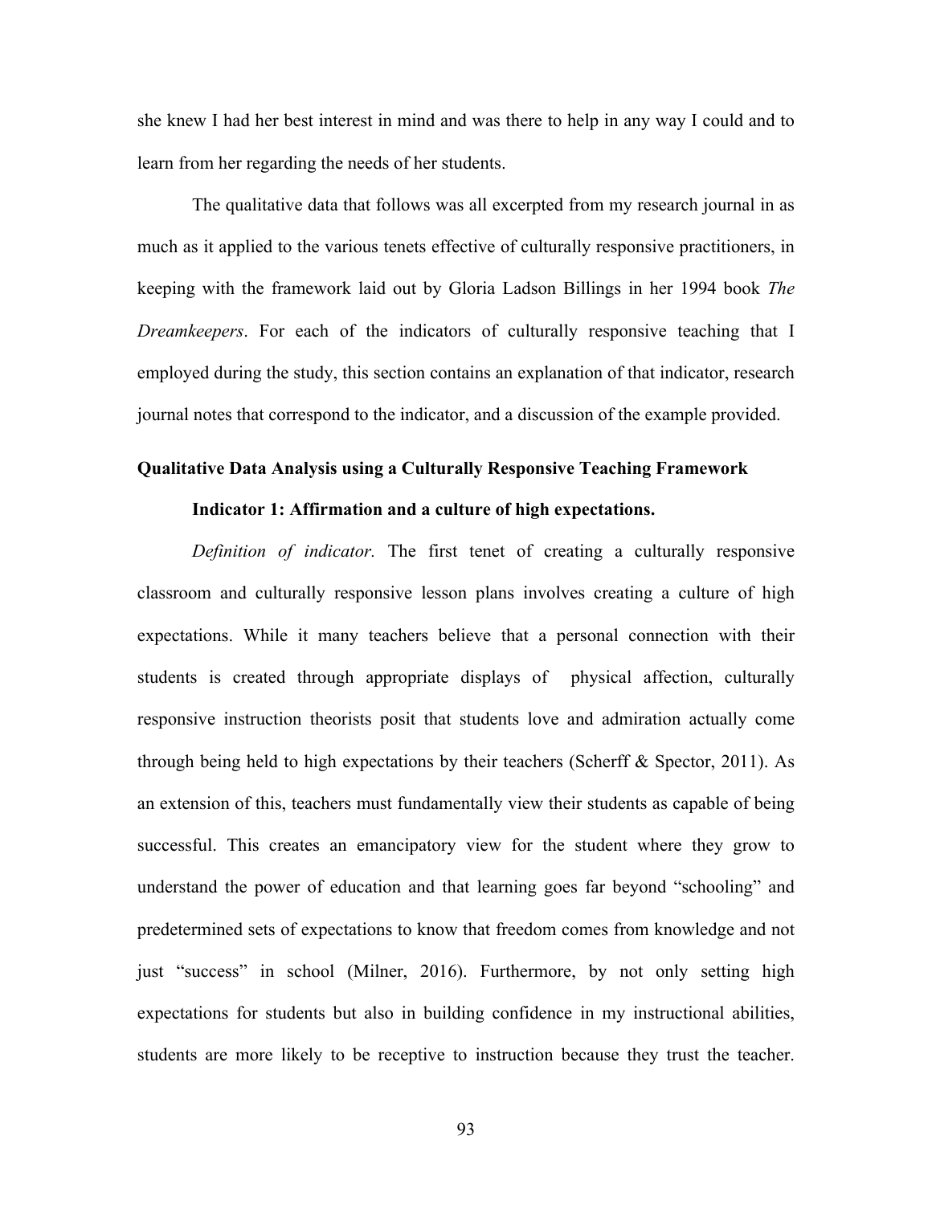she knew I had her best interest in mind and was there to help in any way I could and to learn from her regarding the needs of her students.

The qualitative data that follows was all excerpted from my research journal in as much as it applied to the various tenets effective of culturally responsive practitioners, in keeping with the framework laid out by Gloria Ladson Billings in her 1994 book *The Dreamkeepers*. For each of the indicators of culturally responsive teaching that I employed during the study, this section contains an explanation of that indicator, research journal notes that correspond to the indicator, and a discussion of the example provided.

## Qualitative Data Analysis using a Culturally Responsive Teaching Framework

### Indicator 1: Affirmation and a culture of high expectations.

*Definition of indicator.* The first tenet of creating a culturally responsive classroom and culturally responsive lesson plans involves creating a culture of high expectations. While it many teachers believe that a personal connection with their students is created through appropriate displays of physical affection, culturally responsive instruction theorists posit that students love and admiration actually come through being held to high expectations by their teachers (Scherff & Spector, 2011). As an extension of this, teachers must fundamentally view their students as capable of being successful. This creates an emancipatory view for the student where they grow to understand the power of education and that learning goes far beyond "schooling" and predetermined sets of expectations to know that freedom comes from knowledge and not just "success" in school (Milner, 2016). Furthermore, by not only setting high expectations for students but also in building confidence in my instructional abilities, students are more likely to be receptive to instruction because they trust the teacher.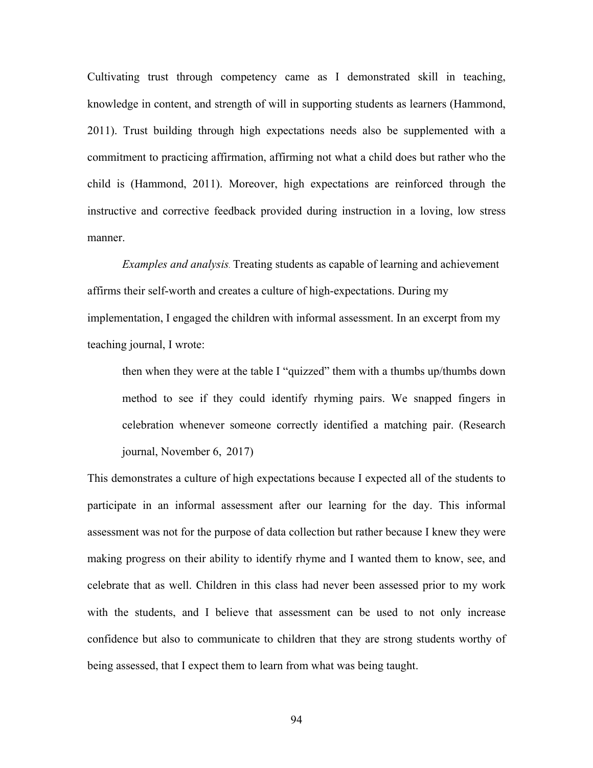Cultivating trust through competency came as I demonstrated skill in teaching, knowledge in content, and strength of will in supporting students as learners (Hammond, 2011). Trust building through high expectations needs also be supplemented with a commitment to practicing affirmation, affirming not what a child does but rather who the child is (Hammond, 2011). Moreover, high expectations are reinforced through the instructive and corrective feedback provided during instruction in a loving, low stress manner.

*Examples and analysis.* Treating students as capable of learning and achievement affirms their self-worth and creates a culture of high-expectations. During my implementation, I engaged the children with informal assessment. In an excerpt from my teaching journal, I wrote:

> then when they were at the table I "quizzed" them with a thumbs up/thumbs down method to see if they could identify rhyming pairs. We snapped fingers in celebration whenever someone correctly identified a matching pair. (Research journal, November 6, 2017)

This demonstrates a culture of high expectations because I expected all of the students to participate in an informal assessment after our learning for the day. This informal assessment was not for the purpose of data collection but rather because I knew they were making progress on their ability to identify rhyme and I wanted them to know, see, and celebrate that as well. Children in this class had never been assessed prior to my work with the students, and I believe that assessment can be used to not only increase confidence but also to communicate to children that they are strong students worthy of being assessed, that I expect them to learn from what was being taught.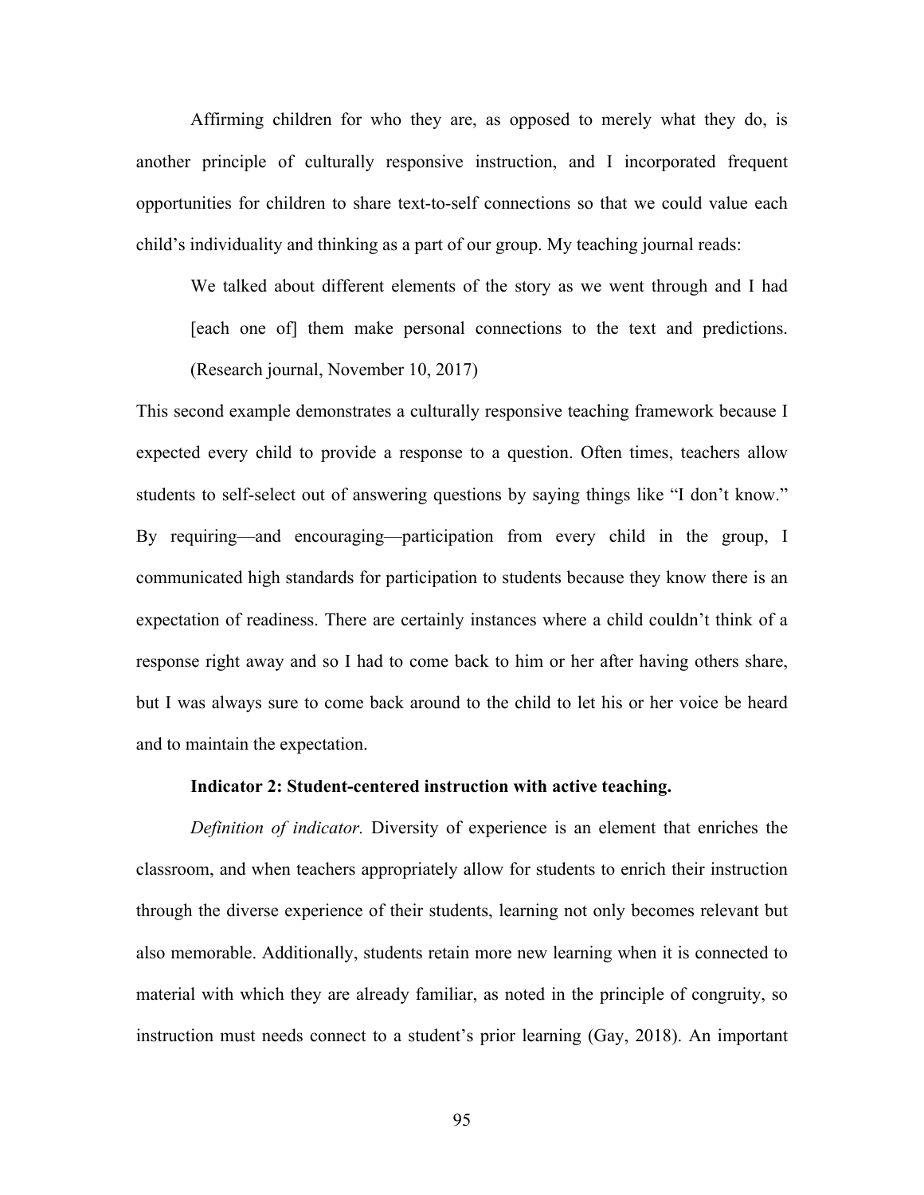Affirming children for who they are, as opposed to merely what they do, is another principle of culturally responsive instruction, and I incorporated frequent opportunities for children to share text-to-self connections so that we could value each child's individuality and thinking as a part of our group. My teaching journal reads:

> We talked about different elements of the story as we went through and I had [each one of] them make personal connections to the text and predictions. (Research journal, November 10, 2017)

This second example demonstrates a culturally responsive teaching framework because I expected every child to provide a response to a question. Often times, teachers allow students to self-select out of answering questions by saying things like "I don't know." By requiring—and encouraging—participation from every child in the group, I communicated high standards for participation to students because they know there is an expectation of readiness. There are certainly instances where a child couldn't think of a response right away and so I had to come back to him or her after having others share, but I was always sure to come back around to the child to let his or her voice be heard and to maintain the expectation.

**Indicator 2: Student-centered instruction with active teaching.**

*Definition of indicator.* Diversity of experience is an element that enriches the classroom, and when teachers appropriately allow for students to enrich their instruction through the diverse experience of their students, learning not only becomes relevant but also memorable. Additionally, students retain more new learning when it is connected to material with which they are already familiar, as noted in the principle of congruity, so instruction must needs connect to a student's prior learning (Gay, 2018). An important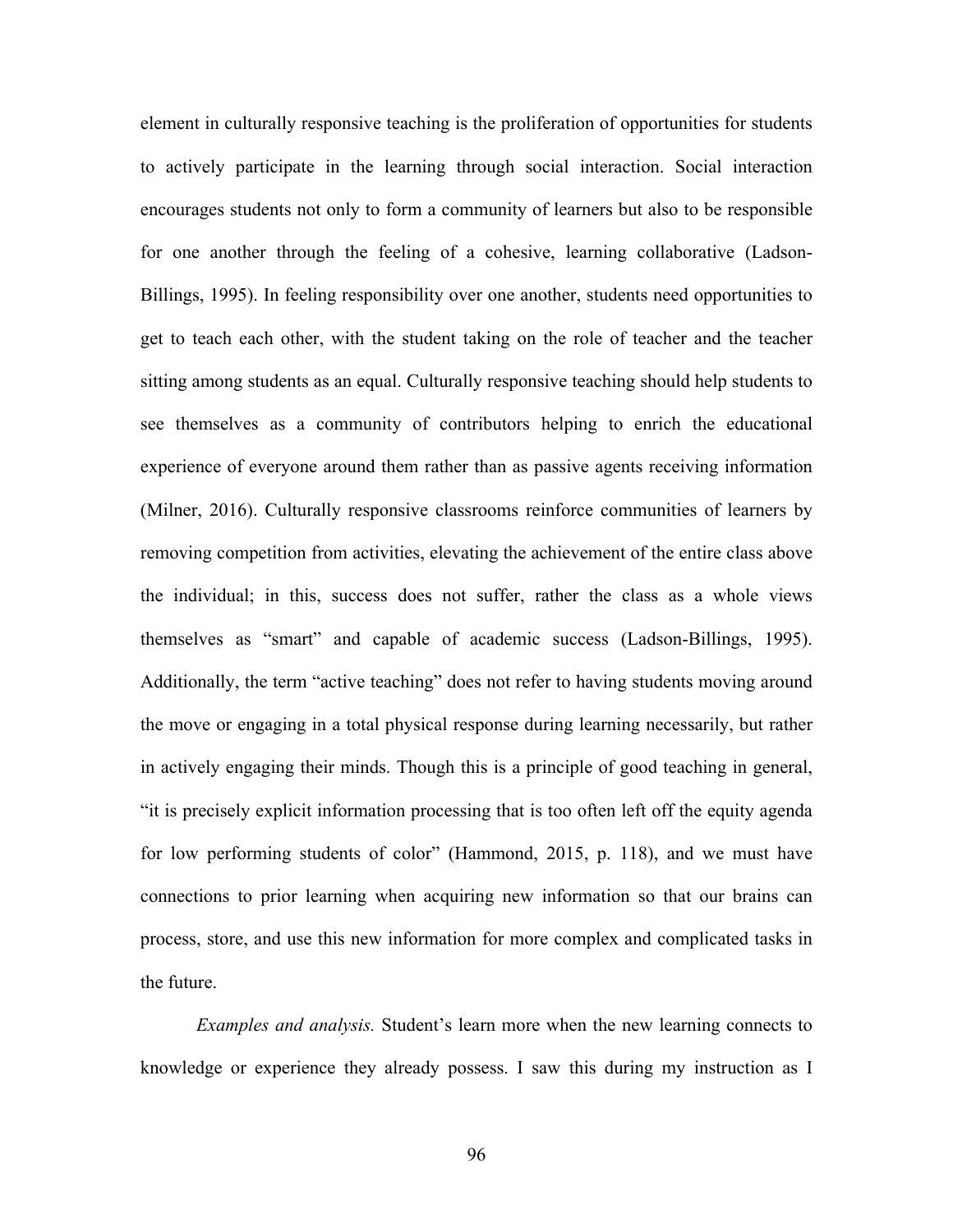element in culturally responsive teaching is the proliferation of opportunities for students to actively participate in the learning through social interaction. Social interaction encourages students not only to form a community of learners but also to be responsible for one another through the feeling of a cohesive, learning collaborative (Ladson-Billings, 1995). In feeling responsibility over one another, students need opportunities to get to teach each other, with the student taking on the role of teacher and the teacher sitting among students as an equal. Culturally responsive teaching should help students to see themselves as a community of contributors helping to enrich the educational experience of everyone around them rather than as passive agents receiving information (Milner, 2016). Culturally responsive classrooms reinforce communities of learners by removing competition from activities, elevating the achievement of the entire class above the individual; in this, success does not suffer, rather the class as a whole views themselves as "smart" and capable of academic success (Ladson-Billings, 1995). Additionally, the term "active teaching" does not refer to having students moving around the move or engaging in a total physical response during learning necessarily, but rather in actively engaging their minds. Though this is a principle of good teaching in general, "it is precisely explicit information processing that is too often left off the equity agenda for low performing students of color" (Hammond, 2015, p. 118), and we must have connections to prior learning when acquiring new information so that our brains can process, store, and use this new information for more complex and complicated tasks in the future.

*Examples and analysis.* Student's learn more when the new learning connects to knowledge or experience they already possess. I saw this during my instruction as I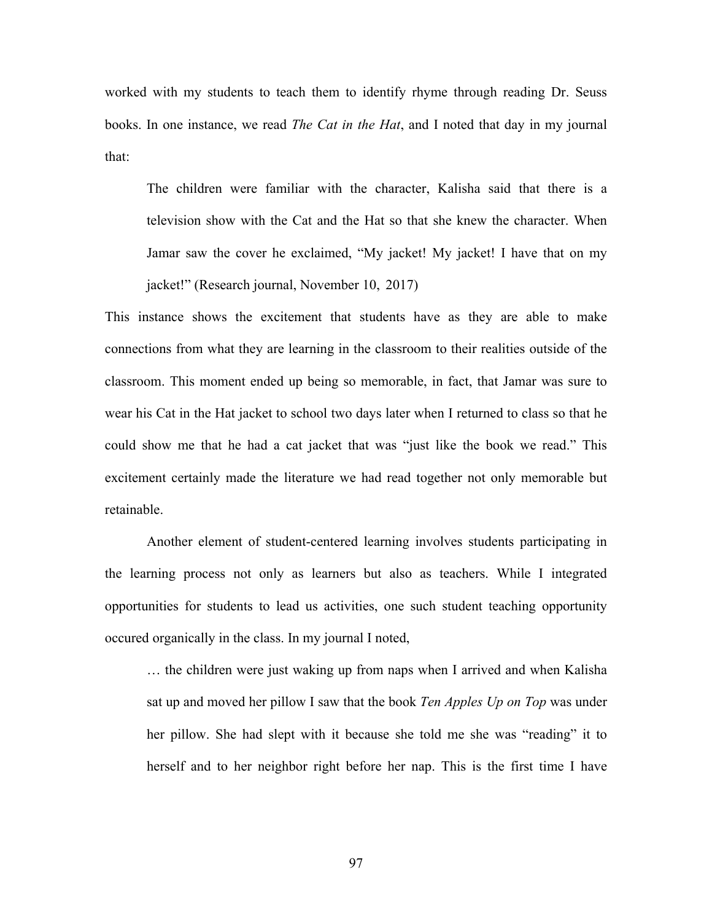worked with my students to teach them to identify rhyme through reading Dr. Seuss books. In one instance, we read *The Cat in the Hat*, and I noted that day in my journal that:

> The children were familiar with the character, Kalisha said that there is a television show with the Cat and the Hat so that she knew the character. When Jamar saw the cover he exclaimed, "My jacket! My jacket! I have that on my jacket!" (Research journal, November 10, 2017)

This instance shows the excitement that students have as they are able to make connections from what they are learning in the classroom to their realities outside of the classroom. This moment ended up being so memorable, in fact, that Jamar was sure to wear his Cat in the Hat jacket to school two days later when I returned to class so that he could show me that he had a cat jacket that was "just like the book we read." This excitement certainly made the literature we had read together not only memorable but retainable.

Another element of student-centered learning involves students participating in the learning process not only as learners but also as teachers. While I integrated opportunities for students to lead us activities, one such student teaching opportunity occured organically in the class. In my journal I noted,

> … the children were just waking up from naps when I arrived and when Kalisha sat up and moved her pillow I saw that the book *Ten Apples Up on Top* was under her pillow. She had slept with it because she told me she was "reading" it to herself and to her neighbor right before her nap. This is the first time I have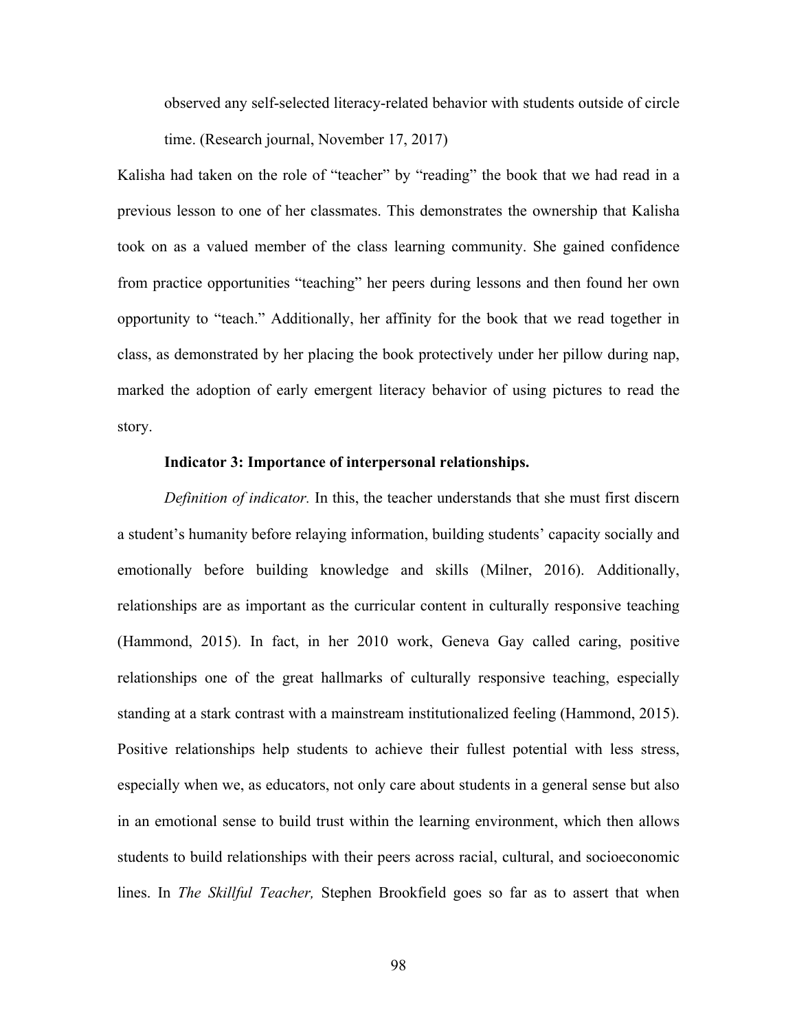> observed any self-selected literacy-related behavior with students outside of circle time. (Research journal, November 17, 2017)

Kalisha had taken on the role of "teacher" by "reading" the book that we had read in a previous lesson to one of her classmates. This demonstrates the ownership that Kalisha took on as a valued member of the class learning community. She gained confidence from practice opportunities "teaching" her peers during lessons and then found her own opportunity to "teach." Additionally, her affinity for the book that we read together in class, as demonstrated by her placing the book protectively under her pillow during nap, marked the adoption of early emergent literacy behavior of using pictures to read the story.

**Indicator 3: Importance of interpersonal relationships.**

*Definition of indicator.* In this, the teacher understands that she must first discern a student's humanity before relaying information, building students' capacity socially and emotionally before building knowledge and skills (Milner, 2016). Additionally, relationships are as important as the curricular content in culturally responsive teaching (Hammond, 2015). In fact, in her 2010 work, Geneva Gay called caring, positive relationships one of the great hallmarks of culturally responsive teaching, especially standing at a stark contrast with a mainstream institutionalized feeling (Hammond, 2015). Positive relationships help students to achieve their fullest potential with less stress, especially when we, as educators, not only care about students in a general sense but also in an emotional sense to build trust within the learning environment, which then allows students to build relationships with their peers across racial, cultural, and socioeconomic lines. In *The Skillful Teacher,* Stephen Brookfield goes so far as to assert that when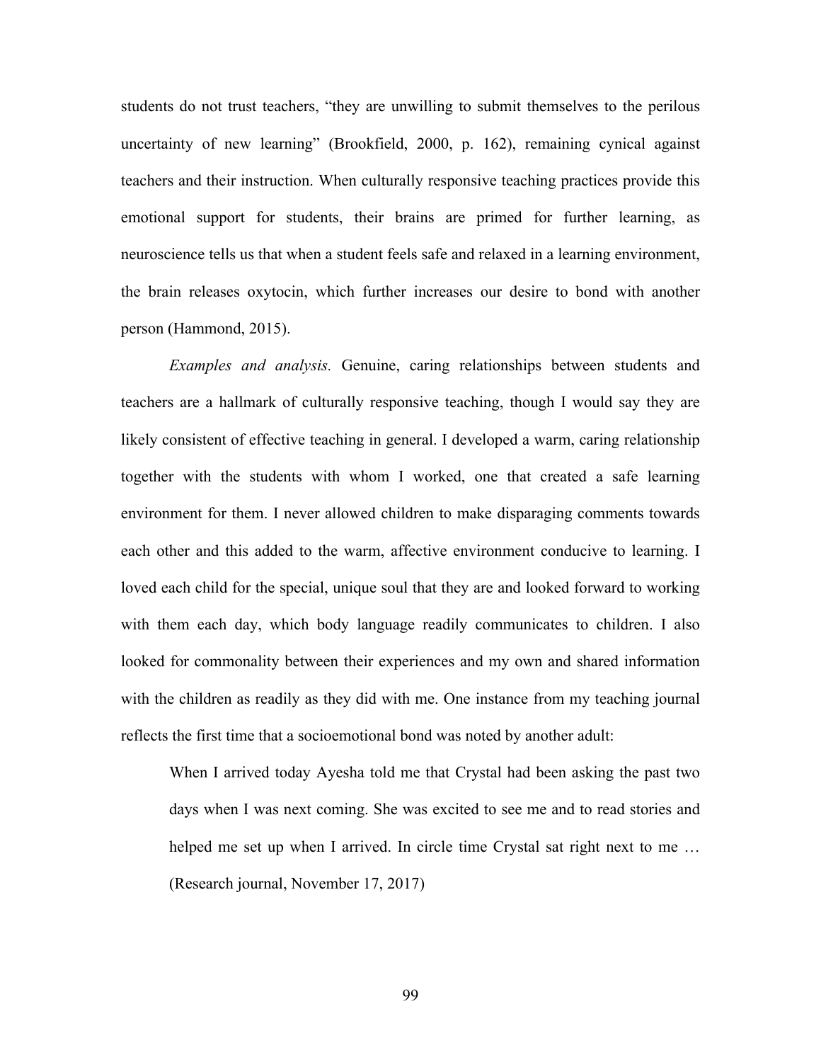students do not trust teachers, “they are unwilling to submit themselves to the perilous uncertainty of new learning” (Brookfield, 2000, p. 162), remaining cynical against teachers and their instruction. When culturally responsive teaching practices provide this emotional support for students, their brains are primed for further learning, as neuroscience tells us that when a student feels safe and relaxed in a learning environment, the brain releases oxytocin, which further increases our desire to bond with another person (Hammond, 2015).

*Examples and analysis.* Genuine, caring relationships between students and teachers are a hallmark of culturally responsive teaching, though I would say they are likely consistent of effective teaching in general. I developed a warm, caring relationship together with the students with whom I worked, one that created a safe learning environment for them. I never allowed children to make disparaging comments towards each other and this added to the warm, affective environment conducive to learning. I loved each child for the special, unique soul that they are and looked forward to working with them each day, which body language readily communicates to children. I also looked for commonality between their experiences and my own and shared information with the children as readily as they did with me. One instance from my teaching journal reflects the first time that a socioemotional bond was noted by another adult:

> When I arrived today Ayesha told me that Crystal had been asking the past two days when I was next coming. She was excited to see me and to read stories and helped me set up when I arrived. In circle time Crystal sat right next to me … (Research journal, November 17, 2017)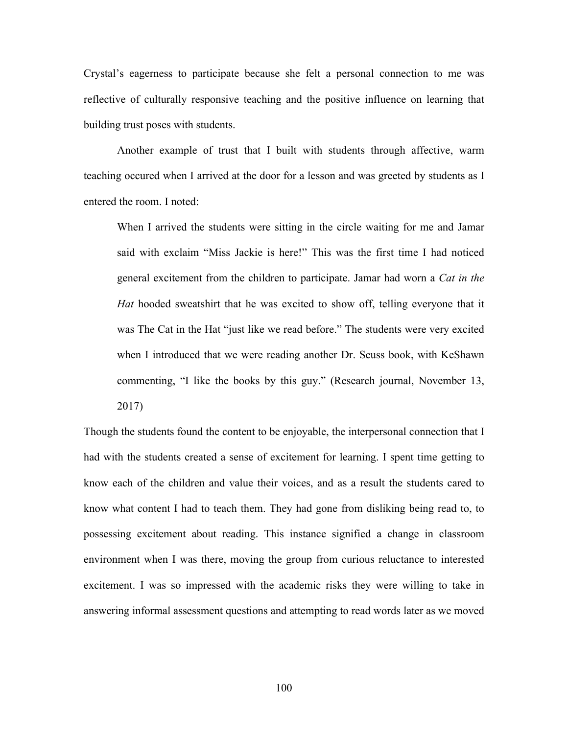Crystal's eagerness to participate because she felt a personal connection to me was reflective of culturally responsive teaching and the positive influence on learning that building trust poses with students.

Another example of trust that I built with students through affective, warm teaching occured when I arrived at the door for a lesson and was greeted by students as I entered the room. I noted:

> When I arrived the students were sitting in the circle waiting for me and Jamar said with exclaim "Miss Jackie is here!" This was the first time I had noticed general excitement from the children to participate. Jamar had worn a *Cat in the Hat* hooded sweatshirt that he was excited to show off, telling everyone that it was The Cat in the Hat "just like we read before." The students were very excited when I introduced that we were reading another Dr. Seuss book, with KeShawn commenting, "I like the books by this guy." (Research journal, November 13, 2017)

Though the students found the content to be enjoyable, the interpersonal connection that I had with the students created a sense of excitement for learning. I spent time getting to know each of the children and value their voices, and as a result the students cared to know what content I had to teach them. They had gone from disliking being read to, to possessing excitement about reading. This instance signified a change in classroom environment when I was there, moving the group from curious reluctance to interested excitement. I was so impressed with the academic risks they were willing to take in answering informal assessment questions and attempting to read words later as we moved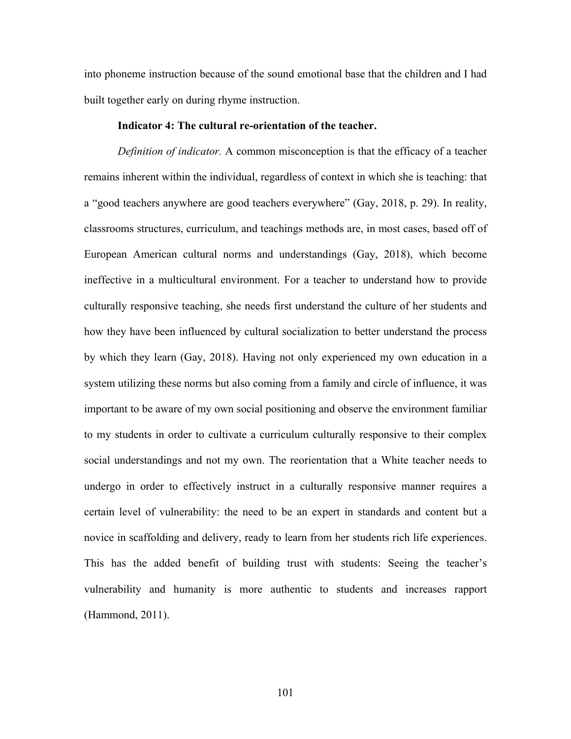into phoneme instruction because of the sound emotional base that the children and I had built together early on during rhyme instruction.

**Indicator 4: The cultural re-orientation of the teacher.**

*Definition of indicator.* A common misconception is that the efficacy of a teacher remains inherent within the individual, regardless of context in which she is teaching: that a "good teachers anywhere are good teachers everywhere" (Gay, 2018, p. 29). In reality, classrooms structures, curriculum, and teachings methods are, in most cases, based off of European American cultural norms and understandings (Gay, 2018), which become ineffective in a multicultural environment. For a teacher to understand how to provide culturally responsive teaching, she needs first understand the culture of her students and how they have been influenced by cultural socialization to better understand the process by which they learn (Gay, 2018). Having not only experienced my own education in a system utilizing these norms but also coming from a family and circle of influence, it was important to be aware of my own social positioning and observe the environment familiar to my students in order to cultivate a curriculum culturally responsive to their complex social understandings and not my own. The reorientation that a White teacher needs to undergo in order to effectively instruct in a culturally responsive manner requires a certain level of vulnerability: the need to be an expert in standards and content but a novice in scaffolding and delivery, ready to learn from her students rich life experiences. This has the added benefit of building trust with students: Seeing the teacher's vulnerability and humanity is more authentic to students and increases rapport (Hammond, 2011).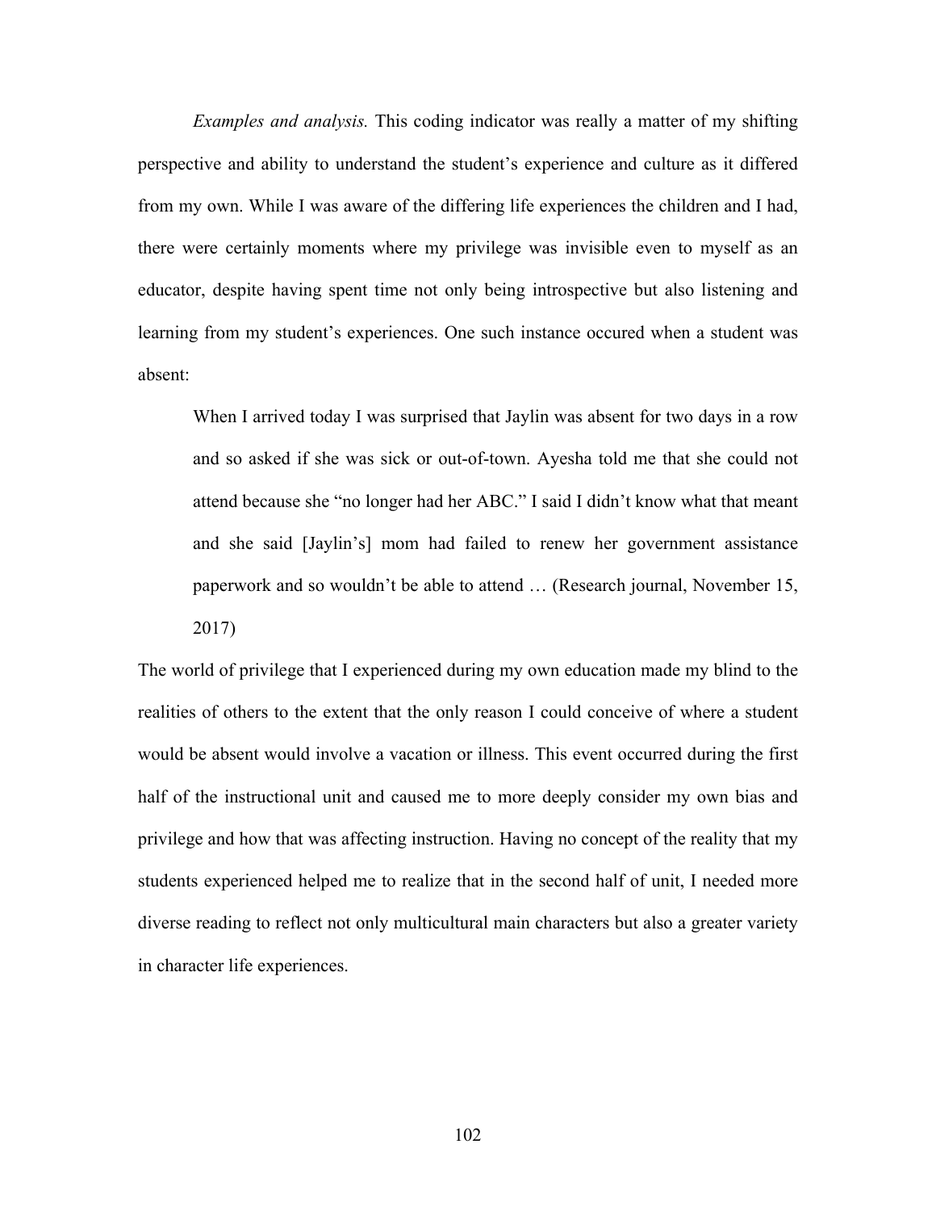*Examples and analysis.* This coding indicator was really a matter of my shifting perspective and ability to understand the student's experience and culture as it differed from my own. While I was aware of the differing life experiences the children and I had, there were certainly moments where my privilege was invisible even to myself as an educator, despite having spent time not only being introspective but also listening and learning from my student's experiences. One such instance occured when a student was absent:

> When I arrived today I was surprised that Jaylin was absent for two days in a row and so asked if she was sick or out-of-town. Ayesha told me that she could not attend because she "no longer had her ABC." I said I didn't know what that meant and she said [Jaylin's] mom had failed to renew her government assistance paperwork and so wouldn't be able to attend … (Research journal, November 15, 2017)

The world of privilege that I experienced during my own education made my blind to the realities of others to the extent that the only reason I could conceive of where a student would be absent would involve a vacation or illness. This event occurred during the first half of the instructional unit and caused me to more deeply consider my own bias and privilege and how that was affecting instruction. Having no concept of the reality that my students experienced helped me to realize that in the second half of unit, I needed more diverse reading to reflect not only multicultural main characters but also a greater variety in character life experiences.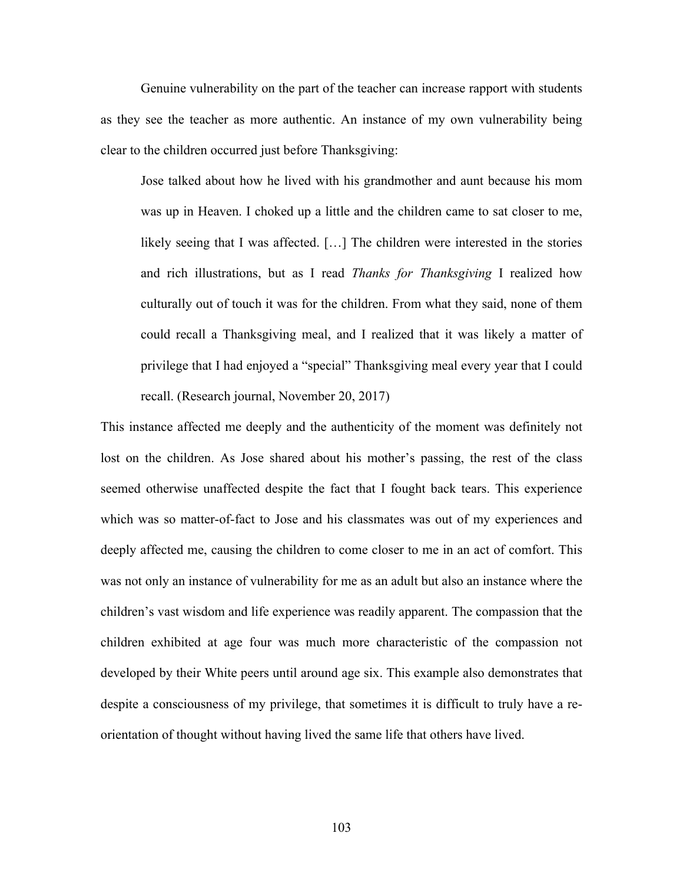Genuine vulnerability on the part of the teacher can increase rapport with students as they see the teacher as more authentic. An instance of my own vulnerability being clear to the children occurred just before Thanksgiving:

> Jose talked about how he lived with his grandmother and aunt because his mom was up in Heaven. I choked up a little and the children came to sat closer to me, likely seeing that I was affected. […] The children were interested in the stories and rich illustrations, but as I read *Thanks for Thanksgiving* I realized how culturally out of touch it was for the children. From what they said, none of them could recall a Thanksgiving meal, and I realized that it was likely a matter of privilege that I had enjoyed a "special" Thanksgiving meal every year that I could recall. (Research journal, November 20, 2017)

This instance affected me deeply and the authenticity of the moment was definitely not lost on the children. As Jose shared about his mother's passing, the rest of the class seemed otherwise unaffected despite the fact that I fought back tears. This experience which was so matter-of-fact to Jose and his classmates was out of my experiences and deeply affected me, causing the children to come closer to me in an act of comfort. This was not only an instance of vulnerability for me as an adult but also an instance where the children's vast wisdom and life experience was readily apparent. The compassion that the children exhibited at age four was much more characteristic of the compassion not developed by their White peers until around age six. This example also demonstrates that despite a consciousness of my privilege, that sometimes it is difficult to truly have a re-orientation of thought without having lived the same life that others have lived.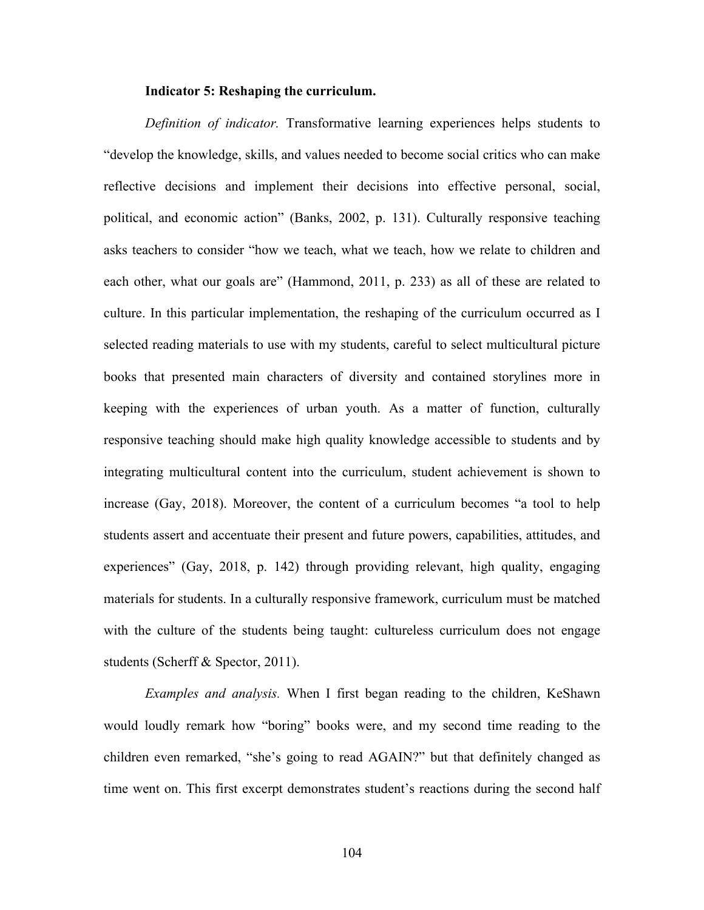**Indicator 5: Reshaping the curriculum.**

*Definition of indicator.* Transformative learning experiences helps students to "develop the knowledge, skills, and values needed to become social critics who can make reflective decisions and implement their decisions into effective personal, social, political, and economic action" (Banks, 2002, p. 131). Culturally responsive teaching asks teachers to consider "how we teach, what we teach, how we relate to children and each other, what our goals are" (Hammond, 2011, p. 233) as all of these are related to culture. In this particular implementation, the reshaping of the curriculum occurred as I selected reading materials to use with my students, careful to select multicultural picture books that presented main characters of diversity and contained storylines more in keeping with the experiences of urban youth. As a matter of function, culturally responsive teaching should make high quality knowledge accessible to students and by integrating multicultural content into the curriculum, student achievement is shown to increase (Gay, 2018). Moreover, the content of a curriculum becomes "a tool to help students assert and accentuate their present and future powers, capabilities, attitudes, and experiences" (Gay, 2018, p. 142) through providing relevant, high quality, engaging materials for students. In a culturally responsive framework, curriculum must be matched with the culture of the students being taught: cultureless curriculum does not engage students (Scherff & Spector, 2011).

*Examples and analysis.* When I first began reading to the children, KeShawn would loudly remark how "boring" books were, and my second time reading to the children even remarked, "she's going to read AGAIN?" but that definitely changed as time went on. This first excerpt demonstrates student's reactions during the second half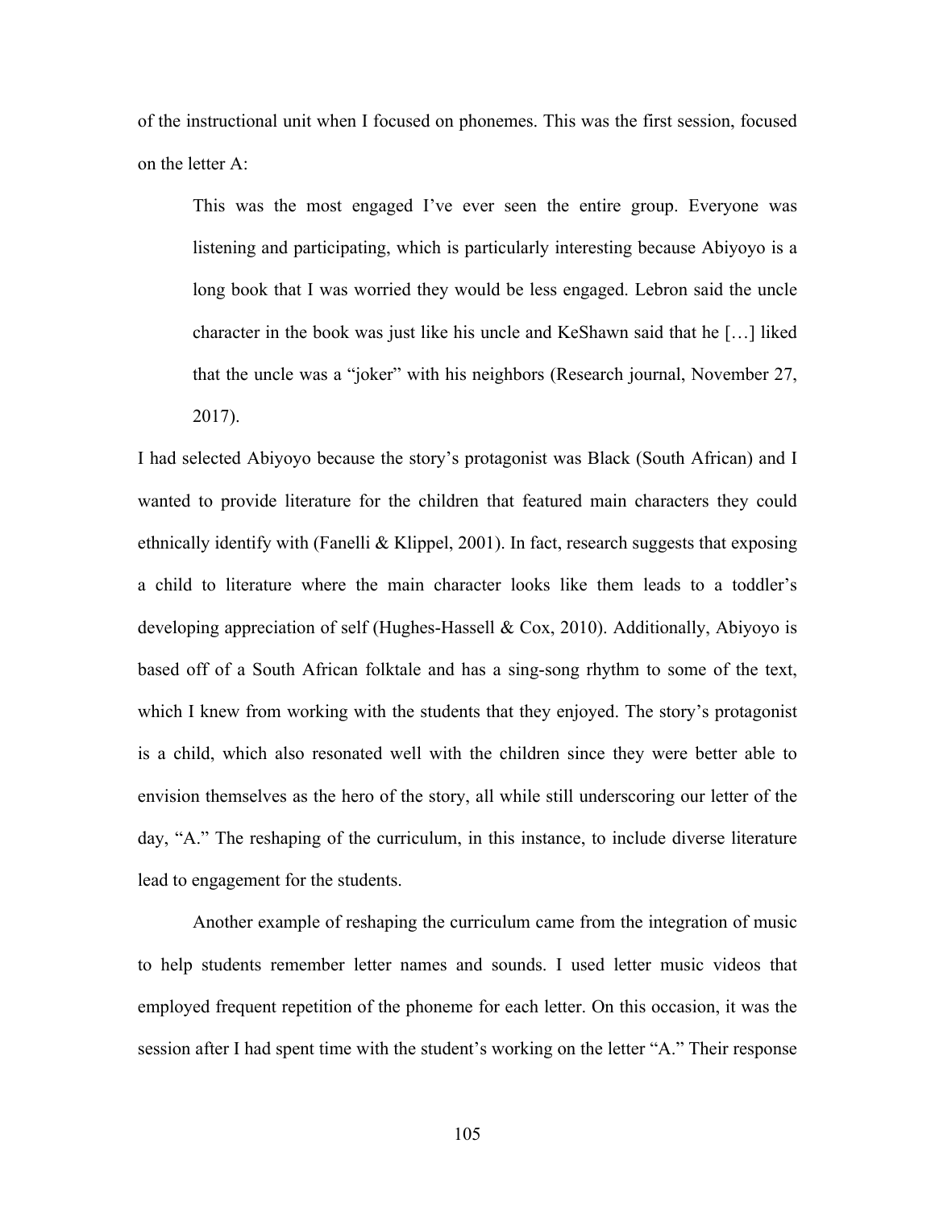of the instructional unit when I focused on phonemes. This was the first session, focused on the letter A:

> This was the most engaged I've ever seen the entire group. Everyone was listening and participating, which is particularly interesting because Abiyoyo is a long book that I was worried they would be less engaged. Lebron said the uncle character in the book was just like his uncle and KeShawn said that he […] liked that the uncle was a "joker" with his neighbors (Research journal, November 27, 2017).

I had selected Abiyoyo because the story's protagonist was Black (South African) and I wanted to provide literature for the children that featured main characters they could ethnically identify with (Fanelli & Klippel, 2001). In fact, research suggests that exposing a child to literature where the main character looks like them leads to a toddler's developing appreciation of self (Hughes-Hassell & Cox, 2010). Additionally, Abiyoyo is based off of a South African folktale and has a sing-song rhythm to some of the text, which I knew from working with the students that they enjoyed. The story's protagonist is a child, which also resonated well with the children since they were better able to envision themselves as the hero of the story, all while still underscoring our letter of the day, "A." The reshaping of the curriculum, in this instance, to include diverse literature lead to engagement for the students.

Another example of reshaping the curriculum came from the integration of music to help students remember letter names and sounds. I used letter music videos that employed frequent repetition of the phoneme for each letter. On this occasion, it was the session after I had spent time with the student's working on the letter "A." Their response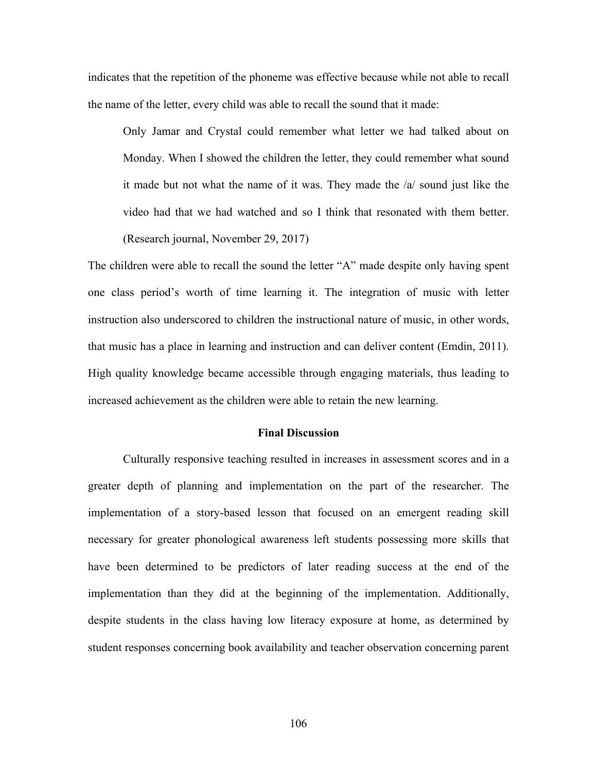indicates that the repetition of the phoneme was effective because while not able to recall the name of the letter, every child was able to recall the sound that it made:

> Only Jamar and Crystal could remember what letter we had talked about on Monday. When I showed the children the letter, they could remember what sound it made but not what the name of it was. They made the /a/ sound just like the video had that we had watched and so I think that resonated with them better. (Research journal, November 29, 2017)

The children were able to recall the sound the letter "A" made despite only having spent one class period's worth of time learning it. The integration of music with letter instruction also underscored to children the instructional nature of music, in other words, that music has a place in learning and instruction and can deliver content (Emdin, 2011). High quality knowledge became accessible through engaging materials, thus leading to increased achievement as the children were able to retain the new learning.

## Final Discussion

Culturally responsive teaching resulted in increases in assessment scores and in a greater depth of planning and implementation on the part of the researcher. The implementation of a story-based lesson that focused on an emergent reading skill necessary for greater phonological awareness left students possessing more skills that have been determined to be predictors of later reading success at the end of the implementation than they did at the beginning of the implementation. Additionally, despite students in the class having low literacy exposure at home, as determined by student responses concerning book availability and teacher observation concerning parent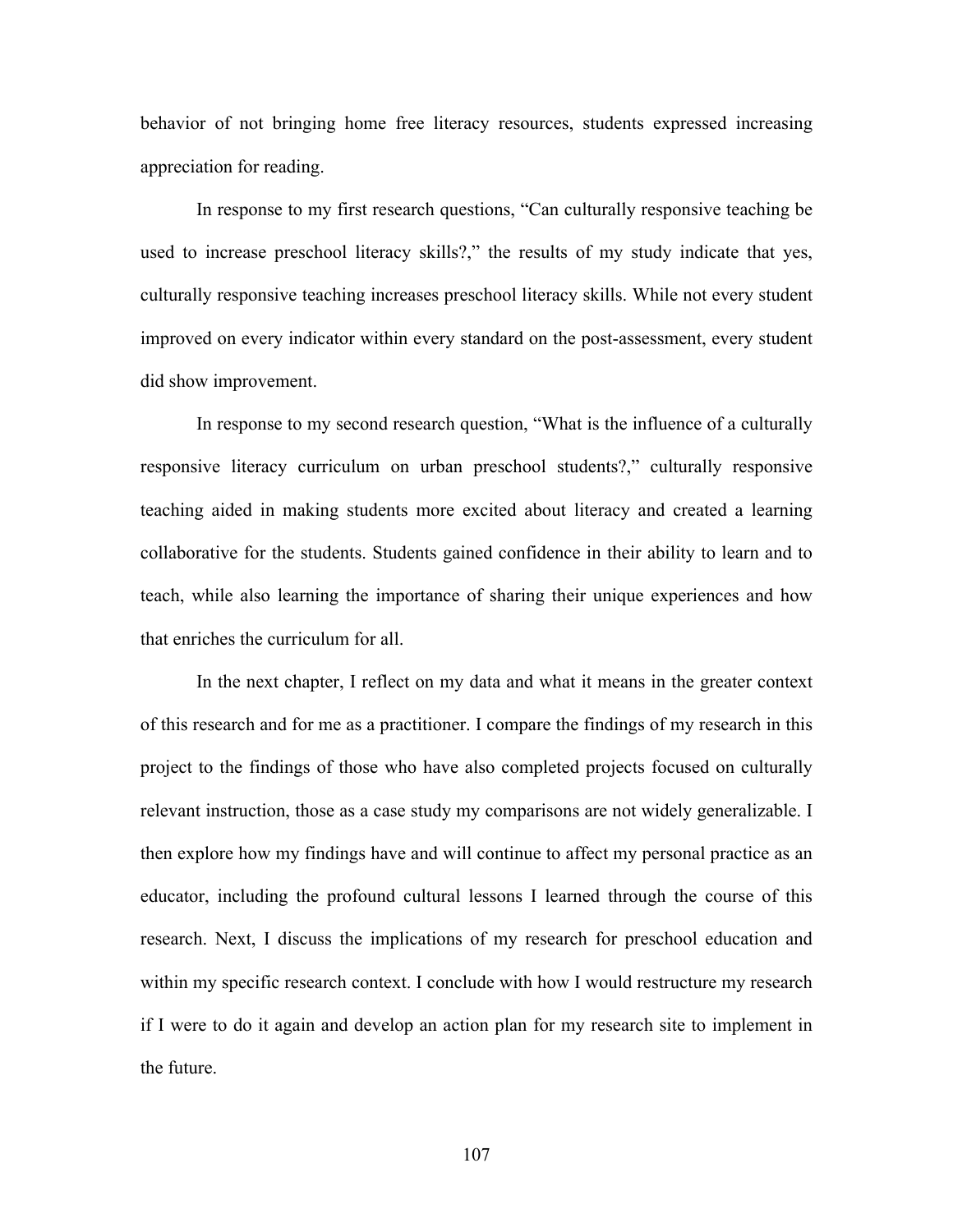behavior of not bringing home free literacy resources, students expressed increasing appreciation for reading.

In response to my first research questions, “Can culturally responsive teaching be used to increase preschool literacy skills?,” the results of my study indicate that yes, culturally responsive teaching increases preschool literacy skills. While not every student improved on every indicator within every standard on the post-assessment, every student did show improvement.

In response to my second research question, “What is the influence of a culturally responsive literacy curriculum on urban preschool students?,” culturally responsive teaching aided in making students more excited about literacy and created a learning collaborative for the students. Students gained confidence in their ability to learn and to teach, while also learning the importance of sharing their unique experiences and how that enriches the curriculum for all.

In the next chapter, I reflect on my data and what it means in the greater context of this research and for me as a practitioner. I compare the findings of my research in this project to the findings of those who have also completed projects focused on culturally relevant instruction, those as a case study my comparisons are not widely generalizable. I then explore how my findings have and will continue to affect my personal practice as an educator, including the profound cultural lessons I learned through the course of this research. Next, I discuss the implications of my research for preschool education and within my specific research context. I conclude with how I would restructure my research if I were to do it again and develop an action plan for my research site to implement in the future.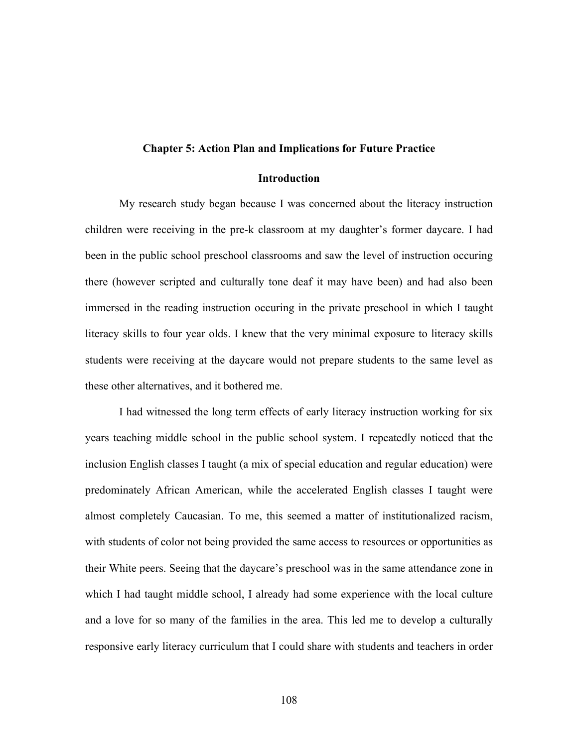## Chapter 5: Action Plan and Implications for Future Practice

### Introduction

My research study began because I was concerned about the literacy instruction children were receiving in the pre-k classroom at my daughter's former daycare. I had been in the public school preschool classrooms and saw the level of instruction occuring there (however scripted and culturally tone deaf it may have been) and had also been immersed in the reading instruction occuring in the private preschool in which I taught literacy skills to four year olds. I knew that the very minimal exposure to literacy skills students were receiving at the daycare would not prepare students to the same level as these other alternatives, and it bothered me.

I had witnessed the long term effects of early literacy instruction working for six years teaching middle school in the public school system. I repeatedly noticed that the inclusion English classes I taught (a mix of special education and regular education) were predominately African American, while the accelerated English classes I taught were almost completely Caucasian. To me, this seemed a matter of institutionalized racism, with students of color not being provided the same access to resources or opportunities as their White peers. Seeing that the daycare's preschool was in the same attendance zone in which I had taught middle school, I already had some experience with the local culture and a love for so many of the families in the area. This led me to develop a culturally responsive early literacy curriculum that I could share with students and teachers in order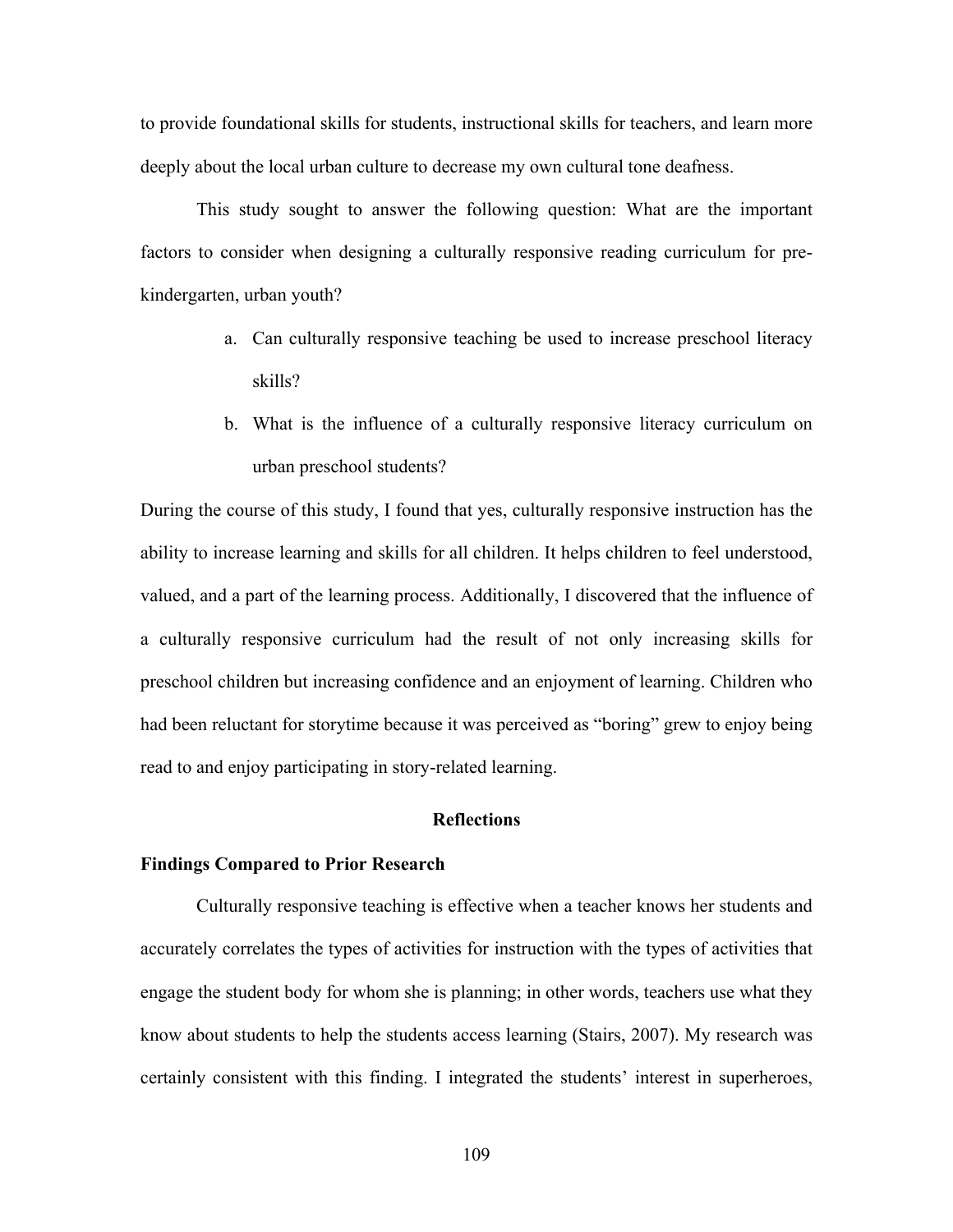to provide foundational skills for students, instructional skills for teachers, and learn more deeply about the local urban culture to decrease my own cultural tone deafness.

This study sought to answer the following question: What are the important factors to consider when designing a culturally responsive reading curriculum for pre-kindergarten, urban youth?

a. Can culturally responsive teaching be used to increase preschool literacy skills?
b. What is the influence of a culturally responsive literacy curriculum on urban preschool students?

During the course of this study, I found that yes, culturally responsive instruction has the ability to increase learning and skills for all children. It helps children to feel understood, valued, and a part of the learning process. Additionally, I discovered that the influence of a culturally responsive curriculum had the result of not only increasing skills for preschool children but increasing confidence and an enjoyment of learning. Children who had been reluctant for storytime because it was perceived as "boring" grew to enjoy being read to and enjoy participating in story-related learning.

## Reflections

### Findings Compared to Prior Research

Culturally responsive teaching is effective when a teacher knows her students and accurately correlates the types of activities for instruction with the types of activities that engage the student body for whom she is planning; in other words, teachers use what they know about students to help the students access learning (Stairs, 2007). My research was certainly consistent with this finding. I integrated the students' interest in superheroes,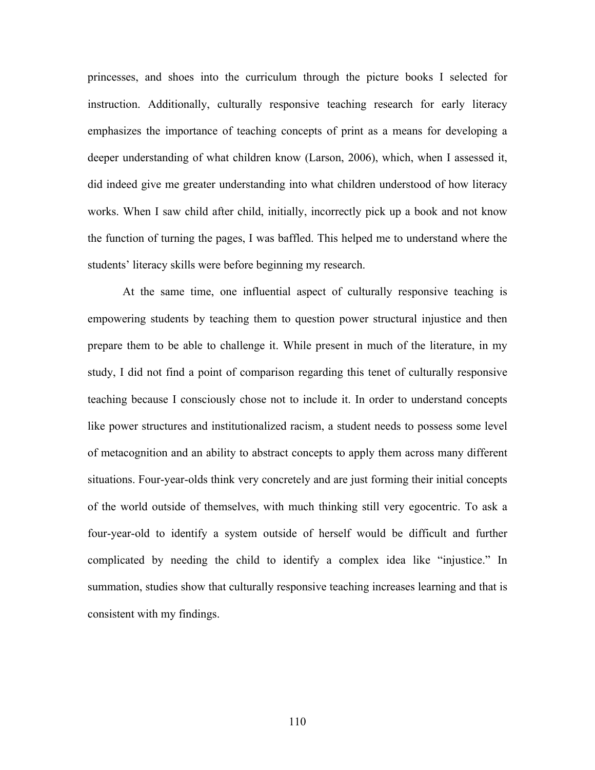princesses, and shoes into the curriculum through the picture books I selected for instruction. Additionally, culturally responsive teaching research for early literacy emphasizes the importance of teaching concepts of print as a means for developing a deeper understanding of what children know (Larson, 2006), which, when I assessed it, did indeed give me greater understanding into what children understood of how literacy works. When I saw child after child, initially, incorrectly pick up a book and not know the function of turning the pages, I was baffled. This helped me to understand where the students' literacy skills were before beginning my research.

At the same time, one influential aspect of culturally responsive teaching is empowering students by teaching them to question power structural injustice and then prepare them to be able to challenge it. While present in much of the literature, in my study, I did not find a point of comparison regarding this tenet of culturally responsive teaching because I consciously chose not to include it. In order to understand concepts like power structures and institutionalized racism, a student needs to possess some level of metacognition and an ability to abstract concepts to apply them across many different situations. Four-year-olds think very concretely and are just forming their initial concepts of the world outside of themselves, with much thinking still very egocentric. To ask a four-year-old to identify a system outside of herself would be difficult and further complicated by needing the child to identify a complex idea like "injustice." In summation, studies show that culturally responsive teaching increases learning and that is consistent with my findings.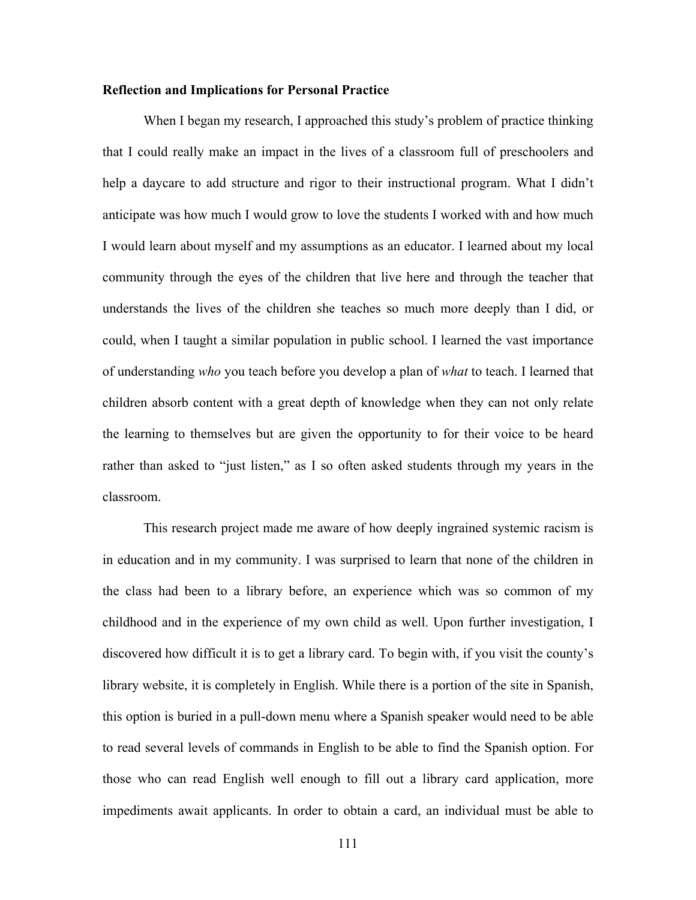**Reflection and Implications for Personal Practice**

When I began my research, I approached this study's problem of practice thinking that I could really make an impact in the lives of a classroom full of preschoolers and help a daycare to add structure and rigor to their instructional program. What I didn't anticipate was how much I would grow to love the students I worked with and how much I would learn about myself and my assumptions as an educator. I learned about my local community through the eyes of the children that live here and through the teacher that understands the lives of the children she teaches so much more deeply than I did, or could, when I taught a similar population in public school. I learned the vast importance of understanding *who* you teach before you develop a plan of *what* to teach. I learned that children absorb content with a great depth of knowledge when they can not only relate the learning to themselves but are given the opportunity to for their voice to be heard rather than asked to "just listen," as I so often asked students through my years in the classroom.

This research project made me aware of how deeply ingrained systemic racism is in education and in my community. I was surprised to learn that none of the children in the class had been to a library before, an experience which was so common of my childhood and in the experience of my own child as well. Upon further investigation, I discovered how difficult it is to get a library card. To begin with, if you visit the county's library website, it is completely in English. While there is a portion of the site in Spanish, this option is buried in a pull-down menu where a Spanish speaker would need to be able to read several levels of commands in English to be able to find the Spanish option. For those who can read English well enough to fill out a library card application, more impediments await applicants. In order to obtain a card, an individual must be able to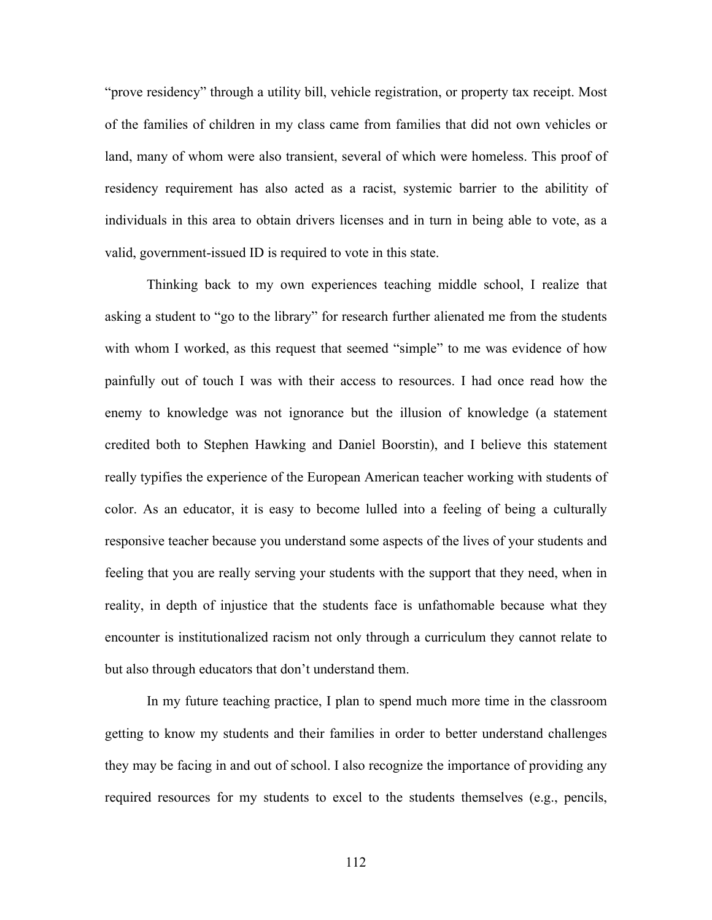"prove residency" through a utility bill, vehicle registration, or property tax receipt. Most of the families of children in my class came from families that did not own vehicles or land, many of whom were also transient, several of which were homeless. This proof of residency requirement has also acted as a racist, systemic barrier to the abilitity of individuals in this area to obtain drivers licenses and in turn in being able to vote, as a valid, government-issued ID is required to vote in this state.

Thinking back to my own experiences teaching middle school, I realize that asking a student to "go to the library" for research further alienated me from the students with whom I worked, as this request that seemed "simple" to me was evidence of how painfully out of touch I was with their access to resources. I had once read how the enemy to knowledge was not ignorance but the illusion of knowledge (a statement credited both to Stephen Hawking and Daniel Boorstin), and I believe this statement really typifies the experience of the European American teacher working with students of color. As an educator, it is easy to become lulled into a feeling of being a culturally responsive teacher because you understand some aspects of the lives of your students and feeling that you are really serving your students with the support that they need, when in reality, in depth of injustice that the students face is unfathomable because what they encounter is institutionalized racism not only through a curriculum they cannot relate to but also through educators that don't understand them.

In my future teaching practice, I plan to spend much more time in the classroom getting to know my students and their families in order to better understand challenges they may be facing in and out of school. I also recognize the importance of providing any required resources for my students to excel to the students themselves (e.g., pencils,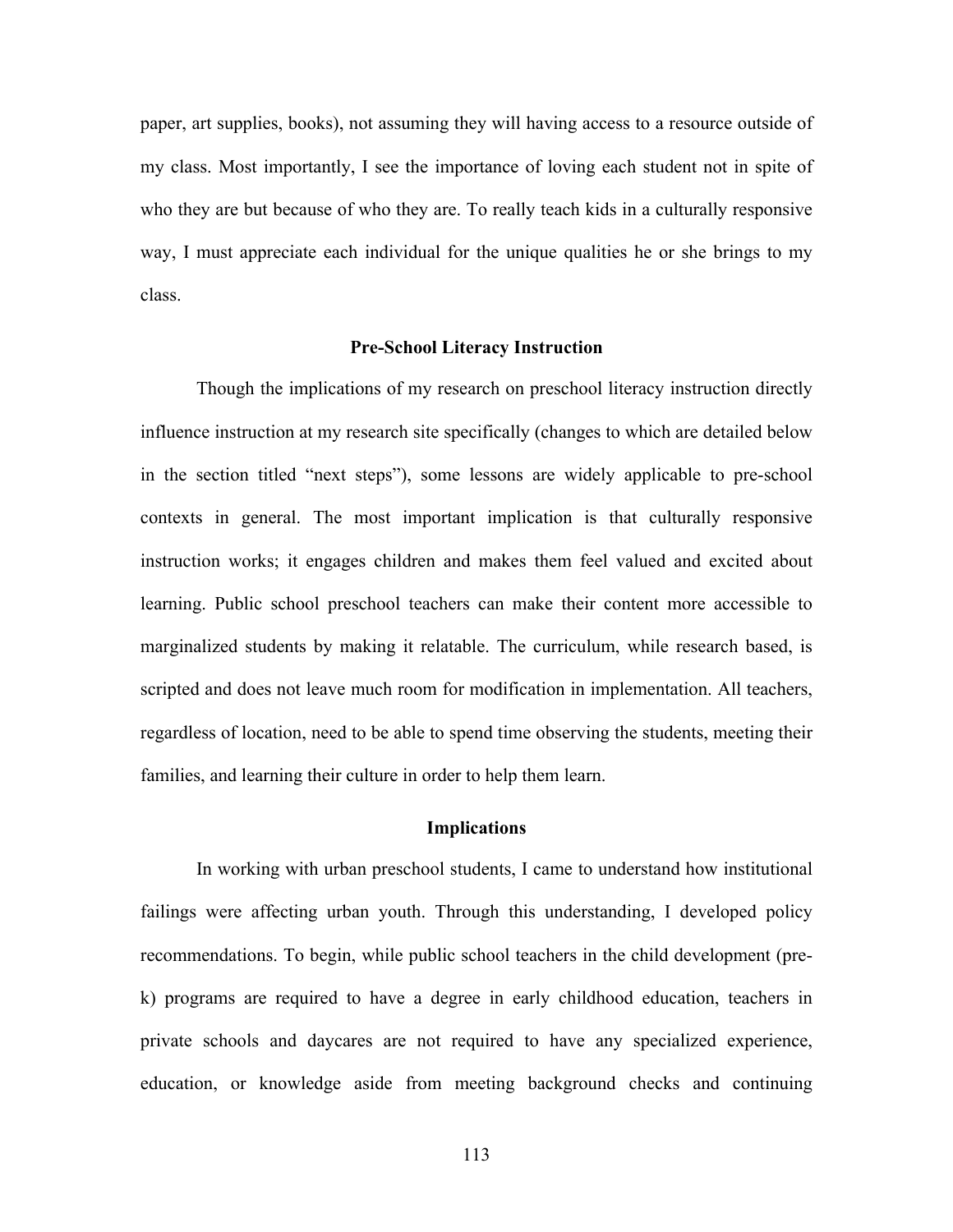paper, art supplies, books), not assuming they will having access to a resource outside of my class. Most importantly, I see the importance of loving each student not in spite of who they are but because of who they are. To really teach kids in a culturally responsive way, I must appreciate each individual for the unique qualities he or she brings to my class.

## Pre-School Literacy Instruction

Though the implications of my research on preschool literacy instruction directly influence instruction at my research site specifically (changes to which are detailed below in the section titled "next steps"), some lessons are widely applicable to pre-school contexts in general. The most important implication is that culturally responsive instruction works; it engages children and makes them feel valued and excited about learning. Public school preschool teachers can make their content more accessible to marginalized students by making it relatable. The curriculum, while research based, is scripted and does not leave much room for modification in implementation. All teachers, regardless of location, need to be able to spend time observing the students, meeting their families, and learning their culture in order to help them learn.

## Implications

In working with urban preschool students, I came to understand how institutional failings were affecting urban youth. Through this understanding, I developed policy recommendations. To begin, while public school teachers in the child development (pre-k) programs are required to have a degree in early childhood education, teachers in private schools and daycares are not required to have any specialized experience, education, or knowledge aside from meeting background checks and continuing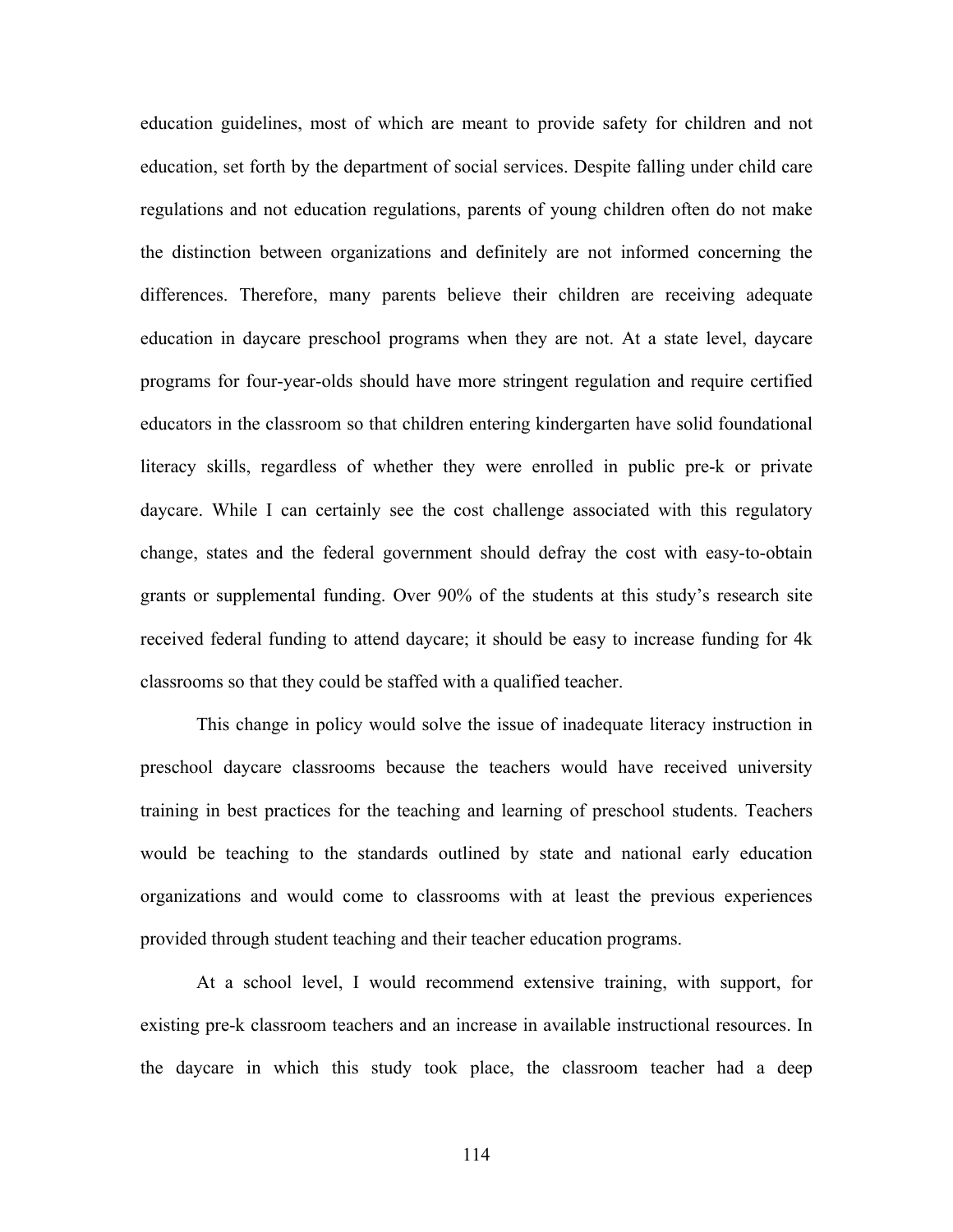education guidelines, most of which are meant to provide safety for children and not education, set forth by the department of social services. Despite falling under child care regulations and not education regulations, parents of young children often do not make the distinction between organizations and definitely are not informed concerning the differences. Therefore, many parents believe their children are receiving adequate education in daycare preschool programs when they are not. At a state level, daycare programs for four-year-olds should have more stringent regulation and require certified educators in the classroom so that children entering kindergarten have solid foundational literacy skills, regardless of whether they were enrolled in public pre-k or private daycare. While I can certainly see the cost challenge associated with this regulatory change, states and the federal government should defray the cost with easy-to-obtain grants or supplemental funding. Over 90% of the students at this study's research site received federal funding to attend daycare; it should be easy to increase funding for 4k classrooms so that they could be staffed with a qualified teacher.

This change in policy would solve the issue of inadequate literacy instruction in preschool daycare classrooms because the teachers would have received university training in best practices for the teaching and learning of preschool students. Teachers would be teaching to the standards outlined by state and national early education organizations and would come to classrooms with at least the previous experiences provided through student teaching and their teacher education programs.

At a school level, I would recommend extensive training, with support, for existing pre-k classroom teachers and an increase in available instructional resources. In the daycare in which this study took place, the classroom teacher had a deep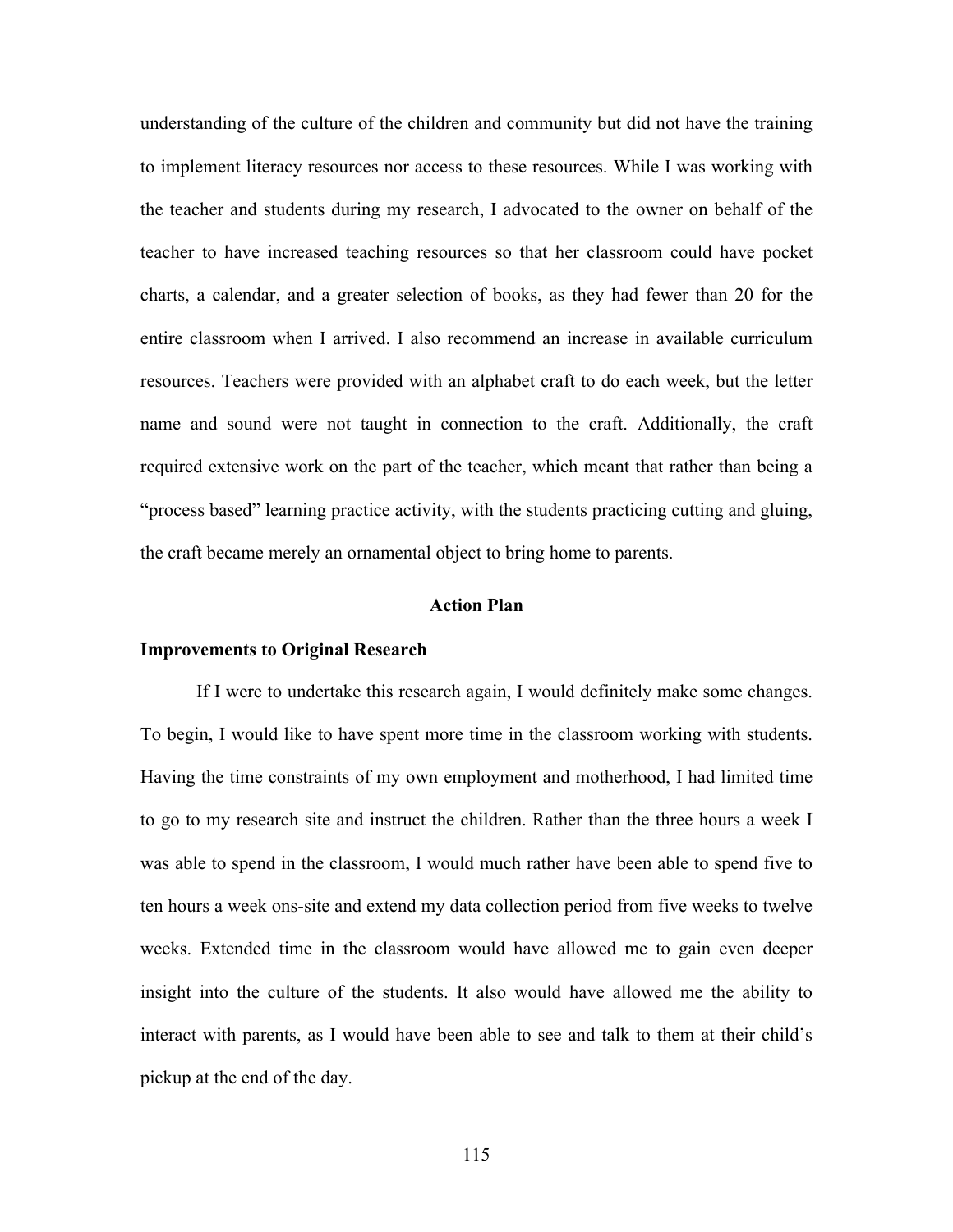understanding of the culture of the children and community but did not have the training to implement literacy resources nor access to these resources. While I was working with the teacher and students during my research, I advocated to the owner on behalf of the teacher to have increased teaching resources so that her classroom could have pocket charts, a calendar, and a greater selection of books, as they had fewer than 20 for the entire classroom when I arrived. I also recommend an increase in available curriculum resources. Teachers were provided with an alphabet craft to do each week, but the letter name and sound were not taught in connection to the craft. Additionally, the craft required extensive work on the part of the teacher, which meant that rather than being a "process based" learning practice activity, with the students practicing cutting and gluing, the craft became merely an ornamental object to bring home to parents.

## Action Plan

### Improvements to Original Research

If I were to undertake this research again, I would definitely make some changes. To begin, I would like to have spent more time in the classroom working with students. Having the time constraints of my own employment and motherhood, I had limited time to go to my research site and instruct the children. Rather than the three hours a week I was able to spend in the classroom, I would much rather have been able to spend five to ten hours a week ons-site and extend my data collection period from five weeks to twelve weeks. Extended time in the classroom would have allowed me to gain even deeper insight into the culture of the students. It also would have allowed me the ability to interact with parents, as I would have been able to see and talk to them at their child's pickup at the end of the day.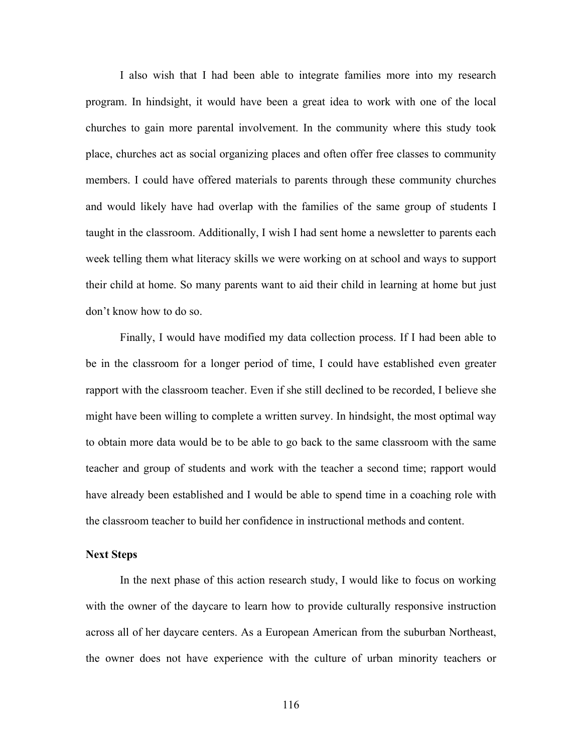I also wish that I had been able to integrate families more into my research program. In hindsight, it would have been a great idea to work with one of the local churches to gain more parental involvement. In the community where this study took place, churches act as social organizing places and often offer free classes to community members. I could have offered materials to parents through these community churches and would likely have had overlap with the families of the same group of students I taught in the classroom. Additionally, I wish I had sent home a newsletter to parents each week telling them what literacy skills we were working on at school and ways to support their child at home. So many parents want to aid their child in learning at home but just don't know how to do so.

Finally, I would have modified my data collection process. If I had been able to be in the classroom for a longer period of time, I could have established even greater rapport with the classroom teacher. Even if she still declined to be recorded, I believe she might have been willing to complete a written survey. In hindsight, the most optimal way to obtain more data would be to be able to go back to the same classroom with the same teacher and group of students and work with the teacher a second time; rapport would have already been established and I would be able to spend time in a coaching role with the classroom teacher to build her confidence in instructional methods and content.

**Next Steps**

In the next phase of this action research study, I would like to focus on working with the owner of the daycare to learn how to provide culturally responsive instruction across all of her daycare centers. As a European American from the suburban Northeast, the owner does not have experience with the culture of urban minority teachers or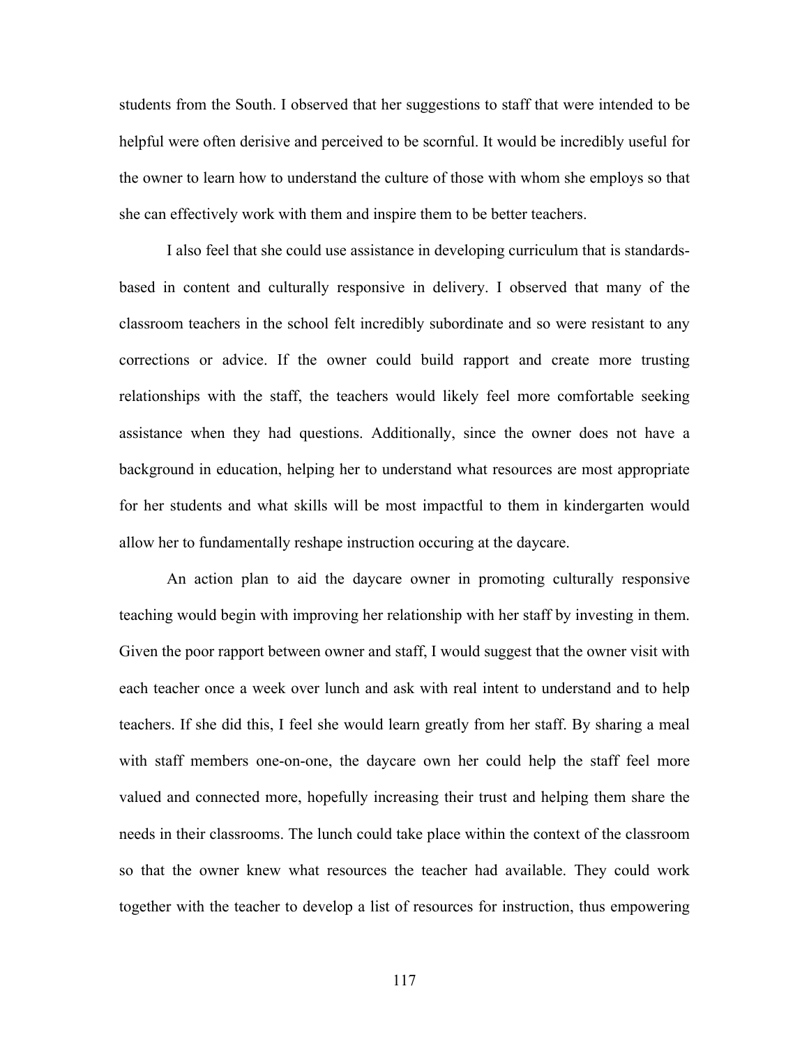students from the South. I observed that her suggestions to staff that were intended to be helpful were often derisive and perceived to be scornful. It would be incredibly useful for the owner to learn how to understand the culture of those with whom she employs so that she can effectively work with them and inspire them to be better teachers.

I also feel that she could use assistance in developing curriculum that is standards-based in content and culturally responsive in delivery. I observed that many of the classroom teachers in the school felt incredibly subordinate and so were resistant to any corrections or advice. If the owner could build rapport and create more trusting relationships with the staff, the teachers would likely feel more comfortable seeking assistance when they had questions. Additionally, since the owner does not have a background in education, helping her to understand what resources are most appropriate for her students and what skills will be most impactful to them in kindergarten would allow her to fundamentally reshape instruction occuring at the daycare.

An action plan to aid the daycare owner in promoting culturally responsive teaching would begin with improving her relationship with her staff by investing in them. Given the poor rapport between owner and staff, I would suggest that the owner visit with each teacher once a week over lunch and ask with real intent to understand and to help teachers. If she did this, I feel she would learn greatly from her staff. By sharing a meal with staff members one-on-one, the daycare own her could help the staff feel more valued and connected more, hopefully increasing their trust and helping them share the needs in their classrooms. The lunch could take place within the context of the classroom so that the owner knew what resources the teacher had available. They could work together with the teacher to develop a list of resources for instruction, thus empowering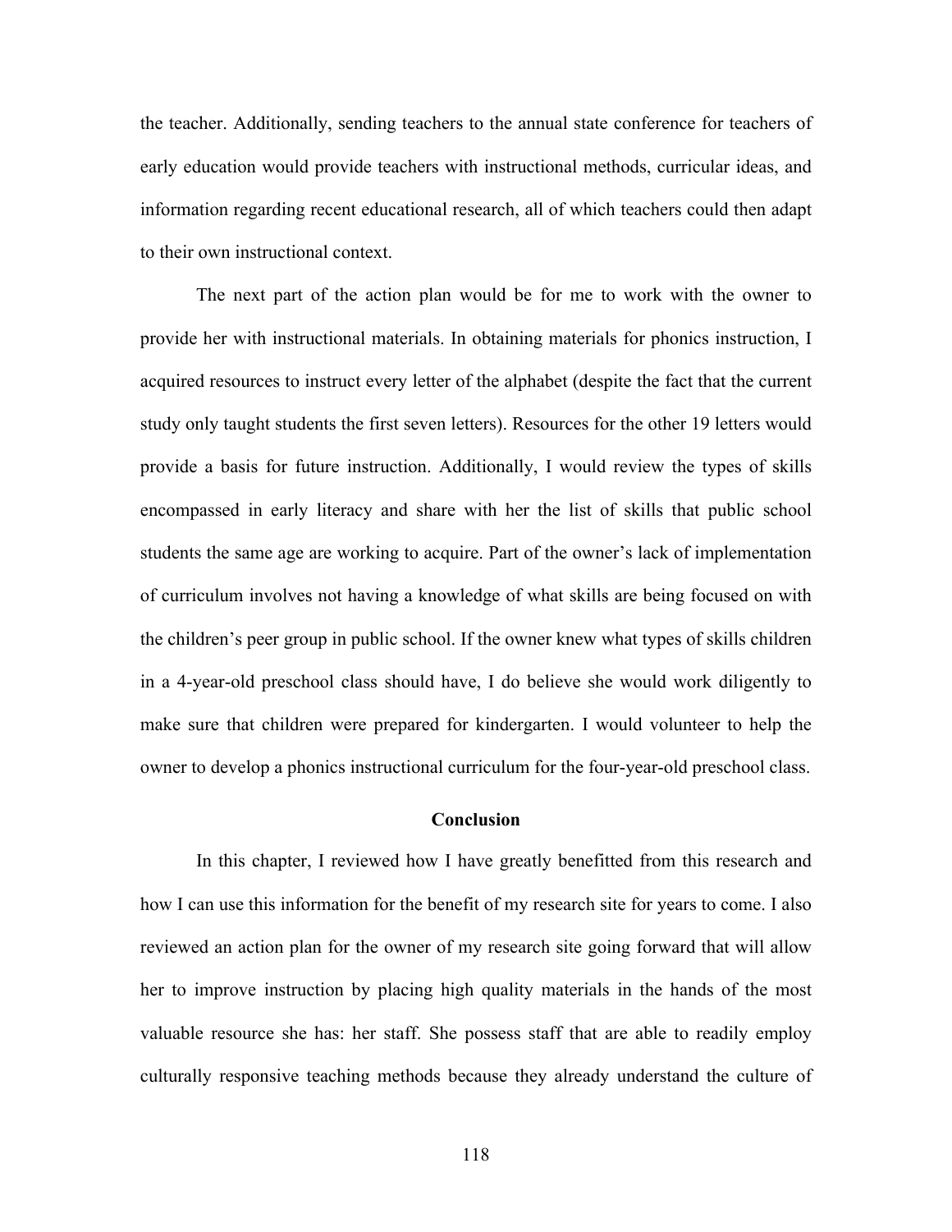the teacher. Additionally, sending teachers to the annual state conference for teachers of early education would provide teachers with instructional methods, curricular ideas, and information regarding recent educational research, all of which teachers could then adapt to their own instructional context.

The next part of the action plan would be for me to work with the owner to provide her with instructional materials. In obtaining materials for phonics instruction, I acquired resources to instruct every letter of the alphabet (despite the fact that the current study only taught students the first seven letters). Resources for the other 19 letters would provide a basis for future instruction. Additionally, I would review the types of skills encompassed in early literacy and share with her the list of skills that public school students the same age are working to acquire. Part of the owner's lack of implementation of curriculum involves not having a knowledge of what skills are being focused on with the children's peer group in public school. If the owner knew what types of skills children in a 4-year-old preschool class should have, I do believe she would work diligently to make sure that children were prepared for kindergarten. I would volunteer to help the owner to develop a phonics instructional curriculum for the four-year-old preschool class.

## Conclusion

In this chapter, I reviewed how I have greatly benefitted from this research and how I can use this information for the benefit of my research site for years to come. I also reviewed an action plan for the owner of my research site going forward that will allow her to improve instruction by placing high quality materials in the hands of the most valuable resource she has: her staff. She possess staff that are able to readily employ culturally responsive teaching methods because they already understand the culture of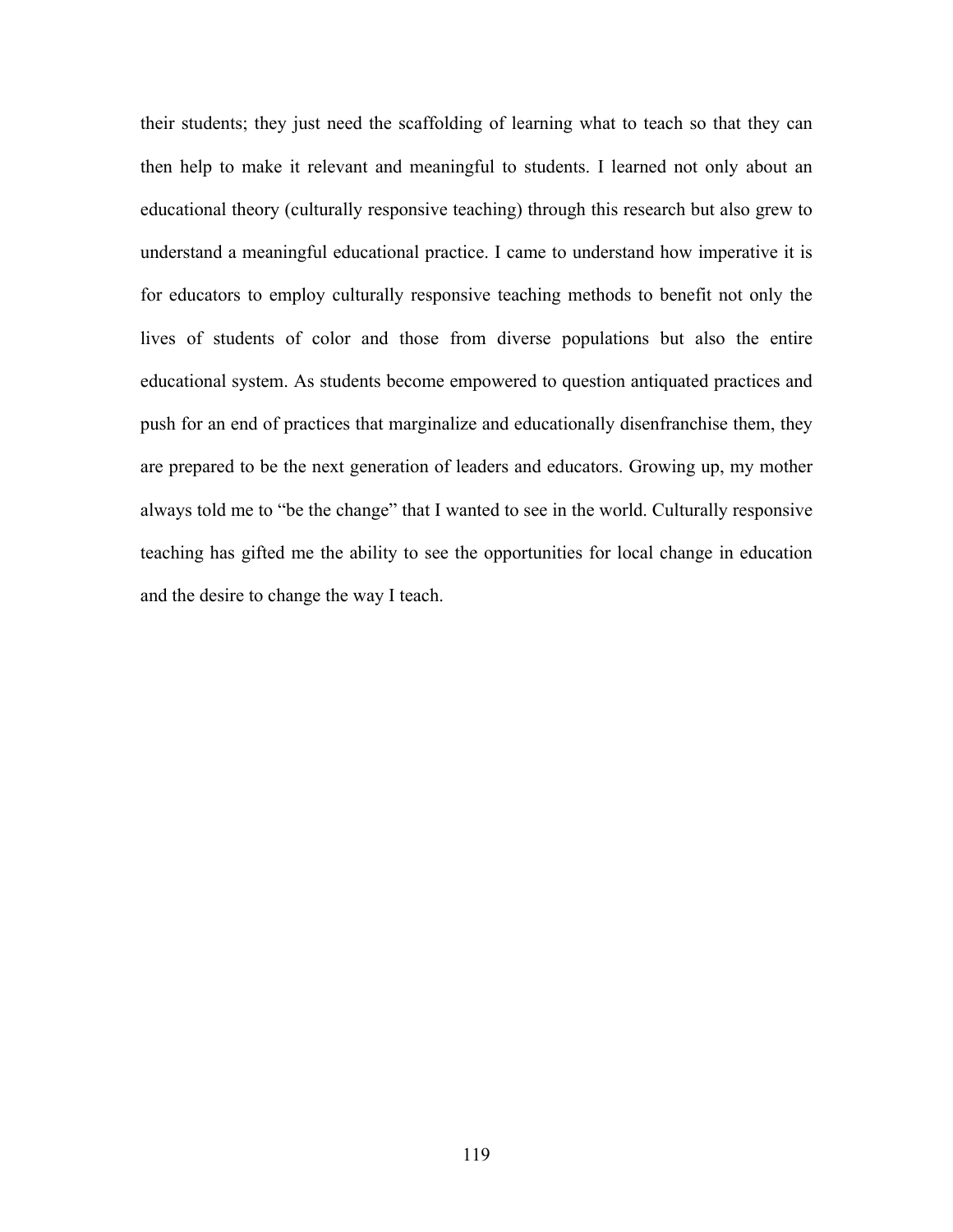their students; they just need the scaffolding of learning what to teach so that they can then help to make it relevant and meaningful to students. I learned not only about an educational theory (culturally responsive teaching) through this research but also grew to understand a meaningful educational practice. I came to understand how imperative it is for educators to employ culturally responsive teaching methods to benefit not only the lives of students of color and those from diverse populations but also the entire educational system. As students become empowered to question antiquated practices and push for an end of practices that marginalize and educationally disenfranchise them, they are prepared to be the next generation of leaders and educators. Growing up, my mother always told me to "be the change" that I wanted to see in the world. Culturally responsive teaching has gifted me the ability to see the opportunities for local change in education and the desire to change the way I teach.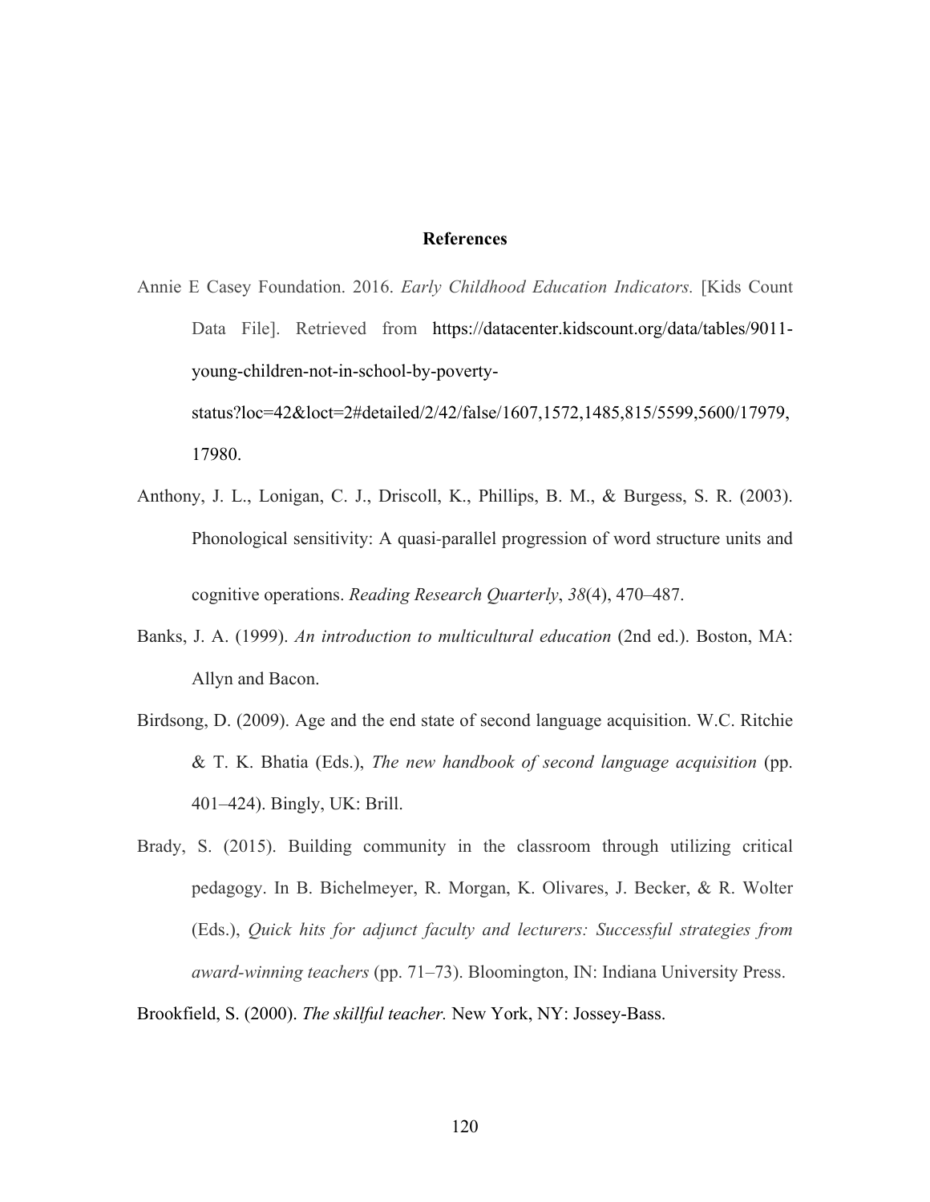# References

Annie E Casey Foundation. 2016. *Early Childhood Education Indicators.* [Kids Count Data File]. Retrieved from https://datacenter.kidscount.org/data/tables/9011-young-children-not-in-school-by-poverty-status?loc=42&loct=2#detailed/2/42/false/1607,1572,1485,815/5599,5600/17979,17980.

Anthony, J. L., Lonigan, C. J., Driscoll, K., Phillips, B. M., & Burgess, S. R. (2003). Phonological sensitivity: A quasi-parallel progression of word structure units and cognitive operations. *Reading Research Quarterly*, *38*(4), 470–487.

Banks, J. A. (1999). *An introduction to multicultural education* (2nd ed.). Boston, MA: Allyn and Bacon.

Birdsong, D. (2009). Age and the end state of second language acquisition. W.C. Ritchie & T. K. Bhatia (Eds.), *The new handbook of second language acquisition* (pp. 401–424). Bingly, UK: Brill.

Brady, S. (2015). Building community in the classroom through utilizing critical pedagogy. In B. Bichelmeyer, R. Morgan, K. Olivares, J. Becker, & R. Wolter (Eds.), *Quick hits for adjunct faculty and lecturers: Successful strategies from award-winning teachers* (pp. 71–73). Bloomington, IN: Indiana University Press.

Brookfield, S. (2000). *The skillful teacher.* New York, NY: Jossey-Bass.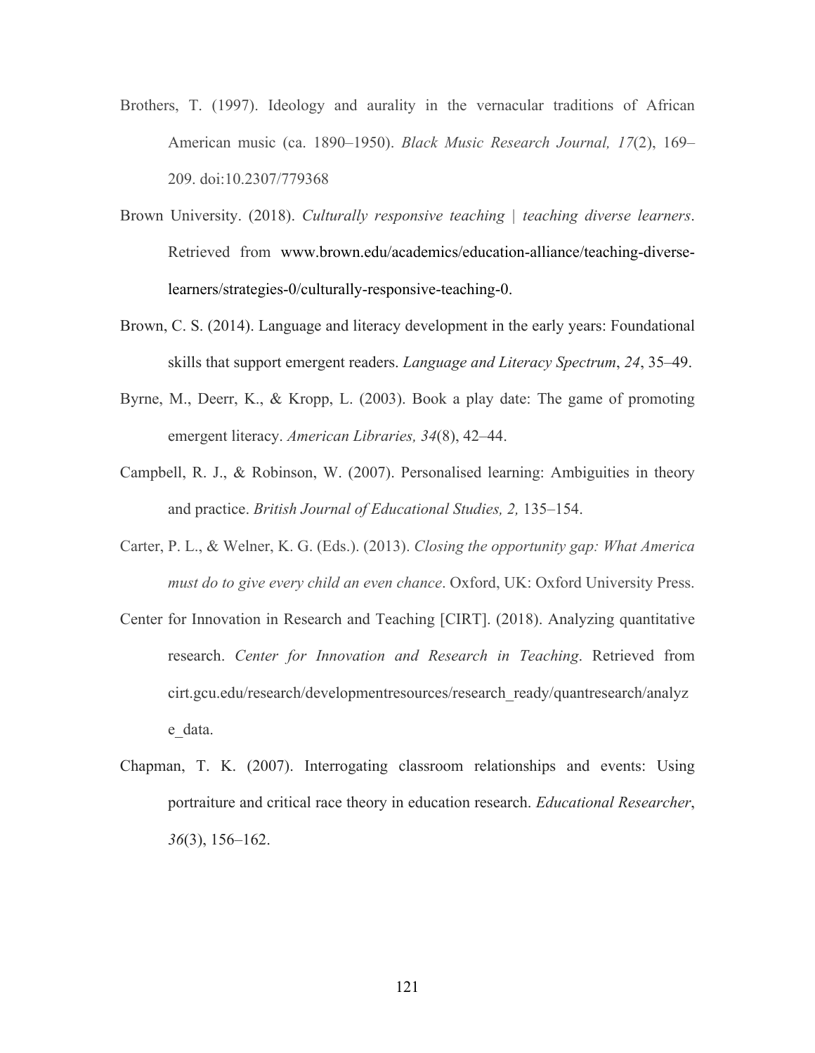Brothers, T. (1997). Ideology and aurality in the vernacular traditions of African American music (ca. 1890–1950). *Black Music Research Journal, 17*(2), 169–209. doi:10.2307/779368

Brown University. (2018). *Culturally responsive teaching | teaching diverse learners*. Retrieved from www.brown.edu/academics/education-alliance/teaching-diverse-learners/strategies-0/culturally-responsive-teaching-0.

Brown, C. S. (2014). Language and literacy development in the early years: Foundational skills that support emergent readers. *Language and Literacy Spectrum*, *24*, 35–49.

Byrne, M., Deerr, K., & Kropp, L. (2003). Book a play date: The game of promoting emergent literacy. *American Libraries, 34*(8), 42–44.

Campbell, R. J., & Robinson, W. (2007). Personalised learning: Ambiguities in theory and practice. *British Journal of Educational Studies, 2,* 135–154.

Carter, P. L., & Welner, K. G. (Eds.). (2013). *Closing the opportunity gap: What America must do to give every child an even chance*. Oxford, UK: Oxford University Press.

Center for Innovation in Research and Teaching [CIRT]. (2018). Analyzing quantitative research. *Center for Innovation and Research in Teaching*. Retrieved from cirt.gcu.edu/research/developmentresources/research_ready/quantresearch/analyze_data.

Chapman, T. K. (2007). Interrogating classroom relationships and events: Using portraiture and critical race theory in education research. *Educational Researcher*, *36*(3), 156–162.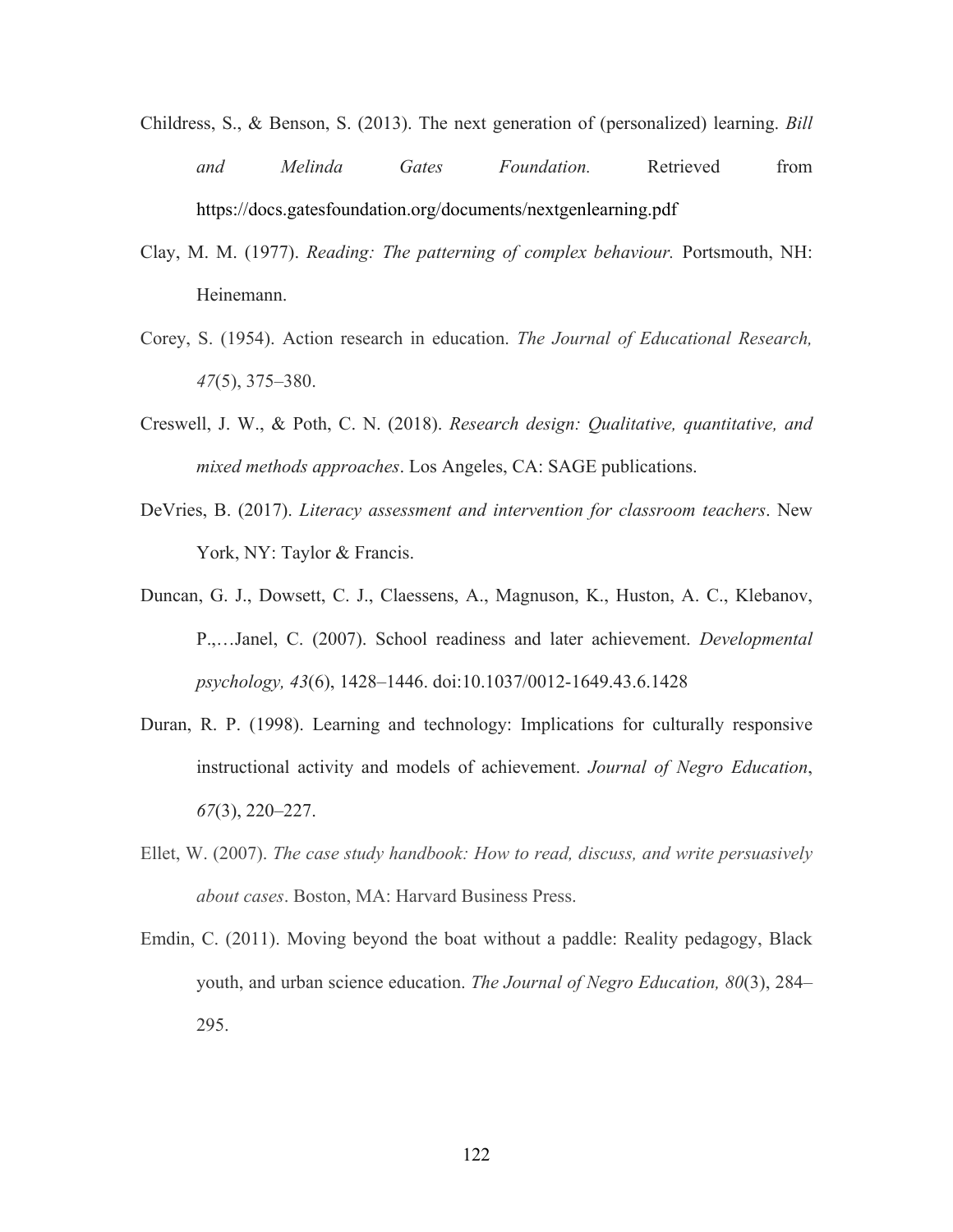Childress, S., & Benson, S. (2013). The next generation of (personalized) learning. *Bill and Melinda Gates Foundation.* Retrieved from https://docs.gatesfoundation.org/documents/nextgenlearning.pdf

Clay, M. M. (1977). *Reading: The patterning of complex behaviour.* Portsmouth, NH: Heinemann.

Corey, S. (1954). Action research in education. *The Journal of Educational Research, 47*(5), 375–380.

Creswell, J. W., & Poth, C. N. (2018). *Research design: Qualitative, quantitative, and mixed methods approaches*. Los Angeles, CA: SAGE publications.

DeVries, B. (2017). *Literacy assessment and intervention for classroom teachers*. New York, NY: Taylor & Francis.

Duncan, G. J., Dowsett, C. J., Claessens, A., Magnuson, K., Huston, A. C., Klebanov, P.,…Janel, C. (2007). School readiness and later achievement. *Developmental psychology, 43*(6), 1428–1446. doi:10.1037/0012-1649.43.6.1428

Duran, R. P. (1998). Learning and technology: Implications for culturally responsive instructional activity and models of achievement. *Journal of Negro Education*, *67*(3), 220–227.

Ellet, W. (2007). *The case study handbook: How to read, discuss, and write persuasively about cases*. Boston, MA: Harvard Business Press.

Emdin, C. (2011). Moving beyond the boat without a paddle: Reality pedagogy, Black youth, and urban science education. *The Journal of Negro Education, 80*(3), 284–295.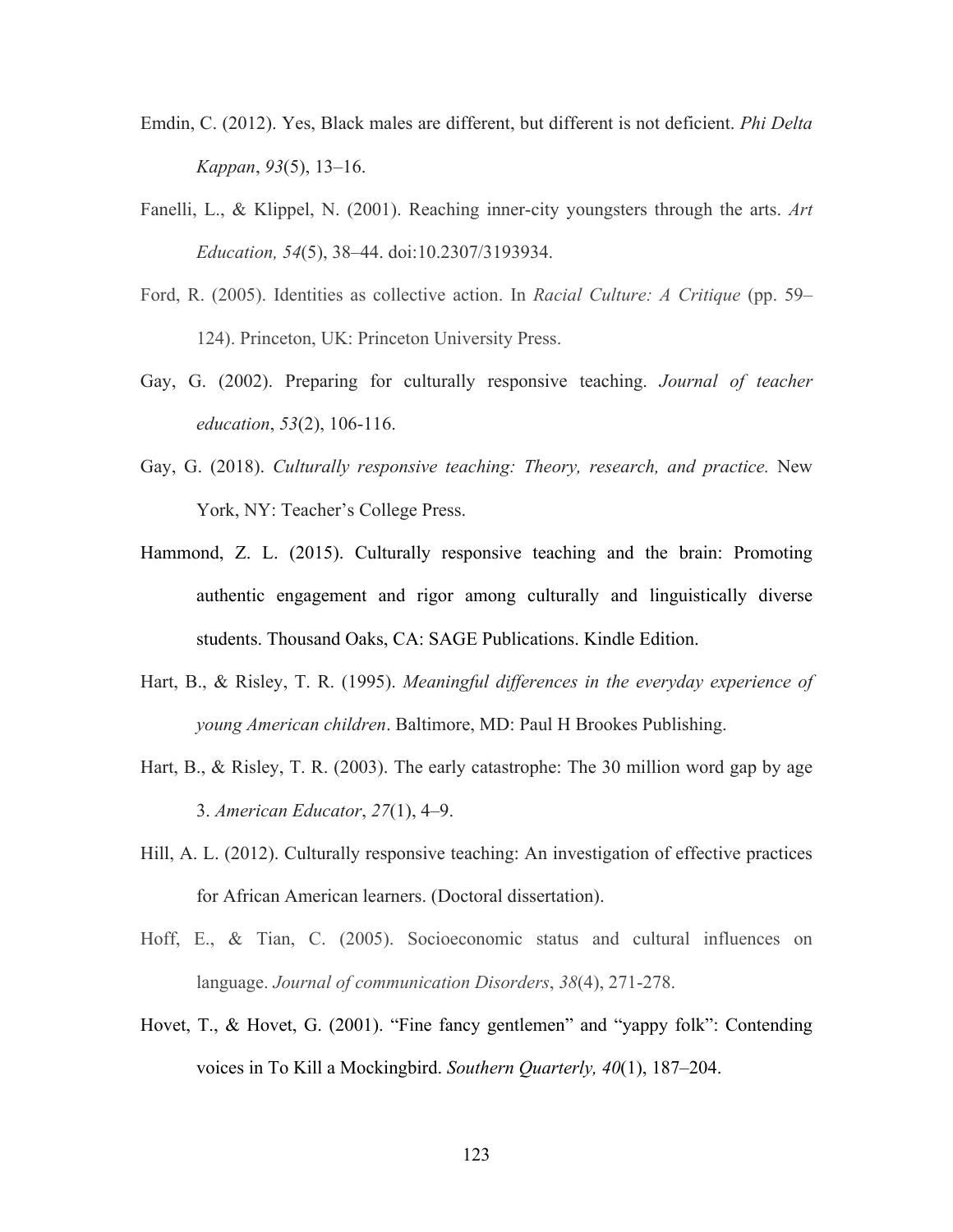Emdin, C. (2012). Yes, Black males are different, but different is not deficient. *Phi Delta Kappan*, *93*(5), 13–16.

Fanelli, L., & Klippel, N. (2001). Reaching inner-city youngsters through the arts. *Art Education, 54*(5), 38–44. doi:10.2307/3193934.

Ford, R. (2005). Identities as collective action. In *Racial Culture: A Critique* (pp. 59–124). Princeton, UK: Princeton University Press.

Gay, G. (2002). Preparing for culturally responsive teaching. *Journal of teacher education*, *53*(2), 106-116.

Gay, G. (2018). *Culturally responsive teaching: Theory, research, and practice.* New York, NY: Teacher's College Press.

Hammond, Z. L. (2015). Culturally responsive teaching and the brain: Promoting authentic engagement and rigor among culturally and linguistically diverse students. Thousand Oaks, CA: SAGE Publications. Kindle Edition.

Hart, B., & Risley, T. R. (1995). *Meaningful differences in the everyday experience of young American children*. Baltimore, MD: Paul H Brookes Publishing.

Hart, B., & Risley, T. R. (2003). The early catastrophe: The 30 million word gap by age 3. *American Educator*, *27*(1), 4–9.

Hill, A. L. (2012). Culturally responsive teaching: An investigation of effective practices for African American learners. (Doctoral dissertation).

Hoff, E., & Tian, C. (2005). Socioeconomic status and cultural influences on language. *Journal of communication Disorders*, *38*(4), 271-278.

Hovet, T., & Hovet, G. (2001). "Fine fancy gentlemen" and "yappy folk": Contending voices in To Kill a Mockingbird. *Southern Quarterly, 40*(1), 187–204.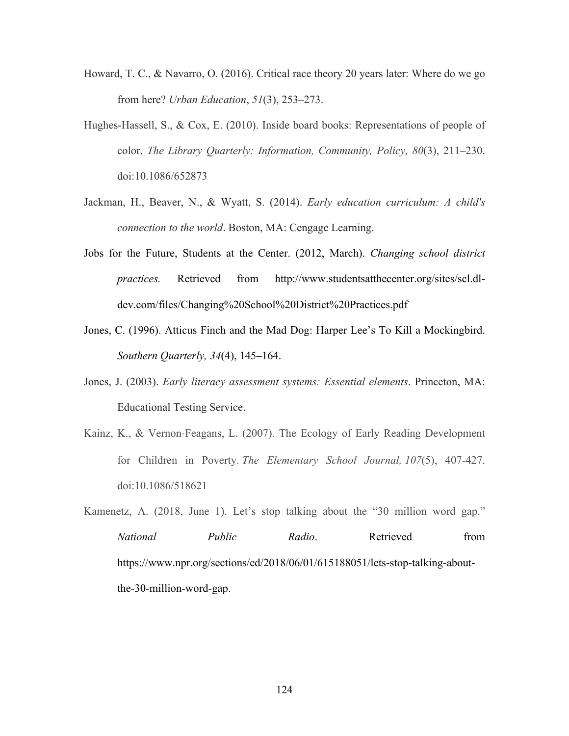Howard, T. C., & Navarro, O. (2016). Critical race theory 20 years later: Where do we go from here? *Urban Education*, *51*(3), 253–273.

Hughes-Hassell, S., & Cox, E. (2010). Inside board books: Representations of people of color. *The Library Quarterly: Information, Community, Policy, 80*(3), 211–230. doi:10.1086/652873

Jackman, H., Beaver, N., & Wyatt, S. (2014). *Early education curriculum: A child's connection to the world*. Boston, MA: Cengage Learning.

Jobs for the Future, Students at the Center. (2012, March). *Changing school district practices.* Retrieved from http://www.studentsatthecenter.org/sites/scl.dl-dev.com/files/Changing%20School%20District%20Practices.pdf

Jones, C. (1996). Atticus Finch and the Mad Dog: Harper Lee's To Kill a Mockingbird. *Southern Quarterly, 34*(4), 145–164.

Jones, J. (2003). *Early literacy assessment systems: Essential elements*. Princeton, MA: Educational Testing Service.

Kainz, K., & Vernon-Feagans, L. (2007). The Ecology of Early Reading Development for Children in Poverty. *The Elementary School Journal, 107*(5), 407-427. doi:10.1086/518621

Kamenetz, A. (2018, June 1). Let's stop talking about the "30 million word gap." *National Public Radio*. Retrieved from https://www.npr.org/sections/ed/2018/06/01/615188051/lets-stop-talking-about-the-30-million-word-gap.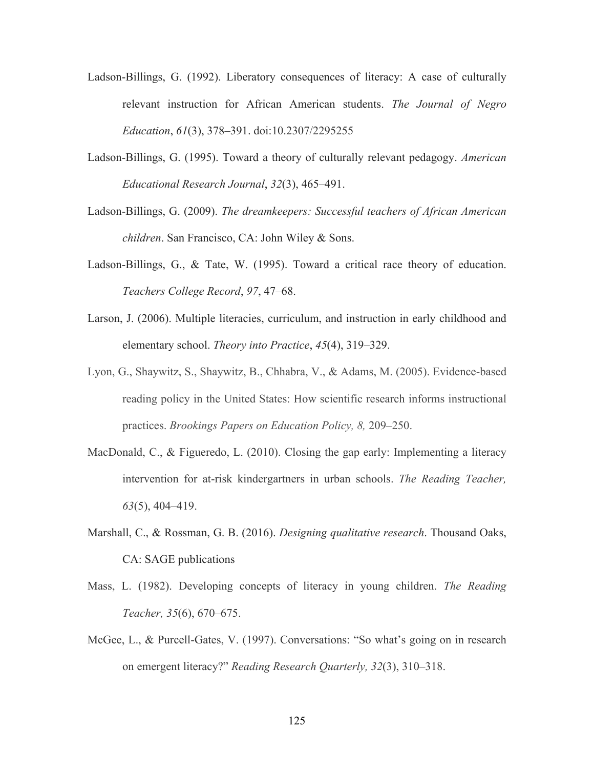Ladson-Billings, G. (1992). Liberatory consequences of literacy: A case of culturally relevant instruction for African American students. *The Journal of Negro Education*, *61*(3), 378–391. doi:10.2307/2295255

Ladson-Billings, G. (1995). Toward a theory of culturally relevant pedagogy. *American Educational Research Journal*, *32*(3), 465–491.

Ladson-Billings, G. (2009). *The dreamkeepers: Successful teachers of African American children*. San Francisco, CA: John Wiley & Sons.

Ladson-Billings, G., & Tate, W. (1995). Toward a critical race theory of education. *Teachers College Record*, *97*, 47–68.

Larson, J. (2006). Multiple literacies, curriculum, and instruction in early childhood and elementary school. *Theory into Practice*, *45*(4), 319–329.

Lyon, G., Shaywitz, S., Shaywitz, B., Chhabra, V., & Adams, M. (2005). Evidence-based reading policy in the United States: How scientific research informs instructional practices. *Brookings Papers on Education Policy, 8,* 209–250.

MacDonald, C., & Figueredo, L. (2010). Closing the gap early: Implementing a literacy intervention for at-risk kindergartners in urban schools. *The Reading Teacher, 63*(5), 404–419.

Marshall, C., & Rossman, G. B. (2016). *Designing qualitative research*. Thousand Oaks, CA: SAGE publications

Mass, L. (1982). Developing concepts of literacy in young children. *The Reading Teacher, 35*(6), 670–675.

McGee, L., & Purcell-Gates, V. (1997). Conversations: "So what's going on in research on emergent literacy?" *Reading Research Quarterly, 32*(3), 310–318.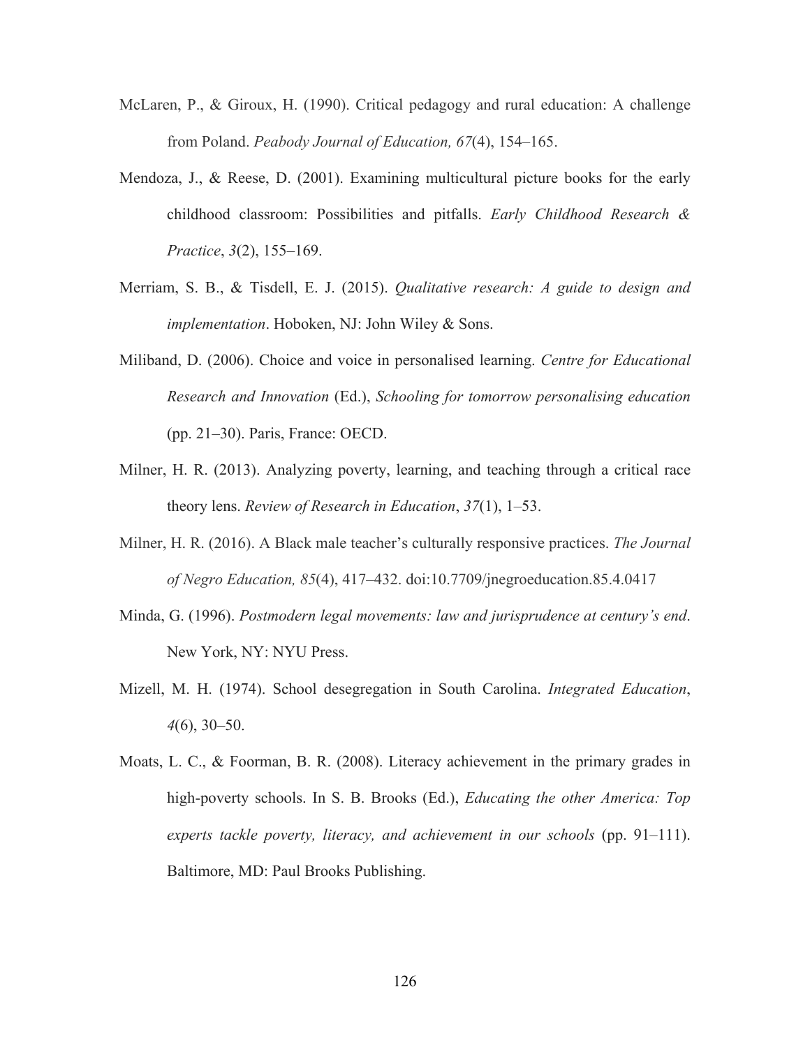McLaren, P., & Giroux, H. (1990). Critical pedagogy and rural education: A challenge from Poland. *Peabody Journal of Education, 67*(4), 154–165.

Mendoza, J., & Reese, D. (2001). Examining multicultural picture books for the early childhood classroom: Possibilities and pitfalls. *Early Childhood Research & Practice*, *3*(2), 155–169.

Merriam, S. B., & Tisdell, E. J. (2015). *Qualitative research: A guide to design and implementation*. Hoboken, NJ: John Wiley & Sons.

Miliband, D. (2006). Choice and voice in personalised learning. *Centre for Educational Research and Innovation* (Ed.), *Schooling for tomorrow personalising education* (pp. 21–30). Paris, France: OECD.

Milner, H. R. (2013). Analyzing poverty, learning, and teaching through a critical race theory lens. *Review of Research in Education*, *37*(1), 1–53.

Milner, H. R. (2016). A Black male teacher's culturally responsive practices. *The Journal of Negro Education, 85*(4), 417–432. doi:10.7709/jnegroeducation.85.4.0417

Minda, G. (1996). *Postmodern legal movements: law and jurisprudence at century's end*. New York, NY: NYU Press.

Mizell, M. H. (1974). School desegregation in South Carolina. *Integrated Education*, *4*(6), 30–50.

Moats, L. C., & Foorman, B. R. (2008). Literacy achievement in the primary grades in high-poverty schools. In S. B. Brooks (Ed.), *Educating the other America: Top experts tackle poverty, literacy, and achievement in our schools* (pp. 91–111). Baltimore, MD: Paul Brooks Publishing.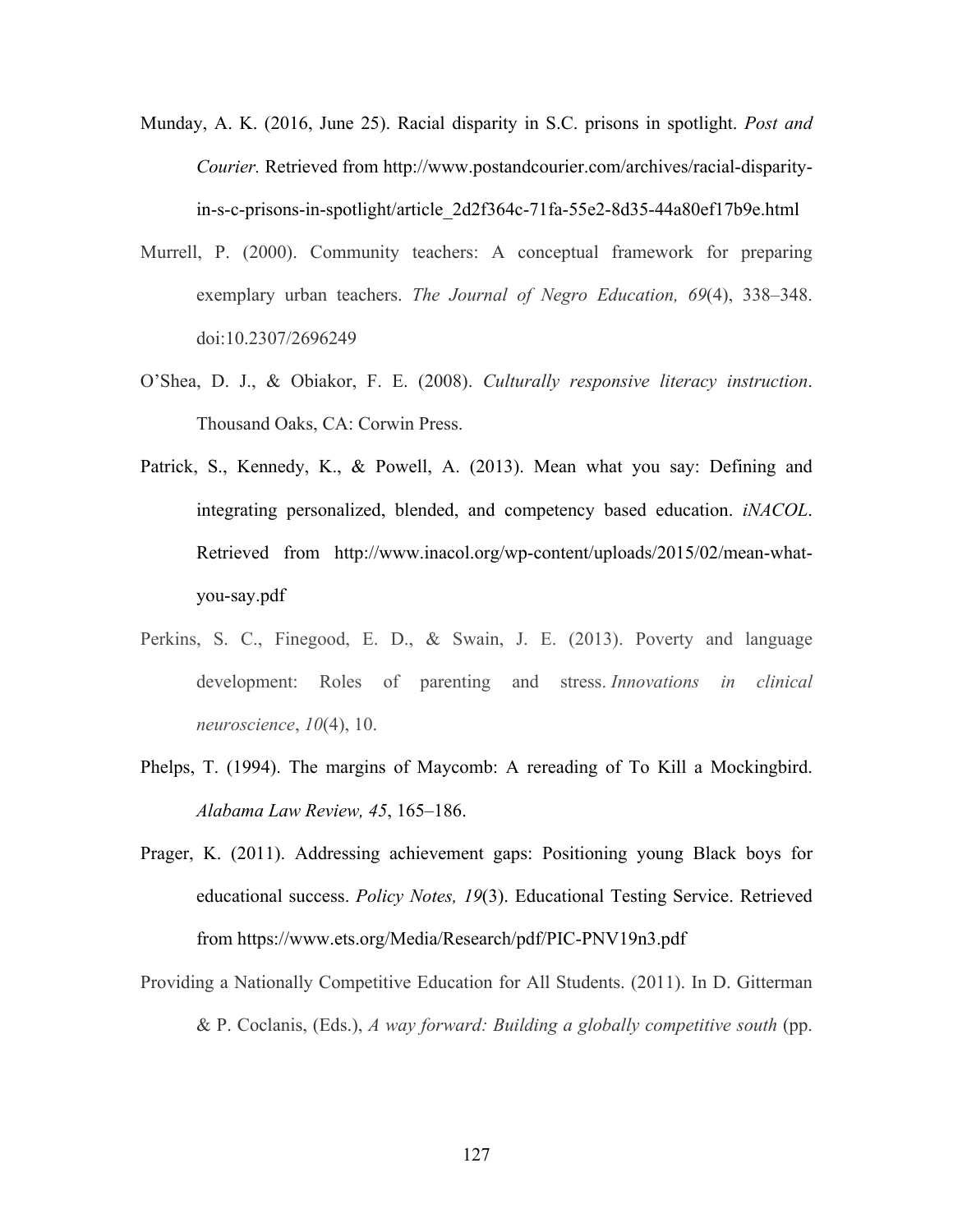Munday, A. K. (2016, June 25). Racial disparity in S.C. prisons in spotlight. *Post and Courier*. Retrieved from http://www.postandcourier.com/archives/racial-disparity-in-s-c-prisons-in-spotlight/article_2d2f364c-71fa-55e2-8d35-44a80ef17b9e.html

Murrell, P. (2000). Community teachers: A conceptual framework for preparing exemplary urban teachers. *The Journal of Negro Education, 69*(4), 338–348. doi:10.2307/2696249

O'Shea, D. J., & Obiakor, F. E. (2008). *Culturally responsive literacy instruction*. Thousand Oaks, CA: Corwin Press.

Patrick, S., Kennedy, K., & Powell, A. (2013). Mean what you say: Defining and integrating personalized, blended, and competency based education. *iNACOL*. Retrieved from http://www.inacol.org/wp-content/uploads/2015/02/mean-what-you-say.pdf

Perkins, S. C., Finegood, E. D., & Swain, J. E. (2013). Poverty and language development: Roles of parenting and stress. *Innovations in clinical neuroscience*, *10*(4), 10.

Phelps, T. (1994). The margins of Maycomb: A rereading of To Kill a Mockingbird. *Alabama Law Review, 45*, 165–186.

Prager, K. (2011). Addressing achievement gaps: Positioning young Black boys for educational success. *Policy Notes, 19*(3). Educational Testing Service. Retrieved from https://www.ets.org/Media/Research/pdf/PIC-PNV19n3.pdf

Providing a Nationally Competitive Education for All Students. (2011). In D. Gitterman & P. Coclanis, (Eds.), *A way forward: Building a globally competitive south* (pp.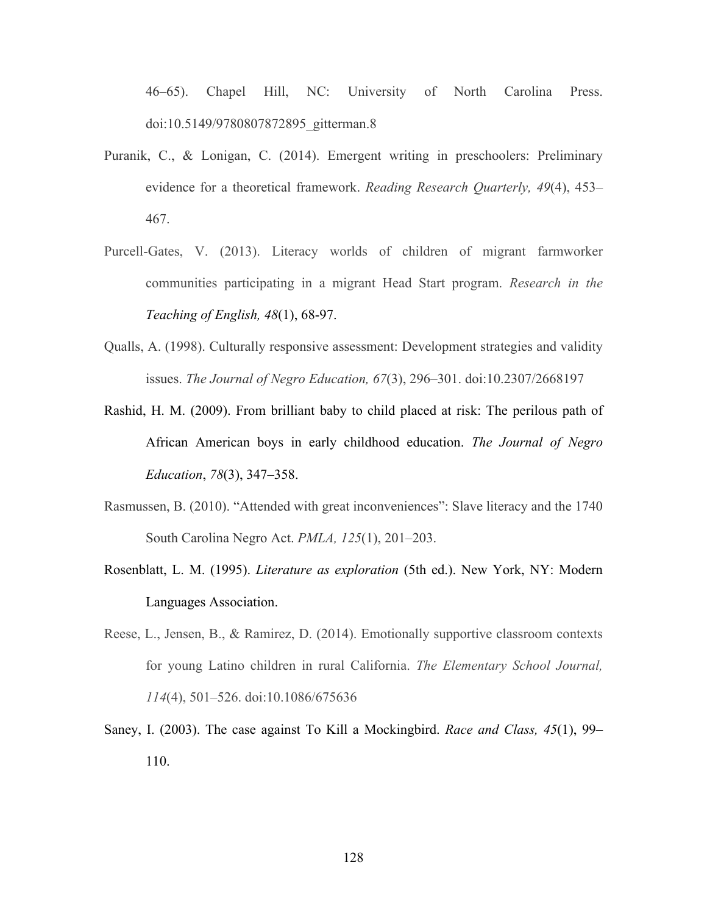46–65). Chapel Hill, NC: University of North Carolina Press. doi:10.5149/9780807872895_gitterman.8

Puranik, C., & Lonigan, C. (2014). Emergent writing in preschoolers: Preliminary evidence for a theoretical framework. *Reading Research Quarterly, 49*(4), 453–467.

Purcell-Gates, V. (2013). Literacy worlds of children of migrant farmworker communities participating in a migrant Head Start program. *Research in the Teaching of English, 48*(1), 68-97.

Qualls, A. (1998). Culturally responsive assessment: Development strategies and validity issues. *The Journal of Negro Education, 67*(3), 296–301. doi:10.2307/2668197

Rashid, H. M. (2009). From brilliant baby to child placed at risk: The perilous path of African American boys in early childhood education. *The Journal of Negro Education*, *78*(3), 347–358.

Rasmussen, B. (2010). "Attended with great inconveniences": Slave literacy and the 1740 South Carolina Negro Act. *PMLA, 125*(1), 201–203.

Rosenblatt, L. M. (1995). *Literature as exploration* (5th ed.). New York, NY: Modern Languages Association.

Reese, L., Jensen, B., & Ramirez, D. (2014). Emotionally supportive classroom contexts for young Latino children in rural California. *The Elementary School Journal, 114*(4), 501–526. doi:10.1086/675636

Saney, I. (2003). The case against To Kill a Mockingbird. *Race and Class, 45*(1), 99–110.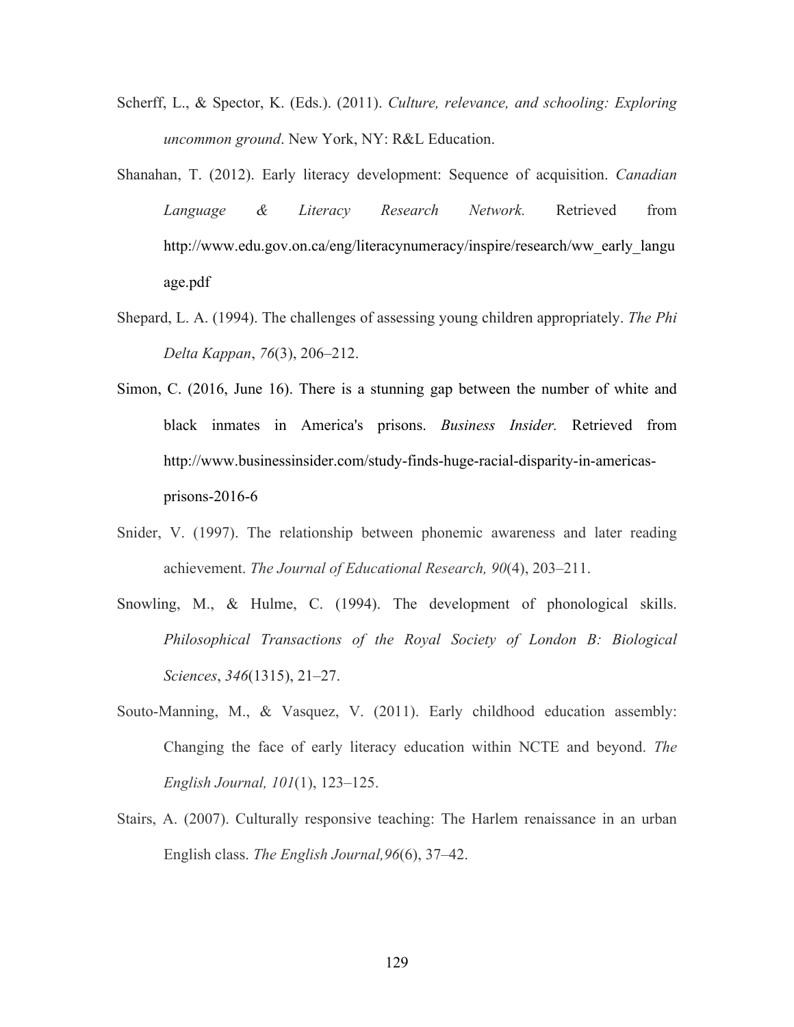Scherff, L., & Spector, K. (Eds.). (2011). *Culture, relevance, and schooling: Exploring uncommon ground*. New York, NY: R&L Education.

Shanahan, T. (2012). Early literacy development: Sequence of acquisition. *Canadian Language & Literacy Research Network.* Retrieved from http://www.edu.gov.on.ca/eng/literacynumeracy/inspire/research/ww_early_language.pdf

Shepard, L. A. (1994). The challenges of assessing young children appropriately. *The Phi Delta Kappan*, *76*(3), 206–212.

Simon, C. (2016, June 16). There is a stunning gap between the number of white and black inmates in America's prisons. *Business Insider.* Retrieved from http://www.businessinsider.com/study-finds-huge-racial-disparity-in-americas-prisons-2016-6

Snider, V. (1997). The relationship between phonemic awareness and later reading achievement. *The Journal of Educational Research, 90*(4), 203–211.

Snowling, M., & Hulme, C. (1994). The development of phonological skills. *Philosophical Transactions of the Royal Society of London B: Biological Sciences*, *346*(1315), 21–27.

Souto-Manning, M., & Vasquez, V. (2011). Early childhood education assembly: Changing the face of early literacy education within NCTE and beyond. *The English Journal, 101*(1), 123–125.

Stairs, A. (2007). Culturally responsive teaching: The Harlem renaissance in an urban English class. *The English Journal,96*(6), 37–42.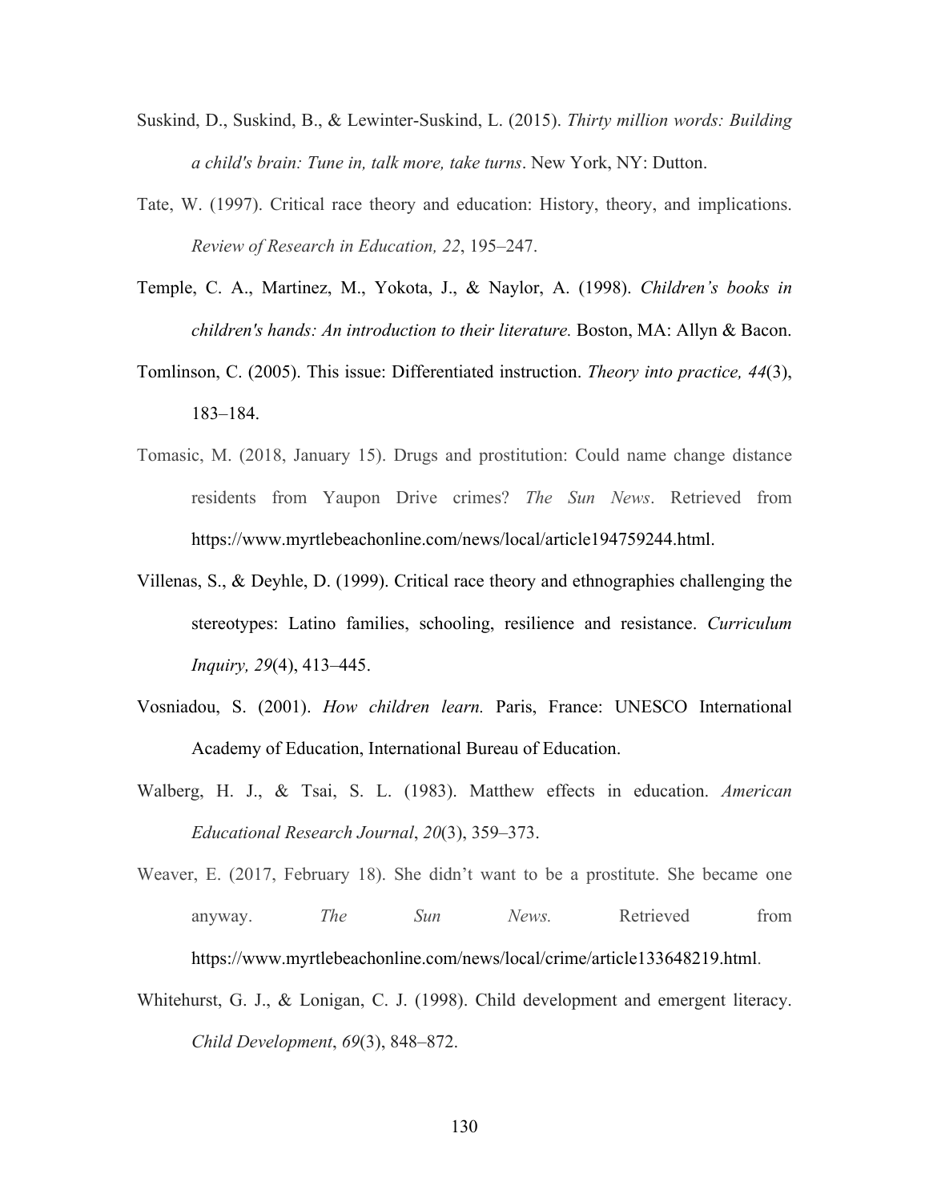Suskind, D., Suskind, B., & Lewinter-Suskind, L. (2015). *Thirty million words: Building a child's brain: Tune in, talk more, take turns*. New York, NY: Dutton.

Tate, W. (1997). Critical race theory and education: History, theory, and implications. *Review of Research in Education, 22*, 195–247.

Temple, C. A., Martinez, M., Yokota, J., & Naylor, A. (1998). *Children's books in children's hands: An introduction to their literature.* Boston, MA: Allyn & Bacon.

Tomlinson, C. (2005). This issue: Differentiated instruction. *Theory into practice, 44*(3), 183–184.

Tomasic, M. (2018, January 15). Drugs and prostitution: Could name change distance residents from Yaupon Drive crimes? *The Sun News*. Retrieved from https://www.myrtlebeachonline.com/news/local/article194759244.html.

Villenas, S., & Deyhle, D. (1999). Critical race theory and ethnographies challenging the stereotypes: Latino families, schooling, resilience and resistance. *Curriculum Inquiry, 29*(4), 413–445.

Vosniadou, S. (2001). *How children learn.* Paris, France: UNESCO International Academy of Education, International Bureau of Education.

Walberg, H. J., & Tsai, S. L. (1983). Matthew effects in education. *American Educational Research Journal*, *20*(3), 359–373.

Weaver, E. (2017, February 18). She didn't want to be a prostitute. She became one anyway. *The Sun News.* Retrieved from https://www.myrtlebeachonline.com/news/local/crime/article133648219.html.

Whitehurst, G. J., & Lonigan, C. J. (1998). Child development and emergent literacy. *Child Development*, *69*(3), 848–872.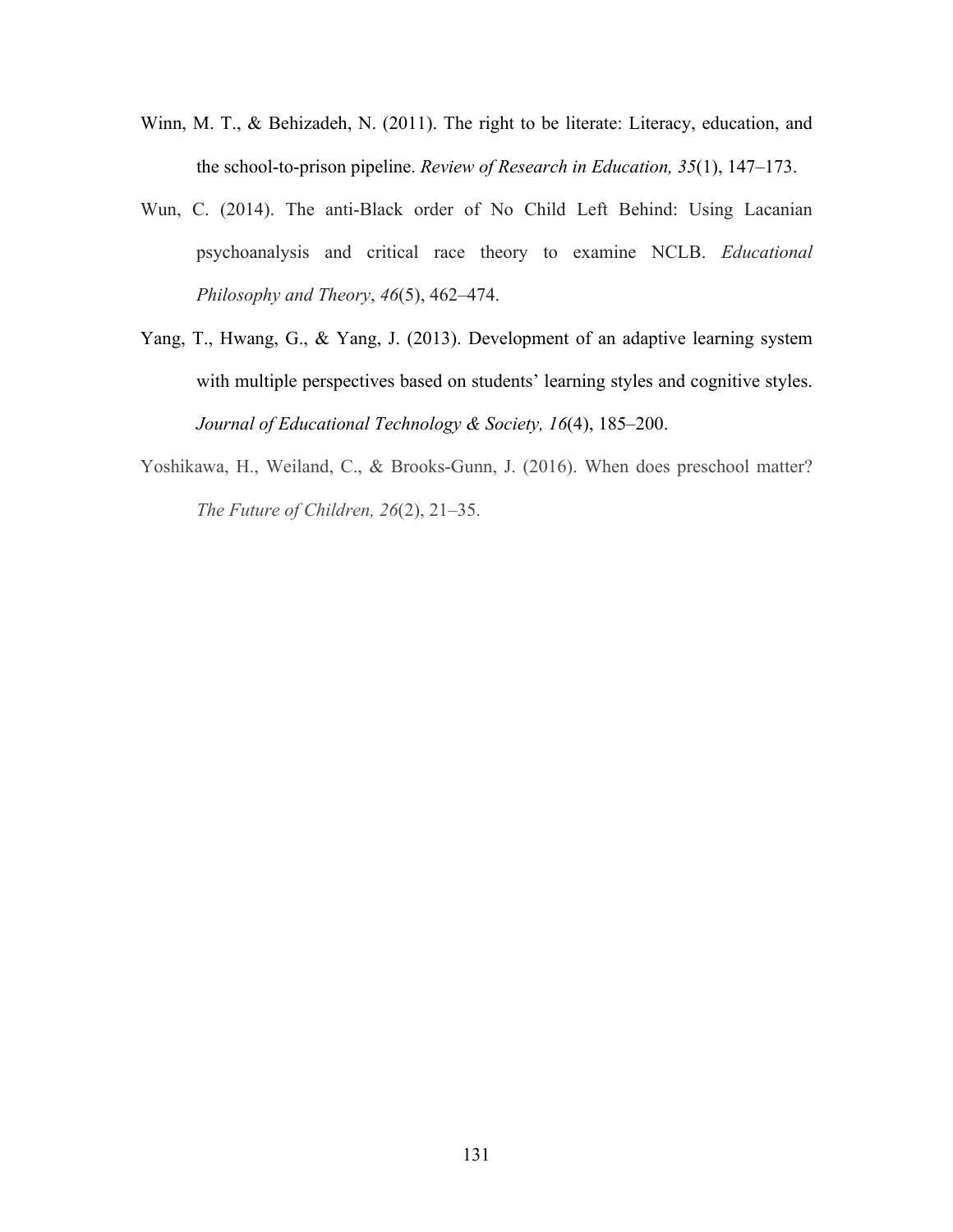Winn, M. T., & Behizadeh, N. (2011). The right to be literate: Literacy, education, and the school-to-prison pipeline. *Review of Research in Education, 35*(1), 147–173.

Wun, C. (2014). The anti-Black order of No Child Left Behind: Using Lacanian psychoanalysis and critical race theory to examine NCLB. *Educational Philosophy and Theory*, *46*(5), 462–474.

Yang, T., Hwang, G., & Yang, J. (2013). Development of an adaptive learning system with multiple perspectives based on students' learning styles and cognitive styles. *Journal of Educational Technology & Society, 16*(4), 185–200.

Yoshikawa, H., Weiland, C., & Brooks-Gunn, J. (2016). When does preschool matter? *The Future of Children, 26*(2), 21–35.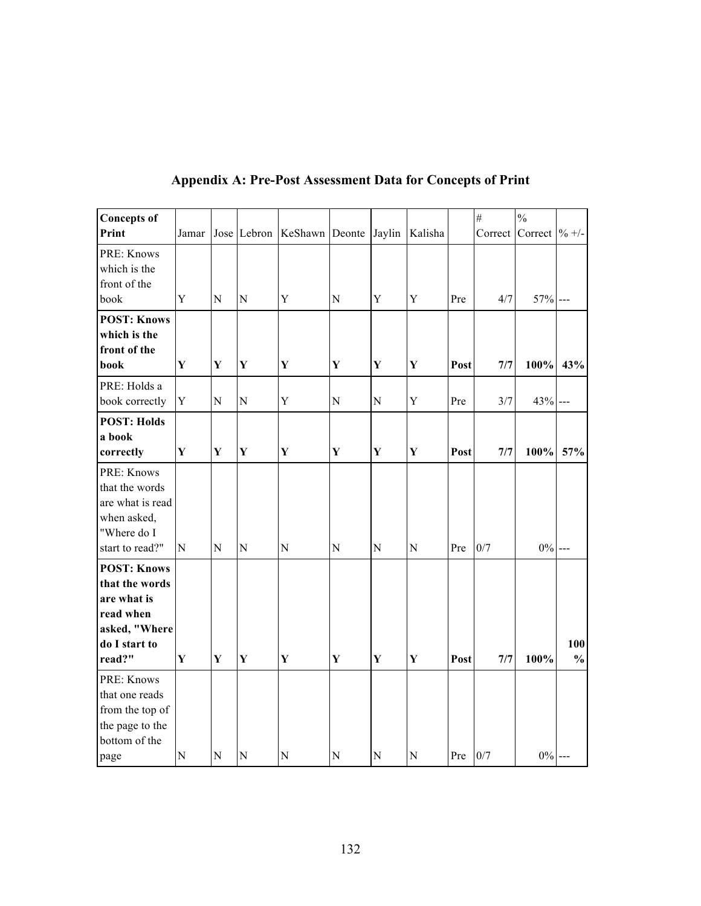## Appendix A: Pre-Post Assessment Data for Concepts of Print

| Concepts of Print | Jamar | Jose | Lebron | KeShawn | Deonte | Jaylin | Kalisha | | # Correct | % Correct | % +/- |
|---|---|---|---|---|---|---|---|---|---|---|---|
| PRE: Knows which is the front of the book | Y | N | N | Y | N | Y | Y | Pre | 4/7 | 57% | --- |
| **POST: Knows which is the front of the book** | **Y** | **Y** | **Y** | **Y** | **Y** | **Y** | **Y** | **Post** | **7/7** | **100%** | **43%** |
| PRE: Holds a book correctly | Y | N | N | Y | N | N | Y | Pre | 3/7 | 43% | --- |
| **POST: Holds a book correctly** | **Y** | **Y** | **Y** | **Y** | **Y** | **Y** | **Y** | **Post** | **7/7** | **100%** | **57%** |
| PRE: Knows that the words are what is read when asked, "Where do I start to read?" | N | N | N | N | N | N | N | Pre | 0/7 | 0% | --- |
| **POST: Knows that the words are what is read when asked, "Where do I start to read?"** | **Y** | **Y** | **Y** | **Y** | **Y** | **Y** | **Y** | **Post** | **7/7** | **100%** | **100%** |
| PRE: Knows that one reads from the top of the page to the bottom of the page | N | N | N | N | N | N | N | Pre | 0/7 | 0% | --- |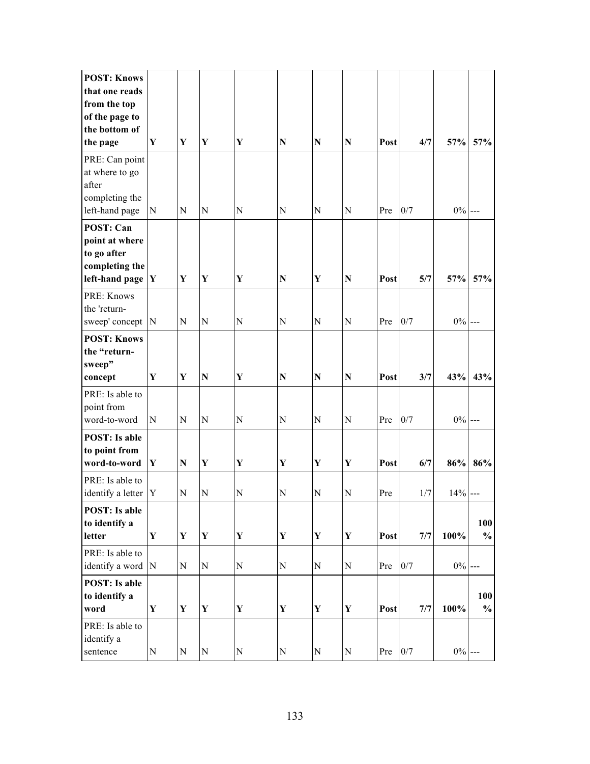| | | | | | | | | | | | |
|---|---|---|---|---|---|---|---|---|---|---|---|
| **POST: Knows that one reads from the top of the page to the bottom of the page** | **Y** | **Y** | **Y** | **Y** | **N** | **N** | **N** | **Post** | **4/7** | **57%** | **57%** |
| PRE: Can point at where to go after completing the left-hand page | N | N | N | N | N | N | N | Pre | 0/7 | 0% | --- |
| **POST: Can point at where to go after completing the left-hand page** | **Y** | **Y** | **Y** | **Y** | **N** | **Y** | **N** | **Post** | **5/7** | **57%** | **57%** |
| PRE: Knows the 'return-sweep' concept | N | N | N | N | N | N | N | Pre | 0/7 | 0% | --- |
| **POST: Knows the "return-sweep" concept** | **Y** | **Y** | **N** | **Y** | **N** | **N** | **N** | **Post** | **3/7** | **43%** | **43%** |
| PRE: Is able to point from word-to-word | N | N | N | N | N | N | N | Pre | 0/7 | 0% | --- |
| **POST: Is able to point from word-to-word** | **Y** | **N** | **Y** | **Y** | **Y** | **Y** | **Y** | **Post** | **6/7** | **86%** | **86%** |
| PRE: Is able to identify a letter | Y | N | N | N | N | N | N | Pre | 1/7 | 14% | --- |
| **POST: Is able to identify a letter** | **Y** | **Y** | **Y** | **Y** | **Y** | **Y** | **Y** | **Post** | **7/7** | **100%** | **100%** |
| PRE: Is able to identify a word | N | N | N | N | N | N | N | Pre | 0/7 | 0% | --- |
| **POST: Is able to identify a word** | **Y** | **Y** | **Y** | **Y** | **Y** | **Y** | **Y** | **Post** | **7/7** | **100%** | **100%** |
| PRE: Is able to identify a sentence | N | N | N | N | N | N | N | Pre | 0/7 | 0% | --- |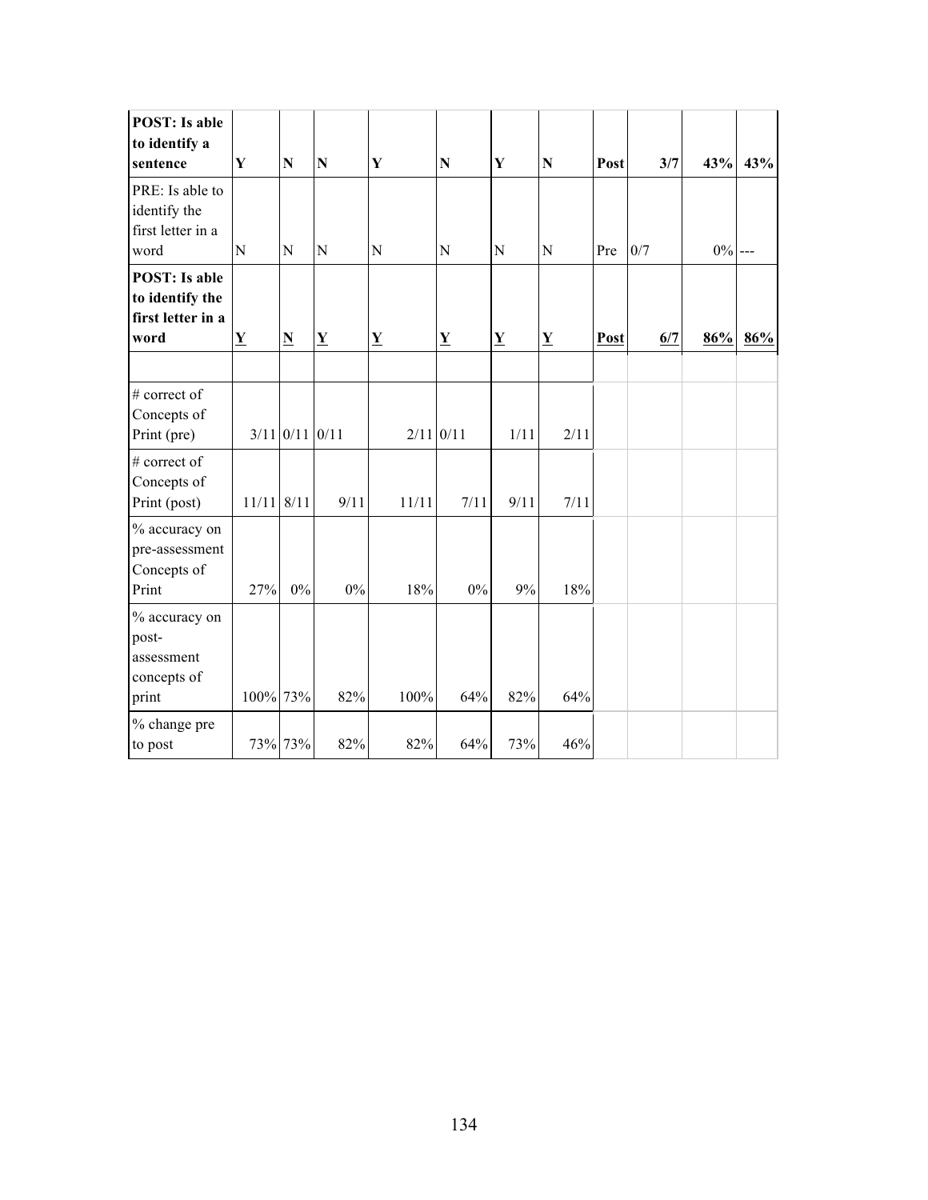| **POST: Is able to identify a sentence** | **Y** | **N** | **N** | **Y** | **N** | **Y** | **N** | **Post** | **3/7** | **43%** | **43%** |
|---|---|---|---|---|---|---|---|---|---|---|---|
| PRE: Is able to identify the first letter in a word | N | N | N | N | N | N | N | Pre | 0/7 | 0% | --- |
| **POST: Is able to identify the first letter in a word** | **Y** | **N** | **Y** | **Y** | **Y** | **Y** | **Y** | **Post** | **6/7** | **86%** | **86%** |
| | | | | | | | | | | | |
| # correct of Concepts of Print (pre) | 3/11 | 0/11 | 0/11 | 2/11 | 0/11 | 1/11 | 2/11 | | | | |
| # correct of Concepts of Print (post) | 11/11 | 8/11 | 9/11 | 11/11 | 7/11 | 9/11 | 7/11 | | | | |
| % accuracy on pre-assessment Concepts of Print | 27% | 0% | 0% | 18% | 0% | 9% | 18% | | | | |
| % accuracy on post-assessment concepts of print | 100% | 73% | 82% | 100% | 64% | 82% | 64% | | | | |
| % change pre to post | 73% | 73% | 82% | 82% | 64% | 73% | 46% | | | | |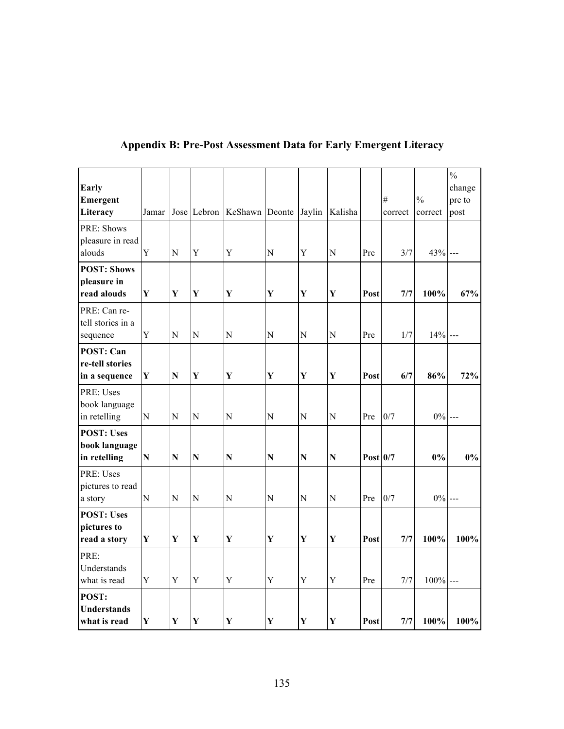## Appendix B: Pre-Post Assessment Data for Early Emergent Literacy

| Early Emergent Literacy | Jamar | Jose | Lebron | KeShawn | Deonte | Jaylin | Kalisha | | # correct | % correct | % change pre to post |
|---|---|---|---|---|---|---|---|---|---|---|---|
| PRE: Shows pleasure in read alouds | Y | N | Y | Y | N | Y | N | Pre | 3/7 | 43% | --- |
| **POST: Shows pleasure in read alouds** | **Y** | **Y** | **Y** | **Y** | **Y** | **Y** | **Y** | **Post** | **7/7** | **100%** | **67%** |
| PRE: Can re-tell stories in a sequence | Y | N | N | N | N | N | N | Pre | 1/7 | 14% | --- |
| **POST: Can re-tell stories in a sequence** | **Y** | **N** | **Y** | **Y** | **Y** | **Y** | **Y** | **Post** | **6/7** | **86%** | **72%** |
| PRE: Uses book language in retelling | N | N | N | N | N | N | N | Pre | 0/7 | 0% | --- |
| **POST: Uses book language in retelling** | **N** | **N** | **N** | **N** | **N** | **N** | **N** | **Post** | **0/7** | **0%** | **0%** |
| PRE: Uses pictures to read a story | N | N | N | N | N | N | N | Pre | 0/7 | 0% | --- |
| **POST: Uses pictures to read a story** | **Y** | **Y** | **Y** | **Y** | **Y** | **Y** | **Y** | **Post** | **7/7** | **100%** | **100%** |
| PRE: Understands what is read | Y | Y | Y | Y | Y | Y | Y | Pre | 7/7 | 100% | --- |
| **POST: Understands what is read** | **Y** | **Y** | **Y** | **Y** | **Y** | **Y** | **Y** | **Post** | **7/7** | **100%** | **100%** |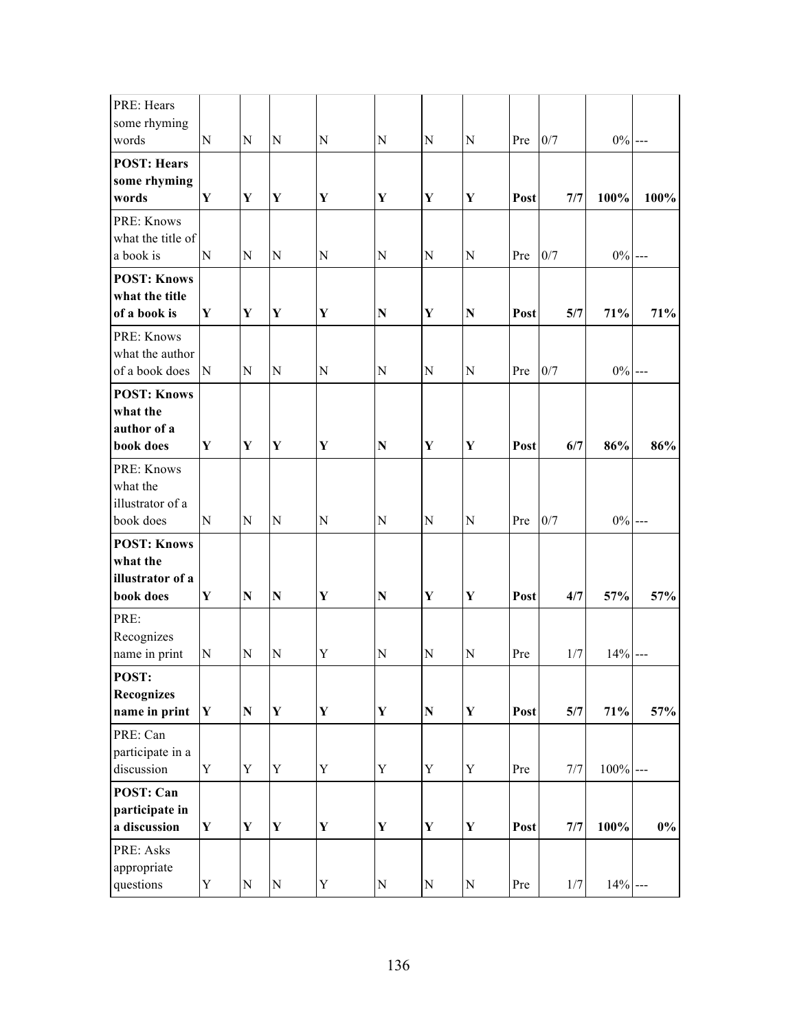| | | | | | | | | | | | |
|---|---|---|---|---|---|---|---|---|---|---|---|
| PRE: Hears some rhyming words | N | N | N | N | N | N | N | Pre | 0/7 | 0% | --- |
| **POST: Hears some rhyming words** | **Y** | **Y** | **Y** | **Y** | **Y** | **Y** | **Y** | **Post** | **7/7** | **100%** | **100%** |
| PRE: Knows what the title of a book is | N | N | N | N | N | N | N | Pre | 0/7 | 0% | --- |
| **POST: Knows what the title of a book is** | **Y** | **Y** | **Y** | **Y** | **N** | **Y** | **N** | **Post** | **5/7** | **71%** | **71%** |
| PRE: Knows what the author of a book does | N | N | N | N | N | N | N | Pre | 0/7 | 0% | --- |
| **POST: Knows what the author of a book does** | **Y** | **Y** | **Y** | **Y** | **N** | **Y** | **Y** | **Post** | **6/7** | **86%** | **86%** |
| PRE: Knows what the illustrator of a book does | N | N | N | N | N | N | N | Pre | 0/7 | 0% | --- |
| **POST: Knows what the illustrator of a book does** | **Y** | **N** | **N** | **Y** | **N** | **Y** | **Y** | **Post** | **4/7** | **57%** | **57%** |
| PRE: Recognizes name in print | N | N | N | Y | N | N | N | Pre | 1/7 | 14% | --- |
| **POST: Recognizes name in print** | **Y** | **N** | **Y** | **Y** | **Y** | **N** | **Y** | **Post** | **5/7** | **71%** | **57%** |
| PRE: Can participate in a discussion | Y | Y | Y | Y | Y | Y | Y | Pre | 7/7 | 100% | --- |
| **POST: Can participate in a discussion** | **Y** | **Y** | **Y** | **Y** | **Y** | **Y** | **Y** | **Post** | **7/7** | **100%** | **0%** |
| PRE: Asks appropriate questions | Y | N | N | Y | N | N | N | Pre | 1/7 | 14% | --- |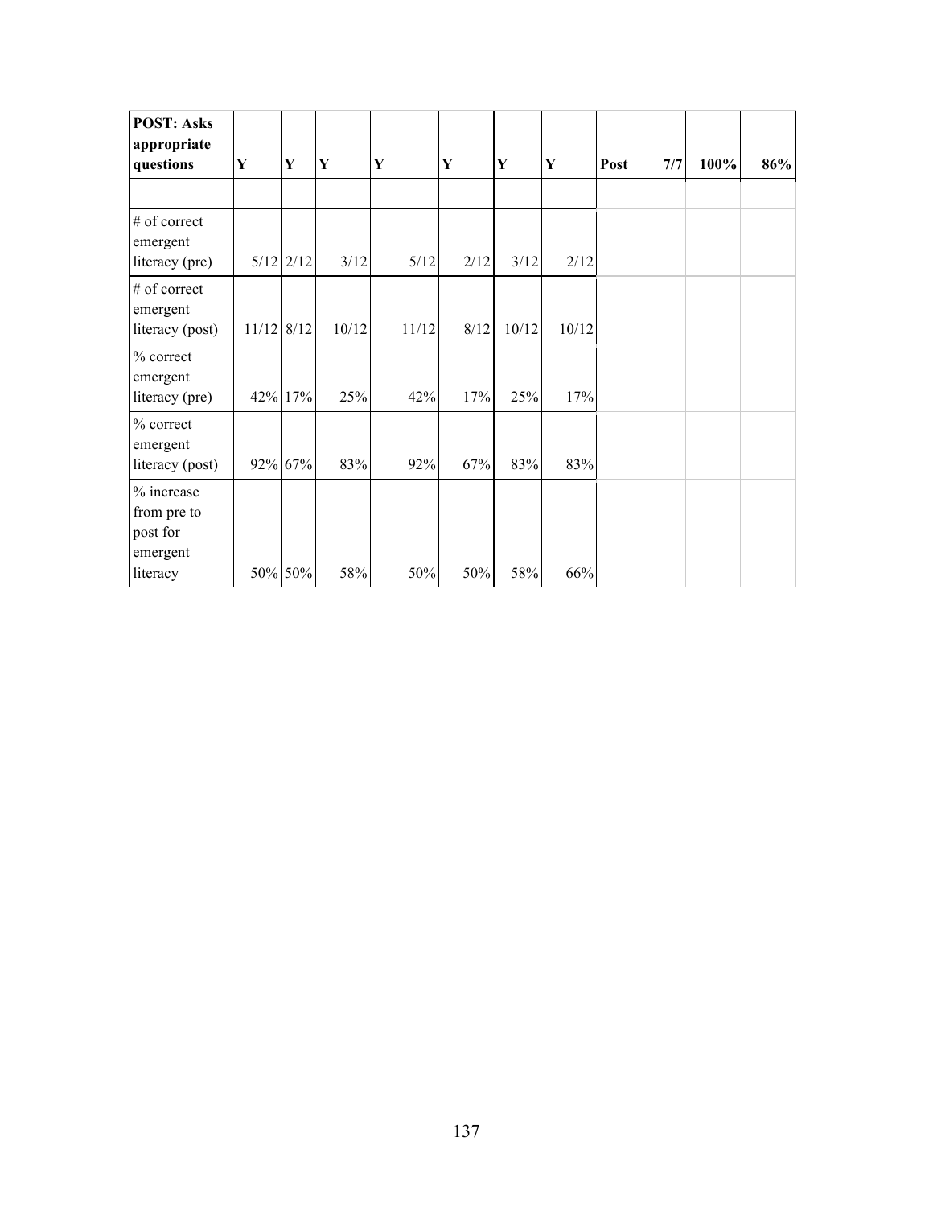| POST: Asks appropriate questions | Y | Y | Y | Y | Y | Y | Y | Post | 7/7 | 100% | 86% |
|---|---|---|---|---|---|---|---|---|---|---|---|
| | | | | | | | | | | | |
| # of correct emergent literacy (pre) | 5/12 | 2/12 | 3/12 | 5/12 | 2/12 | 3/12 | 2/12 | | | | |
| # of correct emergent literacy (post) | 11/12 | 8/12 | 10/12 | 11/12 | 8/12 | 10/12 | 10/12 | | | | |
| % correct emergent literacy (pre) | 42% | 17% | 25% | 42% | 17% | 25% | 17% | | | | |
| % correct emergent literacy (post) | 92% | 67% | 83% | 92% | 67% | 83% | 83% | | | | |
| % increase from pre to post for emergent literacy | 50% | 50% | 58% | 50% | 50% | 58% | 66% | | | | |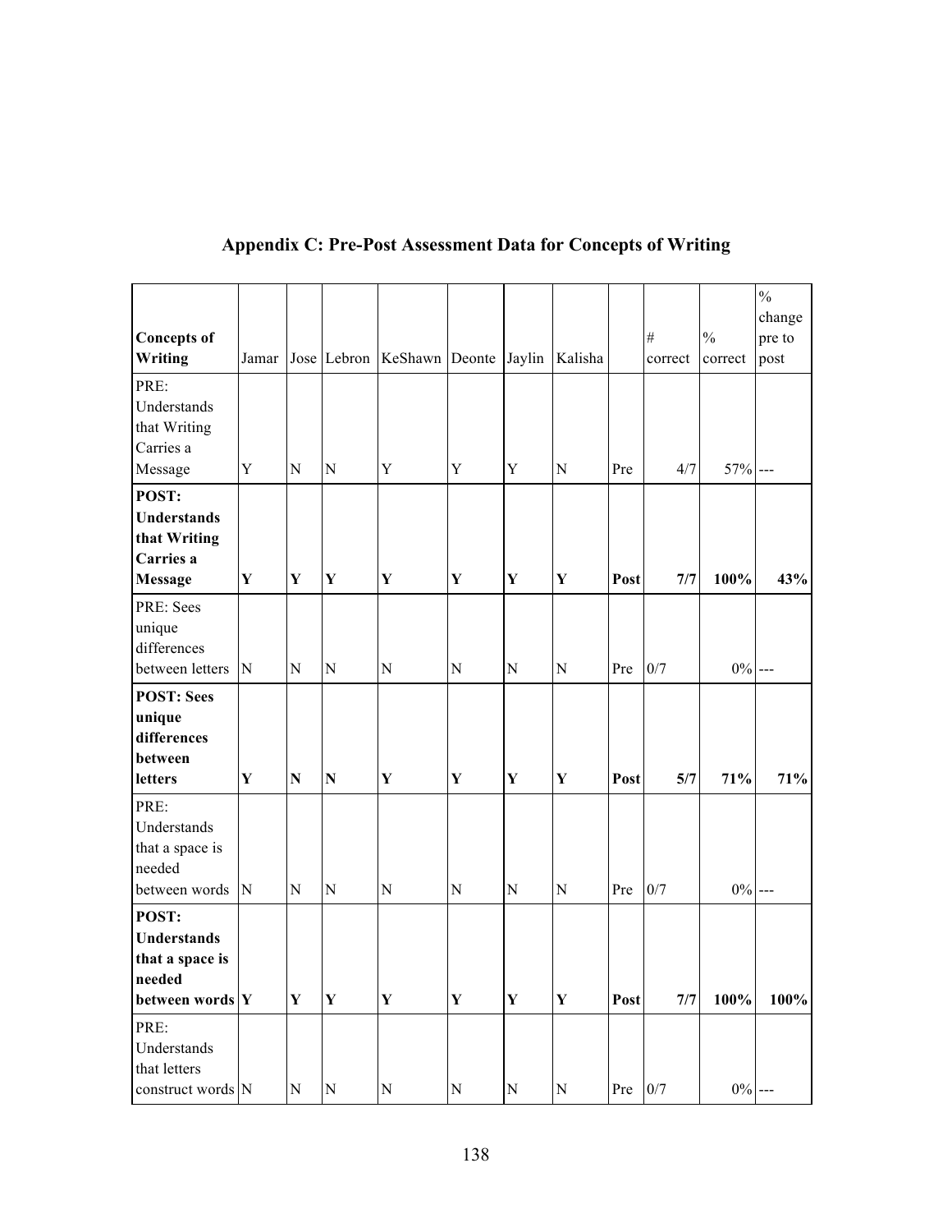## Appendix C: Pre-Post Assessment Data for Concepts of Writing

| Concepts of Writing | Jamar | Jose | Lebron | KeShawn | Deonte | Jaylin | Kalisha | | # correct | % correct | % change pre to post |
|---|---|---|---|---|---|---|---|---|---|---|---|
| PRE: Understands that Writing Carries a Message | Y | N | N | Y | Y | Y | N | Pre | 4/7 | 57% | --- |
| **POST: Understands that Writing Carries a Message** | **Y** | **Y** | **Y** | **Y** | **Y** | **Y** | **Y** | **Post** | **7/7** | **100%** | **43%** |
| PRE: Sees unique differences between letters | N | N | N | N | N | N | N | Pre | 0/7 | 0% | --- |
| **POST: Sees unique differences between letters** | **Y** | **N** | **N** | **Y** | **Y** | **Y** | **Y** | **Post** | **5/7** | **71%** | **71%** |
| PRE: Understands that a space is needed between words | N | N | N | N | N | N | N | Pre | 0/7 | 0% | --- |
| **POST: Understands that a space is needed between words** | **Y** | **Y** | **Y** | **Y** | **Y** | **Y** | **Y** | **Post** | **7/7** | **100%** | **100%** |
| PRE: Understands that letters construct words | N | N | N | N | N | N | N | Pre | 0/7 | 0% | --- |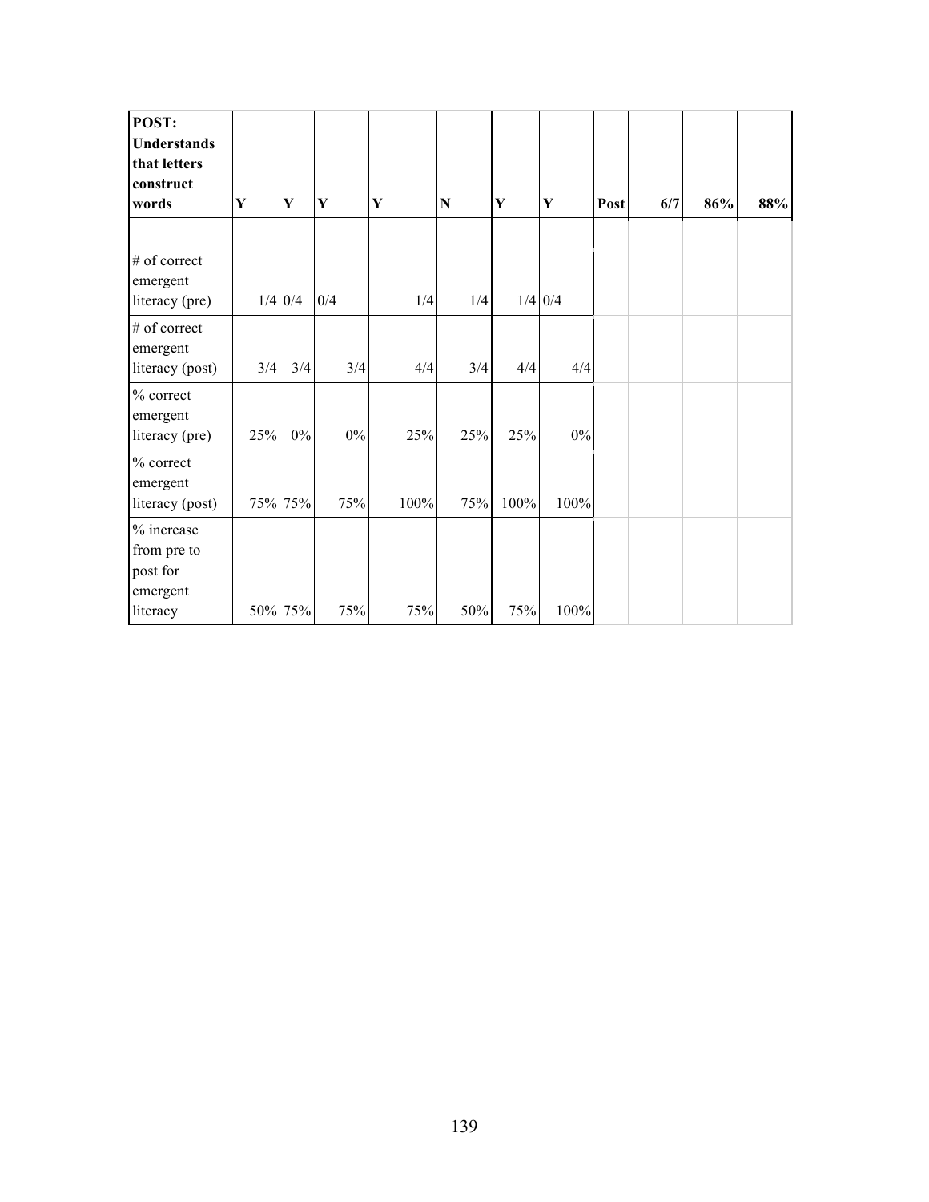| POST: Understands that letters construct words | Y | Y | Y | Y | N | Y | Y | Post | 6/7 | 86% | 88% |
|---|---|---|---|---|---|---|---|---|---|---|---|
| | | | | | | | | | | | |
| # of correct emergent literacy (pre) | 1/4 | 0/4 | 0/4 | 1/4 | 1/4 | 1/4 | 0/4 | | | | |
| # of correct emergent literacy (post) | 3/4 | 3/4 | 3/4 | 4/4 | 3/4 | 4/4 | 4/4 | | | | |
| % correct emergent literacy (pre) | 25% | 0% | 0% | 25% | 25% | 25% | 0% | | | | |
| % correct emergent literacy (post) | 75% | 75% | 75% | 100% | 75% | 100% | 100% | | | | |
| % increase from pre to post for emergent literacy | 50% | 75% | 75% | 75% | 50% | 75% | 100% | | | | |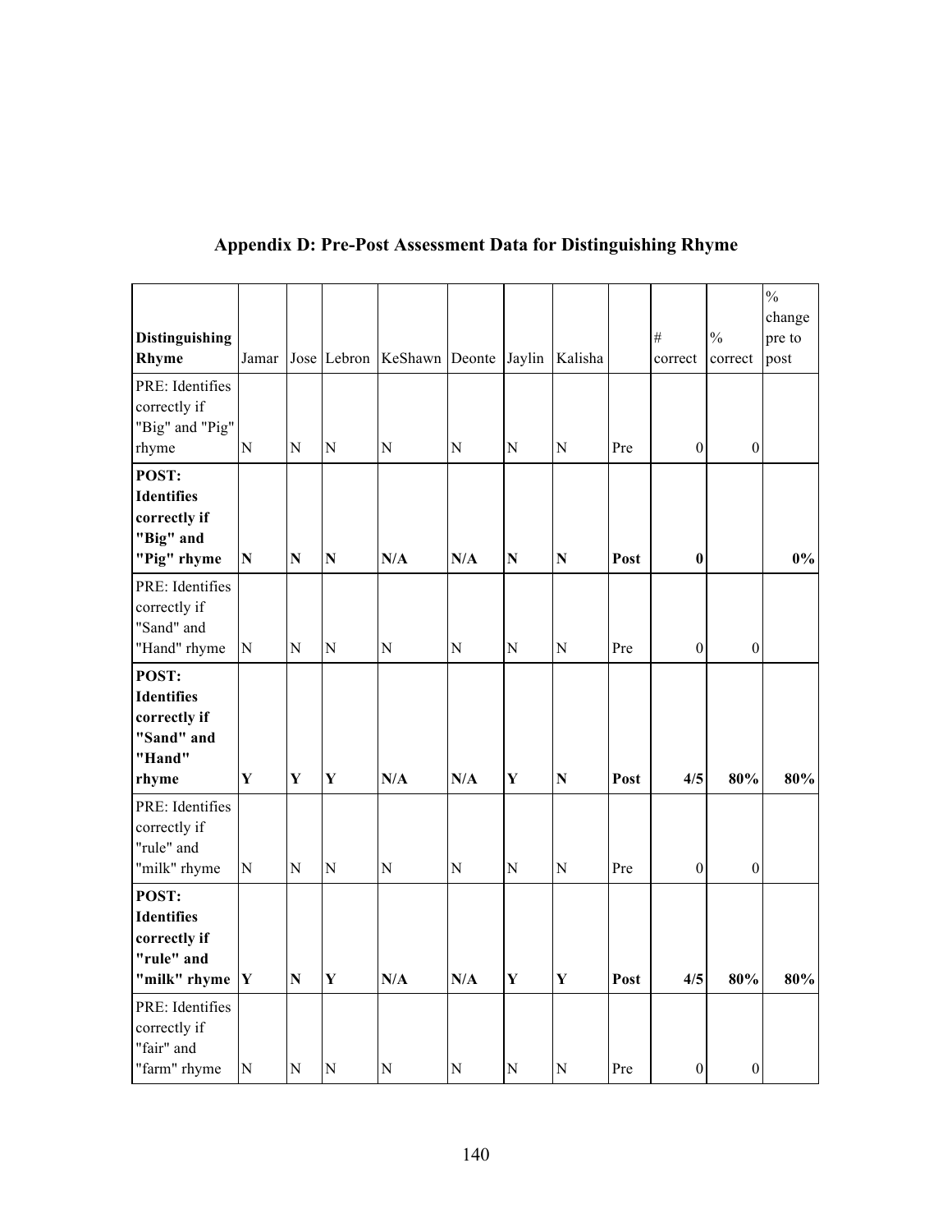## Appendix D: Pre-Post Assessment Data for Distinguishing Rhyme

| Distinguishing Rhyme | Jamar | Jose | Lebron | KeShawn | Deonte | Jaylin | Kalisha | | # correct | % correct | % change pre to post |
|---|---|---|---|---|---|---|---|---|---|---|---|
| PRE: Identifies correctly if "Big" and "Pig" rhyme | N | N | N | N | N | N | N | Pre | 0 | 0 | |
| **POST: Identifies correctly if "Big" and "Pig" rhyme** | **N** | **N** | **N** | **N/A** | **N/A** | **N** | **N** | **Post** | **0** | | **0%** |
| PRE: Identifies correctly if "Sand" and "Hand" rhyme | N | N | N | N | N | N | N | Pre | 0 | 0 | |
| **POST: Identifies correctly if "Sand" and "Hand" rhyme** | **Y** | **Y** | **Y** | **N/A** | **N/A** | **Y** | **N** | **Post** | **4/5** | **80%** | **80%** |
| PRE: Identifies correctly if "rule" and "milk" rhyme | N | N | N | N | N | N | N | Pre | 0 | 0 | |
| **POST: Identifies correctly if "rule" and "milk" rhyme** | **Y** | **N** | **Y** | **N/A** | **N/A** | **Y** | **Y** | **Post** | **4/5** | **80%** | **80%** |
| PRE: Identifies correctly if "fair" and "farm" rhyme | N | N | N | N | N | N | N | Pre | 0 | 0 | |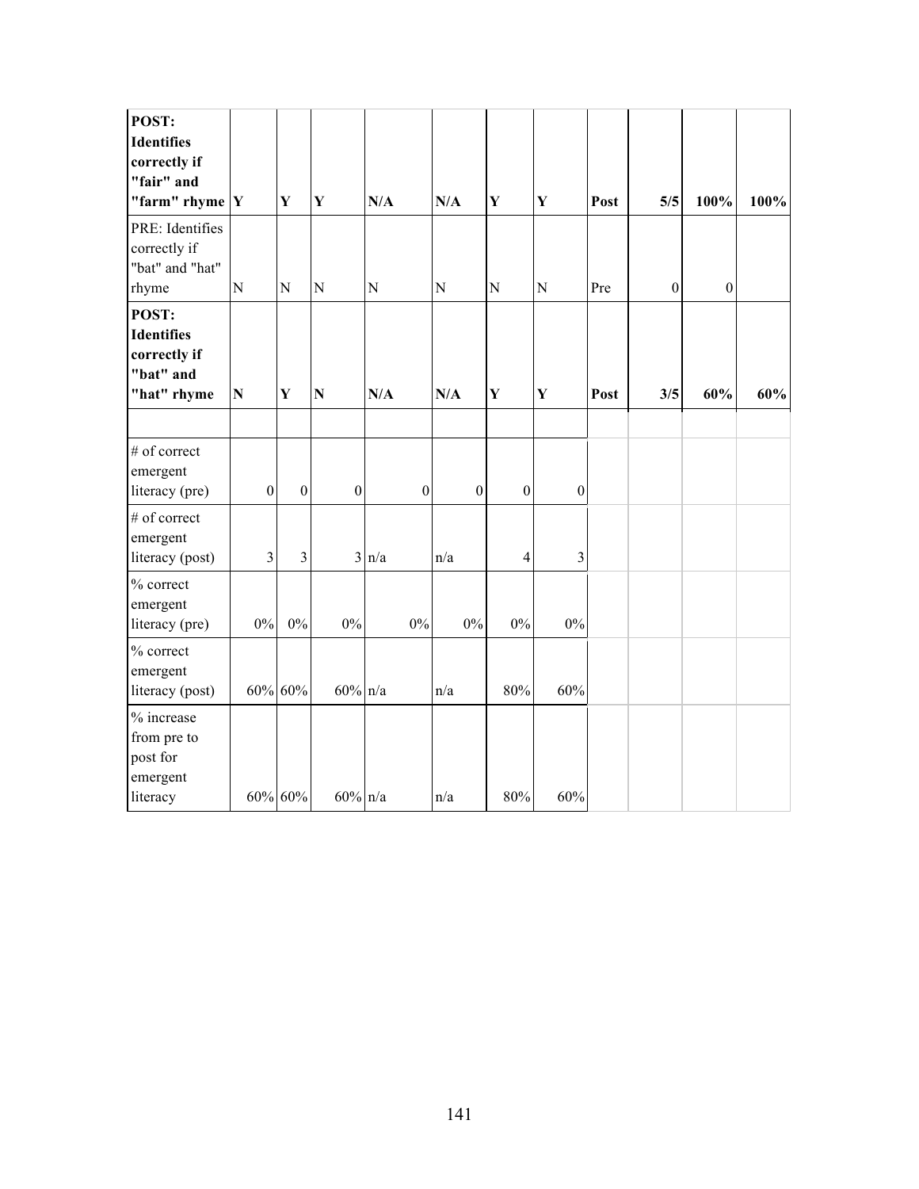| **POST: Identifies correctly if "fair" and "farm" rhyme** | **Y** | **Y** | **Y** | **N/A** | **N/A** | **Y** | **Y** | **Post** | **5/5** | **100%** | **100%** |
|---|---|---|---|---|---|---|---|---|---|---|---|
| PRE: Identifies correctly if "bat" and "hat" rhyme | N | N | N | N | N | N | N | Pre | 0 | 0 | |
| **POST: Identifies correctly if "bat" and "hat" rhyme** | **N** | **Y** | **N** | **N/A** | **N/A** | **Y** | **Y** | **Post** | **3/5** | **60%** | **60%** |
| | | | | | | | | | | | |
| # of correct emergent literacy (pre) | 0 | 0 | 0 | 0 | 0 | 0 | 0 | | | | |
| # of correct emergent literacy (post) | 3 | 3 | 3 | n/a | n/a | 4 | 3 | | | | |
| % correct emergent literacy (pre) | 0% | 0% | 0% | 0% | 0% | 0% | 0% | | | | |
| % correct emergent literacy (post) | 60% | 60% | 60% | n/a | n/a | 80% | 60% | | | | |
| % increase from pre to post for emergent literacy | 60% | 60% | 60% | n/a | n/a | 80% | 60% | | | | |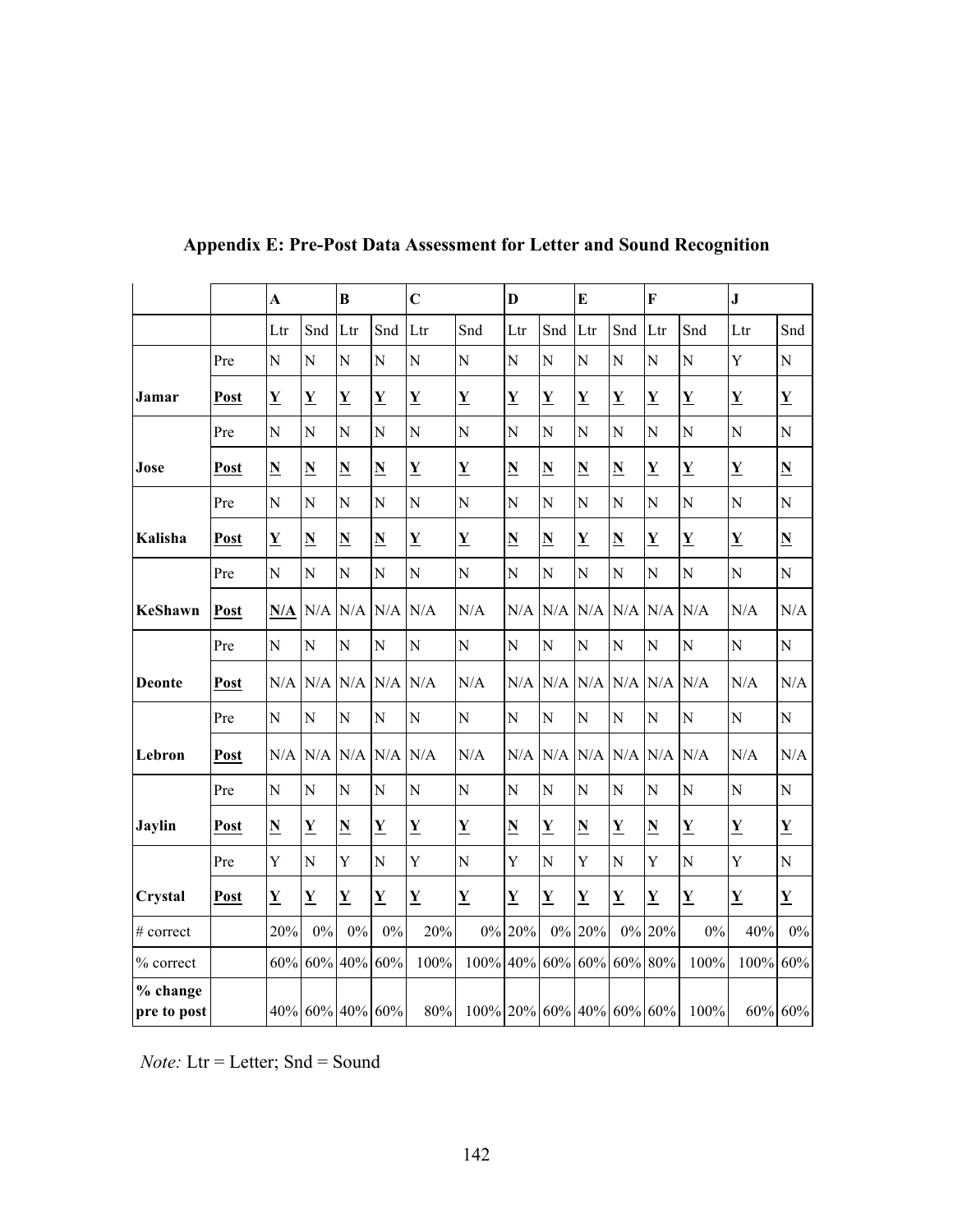## Appendix E: Pre-Post Data Assessment for Letter and Sound Recognition

| | | A | | B | | C | | D | | E | | F | | J | |
|---|---|---|---|---|---|---|---|---|---|---|---|---|---|---|---|
| | | Ltr | Snd | Ltr | Snd | Ltr | Snd | Ltr | Snd | Ltr | Snd | Ltr | Snd | Ltr | Snd |
| | Pre | N | N | N | N | N | N | N | N | N | N | N | N | Y | N |
| **Jamar** | **Post** | **Y** | **Y** | **Y** | **Y** | **Y** | **Y** | **Y** | **Y** | **Y** | **Y** | **Y** | **Y** | **Y** | **Y** |
| | Pre | N | N | N | N | N | N | N | N | N | N | N | N | N | N |
| **Jose** | **Post** | **N** | **N** | **N** | **N** | **Y** | **Y** | **N** | **N** | **N** | **N** | **Y** | **Y** | **Y** | **N** |
| | Pre | N | N | N | N | N | N | N | N | N | N | N | N | N | N |
| **Kalisha** | **Post** | **Y** | **N** | **N** | **N** | **Y** | **Y** | **N** | **N** | **Y** | **N** | **Y** | **Y** | **Y** | **N** |
| | Pre | N | N | N | N | N | N | N | N | N | N | N | N | N | N |
| **KeShawn** | **Post** | **N/A** | N/A | N/A | N/A | N/A | N/A | N/A | N/A | N/A | N/A | N/A | N/A | N/A | N/A |
| | Pre | N | N | N | N | N | N | N | N | N | N | N | N | N | N |
| **Deonte** | **Post** | N/A | N/A | N/A | N/A | N/A | N/A | N/A | N/A | N/A | N/A | N/A | N/A | N/A | N/A |
| | Pre | N | N | N | N | N | N | N | N | N | N | N | N | N | N |
| **Lebron** | **Post** | N/A | N/A | N/A | N/A | N/A | N/A | N/A | N/A | N/A | N/A | N/A | N/A | N/A | N/A |
| | Pre | N | N | N | N | N | N | N | N | N | N | N | N | N | N |
| **Jaylin** | **Post** | **N** | **Y** | **N** | **Y** | **Y** | **Y** | **N** | **Y** | **N** | **Y** | **N** | **Y** | **Y** | **Y** |
| | Pre | Y | N | Y | N | Y | N | Y | N | Y | N | Y | N | Y | N |
| **Crystal** | **Post** | **Y** | **Y** | **Y** | **Y** | **Y** | **Y** | **Y** | **Y** | **Y** | **Y** | **Y** | **Y** | **Y** | **Y** |
| # correct | | 20% | 0% | 0% | 0% | 20% | 0% | 20% | 0% | 20% | 0% | 20% | 0% | 40% | 0% |
| % correct | | 60% | 60% | 40% | 60% | 100% | 100% | 40% | 60% | 60% | 60% | 80% | 100% | 100% | 60% |
| **% change pre to post** | | 40% | 60% | 40% | 60% | 80% | 100% | 20% | 60% | 40% | 60% | 60% | 100% | 60% | 60% |

*Note:* Ltr = Letter; Snd = Sound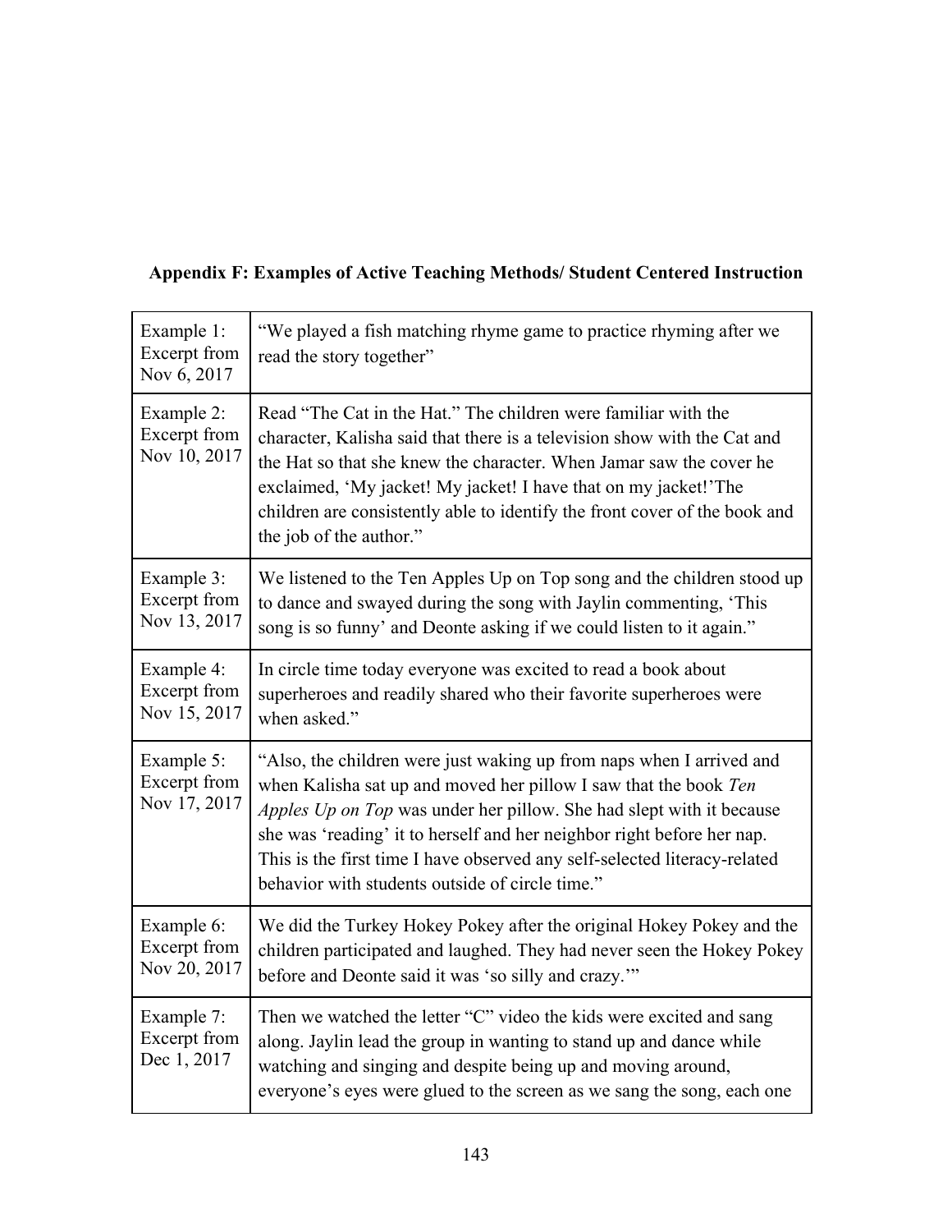**Appendix F: Examples of Active Teaching Methods/ Student Centered Instruction**

| | |
|---|---|
| Example 1: Excerpt from Nov 6, 2017 | "We played a fish matching rhyme game to practice rhyming after we read the story together" |
| Example 2: Excerpt from Nov 10, 2017 | Read "The Cat in the Hat." The children were familiar with the character, Kalisha said that there is a television show with the Cat and the Hat so that she knew the character. When Jamar saw the cover he exclaimed, 'My jacket! My jacket! I have that on my jacket!'The children are consistently able to identify the front cover of the book and the job of the author." |
| Example 3: Excerpt from Nov 13, 2017 | We listened to the Ten Apples Up on Top song and the children stood up to dance and swayed during the song with Jaylin commenting, 'This song is so funny' and Deonte asking if we could listen to it again." |
| Example 4: Excerpt from Nov 15, 2017 | In circle time today everyone was excited to read a book about superheroes and readily shared who their favorite superheroes were when asked." |
| Example 5: Excerpt from Nov 17, 2017 | "Also, the children were just waking up from naps when I arrived and when Kalisha sat up and moved her pillow I saw that the book *Ten Apples Up on Top* was under her pillow. She had slept with it because she was 'reading' it to herself and her neighbor right before her nap. This is the first time I have observed any self-selected literacy-related behavior with students outside of circle time." |
| Example 6: Excerpt from Nov 20, 2017 | We did the Turkey Hokey Pokey after the original Hokey Pokey and the children participated and laughed. They had never seen the Hokey Pokey before and Deonte said it was 'so silly and crazy.'" |
| Example 7: Excerpt from Dec 1, 2017 | Then we watched the letter "C" video the kids were excited and sang along. Jaylin lead the group in wanting to stand up and dance while watching and singing and despite being up and moving around, everyone's eyes were glued to the screen as we sang the song, each one |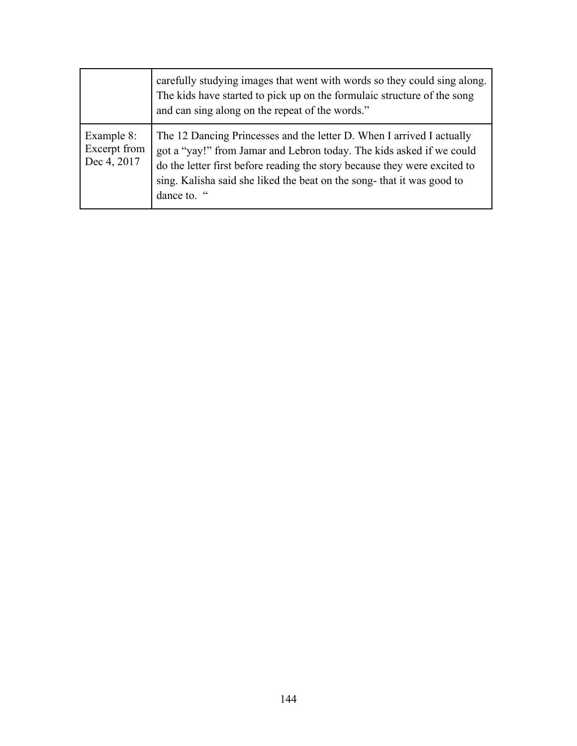| | |
|---|---|
| | carefully studying images that went with words so they could sing along. The kids have started to pick up on the formulaic structure of the song and can sing along on the repeat of the words." |
| Example 8: Excerpt from Dec 4, 2017 | The 12 Dancing Princesses and the letter D. When I arrived I actually got a "yay!" from Jamar and Lebron today. The kids asked if we could do the letter first before reading the story because they were excited to sing. Kalisha said she liked the beat on the song- that it was good to dance to. " |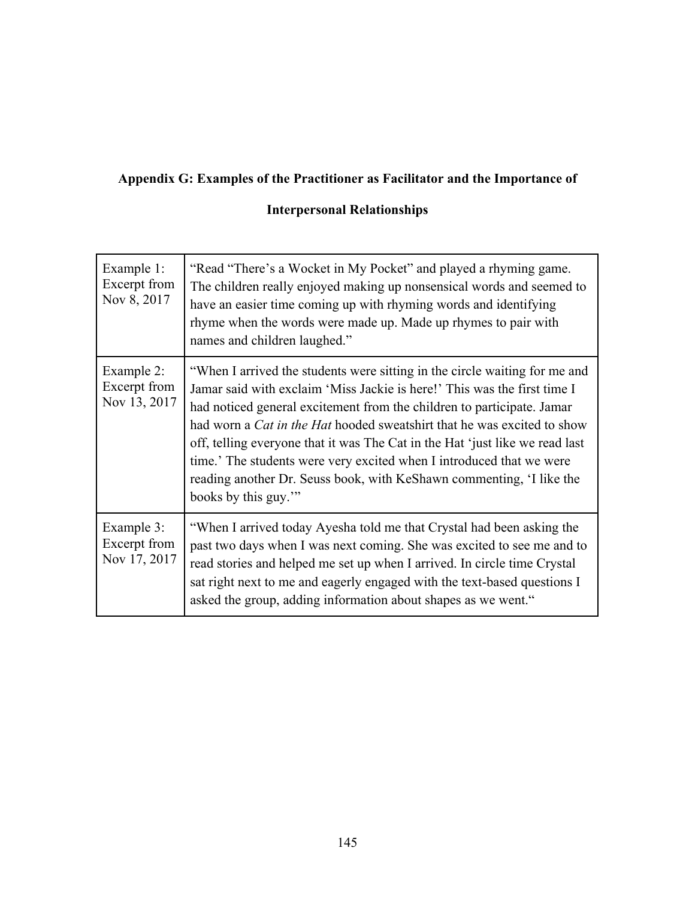**Appendix G: Examples of the Practitioner as Facilitator and the Importance of Interpersonal Relationships**

| | |
|---|---|
| Example 1: Excerpt from Nov 8, 2017 | "Read "There's a Wocket in My Pocket" and played a rhyming game. The children really enjoyed making up nonsensical words and seemed to have an easier time coming up with rhyming words and identifying rhyme when the words were made up. Made up rhymes to pair with names and children laughed." |
| Example 2: Excerpt from Nov 13, 2017 | "When I arrived the students were sitting in the circle waiting for me and Jamar said with exclaim 'Miss Jackie is here!' This was the first time I had noticed general excitement from the children to participate. Jamar had worn a *Cat in the Hat* hooded sweatshirt that he was excited to show off, telling everyone that it was The Cat in the Hat 'just like we read last time.' The students were very excited when I introduced that we were reading another Dr. Seuss book, with KeShawn commenting, 'I like the books by this guy.'" |
| Example 3: Excerpt from Nov 17, 2017 | "When I arrived today Ayesha told me that Crystal had been asking the past two days when I was next coming. She was excited to see me and to read stories and helped me set up when I arrived. In circle time Crystal sat right next to me and eagerly engaged with the text-based questions I asked the group, adding information about shapes as we went." |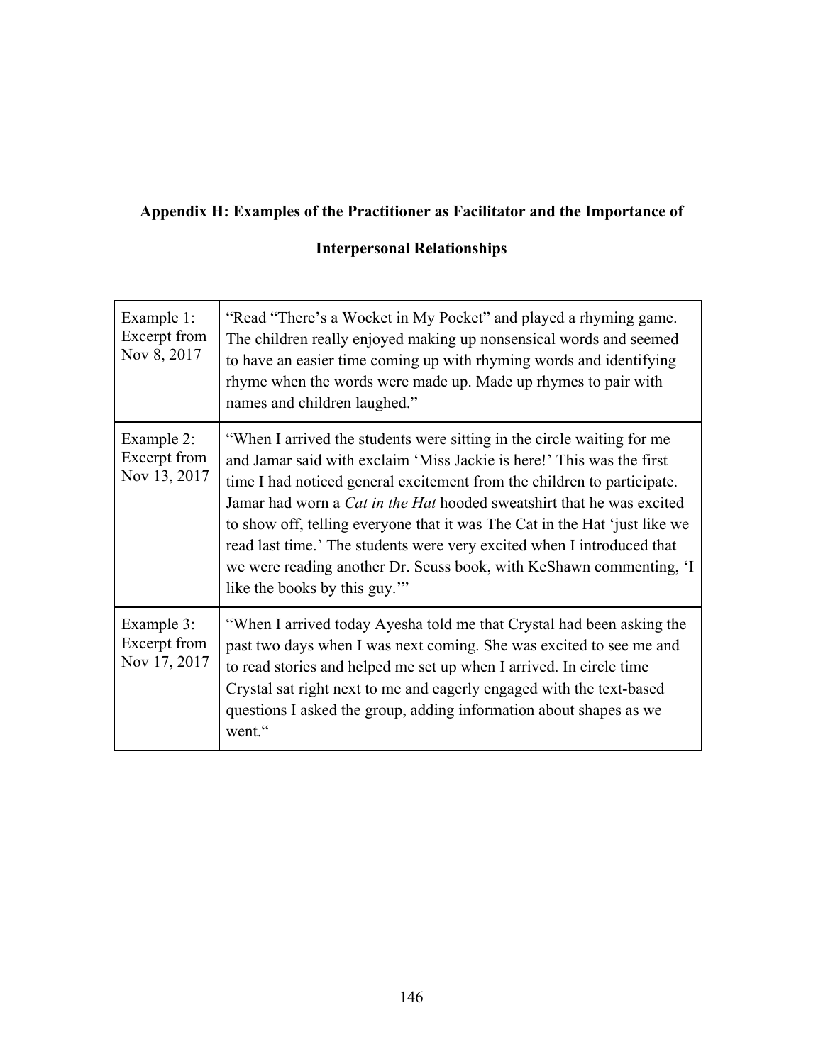**Appendix H: Examples of the Practitioner as Facilitator and the Importance of Interpersonal Relationships**

| | |
|---|---|
| Example 1: Excerpt from Nov 8, 2017 | "Read "There's a Wocket in My Pocket" and played a rhyming game. The children really enjoyed making up nonsensical words and seemed to have an easier time coming up with rhyming words and identifying rhyme when the words were made up. Made up rhymes to pair with names and children laughed." |
| Example 2: Excerpt from Nov 13, 2017 | "When I arrived the students were sitting in the circle waiting for me and Jamar said with exclaim 'Miss Jackie is here!' This was the first time I had noticed general excitement from the children to participate. Jamar had worn a *Cat in the Hat* hooded sweatshirt that he was excited to show off, telling everyone that it was The Cat in the Hat 'just like we read last time.' The students were very excited when I introduced that we were reading another Dr. Seuss book, with KeShawn commenting, 'I like the books by this guy.'" |
| Example 3: Excerpt from Nov 17, 2017 | "When I arrived today Ayesha told me that Crystal had been asking the past two days when I was next coming. She was excited to see me and to read stories and helped me set up when I arrived. In circle time Crystal sat right next to me and eagerly engaged with the text-based questions I asked the group, adding information about shapes as we went." |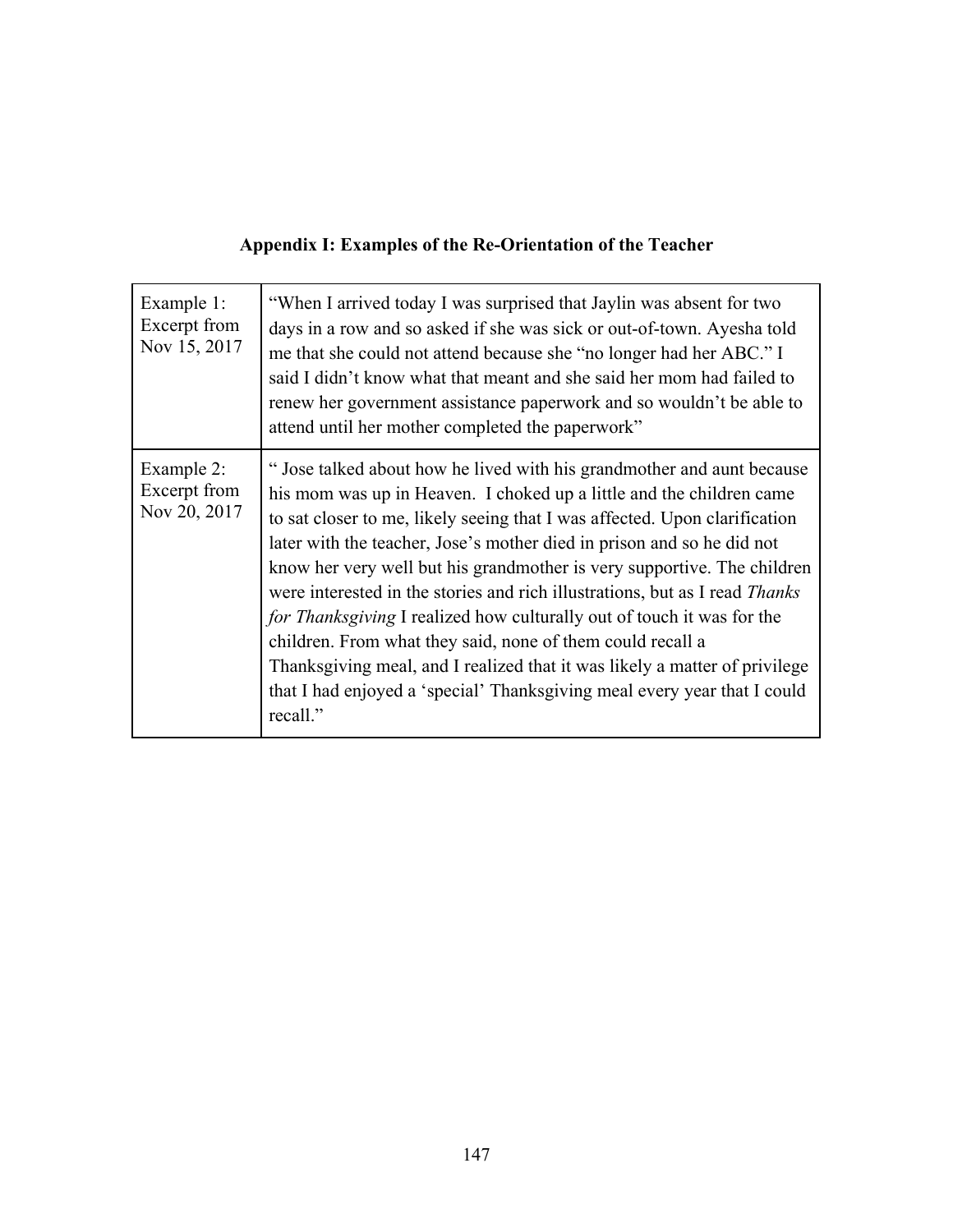**Appendix I: Examples of the Re-Orientation of the Teacher**

| | |
|---|---|
| Example 1: Excerpt from Nov 15, 2017 | "When I arrived today I was surprised that Jaylin was absent for two days in a row and so asked if she was sick or out-of-town. Ayesha told me that she could not attend because she "no longer had her ABC." I said I didn't know what that meant and she said her mom had failed to renew her government assistance paperwork and so wouldn't be able to attend until her mother completed the paperwork" |
| Example 2: Excerpt from Nov 20, 2017 | " Jose talked about how he lived with his grandmother and aunt because his mom was up in Heaven. I choked up a little and the children came to sat closer to me, likely seeing that I was affected. Upon clarification later with the teacher, Jose's mother died in prison and so he did not know her very well but his grandmother is very supportive. The children were interested in the stories and rich illustrations, but as I read *Thanks for Thanksgiving* I realized how culturally out of touch it was for the children. From what they said, none of them could recall a Thanksgiving meal, and I realized that it was likely a matter of privilege that I had enjoyed a 'special' Thanksgiving meal every year that I could recall." |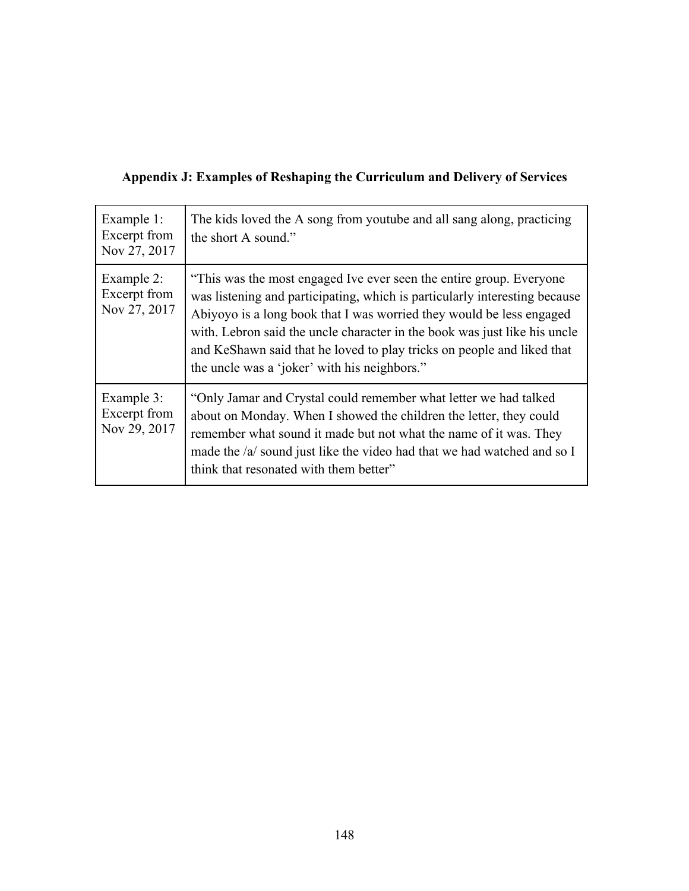## Appendix J: Examples of Reshaping the Curriculum and Delivery of Services

| | |
|---|---|
| Example 1: Excerpt from Nov 27, 2017 | The kids loved the A song from youtube and all sang along, practicing the short A sound.” |
| Example 2: Excerpt from Nov 27, 2017 | “This was the most engaged Ive ever seen the entire group. Everyone was listening and participating, which is particularly interesting because Abiyoyo is a long book that I was worried they would be less engaged with. Lebron said the uncle character in the book was just like his uncle and KeShawn said that he loved to play tricks on people and liked that the uncle was a ‘joker’ with his neighbors.” |
| Example 3: Excerpt from Nov 29, 2017 | “Only Jamar and Crystal could remember what letter we had talked about on Monday. When I showed the children the letter, they could remember what sound it made but not what the name of it was. They made the /a/ sound just like the video had that we had watched and so I think that resonated with them better” |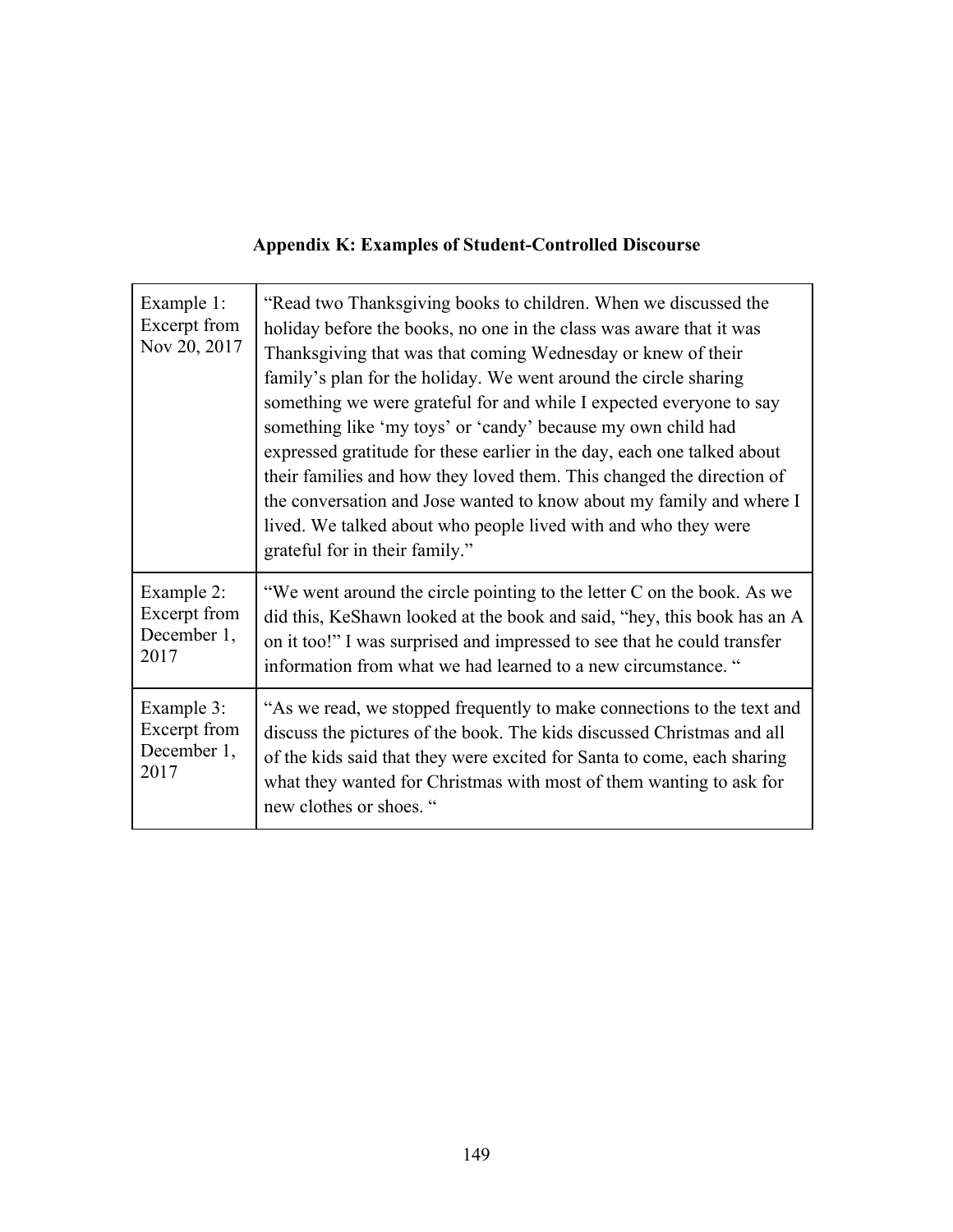## Appendix K: Examples of Student-Controlled Discourse

| | |
|---|---|
| Example 1: Excerpt from Nov 20, 2017 | "Read two Thanksgiving books to children. When we discussed the holiday before the books, no one in the class was aware that it was Thanksgiving that was that coming Wednesday or knew of their family's plan for the holiday. We went around the circle sharing something we were grateful for and while I expected everyone to say something like 'my toys' or 'candy' because my own child had expressed gratitude for these earlier in the day, each one talked about their families and how they loved them. This changed the direction of the conversation and Jose wanted to know about my family and where I lived. We talked about who people lived with and who they were grateful for in their family." |
| Example 2: Excerpt from December 1, 2017 | "We went around the circle pointing to the letter C on the book. As we did this, KeShawn looked at the book and said, "hey, this book has an A on it too!" I was surprised and impressed to see that he could transfer information from what we had learned to a new circumstance. " |
| Example 3: Excerpt from December 1, 2017 | "As we read, we stopped frequently to make connections to the text and discuss the pictures of the book. The kids discussed Christmas and all of the kids said that they were excited for Santa to come, each sharing what they wanted for Christmas with most of them wanting to ask for new clothes or shoes. " |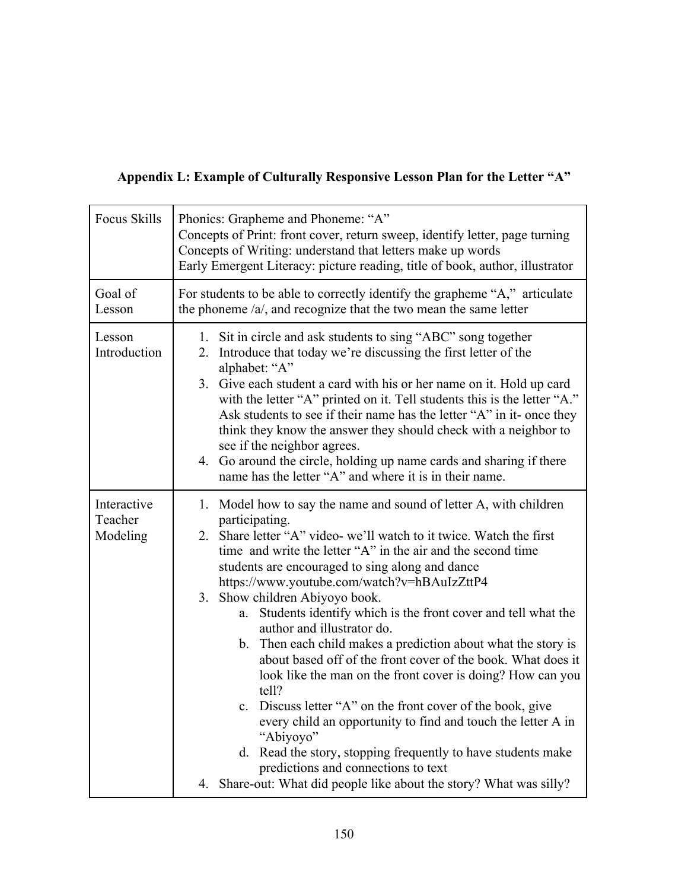**Appendix L: Example of Culturally Responsive Lesson Plan for the Letter "A"**

| | |
|---|---|
| Focus Skills | Phonics: Grapheme and Phoneme: "A"<br>Concepts of Print: front cover, return sweep, identify letter, page turning<br>Concepts of Writing: understand that letters make up words<br>Early Emergent Literacy: picture reading, title of book, author, illustrator |
| Goal of Lesson | For students to be able to correctly identify the grapheme "A," articulate the phoneme /a/, and recognize that the two mean the same letter |
| Lesson Introduction | 1. Sit in circle and ask students to sing "ABC" song together<br>2. Introduce that today we're discussing the first letter of the alphabet: "A"<br>3. Give each student a card with his or her name on it. Hold up card with the letter "A" printed on it. Tell students this is the letter "A." Ask students to see if their name has the letter "A" in it- once they think they know the answer they should check with a neighbor to see if the neighbor agrees.<br>4. Go around the circle, holding up name cards and sharing if there name has the letter "A" and where it is in their name. |
| Interactive Teacher Modeling | 1. Model how to say the name and sound of letter A, with children participating.<br>2. Share letter "A" video- we'll watch to it twice. Watch the first time and write the letter "A" in the air and the second time students are encouraged to sing along and dance https://www.youtube.com/watch?v=hBAuIzZttP4<br>3. Show children Abiyoyo book.<br>&nbsp;&nbsp;&nbsp;&nbsp;a. Students identify which is the front cover and tell what the author and illustrator do.<br>&nbsp;&nbsp;&nbsp;&nbsp;b. Then each child makes a prediction about what the story is about based off of the front cover of the book. What does it look like the man on the front cover is doing? How can you tell?<br>&nbsp;&nbsp;&nbsp;&nbsp;c. Discuss letter "A" on the front cover of the book, give every child an opportunity to find and touch the letter A in "Abiyoyo"<br>&nbsp;&nbsp;&nbsp;&nbsp;d. Read the story, stopping frequently to have students make predictions and connections to text<br>4. Share-out: What did people like about the story? What was silly? |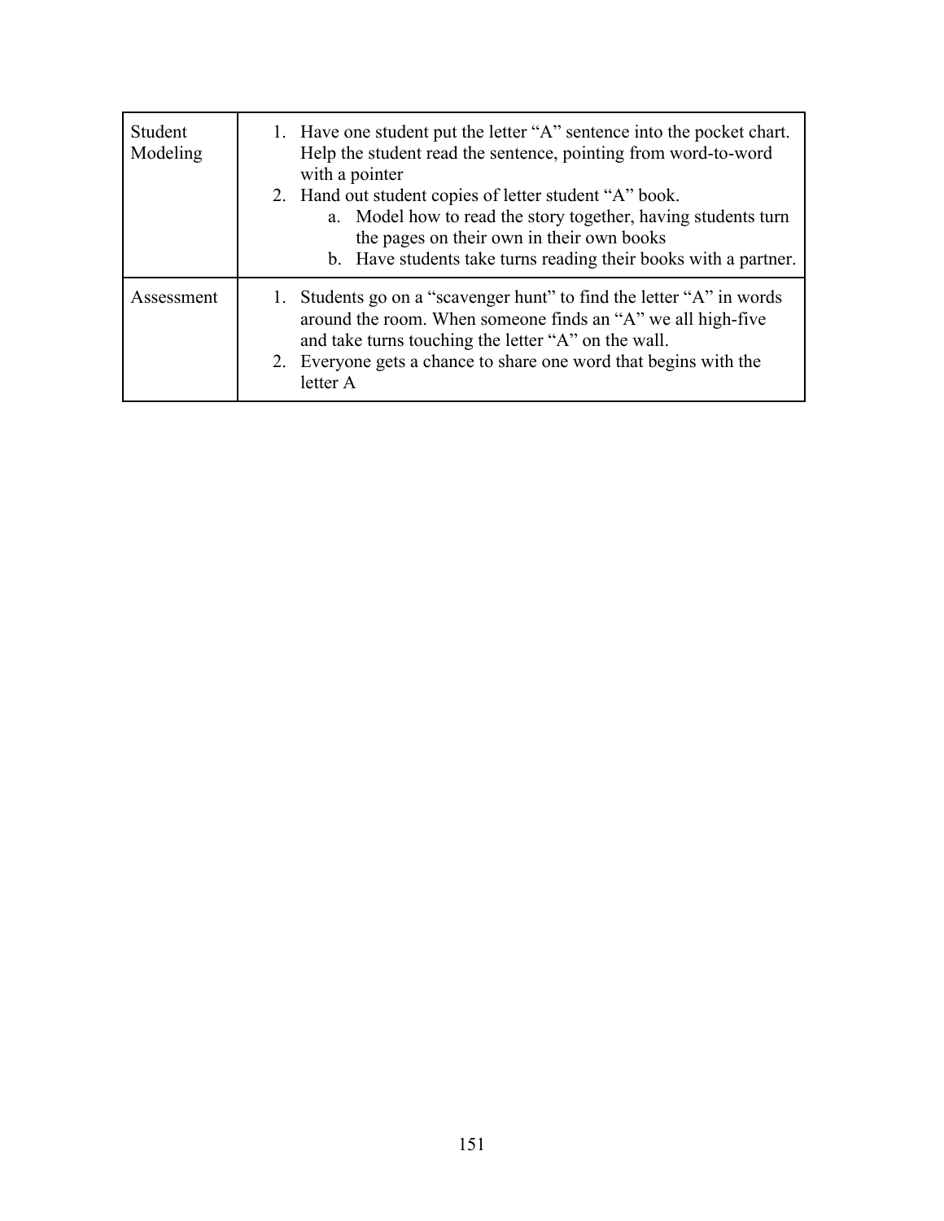| Student Modeling | 1. Have one student put the letter “A” sentence into the pocket chart. Help the student read the sentence, pointing from word-to-word with a pointer<br>2. Hand out student copies of letter student “A” book.<br>a. Model how to read the story together, having students turn the pages on their own in their own books<br>b. Have students take turns reading their books with a partner. |
|---|---|
| Assessment | 1. Students go on a “scavenger hunt” to find the letter “A” in words around the room. When someone finds an “A” we all high-five and take turns touching the letter “A” on the wall.<br>2. Everyone gets a chance to share one word that begins with the letter A |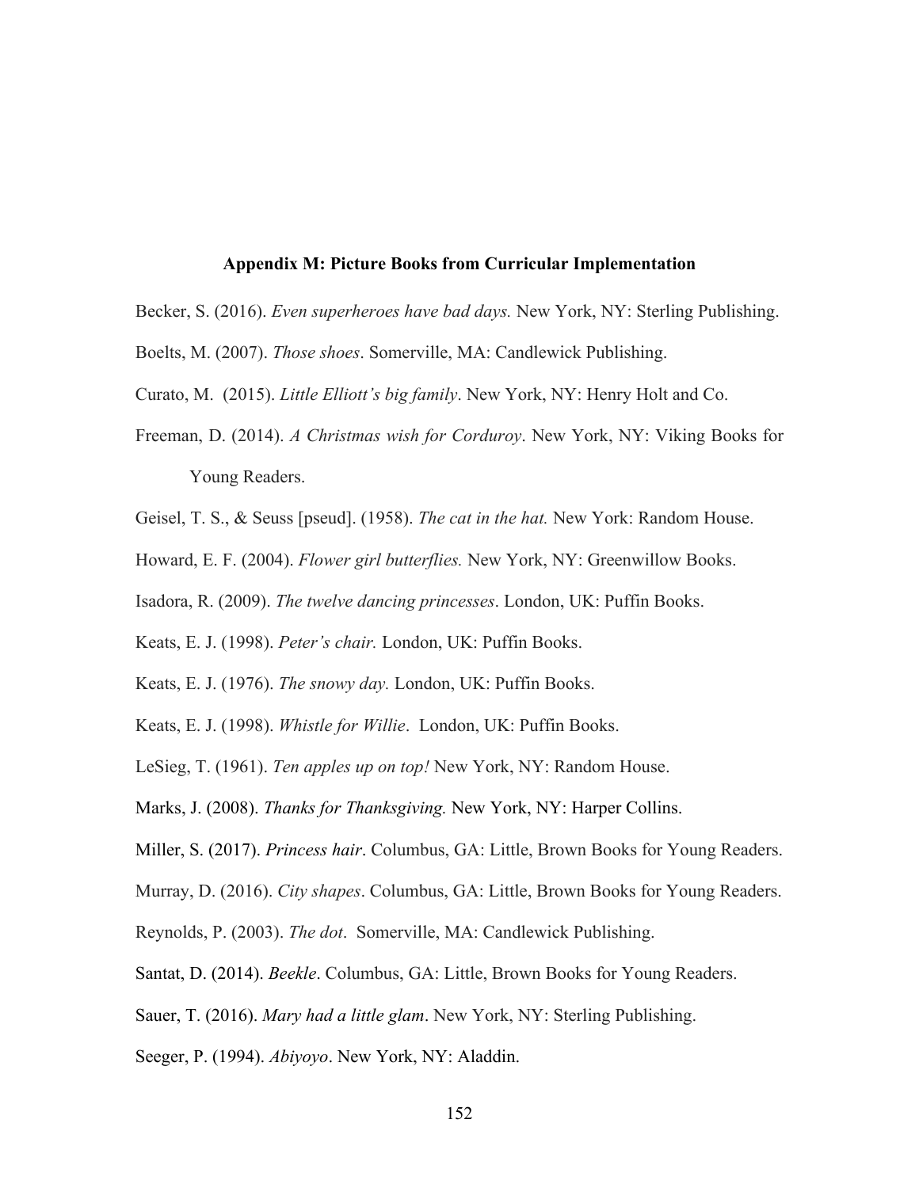# Appendix M: Picture Books from Curricular Implementation

Becker, S. (2016). *Even superheroes have bad days.* New York, NY: Sterling Publishing.

Boelts, M. (2007). *Those shoes*. Somerville, MA: Candlewick Publishing.

Curato, M. (2015). *Little Elliott's big family*. New York, NY: Henry Holt and Co.

Freeman, D. (2014). *A Christmas wish for Corduroy*. New York, NY: Viking Books for Young Readers.

Geisel, T. S., & Seuss [pseud]. (1958). *The cat in the hat.* New York: Random House.

Howard, E. F. (2004). *Flower girl butterflies.* New York, NY: Greenwillow Books.

Isadora, R. (2009). *The twelve dancing princesses*. London, UK: Puffin Books.

Keats, E. J. (1998). *Peter's chair.* London, UK: Puffin Books.

Keats, E. J. (1976). *The snowy day.* London, UK: Puffin Books.

Keats, E. J. (1998). *Whistle for Willie*. London, UK: Puffin Books.

LeSieg, T. (1961). *Ten apples up on top!* New York, NY: Random House.

Marks, J. (2008). *Thanks for Thanksgiving.* New York, NY: Harper Collins.

Miller, S. (2017). *Princess hair*. Columbus, GA: Little, Brown Books for Young Readers.

Murray, D. (2016). *City shapes*. Columbus, GA: Little, Brown Books for Young Readers.

Reynolds, P. (2003). *The dot*. Somerville, MA: Candlewick Publishing.

Santat, D. (2014). *Beekle*. Columbus, GA: Little, Brown Books for Young Readers.

Sauer, T. (2016). *Mary had a little glam*. New York, NY: Sterling Publishing.

Seeger, P. (1994). *Abiyoyo*. New York, NY: Aladdin.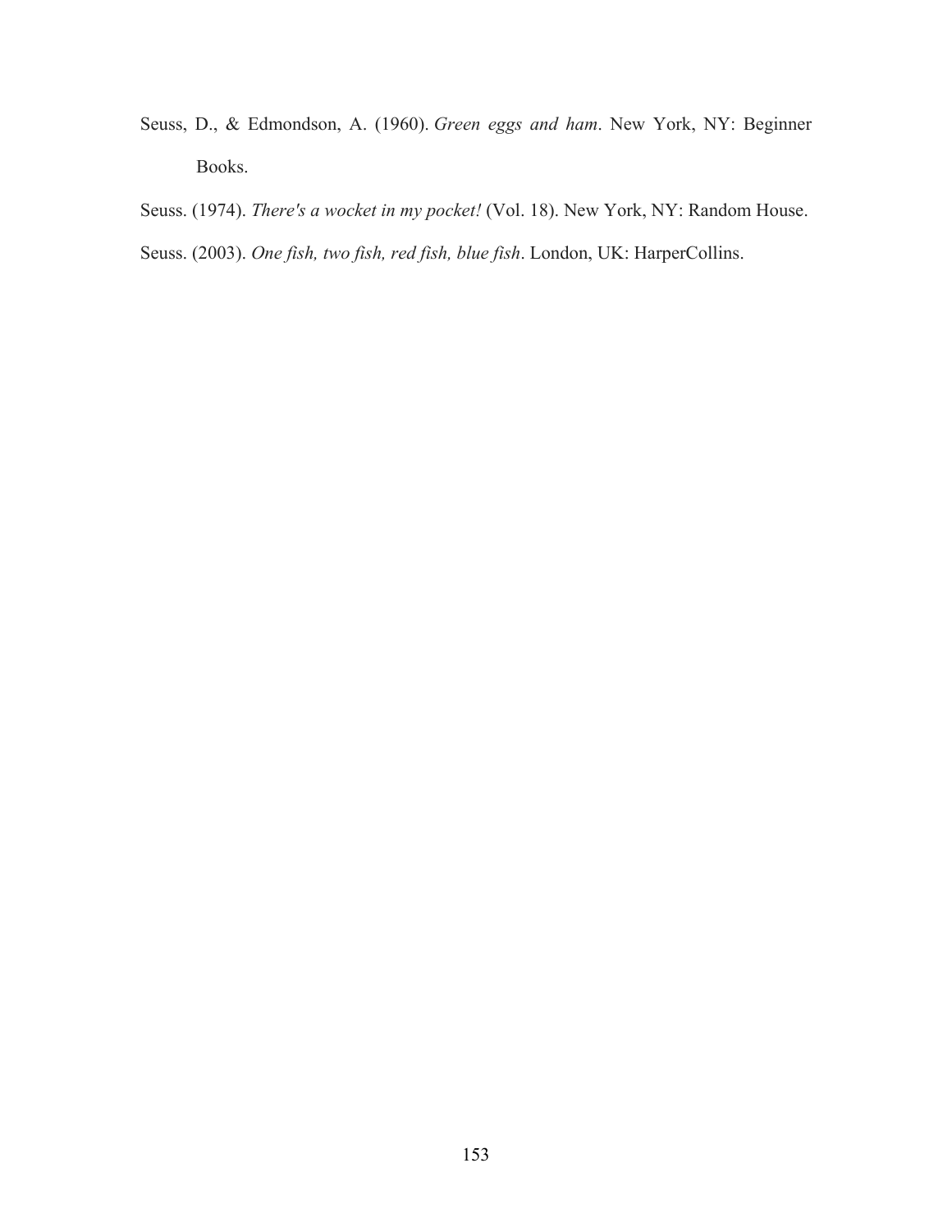Seuss, D., & Edmondson, A. (1960). *Green eggs and ham*. New York, NY: Beginner Books.

Seuss. (1974). *There's a wocket in my pocket!* (Vol. 18). New York, NY: Random House.

Seuss. (2003). *One fish, two fish, red fish, blue fish*. London, UK: HarperCollins.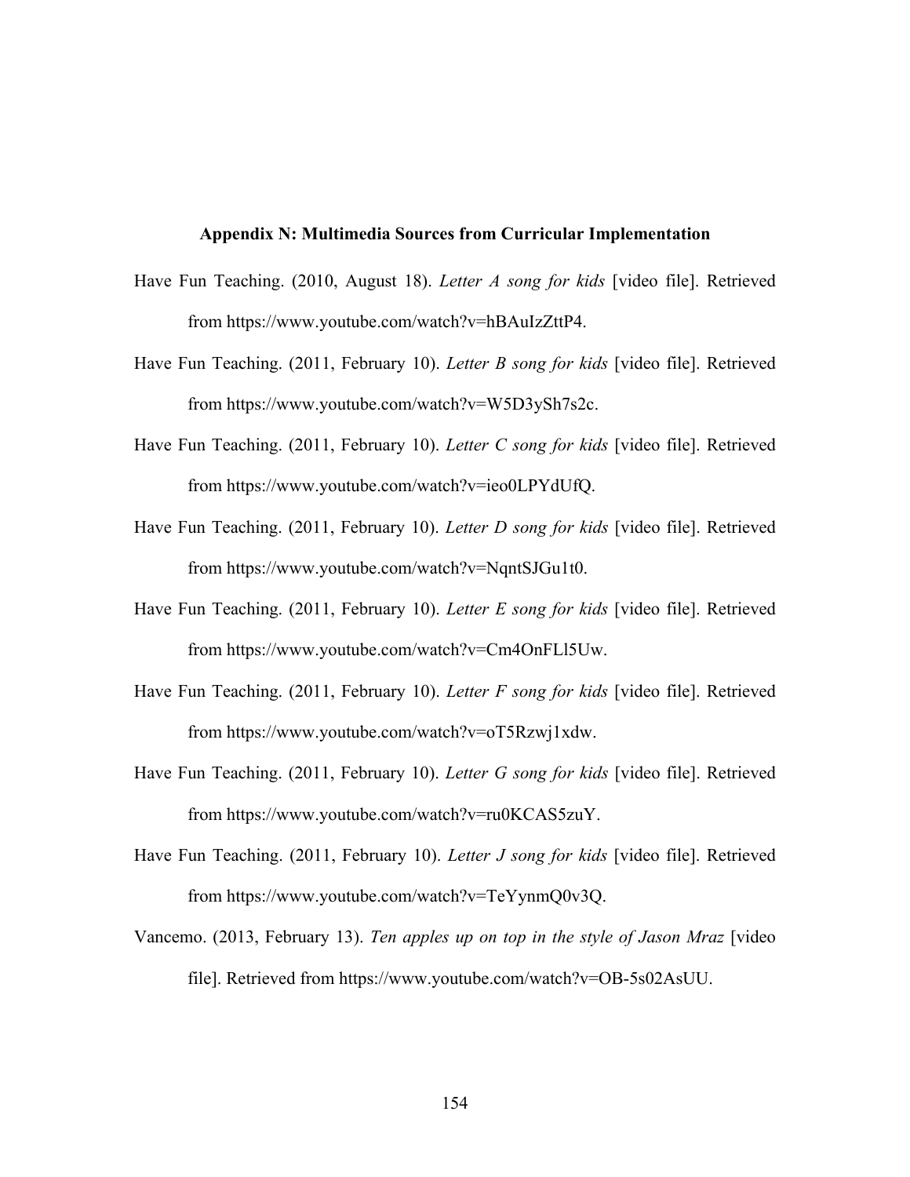## Appendix N: Multimedia Sources from Curricular Implementation

Have Fun Teaching. (2010, August 18). *Letter A song for kids* [video file]. Retrieved from https://www.youtube.com/watch?v=hBAuIzZttP4.

Have Fun Teaching. (2011, February 10). *Letter B song for kids* [video file]. Retrieved from https://www.youtube.com/watch?v=W5D3ySh7s2c.

Have Fun Teaching. (2011, February 10). *Letter C song for kids* [video file]. Retrieved from https://www.youtube.com/watch?v=ieo0LPYdUfQ.

Have Fun Teaching. (2011, February 10). *Letter D song for kids* [video file]. Retrieved from https://www.youtube.com/watch?v=NqntSJGu1t0.

Have Fun Teaching. (2011, February 10). *Letter E song for kids* [video file]. Retrieved from https://www.youtube.com/watch?v=Cm4OnFLl5Uw.

Have Fun Teaching. (2011, February 10). *Letter F song for kids* [video file]. Retrieved from https://www.youtube.com/watch?v=oT5Rzwj1xdw.

Have Fun Teaching. (2011, February 10). *Letter G song for kids* [video file]. Retrieved from https://www.youtube.com/watch?v=ru0KCAS5zuY.

Have Fun Teaching. (2011, February 10). *Letter J song for kids* [video file]. Retrieved from https://www.youtube.com/watch?v=TeYynmQ0v3Q.

Vancemo. (2013, February 13). *Ten apples up on top in the style of Jason Mraz* [video file]. Retrieved from https://www.youtube.com/watch?v=OB-5s02AsUU.